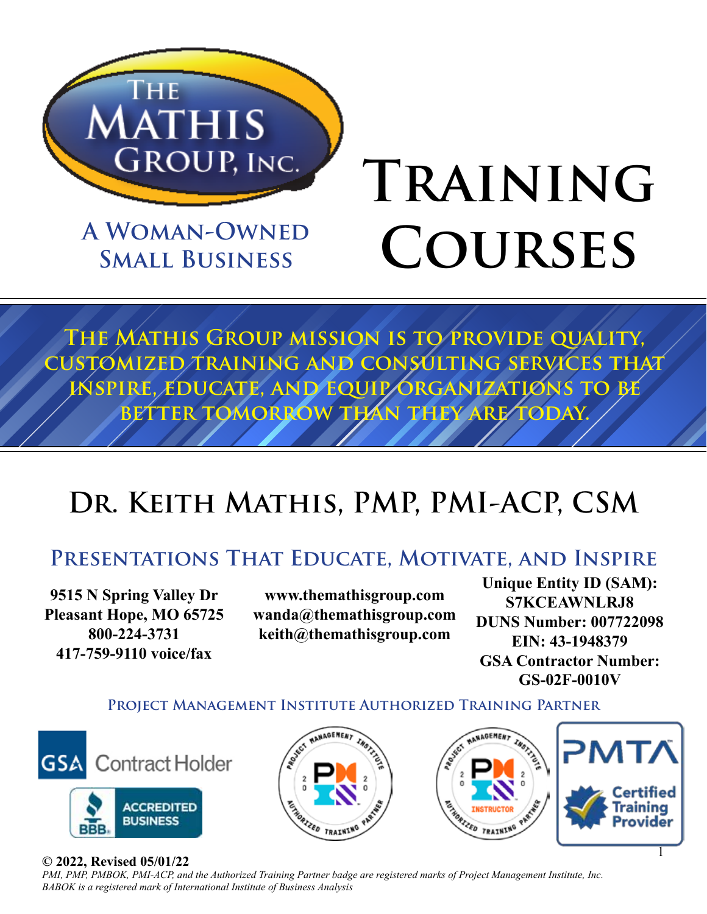The Mathis Group, Inc.

**A Woman-Owned Small Business**

# Training Courses

**The Mathis Group mission is to provide quality, customized training and consulting services that inspire, educate, and equip organizations to be better tomorrow than they are today.**

## Dr. Keith Mathis, PMP, PMI-ACP, CSM

### Presentations That Educate, Motivate, and Inspire

**9515 N Spring Valley Dr**
**Pleasant Hope, MO 65725**
**800-224-3731**
**417-759-9110 voice/fax**

**www.themathisgroup.com**
**wanda@themathisgroup.com**
**keith@themathisgroup.com**

**Unique Entity ID (SAM): S7KCEAWNLRJ8**
**DUNS Number: 007722098**
**EIN: 43-1948379**
**GSA Contractor Number: GS-02F-0010V**

**Project Management Institute Authorized Training Partner**

GSA Contract Holder

BBB Accredited Business

Project Management Institute Authorized Training Partner 2020

Project Management Institute Authorized Training Partner 2020 Instructor

PMTA Certified Training Provider

**© 2022, Revised 05/01/22**

*PMI, PMP, PMBOK, PMI-ACP, and the Authorized Training Partner badge are registered marks of Project Management Institute, Inc.*
*BABOK is a registered mark of International Institute of Business Analysis*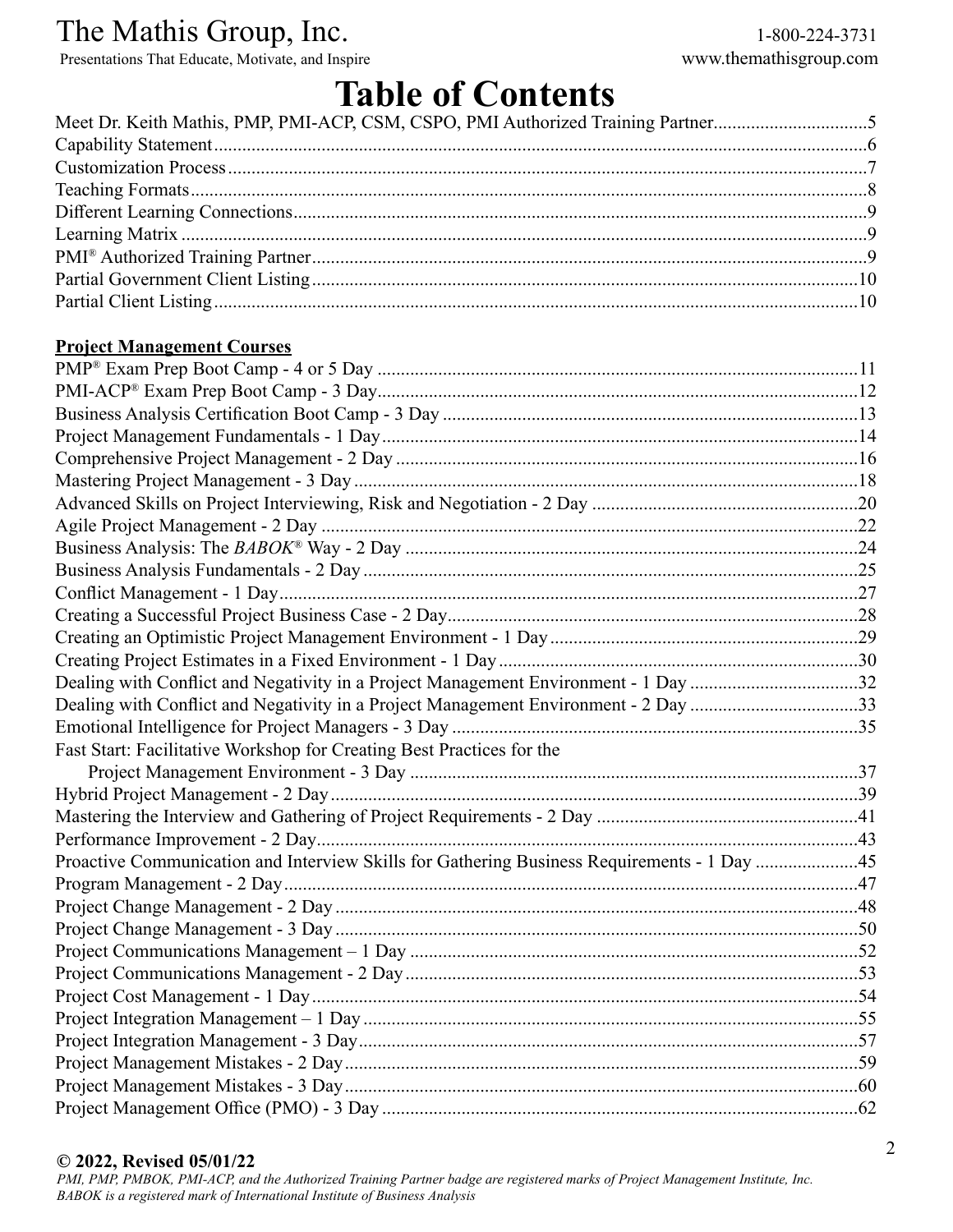# Table of Contents

Meet Dr. Keith Mathis, PMP, PMI-ACP, CSM, CSPO, PMI Authorized Training Partner....5
Capability Statement....6
Customization Process....7
Teaching Formats....8
Different Learning Connections....9
Learning Matrix....9
PMI® Authorized Training Partner....9
Partial Government Client Listing....10
Partial Client Listing....10

**Project Management Courses**

PMP® Exam Prep Boot Camp - 4 or 5 Day....11
PMI-ACP® Exam Prep Boot Camp - 3 Day....12
Business Analysis Certification Boot Camp - 3 Day....13
Project Management Fundamentals - 1 Day....14
Comprehensive Project Management - 2 Day....16
Mastering Project Management - 3 Day....18
Advanced Skills on Project Interviewing, Risk and Negotiation - 2 Day....20
Agile Project Management - 2 Day....22
Business Analysis: The *BABOK*® Way - 2 Day....24
Business Analysis Fundamentals - 2 Day....25
Conflict Management - 1 Day....27
Creating a Successful Project Business Case - 2 Day....28
Creating an Optimistic Project Management Environment - 1 Day....29
Creating Project Estimates in a Fixed Environment - 1 Day....30
Dealing with Conflict and Negativity in a Project Management Environment - 1 Day....32
Dealing with Conflict and Negativity in a Project Management Environment - 2 Day....33
Emotional Intelligence for Project Managers - 3 Day....35
Fast Start: Facilitative Workshop for Creating Best Practices for the Project Management Environment - 3 Day....37
Hybrid Project Management - 2 Day....39
Mastering the Interview and Gathering of Project Requirements - 2 Day....41
Performance Improvement - 2 Day....43
Proactive Communication and Interview Skills for Gathering Business Requirements - 1 Day....45
Program Management - 2 Day....47
Project Change Management - 2 Day....48
Project Change Management - 3 Day....50
Project Communications Management – 1 Day....52
Project Communications Management - 2 Day....53
Project Cost Management - 1 Day....54
Project Integration Management – 1 Day....55
Project Integration Management - 3 Day....57
Project Management Mistakes - 2 Day....59
Project Management Mistakes - 3 Day....60
Project Management Office (PMO) - 3 Day....62

**© 2022, Revised 05/01/22**

*PMI, PMP, PMBOK, PMI-ACP, and the Authorized Training Partner badge are registered marks of Project Management Institute, Inc.*
*BABOK is a registered mark of International Institute of Business Analysis*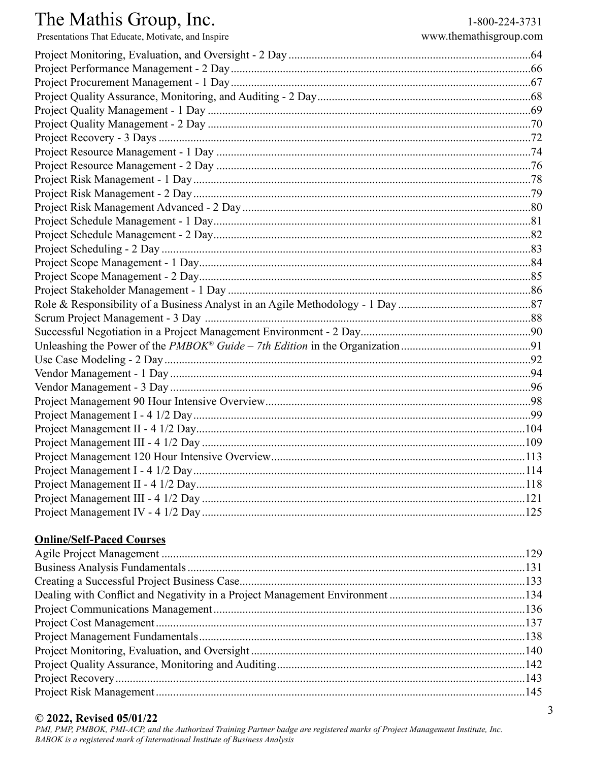Project Monitoring, Evaluation, and Oversight - 2 Day ....................64
Project Performance Management - 2 Day ....................66
Project Procurement Management - 1 Day ....................67
Project Quality Assurance, Monitoring, and Auditing - 2 Day ....................68
Project Quality Management - 1 Day ....................69
Project Quality Management - 2 Day ....................70
Project Recovery - 3 Days ....................72
Project Resource Management - 1 Day ....................74
Project Resource Management - 2 Day ....................76
Project Risk Management - 1 Day ....................78
Project Risk Management - 2 Day ....................79
Project Risk Management Advanced - 2 Day ....................80
Project Schedule Management - 1 Day ....................81
Project Schedule Management - 2 Day ....................82
Project Scheduling - 2 Day ....................83
Project Scope Management - 1 Day ....................84
Project Scope Management - 2 Day ....................85
Project Stakeholder Management - 1 Day ....................86
Role & Responsibility of a Business Analyst in an Agile Methodology - 1 Day ....................87
Scrum Project Management - 3 Day ....................88
Successful Negotiation in a Project Management Environment - 2 Day ....................90
Unleashing the Power of the *PMBOK® Guide – 7th Edition* in the Organization ....................91
Use Case Modeling - 2 Day ....................92
Vendor Management - 1 Day ....................94
Vendor Management - 3 Day ....................96
Project Management 90 Hour Intensive Overview ....................98
Project Management I - 4 1/2 Day ....................99
Project Management II - 4 1/2 Day ....................104
Project Management III - 4 1/2 Day ....................109
Project Management 120 Hour Intensive Overview ....................113
Project Management I - 4 1/2 Day ....................114
Project Management II - 4 1/2 Day ....................118
Project Management III - 4 1/2 Day ....................121
Project Management IV - 4 1/2 Day ....................125

**Online/Self-Paced Courses**

Agile Project Management ....................129
Business Analysis Fundamentals ....................131
Creating a Successful Project Business Case ....................133
Dealing with Conflict and Negativity in a Project Management Environment ....................134
Project Communications Management ....................136
Project Cost Management ....................137
Project Management Fundamentals ....................138
Project Monitoring, Evaluation, and Oversight ....................140
Project Quality Assurance, Monitoring and Auditing ....................142
Project Recovery ....................143
Project Risk Management ....................145

**© 2022, Revised 05/01/22**

*PMI, PMP, PMBOK, PMI-ACP, and the Authorized Training Partner badge are registered marks of Project Management Institute, Inc. BABOK is a registered mark of International Institute of Business Analysis*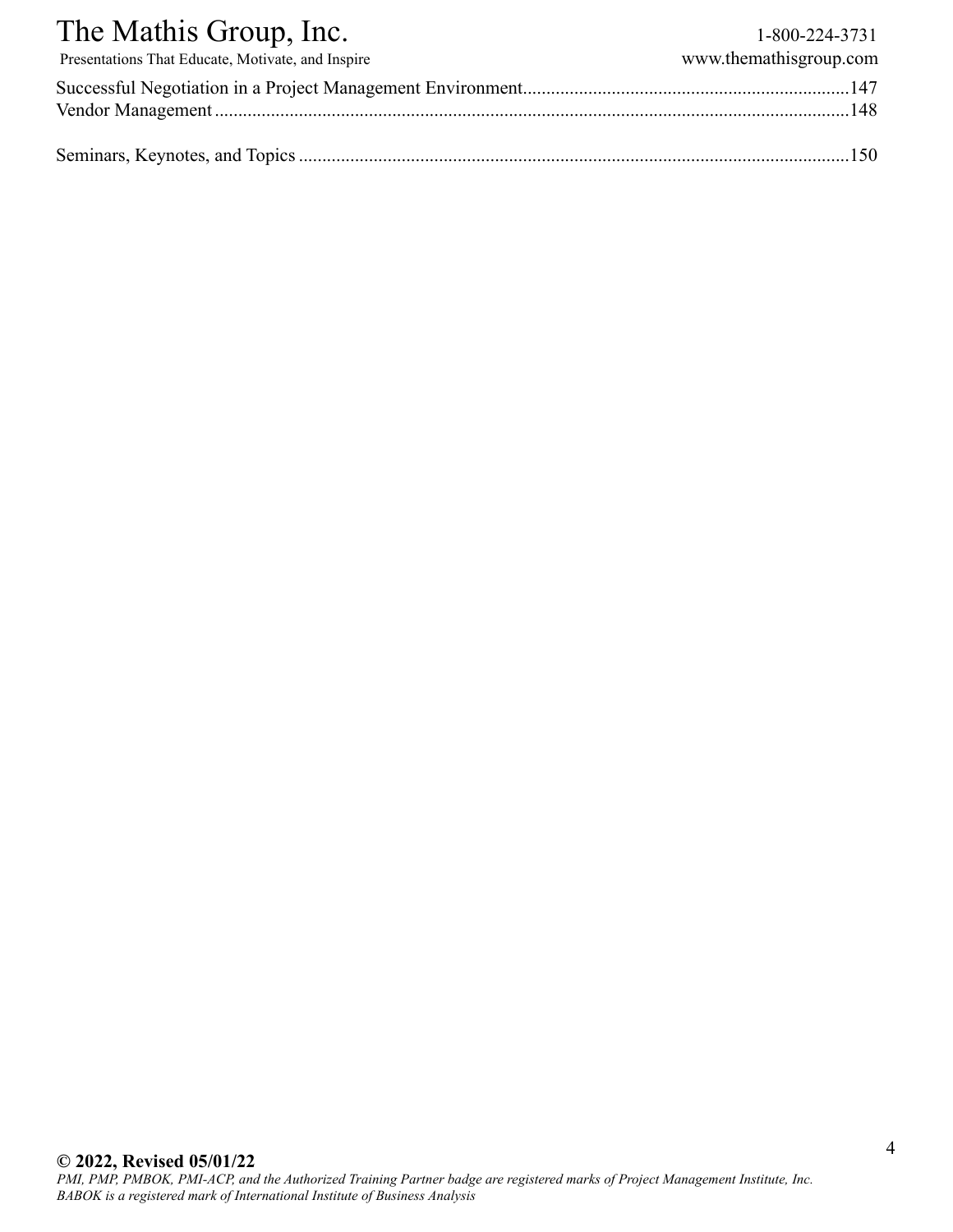Successful Negotiation in a Project Management Environment.....................................................................147
Vendor Management.......................................................................................................................................148

Seminars, Keynotes, and Topics.....................................................................................................................150

**© 2022, Revised 05/01/22**
*PMI, PMP, PMBOK, PMI-ACP, and the Authorized Training Partner badge are registered marks of Project Management Institute, Inc.*
*BABOK is a registered mark of International Institute of Business Analysis*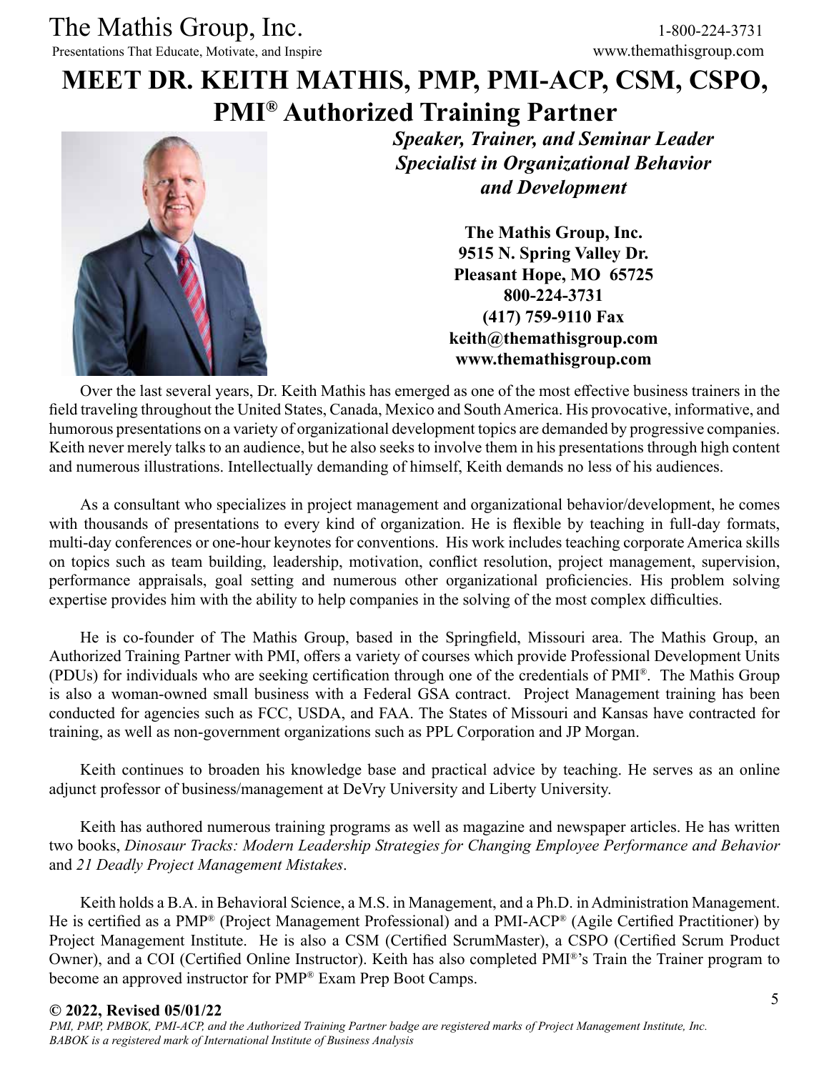# MEET DR. KEITH MATHIS, PMP, PMI-ACP, CSM, CSPO, PMI® Authorized Training Partner

***Speaker, Trainer, and Seminar Leader***
***Specialist in Organizational Behavior and Development***

**The Mathis Group, Inc.**
**9515 N. Spring Valley Dr.**
**Pleasant Hope, MO 65725**
**800-224-3731**
**(417) 759-9110 Fax**
**keith@themathisgroup.com**
**www.themathisgroup.com**

Over the last several years, Dr. Keith Mathis has emerged as one of the most effective business trainers in the field traveling throughout the United States, Canada, Mexico and South America. His provocative, informative, and humorous presentations on a variety of organizational development topics are demanded by progressive companies. Keith never merely talks to an audience, but he also seeks to involve them in his presentations through high content and numerous illustrations. Intellectually demanding of himself, Keith demands no less of his audiences.

As a consultant who specializes in project management and organizational behavior/development, he comes with thousands of presentations to every kind of organization. He is flexible by teaching in full-day formats, multi-day conferences or one-hour keynotes for conventions. His work includes teaching corporate America skills on topics such as team building, leadership, motivation, conflict resolution, project management, supervision, performance appraisals, goal setting and numerous other organizational proficiencies. His problem solving expertise provides him with the ability to help companies in the solving of the most complex difficulties.

He is co-founder of The Mathis Group, based in the Springfield, Missouri area. The Mathis Group, an Authorized Training Partner with PMI, offers a variety of courses which provide Professional Development Units (PDUs) for individuals who are seeking certification through one of the credentials of PMI®. The Mathis Group is also a woman-owned small business with a Federal GSA contract. Project Management training has been conducted for agencies such as FCC, USDA, and FAA. The States of Missouri and Kansas have contracted for training, as well as non-government organizations such as PPL Corporation and JP Morgan.

Keith continues to broaden his knowledge base and practical advice by teaching. He serves as an online adjunct professor of business/management at DeVry University and Liberty University.

Keith has authored numerous training programs as well as magazine and newspaper articles. He has written two books, *Dinosaur Tracks: Modern Leadership Strategies for Changing Employee Performance and Behavior* and *21 Deadly Project Management Mistakes*.

Keith holds a B.A. in Behavioral Science, a M.S. in Management, and a Ph.D. in Administration Management. He is certified as a PMP® (Project Management Professional) and a PMI-ACP® (Agile Certified Practitioner) by Project Management Institute. He is also a CSM (Certified ScrumMaster), a CSPO (Certified Scrum Product Owner), and a COI (Certified Online Instructor). Keith has also completed PMI®'s Train the Trainer program to become an approved instructor for PMP® Exam Prep Boot Camps.

**© 2022, Revised 05/01/22**

*PMI, PMP, PMBOK, PMI-ACP, and the Authorized Training Partner badge are registered marks of Project Management Institute, Inc. BABOK is a registered mark of International Institute of Business Analysis*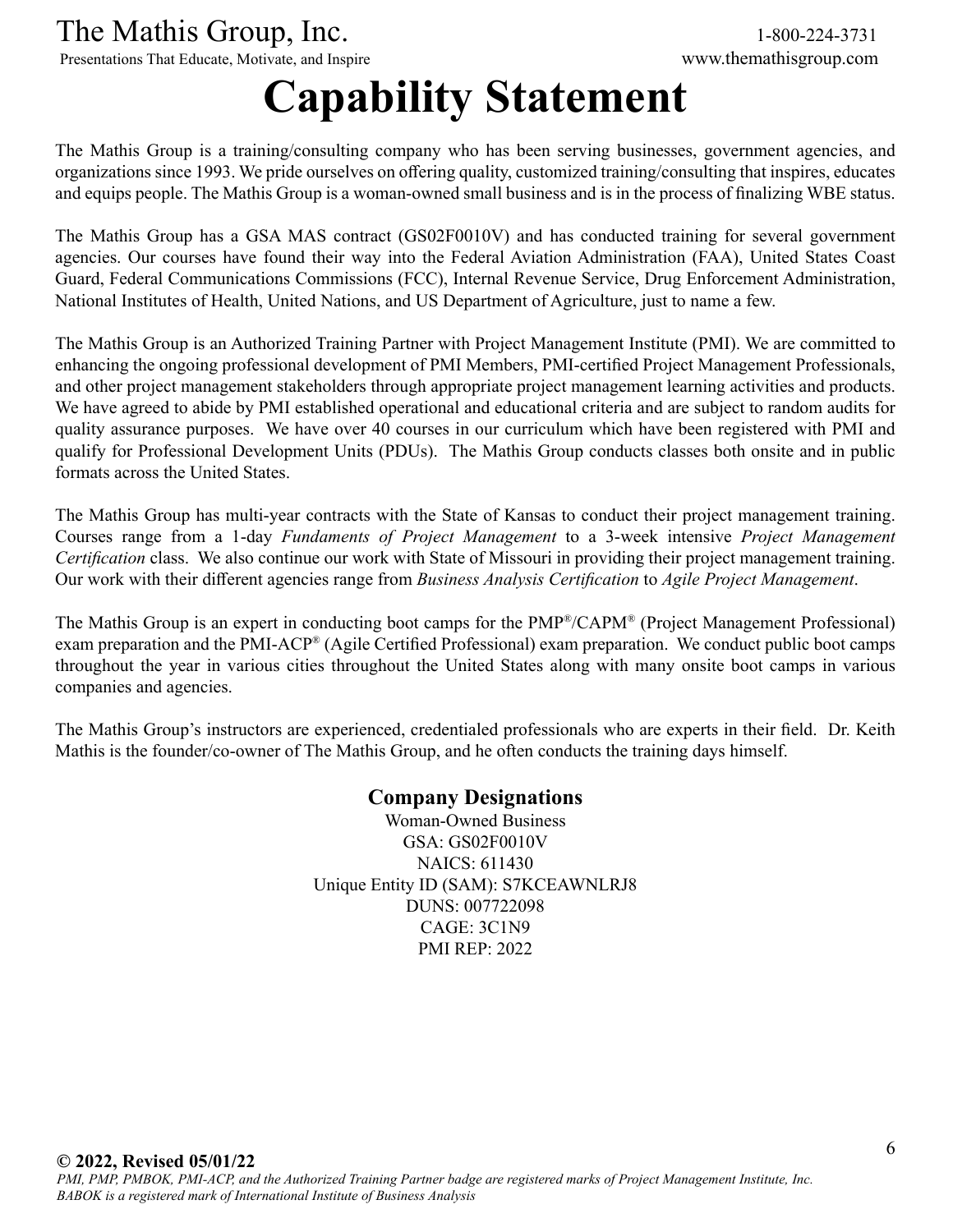The Mathis Group, Inc.

Presentations That Educate, Motivate, and Inspire

1-800-224-3731

www.themathisgroup.com

# Capability Statement

The Mathis Group is a training/consulting company who has been serving businesses, government agencies, and organizations since 1993. We pride ourselves on offering quality, customized training/consulting that inspires, educates and equips people. The Mathis Group is a woman-owned small business and is in the process of finalizing WBE status.

The Mathis Group has a GSA MAS contract (GS02F0010V) and has conducted training for several government agencies. Our courses have found their way into the Federal Aviation Administration (FAA), United States Coast Guard, Federal Communications Commissions (FCC), Internal Revenue Service, Drug Enforcement Administration, National Institutes of Health, United Nations, and US Department of Agriculture, just to name a few.

The Mathis Group is an Authorized Training Partner with Project Management Institute (PMI). We are committed to enhancing the ongoing professional development of PMI Members, PMI-certified Project Management Professionals, and other project management stakeholders through appropriate project management learning activities and products. We have agreed to abide by PMI established operational and educational criteria and are subject to random audits for quality assurance purposes. We have over 40 courses in our curriculum which have been registered with PMI and qualify for Professional Development Units (PDUs). The Mathis Group conducts classes both onsite and in public formats across the United States.

The Mathis Group has multi-year contracts with the State of Kansas to conduct their project management training. Courses range from a 1-day *Fundaments of Project Management* to a 3-week intensive *Project Management Certification* class. We also continue our work with State of Missouri in providing their project management training. Our work with their different agencies range from *Business Analysis Certification* to *Agile Project Management*.

The Mathis Group is an expert in conducting boot camps for the PMP®/CAPM® (Project Management Professional) exam preparation and the PMI-ACP® (Agile Certified Professional) exam preparation. We conduct public boot camps throughout the year in various cities throughout the United States along with many onsite boot camps in various companies and agencies.

The Mathis Group's instructors are experienced, credentialed professionals who are experts in their field. Dr. Keith Mathis is the founder/co-owner of The Mathis Group, and he often conducts the training days himself.

### Company Designations

Woman-Owned Business
GSA: GS02F0010V
NAICS: 611430
Unique Entity ID (SAM): S7KCEAWNLRJ8
DUNS: 007722098
CAGE: 3C1N9
PMI REP: 2022

**© 2022, Revised 05/01/22**

*PMI, PMP, PMBOK, PMI-ACP, and the Authorized Training Partner badge are registered marks of Project Management Institute, Inc.*
*BABOK is a registered mark of International Institute of Business Analysis*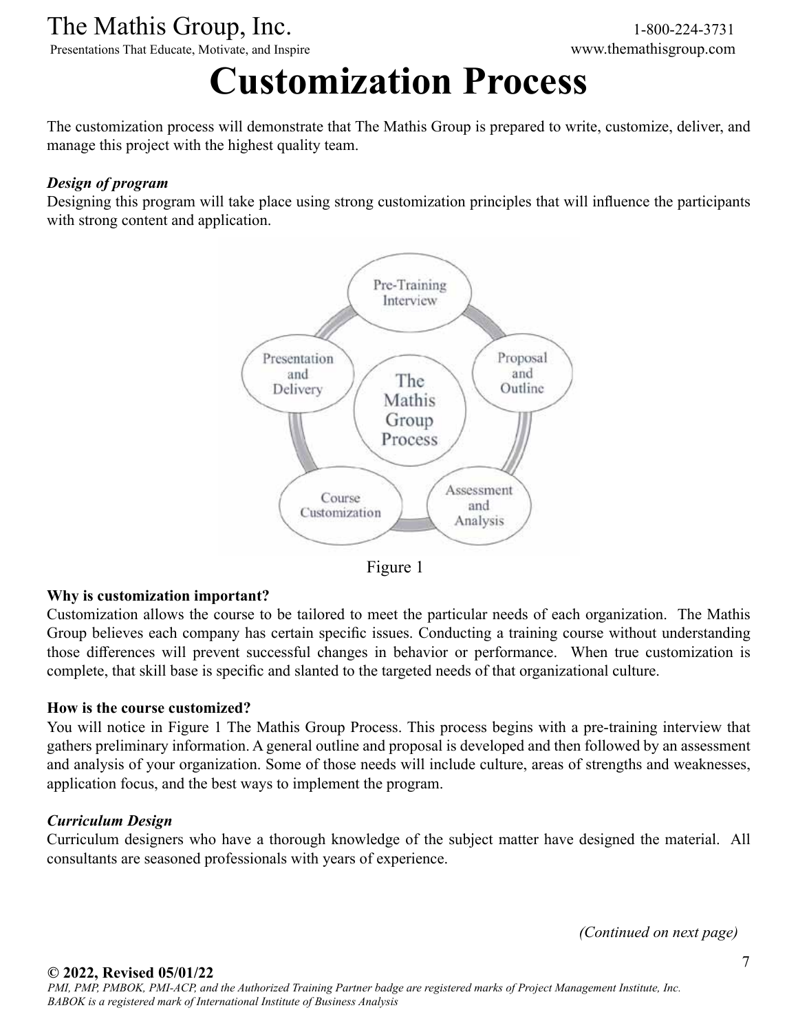# Customization Process

The customization process will demonstrate that The Mathis Group is prepared to write, customize, deliver, and manage this project with the highest quality team.

***Design of program***

Designing this program will take place using strong customization principles that will influence the participants with strong content and application.

Figure 1

**Why is customization important?**

Customization allows the course to be tailored to meet the particular needs of each organization. The Mathis Group believes each company has certain specific issues. Conducting a training course without understanding those differences will prevent successful changes in behavior or performance. When true customization is complete, that skill base is specific and slanted to the targeted needs of that organizational culture.

**How is the course customized?**

You will notice in Figure 1 The Mathis Group Process. This process begins with a pre-training interview that gathers preliminary information. A general outline and proposal is developed and then followed by an assessment and analysis of your organization. Some of those needs will include culture, areas of strengths and weaknesses, application focus, and the best ways to implement the program.

***Curriculum Design***

Curriculum designers who have a thorough knowledge of the subject matter have designed the material. All consultants are seasoned professionals with years of experience.

*(Continued on next page)*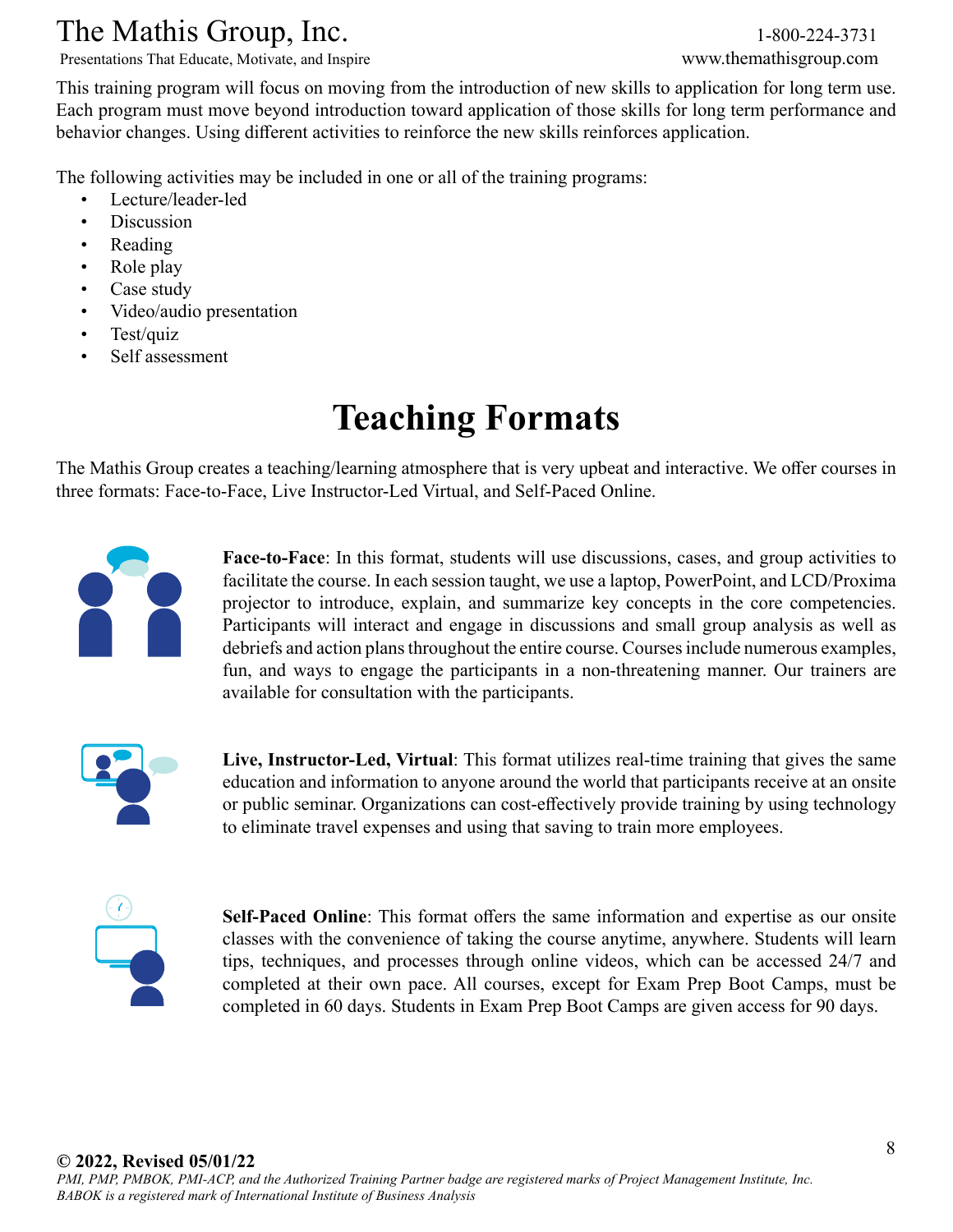This training program will focus on moving from the introduction of new skills to application for long term use. Each program must move beyond introduction toward application of those skills for long term performance and behavior changes. Using different activities to reinforce the new skills reinforces application.

The following activities may be included in one or all of the training programs:

- Lecture/leader-led
- Discussion
- Reading
- Role play
- Case study
- Video/audio presentation
- Test/quiz
- Self assessment

# Teaching Formats

The Mathis Group creates a teaching/learning atmosphere that is very upbeat and interactive. We offer courses in three formats: Face-to-Face, Live Instructor-Led Virtual, and Self-Paced Online.

**Face-to-Face**: In this format, students will use discussions, cases, and group activities to facilitate the course. In each session taught, we use a laptop, PowerPoint, and LCD/Proxima projector to introduce, explain, and summarize key concepts in the core competencies. Participants will interact and engage in discussions and small group analysis as well as debriefs and action plans throughout the entire course. Courses include numerous examples, fun, and ways to engage the participants in a non-threatening manner. Our trainers are available for consultation with the participants.

**Live, Instructor-Led, Virtual**: This format utilizes real-time training that gives the same education and information to anyone around the world that participants receive at an onsite or public seminar. Organizations can cost-effectively provide training by using technology to eliminate travel expenses and using that saving to train more employees.

**Self-Paced Online**: This format offers the same information and expertise as our onsite classes with the convenience of taking the course anytime, anywhere. Students will learn tips, techniques, and processes through online videos, which can be accessed 24/7 and completed at their own pace. All courses, except for Exam Prep Boot Camps, must be completed in 60 days. Students in Exam Prep Boot Camps are given access for 90 days.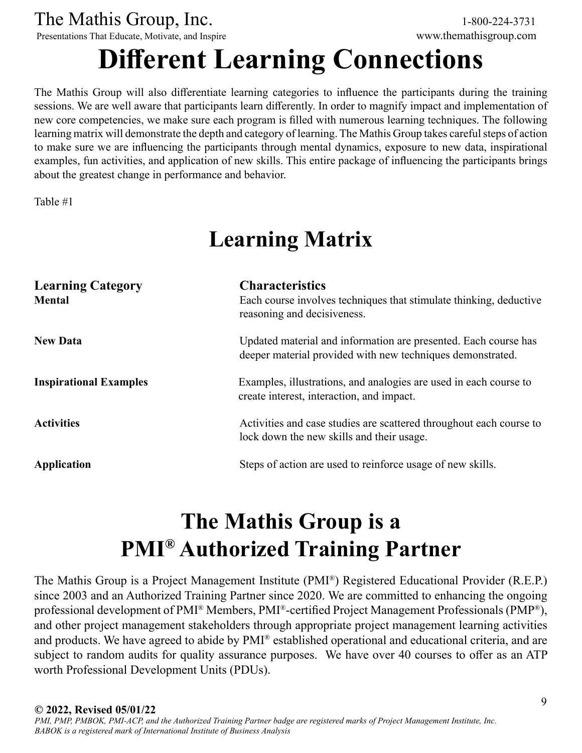# Different Learning Connections

The Mathis Group will also differentiate learning categories to influence the participants during the training sessions. We are well aware that participants learn differently. In order to magnify impact and implementation of new core competencies, we make sure each program is filled with numerous learning techniques. The following learning matrix will demonstrate the depth and category of learning. The Mathis Group takes careful steps of action to make sure we are influencing the participants through mental dynamics, exposure to new data, inspirational examples, fun activities, and application of new skills. This entire package of influencing the participants brings about the greatest change in performance and behavior.

Table #1

## Learning Matrix

| Learning Category | Characteristics |
| --- | --- |
| **Mental** | Each course involves techniques that stimulate thinking, deductive reasoning and decisiveness. |
| **New Data** | Updated material and information are presented. Each course has deeper material provided with new techniques demonstrated. |
| **Inspirational Examples** | Examples, illustrations, and analogies are used in each course to create interest, interaction, and impact. |
| **Activities** | Activities and case studies are scattered throughout each course to lock down the new skills and their usage. |
| **Application** | Steps of action are used to reinforce usage of new skills. |

## The Mathis Group is a PMI® Authorized Training Partner

The Mathis Group is a Project Management Institute (PMI®) Registered Educational Provider (R.E.P.) since 2003 and an Authorized Training Partner since 2020. We are committed to enhancing the ongoing professional development of PMI® Members, PMI®-certified Project Management Professionals (PMP®), and other project management stakeholders through appropriate project management learning activities and products. We have agreed to abide by PMI® established operational and educational criteria, and are subject to random audits for quality assurance purposes. We have over 40 courses to offer as an ATP worth Professional Development Units (PDUs).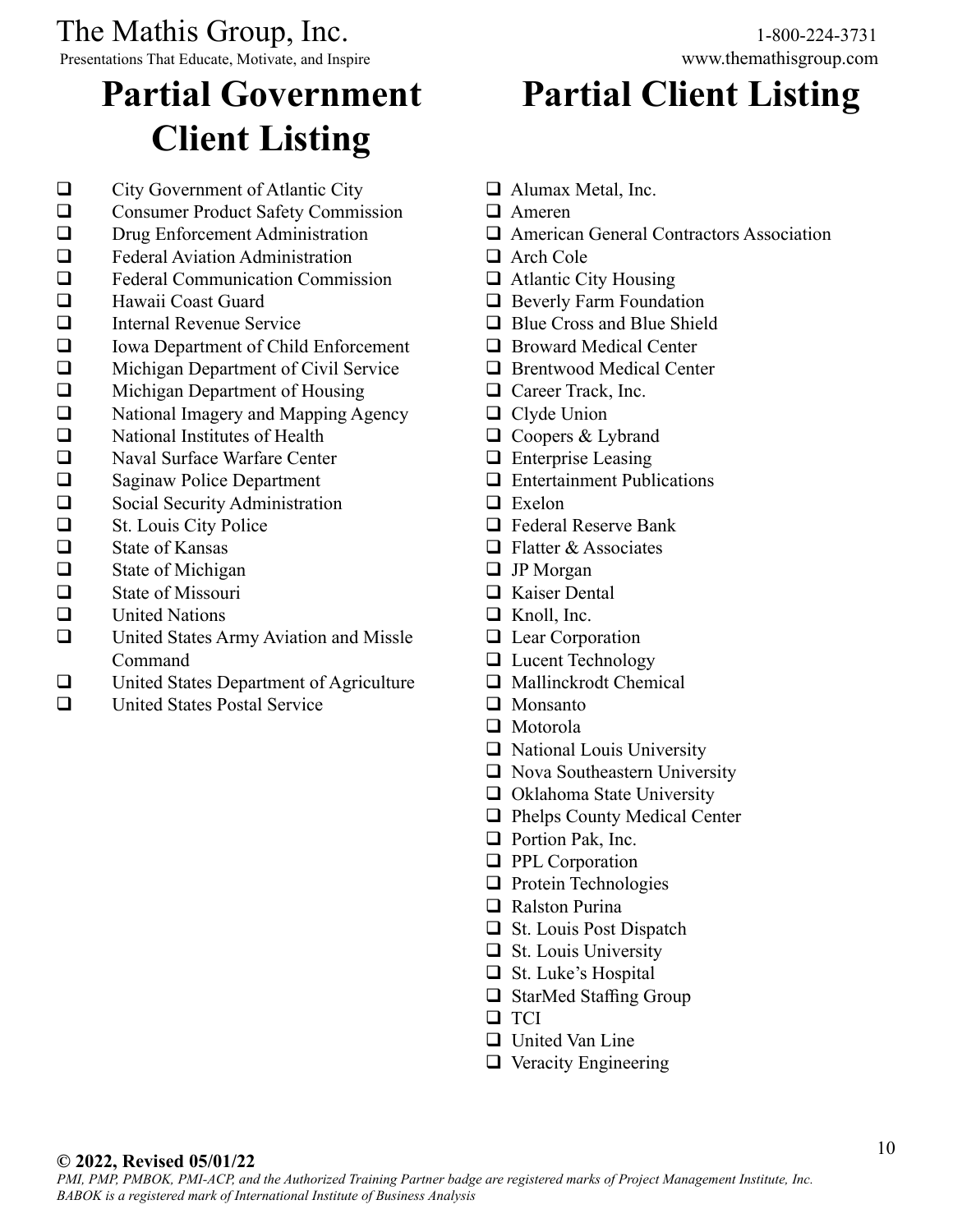# Partial Government Client Listing

- City Government of Atlantic City
- Consumer Product Safety Commission
- Drug Enforcement Administration
- Federal Aviation Administration
- Federal Communication Commission
- Hawaii Coast Guard
- Internal Revenue Service
- Iowa Department of Child Enforcement
- Michigan Department of Civil Service
- Michigan Department of Housing
- National Imagery and Mapping Agency
- National Institutes of Health
- Naval Surface Warfare Center
- Saginaw Police Department
- Social Security Administration
- St. Louis City Police
- State of Kansas
- State of Michigan
- State of Missouri
- United Nations
- United States Army Aviation and Missle Command
- United States Department of Agriculture
- United States Postal Service

# Partial Client Listing

- Alumax Metal, Inc.
- Ameren
- American General Contractors Association
- Arch Cole
- Atlantic City Housing
- Beverly Farm Foundation
- Blue Cross and Blue Shield
- Broward Medical Center
- Brentwood Medical Center
- Career Track, Inc.
- Clyde Union
- Coopers & Lybrand
- Enterprise Leasing
- Entertainment Publications
- Exelon
- Federal Reserve Bank
- Flatter & Associates
- JP Morgan
- Kaiser Dental
- Knoll, Inc.
- Lear Corporation
- Lucent Technology
- Mallinckrodt Chemical
- Monsanto
- Motorola
- National Louis University
- Nova Southeastern University
- Oklahoma State University
- Phelps County Medical Center
- Portion Pak, Inc.
- PPL Corporation
- Protein Technologies
- Ralston Purina
- St. Louis Post Dispatch
- St. Louis University
- St. Luke's Hospital
- StarMed Staffing Group
- TCI
- United Van Line
- Veracity Engineering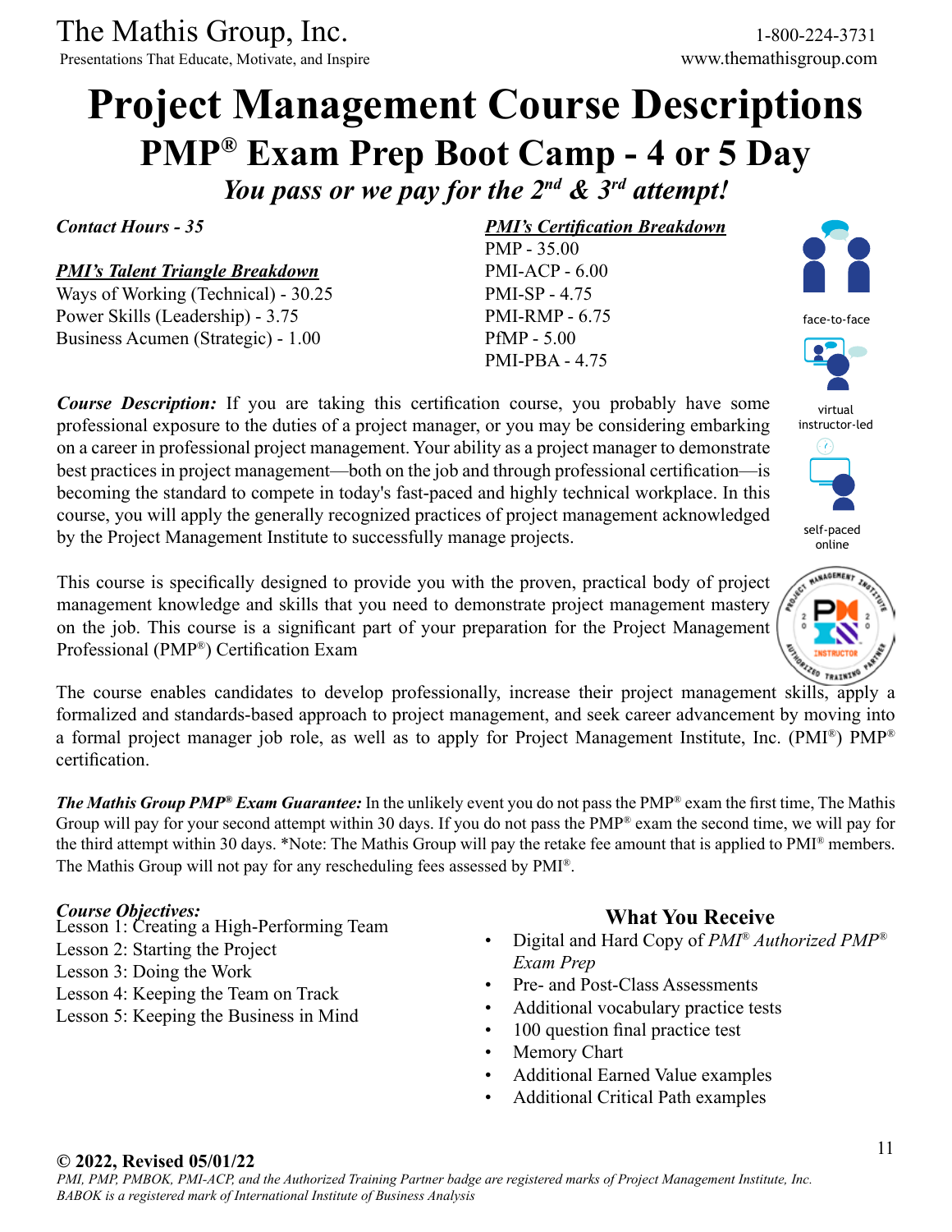The Mathis Group, Inc.
Presentations That Educate, Motivate, and Inspire

1-800-224-3731
www.themathisgroup.com

# Project Management Course Descriptions

## PMP® Exam Prep Boot Camp - 4 or 5 Day

### *You pass or we pay for the 2nd & 3rd attempt!*

***Contact Hours - 35***

***PMI's Talent Triangle Breakdown***
Ways of Working (Technical) - 30.25
Power Skills (Leadership) - 3.75
Business Acumen (Strategic) - 1.00

***PMI's Certification Breakdown***
PMP - 35.00
PMI-ACP - 6.00
PMI-SP - 4.75
PMI-RMP - 6.75
PfMP - 5.00
PMI-PBA - 4.75

face-to-face

virtual instructor-led

self-paced online

***Course Description:*** If you are taking this certification course, you probably have some professional exposure to the duties of a project manager, or you may be considering embarking on a career in professional project management. Your ability as a project manager to demonstrate best practices in project management—both on the job and through professional certification—is becoming the standard to compete in today's fast-paced and highly technical workplace. In this course, you will apply the generally recognized practices of project management acknowledged by the Project Management Institute to successfully manage projects.

This course is specifically designed to provide you with the proven, practical body of project management knowledge and skills that you need to demonstrate project management mastery on the job. This course is a significant part of your preparation for the Project Management Professional (PMP®) Certification Exam

The course enables candidates to develop professionally, increase their project management skills, apply a formalized and standards-based approach to project management, and seek career advancement by moving into a formal project manager job role, as well as to apply for Project Management Institute, Inc. (PMI®) PMP® certification.

***The Mathis Group PMP® Exam Guarantee:*** In the unlikely event you do not pass the PMP® exam the first time, The Mathis Group will pay for your second attempt within 30 days. If you do not pass the PMP® exam the second time, we will pay for the third attempt within 30 days. \*Note: The Mathis Group will pay the retake fee amount that is applied to PMI® members. The Mathis Group will not pay for any rescheduling fees assessed by PMI®.

***Course Objectives:***
Lesson 1: Creating a High-Performing Team
Lesson 2: Starting the Project
Lesson 3: Doing the Work
Lesson 4: Keeping the Team on Track
Lesson 5: Keeping the Business in Mind

### What You Receive

- Digital and Hard Copy of *PMI® Authorized PMP® Exam Prep*
- Pre- and Post-Class Assessments
- Additional vocabulary practice tests
- 100 question final practice test
- Memory Chart
- Additional Earned Value examples
- Additional Critical Path examples

**© 2022, Revised 05/01/22**
*PMI, PMP, PMBOK, PMI-ACP, and the Authorized Training Partner badge are registered marks of Project Management Institute, Inc. BABOK is a registered mark of International Institute of Business Analysis*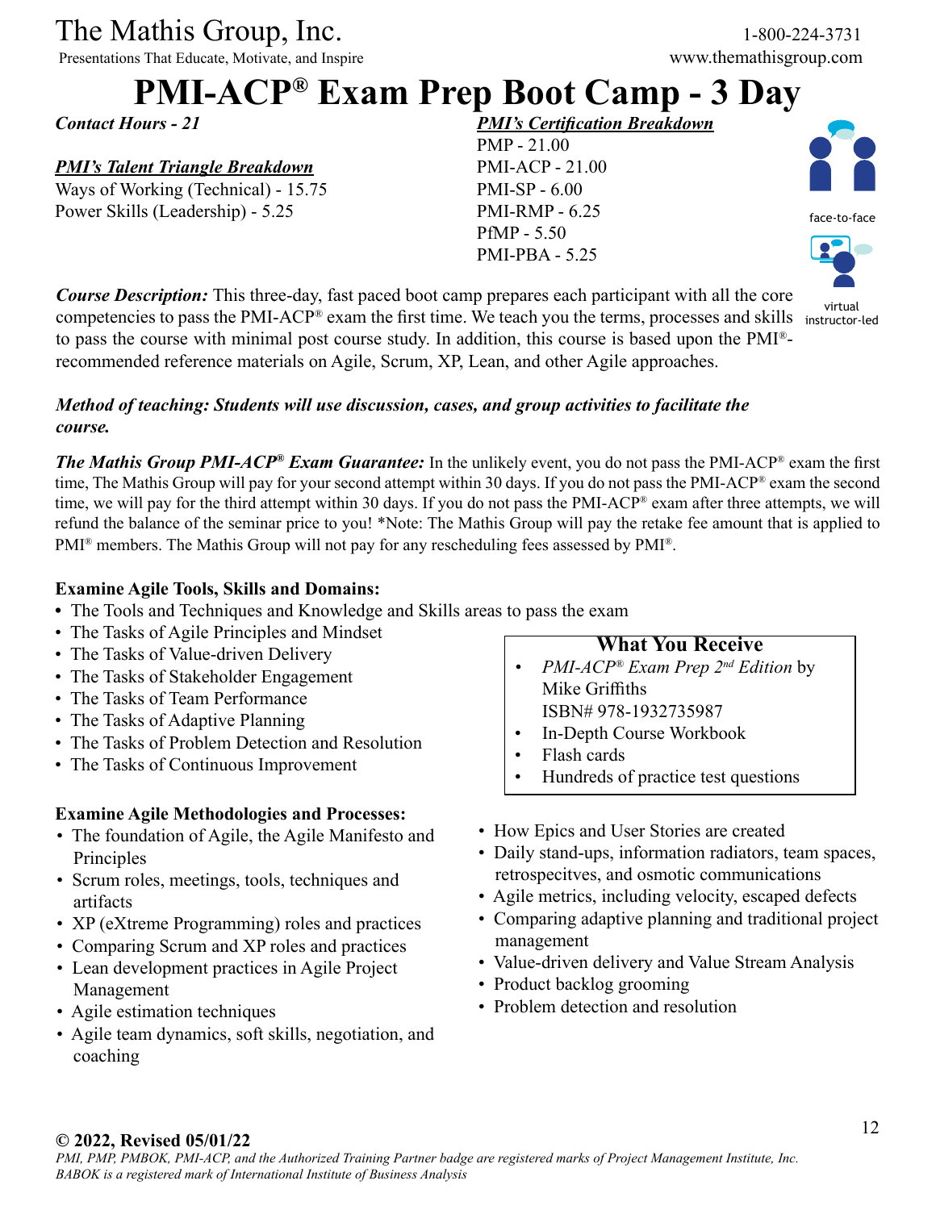The Mathis Group, Inc.

Presentations That Educate, Motivate, and Inspire

1-800-224-3731

www.themathisgroup.com

# PMI-ACP® Exam Prep Boot Camp - 3 Day

***Contact Hours - 21***

***PMI's Talent Triangle Breakdown***

Ways of Working (Technical) - 15.75

Power Skills (Leadership) - 5.25

***PMI's Certification Breakdown***

PMP - 21.00

PMI-ACP - 21.00

PMI-SP - 6.00

PMI-RMP - 6.25

PfMP - 5.50

PMI-PBA - 5.25

face-to-face

virtual instructor-led

***Course Description:*** This three-day, fast paced boot camp prepares each participant with all the core competencies to pass the PMI-ACP® exam the first time. We teach you the terms, processes and skills to pass the course with minimal post course study. In addition, this course is based upon the PMI®-recommended reference materials on Agile, Scrum, XP, Lean, and other Agile approaches.

***Method of teaching: Students will use discussion, cases, and group activities to facilitate the course.***

***The Mathis Group PMI-ACP® Exam Guarantee:*** In the unlikely event, you do not pass the PMI-ACP® exam the first time, The Mathis Group will pay for your second attempt within 30 days. If you do not pass the PMI-ACP® exam the second time, we will pay for the third attempt within 30 days. If you do not pass the PMI-ACP® exam after three attempts, we will refund the balance of the seminar price to you! *Note: The Mathis Group will pay the retake fee amount that is applied to PMI® members. The Mathis Group will not pay for any rescheduling fees assessed by PMI®.

**Examine Agile Tools, Skills and Domains:**

- The Tools and Techniques and Knowledge and Skills areas to pass the exam
- The Tasks of Agile Principles and Mindset
- The Tasks of Value-driven Delivery
- The Tasks of Stakeholder Engagement
- The Tasks of Team Performance
- The Tasks of Adaptive Planning
- The Tasks of Problem Detection and Resolution
- The Tasks of Continuous Improvement

**What You Receive**

- *PMI-ACP® Exam Prep 2nd Edition* by Mike Griffiths ISBN# 978-1932735987
- In-Depth Course Workbook
- Flash cards
- Hundreds of practice test questions

**Examine Agile Methodologies and Processes:**

- The foundation of Agile, the Agile Manifesto and Principles
- Scrum roles, meetings, tools, techniques and artifacts
- XP (eXtreme Programming) roles and practices
- Comparing Scrum and XP roles and practices
- Lean development practices in Agile Project Management
- Agile estimation techniques
- Agile team dynamics, soft skills, negotiation, and coaching
- How Epics and User Stories are created
- Daily stand-ups, information radiators, team spaces, retrospecitves, and osmotic communications
- Agile metrics, including velocity, escaped defects
- Comparing adaptive planning and traditional project management
- Value-driven delivery and Value Stream Analysis
- Product backlog grooming
- Problem detection and resolution

**© 2022, Revised 05/01/22**

*PMI, PMP, PMBOK, PMI-ACP, and the Authorized Training Partner badge are registered marks of Project Management Institute, Inc. BABOK is a registered mark of International Institute of Business Analysis*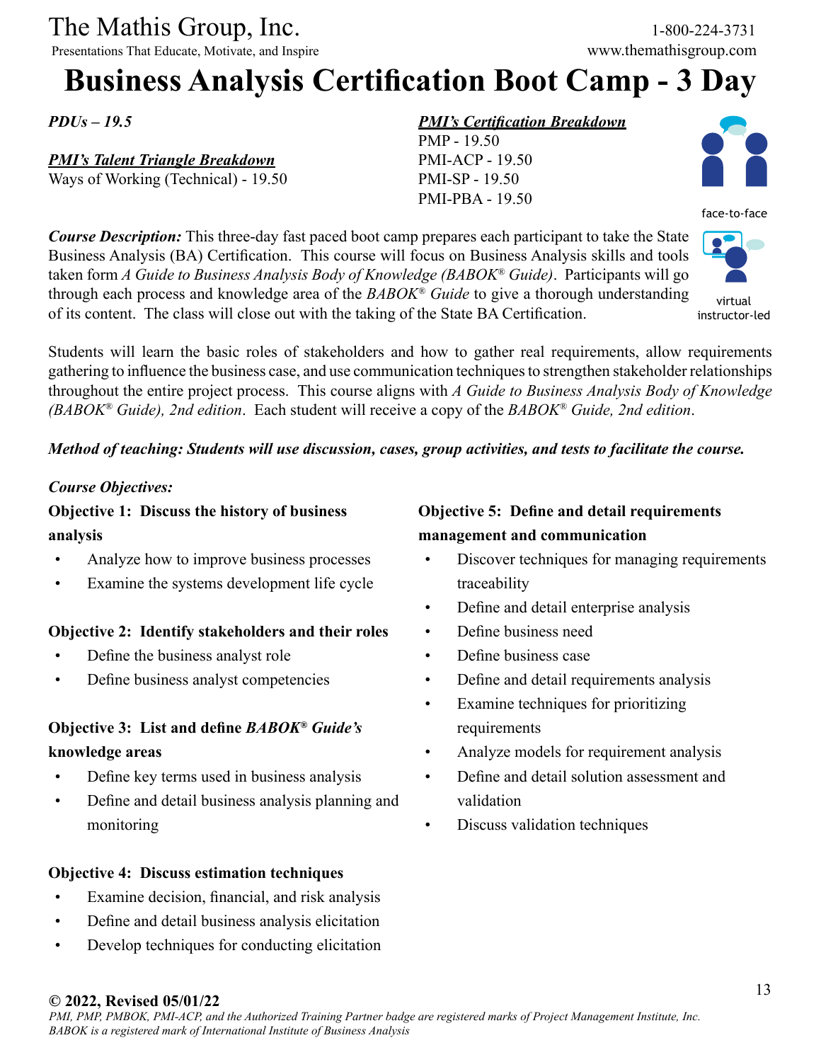# Business Analysis Certification Boot Camp - 3 Day

*PDUs – 19.5*

***PMI's Talent Triangle Breakdown***
Ways of Working (Technical) - 19.50

***PMI's Certification Breakdown***
PMP - 19.50
PMI-ACP - 19.50
PMI-SP - 19.50
PMI-PBA - 19.50

face-to-face

virtual instructor-led

***Course Description:*** This three-day fast paced boot camp prepares each participant to take the State Business Analysis (BA) Certification. This course will focus on Business Analysis skills and tools taken form *A Guide to Business Analysis Body of Knowledge (BABOK® Guide)*. Participants will go through each process and knowledge area of the *BABOK® Guide* to give a thorough understanding of its content. The class will close out with the taking of the State BA Certification.

Students will learn the basic roles of stakeholders and how to gather real requirements, allow requirements gathering to influence the business case, and use communication techniques to strengthen stakeholder relationships throughout the entire project process. This course aligns with *A Guide to Business Analysis Body of Knowledge (BABOK® Guide), 2nd edition*. Each student will receive a copy of the *BABOK® Guide, 2nd edition*.

***Method of teaching: Students will use discussion, cases, group activities, and tests to facilitate the course.***

***Course Objectives:***

**Objective 1: Discuss the history of business analysis**
- Analyze how to improve business processes
- Examine the systems development life cycle

**Objective 2: Identify stakeholders and their roles**
- Define the business analyst role
- Define business analyst competencies

**Objective 3: List and define *BABOK® Guide's* knowledge areas**
- Define key terms used in business analysis
- Define and detail business analysis planning and monitoring

**Objective 4: Discuss estimation techniques**
- Examine decision, financial, and risk analysis
- Define and detail business analysis elicitation
- Develop techniques for conducting elicitation

**Objective 5: Define and detail requirements management and communication**
- Discover techniques for managing requirements traceability
- Define and detail enterprise analysis
- Define business need
- Define business case
- Define and detail requirements analysis
- Examine techniques for prioritizing requirements
- Analyze models for requirement analysis
- Define and detail solution assessment and validation
- Discuss validation techniques

**© 2022, Revised 05/01/22**
*PMI, PMP, PMBOK, PMI-ACP, and the Authorized Training Partner badge are registered marks of Project Management Institute, Inc.*
*BABOK is a registered mark of International Institute of Business Analysis*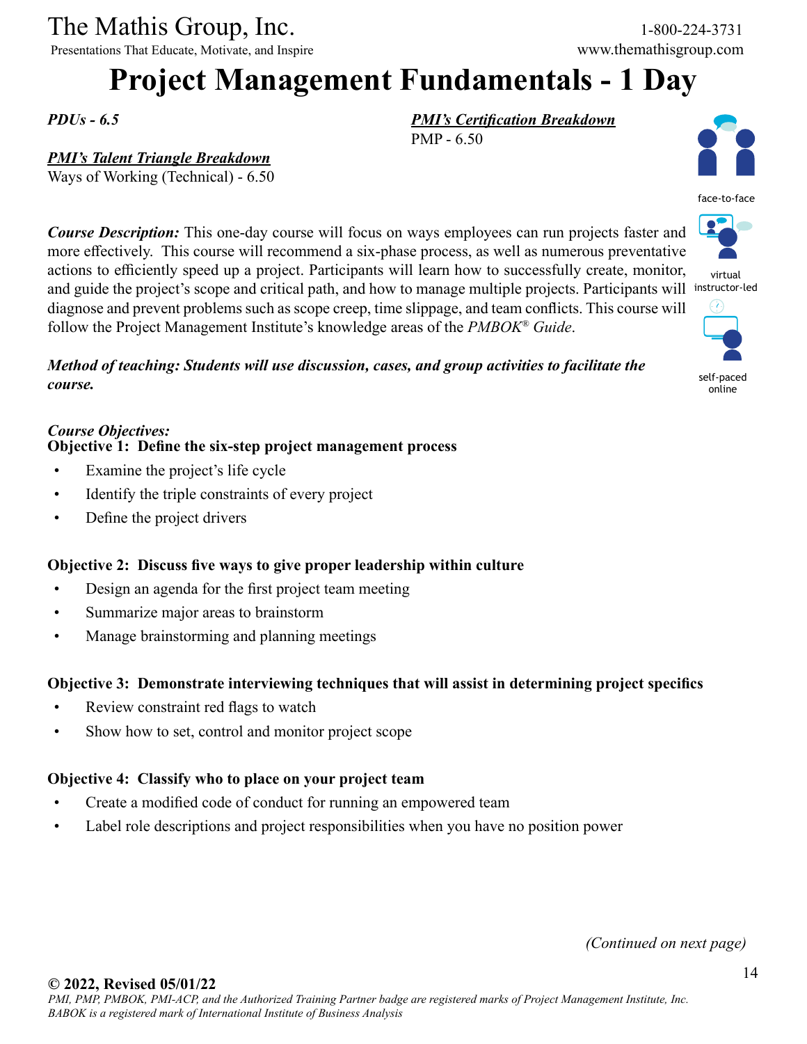The Mathis Group, Inc.

Presentations That Educate, Motivate, and Inspire

1-800-224-3731

www.themathisgroup.com

# Project Management Fundamentals - 1 Day

***PDUs - 6.5***

***PMI's Certification Breakdown***

PMP - 6.50

***PMI's Talent Triangle Breakdown***

Ways of Working (Technical) - 6.50

face-to-face

virtual instructor-led

self-paced online

***Course Description:*** This one-day course will focus on ways employees can run projects faster and more effectively. This course will recommend a six-phase process, as well as numerous preventative actions to efficiently speed up a project. Participants will learn how to successfully create, monitor, and guide the project's scope and critical path, and how to manage multiple projects. Participants will diagnose and prevent problems such as scope creep, time slippage, and team conflicts. This course will follow the Project Management Institute's knowledge areas of the *PMBOK® Guide*.

***Method of teaching: Students will use discussion, cases, and group activities to facilitate the course.***

***Course Objectives:***

**Objective 1: Define the six-step project management process**

- Examine the project's life cycle
- Identify the triple constraints of every project
- Define the project drivers

**Objective 2: Discuss five ways to give proper leadership within culture**

- Design an agenda for the first project team meeting
- Summarize major areas to brainstorm
- Manage brainstorming and planning meetings

**Objective 3: Demonstrate interviewing techniques that will assist in determining project specifics**

- Review constraint red flags to watch
- Show how to set, control and monitor project scope

**Objective 4: Classify who to place on your project team**

- Create a modified code of conduct for running an empowered team
- Label role descriptions and project responsibilities when you have no position power

*(Continued on next page)*

**© 2022, Revised 05/01/22**

*PMI, PMP, PMBOK, PMI-ACP, and the Authorized Training Partner badge are registered marks of Project Management Institute, Inc.*
*BABOK is a registered mark of International Institute of Business Analysis*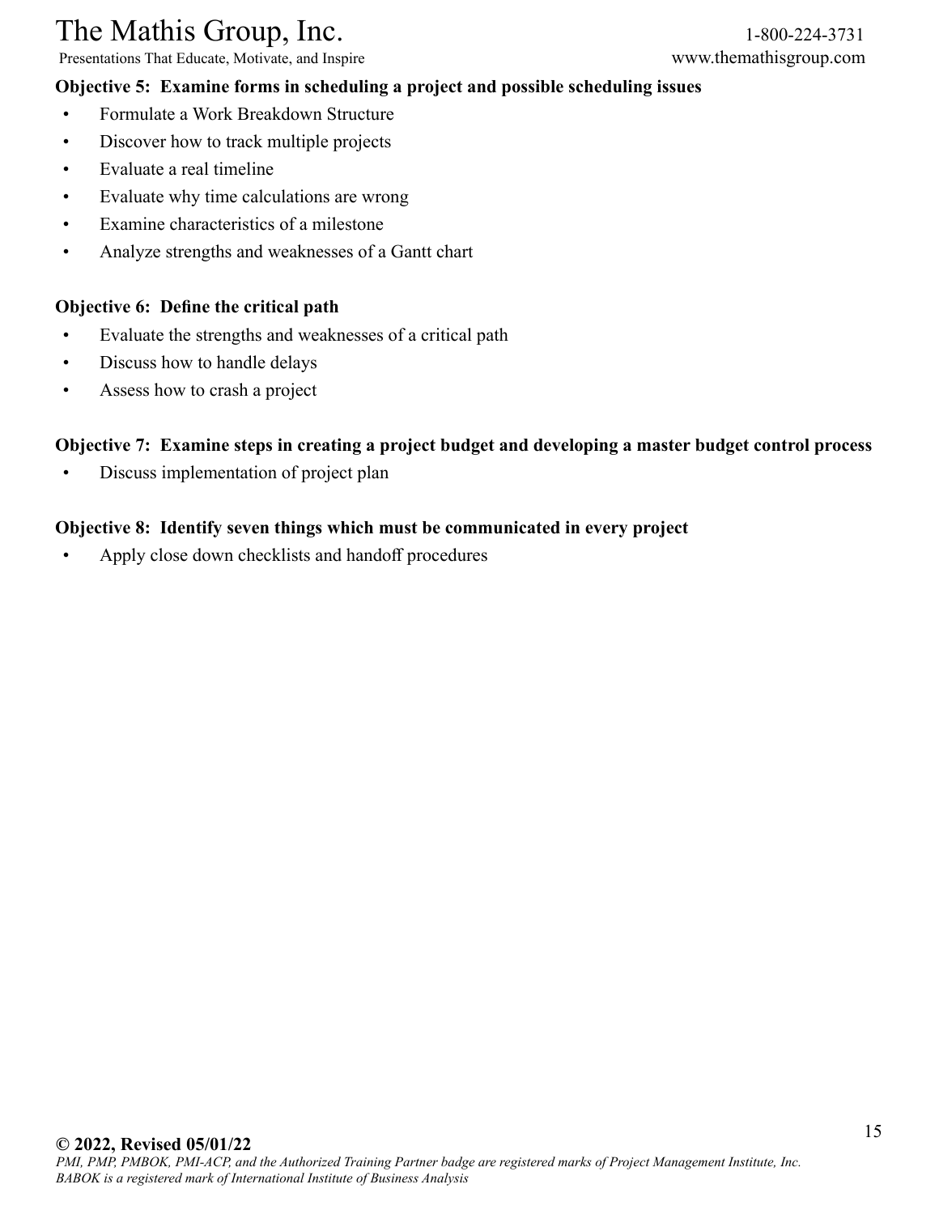**Objective 5: Examine forms in scheduling a project and possible scheduling issues**

- Formulate a Work Breakdown Structure
- Discover how to track multiple projects
- Evaluate a real timeline
- Evaluate why time calculations are wrong
- Examine characteristics of a milestone
- Analyze strengths and weaknesses of a Gantt chart

**Objective 6: Define the critical path**

- Evaluate the strengths and weaknesses of a critical path
- Discuss how to handle delays
- Assess how to crash a project

**Objective 7: Examine steps in creating a project budget and developing a master budget control process**

- Discuss implementation of project plan

**Objective 8: Identify seven things which must be communicated in every project**

- Apply close down checklists and handoff procedures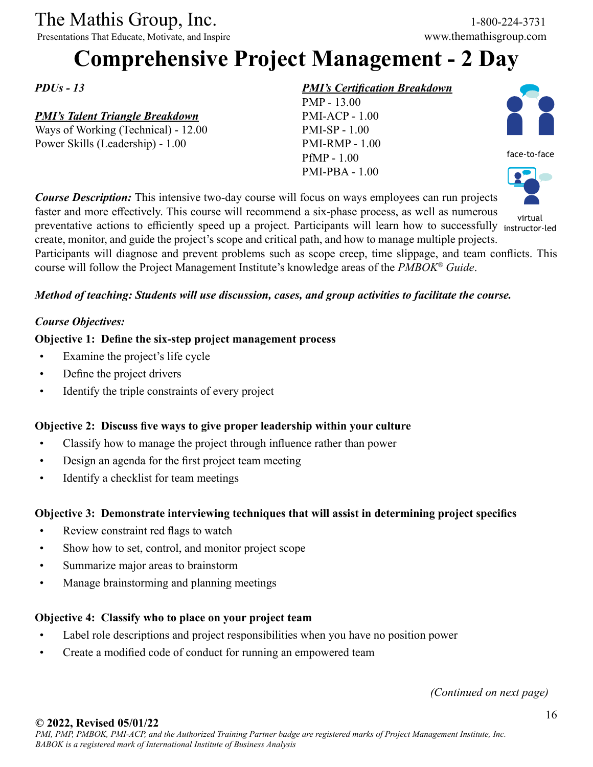The Mathis Group, Inc.
Presentations That Educate, Motivate, and Inspire

1-800-224-3731
www.themathisgroup.com

# Comprehensive Project Management - 2 Day

*PDUs - 13*

***PMI's Talent Triangle Breakdown***
Ways of Working (Technical) - 12.00
Power Skills (Leadership) - 1.00

***PMI's Certification Breakdown***
PMP - 13.00
PMI-ACP - 1.00
PMI-SP - 1.00
PMI-RMP - 1.00
PfMP - 1.00
PMI-PBA - 1.00

face-to-face

virtual instructor-led

***Course Description:*** This intensive two-day course will focus on ways employees can run projects faster and more effectively. This course will recommend a six-phase process, as well as numerous preventative actions to efficiently speed up a project. Participants will learn how to successfully create, monitor, and guide the project's scope and critical path, and how to manage multiple projects. Participants will diagnose and prevent problems such as scope creep, time slippage, and team conflicts. This course will follow the Project Management Institute's knowledge areas of the *PMBOK® Guide*.

***Method of teaching: Students will use discussion, cases, and group activities to facilitate the course.***

***Course Objectives:***

**Objective 1: Define the six-step project management process**

- Examine the project's life cycle
- Define the project drivers
- Identify the triple constraints of every project

**Objective 2: Discuss five ways to give proper leadership within your culture**

- Classify how to manage the project through influence rather than power
- Design an agenda for the first project team meeting
- Identify a checklist for team meetings

**Objective 3: Demonstrate interviewing techniques that will assist in determining project specifics**

- Review constraint red flags to watch
- Show how to set, control, and monitor project scope
- Summarize major areas to brainstorm
- Manage brainstorming and planning meetings

**Objective 4: Classify who to place on your project team**

- Label role descriptions and project responsibilities when you have no position power
- Create a modified code of conduct for running an empowered team

*(Continued on next page)*

**© 2022, Revised 05/01/22**
*PMI, PMP, PMBOK, PMI-ACP, and the Authorized Training Partner badge are registered marks of Project Management Institute, Inc. BABOK is a registered mark of International Institute of Business Analysis*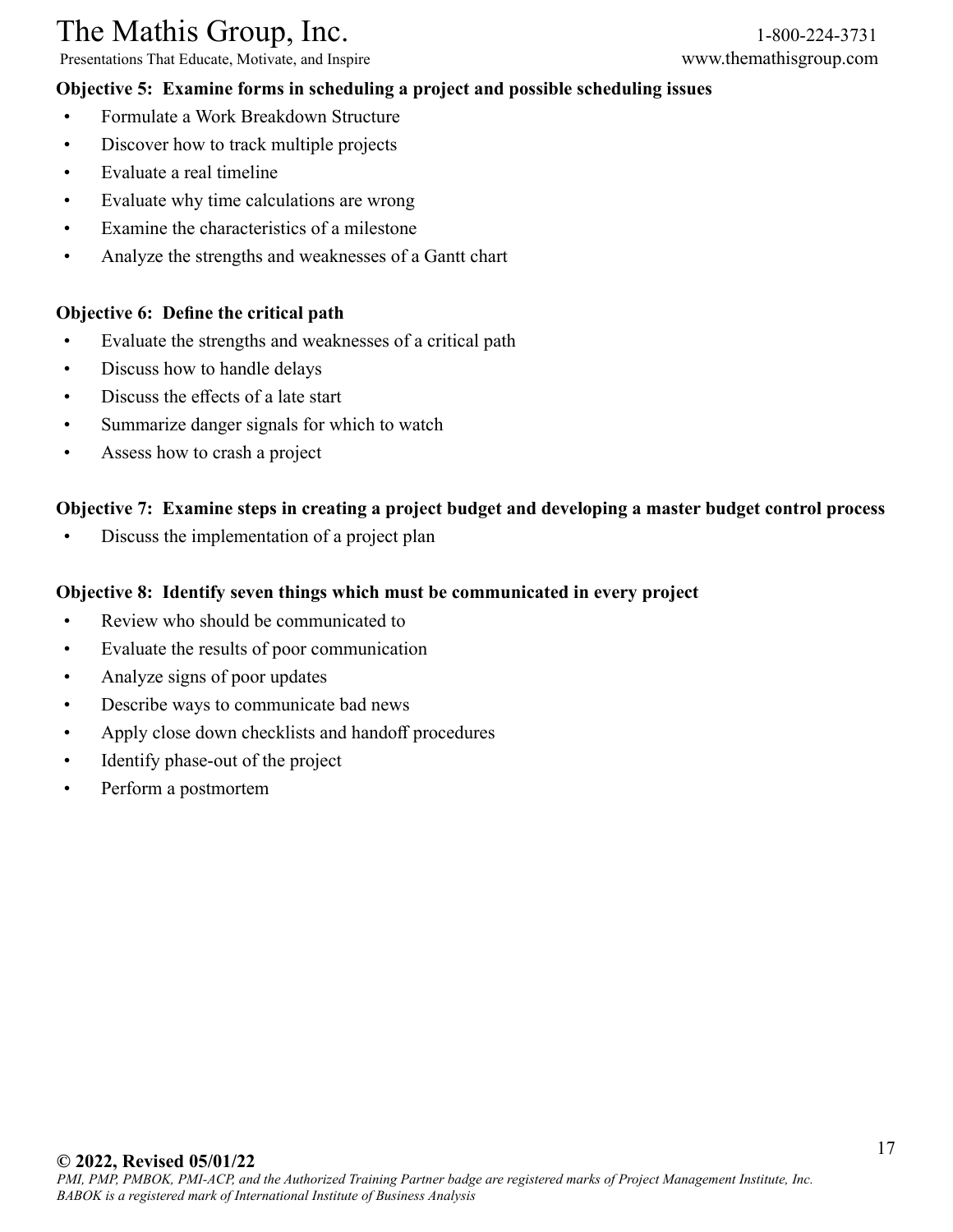**Objective 5: Examine forms in scheduling a project and possible scheduling issues**

- Formulate a Work Breakdown Structure
- Discover how to track multiple projects
- Evaluate a real timeline
- Evaluate why time calculations are wrong
- Examine the characteristics of a milestone
- Analyze the strengths and weaknesses of a Gantt chart

**Objective 6: Define the critical path**

- Evaluate the strengths and weaknesses of a critical path
- Discuss how to handle delays
- Discuss the effects of a late start
- Summarize danger signals for which to watch
- Assess how to crash a project

**Objective 7: Examine steps in creating a project budget and developing a master budget control process**

- Discuss the implementation of a project plan

**Objective 8: Identify seven things which must be communicated in every project**

- Review who should be communicated to
- Evaluate the results of poor communication
- Analyze signs of poor updates
- Describe ways to communicate bad news
- Apply close down checklists and handoff procedures
- Identify phase-out of the project
- Perform a postmortem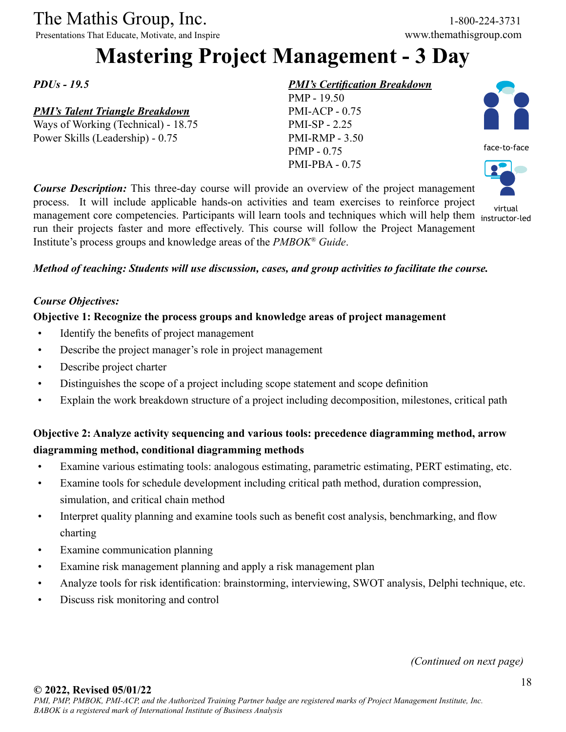# Mastering Project Management - 3 Day

*PDUs - 19.5*

***PMI's Talent Triangle Breakdown***
Ways of Working (Technical) - 18.75
Power Skills (Leadership) - 0.75

***PMI's Certification Breakdown***
PMP - 19.50
PMI-ACP - 0.75
PMI-SP - 2.25
PMI-RMP - 3.50
PfMP - 0.75
PMI-PBA - 0.75

face-to-face

virtual instructor-led

***Course Description:*** This three-day course will provide an overview of the project management process. It will include applicable hands-on activities and team exercises to reinforce project management core competencies. Participants will learn tools and techniques which will help them run their projects faster and more effectively. This course will follow the Project Management Institute's process groups and knowledge areas of the *PMBOK® Guide*.

***Method of teaching: Students will use discussion, cases, and group activities to facilitate the course.***

***Course Objectives:***

**Objective 1: Recognize the process groups and knowledge areas of project management**

- Identify the benefits of project management
- Describe the project manager's role in project management
- Describe project charter
- Distinguishes the scope of a project including scope statement and scope definition
- Explain the work breakdown structure of a project including decomposition, milestones, critical path

**Objective 2: Analyze activity sequencing and various tools: precedence diagramming method, arrow diagramming method, conditional diagramming methods**

- Examine various estimating tools: analogous estimating, parametric estimating, PERT estimating, etc.
- Examine tools for schedule development including critical path method, duration compression, simulation, and critical chain method
- Interpret quality planning and examine tools such as benefit cost analysis, benchmarking, and flow charting
- Examine communication planning
- Examine risk management planning and apply a risk management plan
- Analyze tools for risk identification: brainstorming, interviewing, SWOT analysis, Delphi technique, etc.
- Discuss risk monitoring and control

*(Continued on next page)*

**© 2022, Revised 05/01/22**
*PMI, PMP, PMBOK, PMI-ACP, and the Authorized Training Partner badge are registered marks of Project Management Institute, Inc.*
*BABOK is a registered mark of International Institute of Business Analysis*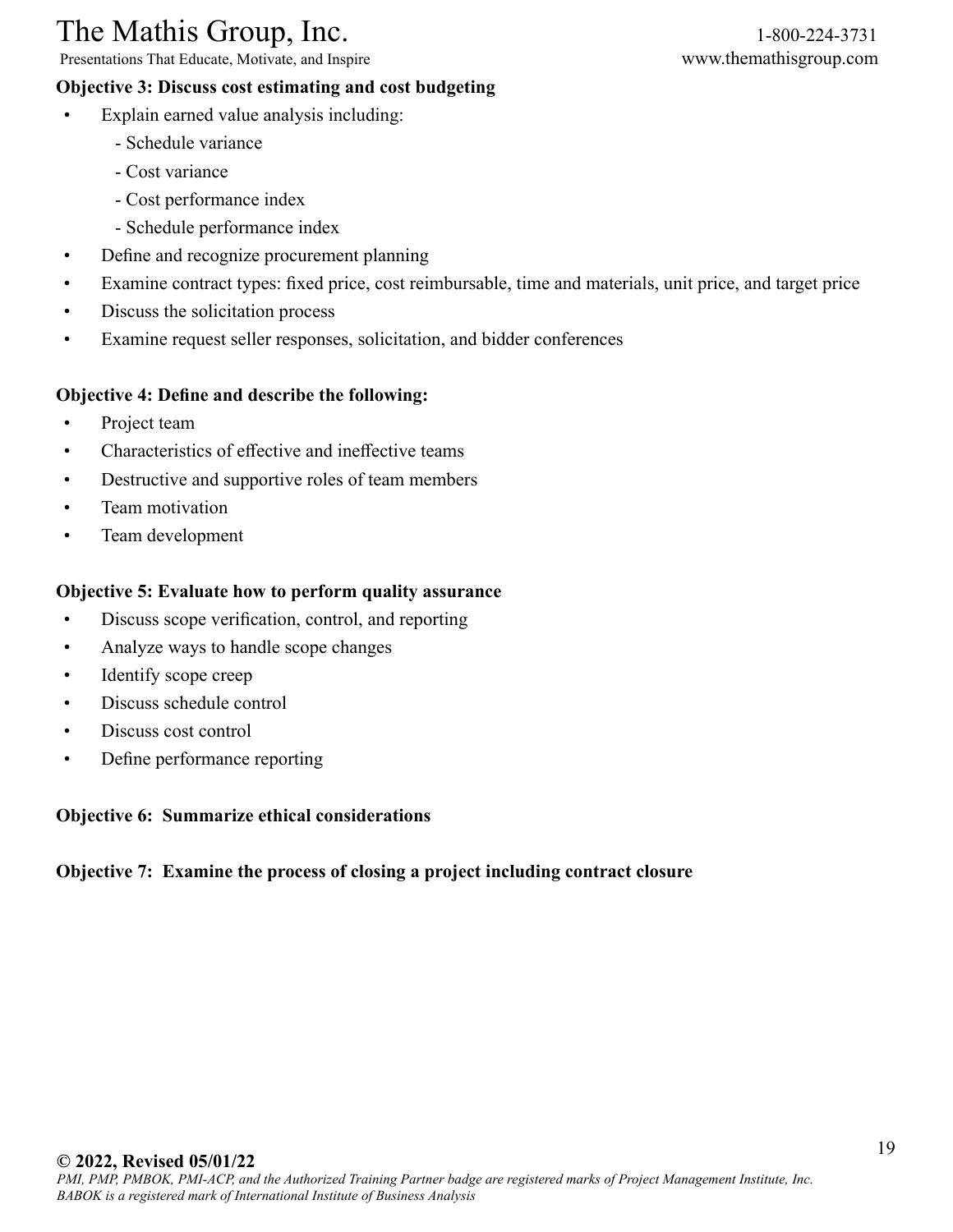**Objective 3: Discuss cost estimating and cost budgeting**

- Explain earned value analysis including:
    - Schedule variance
    - Cost variance
    - Cost performance index
    - Schedule performance index
- Define and recognize procurement planning
- Examine contract types: fixed price, cost reimbursable, time and materials, unit price, and target price
- Discuss the solicitation process
- Examine request seller responses, solicitation, and bidder conferences

**Objective 4: Define and describe the following:**

- Project team
- Characteristics of effective and ineffective teams
- Destructive and supportive roles of team members
- Team motivation
- Team development

**Objective 5: Evaluate how to perform quality assurance**

- Discuss scope verification, control, and reporting
- Analyze ways to handle scope changes
- Identify scope creep
- Discuss schedule control
- Discuss cost control
- Define performance reporting

**Objective 6: Summarize ethical considerations**

**Objective 7: Examine the process of closing a project including contract closure**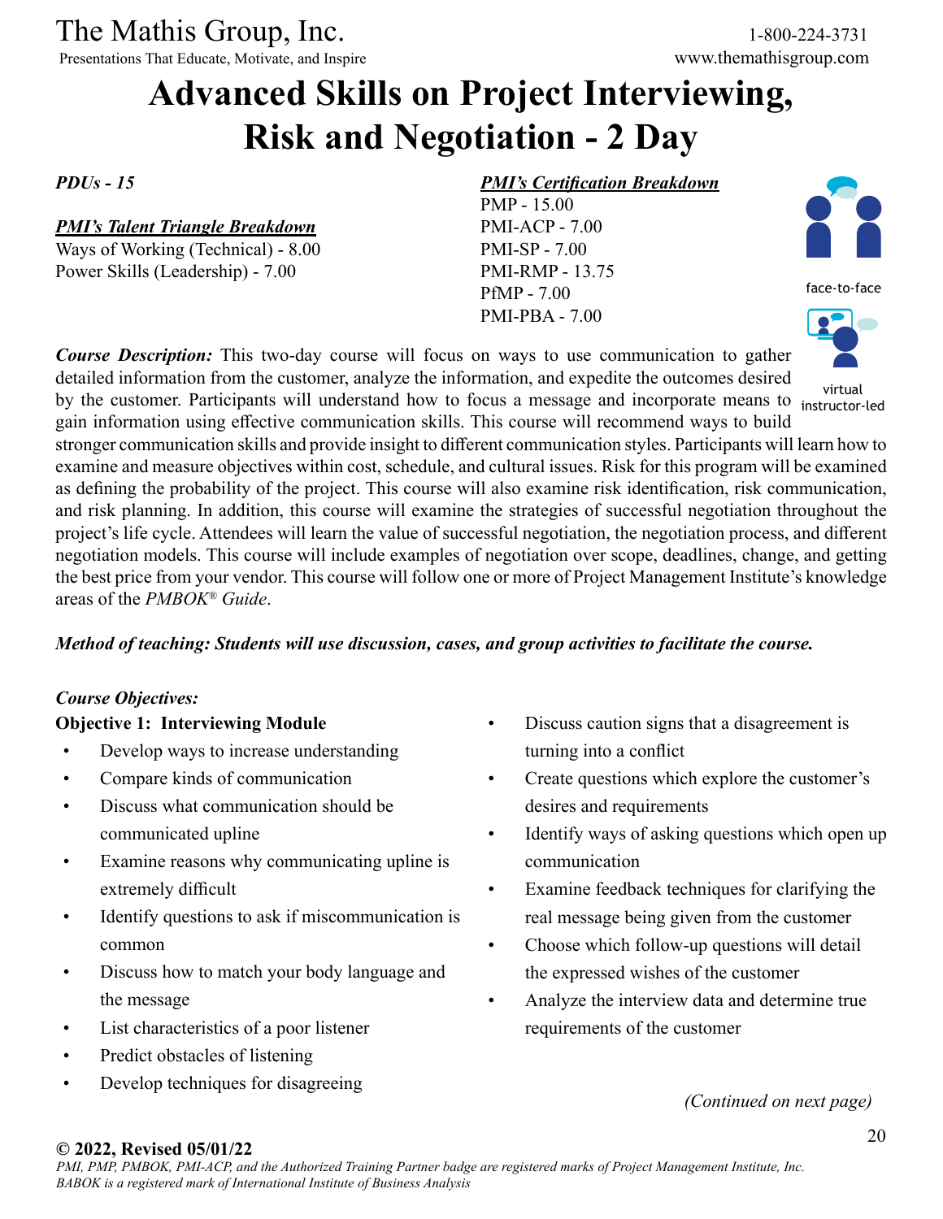The Mathis Group, Inc.
Presentations That Educate, Motivate, and Inspire

1-800-224-3731
www.themathisgroup.com

# Advanced Skills on Project Interviewing, Risk and Negotiation - 2 Day

*PDUs - 15*

***PMI's Talent Triangle Breakdown***
Ways of Working (Technical) - 8.00
Power Skills (Leadership) - 7.00

***PMI's Certification Breakdown***
PMP - 15.00
PMI-ACP - 7.00
PMI-SP - 7.00
PMI-RMP - 13.75
PfMP - 7.00
PMI-PBA - 7.00

face-to-face

virtual instructor-led

***Course Description:*** This two-day course will focus on ways to use communication to gather detailed information from the customer, analyze the information, and expedite the outcomes desired by the customer. Participants will understand how to focus a message and incorporate means to gain information using effective communication skills. This course will recommend ways to build stronger communication skills and provide insight to different communication styles. Participants will learn how to examine and measure objectives within cost, schedule, and cultural issues. Risk for this program will be examined as defining the probability of the project. This course will also examine risk identification, risk communication, and risk planning. In addition, this course will examine the strategies of successful negotiation throughout the project's life cycle. Attendees will learn the value of successful negotiation, the negotiation process, and different negotiation models. This course will include examples of negotiation over scope, deadlines, change, and getting the best price from your vendor. This course will follow one or more of Project Management Institute's knowledge areas of the *PMBOK® Guide*.

***Method of teaching: Students will use discussion, cases, and group activities to facilitate the course.***

***Course Objectives:***

**Objective 1: Interviewing Module**

- Develop ways to increase understanding
- Compare kinds of communication
- Discuss what communication should be communicated upline
- Examine reasons why communicating upline is extremely difficult
- Identify questions to ask if miscommunication is common
- Discuss how to match your body language and the message
- List characteristics of a poor listener
- Predict obstacles of listening
- Develop techniques for disagreeing
- Discuss caution signs that a disagreement is turning into a conflict
- Create questions which explore the customer's desires and requirements
- Identify ways of asking questions which open up communication
- Examine feedback techniques for clarifying the real message being given from the customer
- Choose which follow-up questions will detail the expressed wishes of the customer
- Analyze the interview data and determine true requirements of the customer

*(Continued on next page)*

**© 2022, Revised 05/01/22**
*PMI, PMP, PMBOK, PMI-ACP, and the Authorized Training Partner badge are registered marks of Project Management Institute, Inc.*
*BABOK is a registered mark of International Institute of Business Analysis*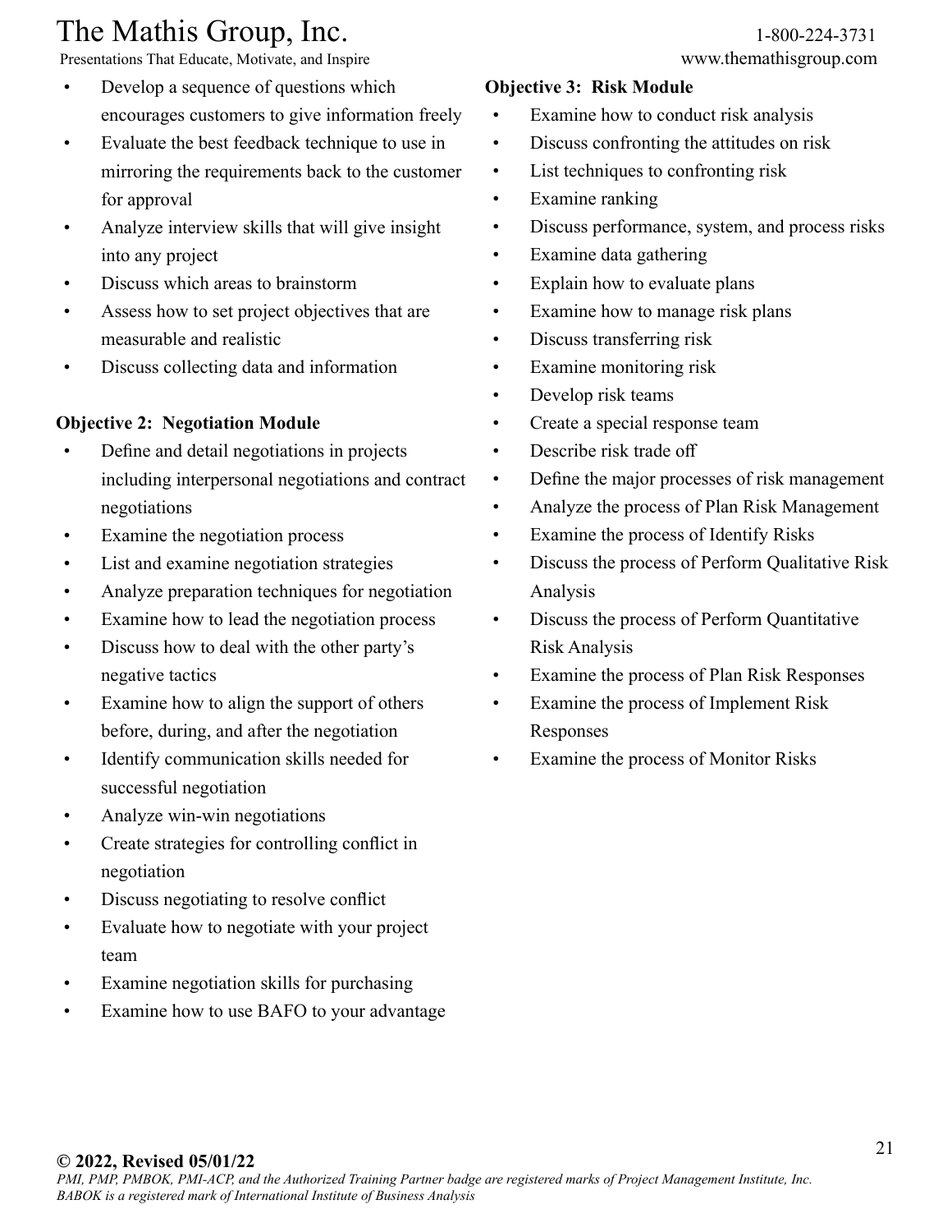- Develop a sequence of questions which encourages customers to give information freely
- Evaluate the best feedback technique to use in mirroring the requirements back to the customer for approval
- Analyze interview skills that will give insight into any project
- Discuss which areas to brainstorm
- Assess how to set project objectives that are measurable and realistic
- Discuss collecting data and information

**Objective 2: Negotiation Module**

- Define and detail negotiations in projects including interpersonal negotiations and contract negotiations
- Examine the negotiation process
- List and examine negotiation strategies
- Analyze preparation techniques for negotiation
- Examine how to lead the negotiation process
- Discuss how to deal with the other party's negative tactics
- Examine how to align the support of others before, during, and after the negotiation
- Identify communication skills needed for successful negotiation
- Analyze win-win negotiations
- Create strategies for controlling conflict in negotiation
- Discuss negotiating to resolve conflict
- Evaluate how to negotiate with your project team
- Examine negotiation skills for purchasing
- Examine how to use BAFO to your advantage

**Objective 3: Risk Module**

- Examine how to conduct risk analysis
- Discuss confronting the attitudes on risk
- List techniques to confronting risk
- Examine ranking
- Discuss performance, system, and process risks
- Examine data gathering
- Explain how to evaluate plans
- Examine how to manage risk plans
- Discuss transferring risk
- Examine monitoring risk
- Develop risk teams
- Create a special response team
- Describe risk trade off
- Define the major processes of risk management
- Analyze the process of Plan Risk Management
- Examine the process of Identify Risks
- Discuss the process of Perform Qualitative Risk Analysis
- Discuss the process of Perform Quantitative Risk Analysis
- Examine the process of Plan Risk Responses
- Examine the process of Implement Risk Responses
- Examine the process of Monitor Risks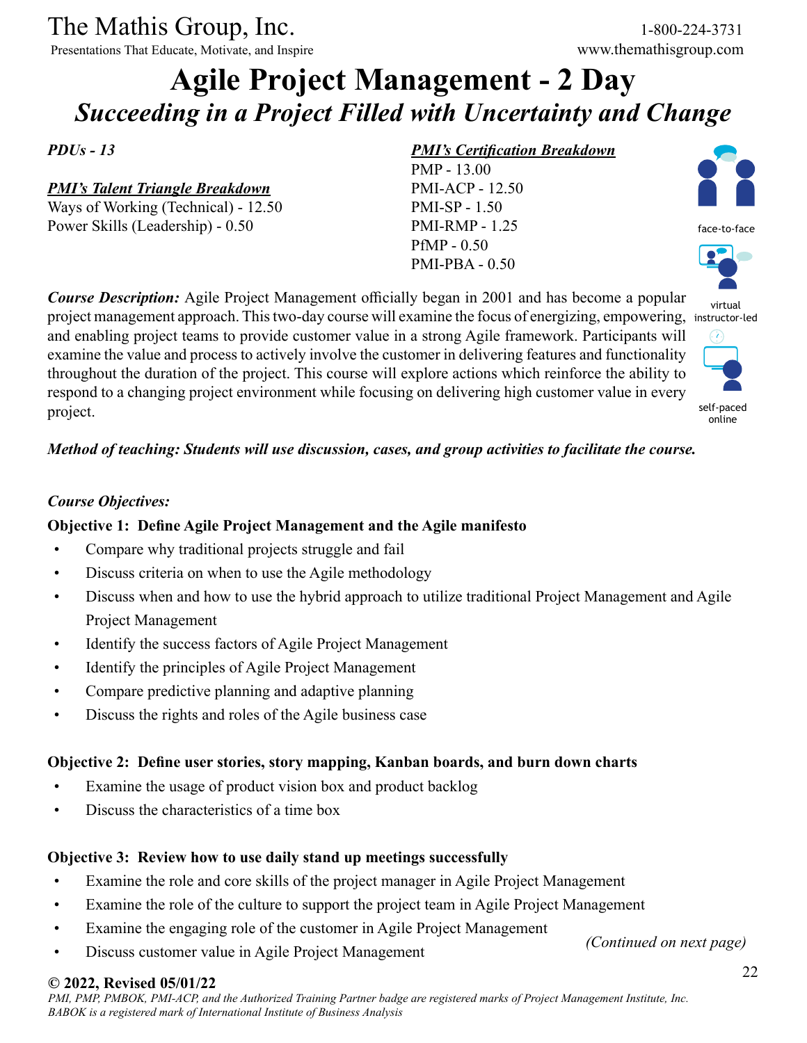# Agile Project Management - 2 Day

## *Succeeding in a Project Filled with Uncertainty and Change*

***PDUs - 13***

***PMI's Talent Triangle Breakdown***

Ways of Working (Technical) - 12.50
Power Skills (Leadership) - 0.50

***PMI's Certification Breakdown***

PMP - 13.00
PMI-ACP - 12.50
PMI-SP - 1.50
PMI-RMP - 1.25
PfMP - 0.50
PMI-PBA - 0.50

face-to-face

virtual instructor-led

self-paced online

***Course Description:*** Agile Project Management officially began in 2001 and has become a popular project management approach. This two-day course will examine the focus of energizing, empowering, and enabling project teams to provide customer value in a strong Agile framework. Participants will examine the value and process to actively involve the customer in delivering features and functionality throughout the duration of the project. This course will explore actions which reinforce the ability to respond to a changing project environment while focusing on delivering high customer value in every project.

***Method of teaching: Students will use discussion, cases, and group activities to facilitate the course.***

***Course Objectives:***

**Objective 1: Define Agile Project Management and the Agile manifesto**

- Compare why traditional projects struggle and fail
- Discuss criteria on when to use the Agile methodology
- Discuss when and how to use the hybrid approach to utilize traditional Project Management and Agile Project Management
- Identify the success factors of Agile Project Management
- Identify the principles of Agile Project Management
- Compare predictive planning and adaptive planning
- Discuss the rights and roles of the Agile business case

**Objective 2: Define user stories, story mapping, Kanban boards, and burn down charts**

- Examine the usage of product vision box and product backlog
- Discuss the characteristics of a time box

**Objective 3: Review how to use daily stand up meetings successfully**

- Examine the role and core skills of the project manager in Agile Project Management
- Examine the role of the culture to support the project team in Agile Project Management
- Examine the engaging role of the customer in Agile Project Management
- Discuss customer value in Agile Project Management

*(Continued on next page)*

**© 2022, Revised 05/01/22**

*PMI, PMP, PMBOK, PMI-ACP, and the Authorized Training Partner badge are registered marks of Project Management Institute, Inc. BABOK is a registered mark of International Institute of Business Analysis*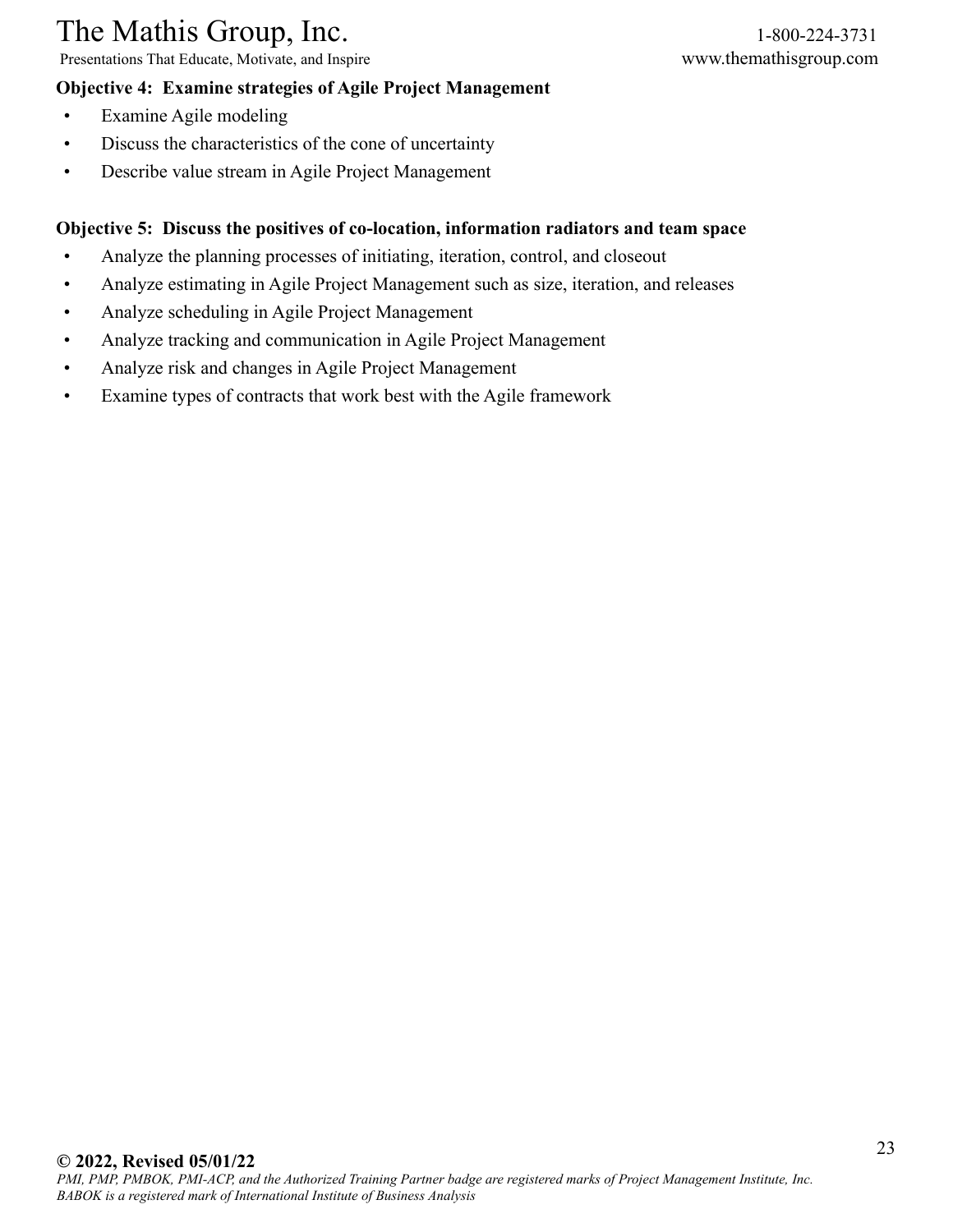**Objective 4: Examine strategies of Agile Project Management**

- Examine Agile modeling
- Discuss the characteristics of the cone of uncertainty
- Describe value stream in Agile Project Management

**Objective 5: Discuss the positives of co-location, information radiators and team space**

- Analyze the planning processes of initiating, iteration, control, and closeout
- Analyze estimating in Agile Project Management such as size, iteration, and releases
- Analyze scheduling in Agile Project Management
- Analyze tracking and communication in Agile Project Management
- Analyze risk and changes in Agile Project Management
- Examine types of contracts that work best with the Agile framework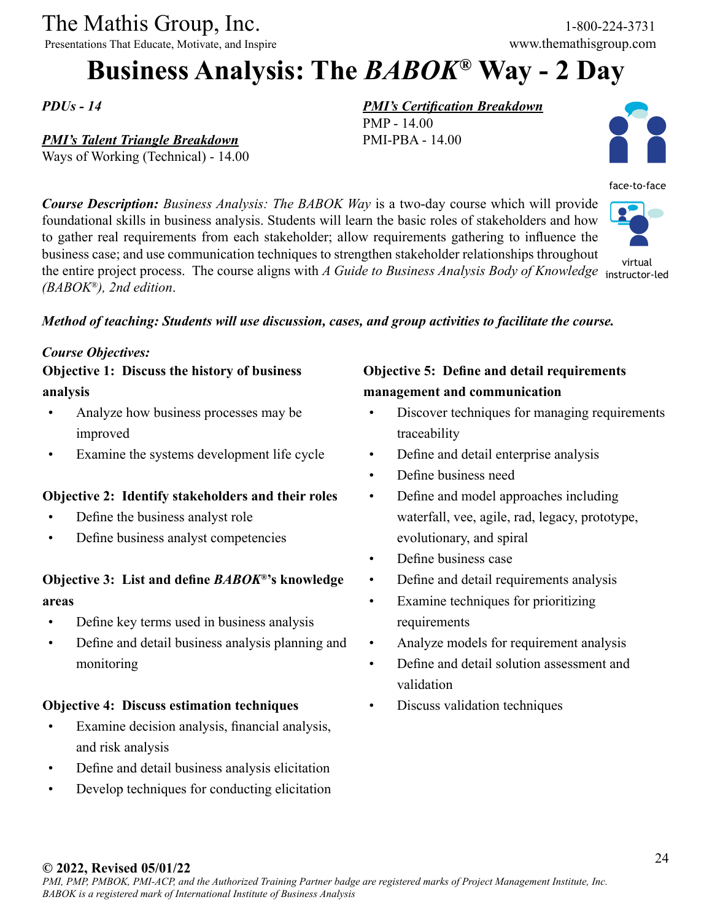The Mathis Group, Inc.
Presentations That Educate, Motivate, and Inspire

1-800-224-3731
www.themathisgroup.com

# Business Analysis: The *BABOK*® Way - 2 Day

*PDUs - 14*

***PMI's Talent Triangle Breakdown***
Ways of Working (Technical) - 14.00

***PMI's Certification Breakdown***
PMP - 14.00
PMI-PBA - 14.00

face-to-face

virtual instructor-led

***Course Description:*** *Business Analysis: The BABOK Way* is a two-day course which will provide foundational skills in business analysis. Students will learn the basic roles of stakeholders and how to gather real requirements from each stakeholder; allow requirements gathering to influence the business case; and use communication techniques to strengthen stakeholder relationships throughout the entire project process. The course aligns with *A Guide to Business Analysis Body of Knowledge (BABOK®), 2nd edition*.

***Method of teaching: Students will use discussion, cases, and group activities to facilitate the course.***

***Course Objectives:***

**Objective 1: Discuss the history of business analysis**

- Analyze how business processes may be improved
- Examine the systems development life cycle

**Objective 2: Identify stakeholders and their roles**

- Define the business analyst role
- Define business analyst competencies

**Objective 3: List and define *BABOK*®'s knowledge areas**

- Define key terms used in business analysis
- Define and detail business analysis planning and monitoring

**Objective 4: Discuss estimation techniques**

- Examine decision analysis, financial analysis, and risk analysis
- Define and detail business analysis elicitation
- Develop techniques for conducting elicitation

**Objective 5: Define and detail requirements management and communication**

- Discover techniques for managing requirements traceability
- Define and detail enterprise analysis
- Define business need
- Define and model approaches including waterfall, vee, agile, rad, legacy, prototype, evolutionary, and spiral
- Define business case
- Define and detail requirements analysis
- Examine techniques for prioritizing requirements
- Analyze models for requirement analysis
- Define and detail solution assessment and validation
- Discuss validation techniques

**© 2022, Revised 05/01/22**
*PMI, PMP, PMBOK, PMI-ACP, and the Authorized Training Partner badge are registered marks of Project Management Institute, Inc.*
*BABOK is a registered mark of International Institute of Business Analysis*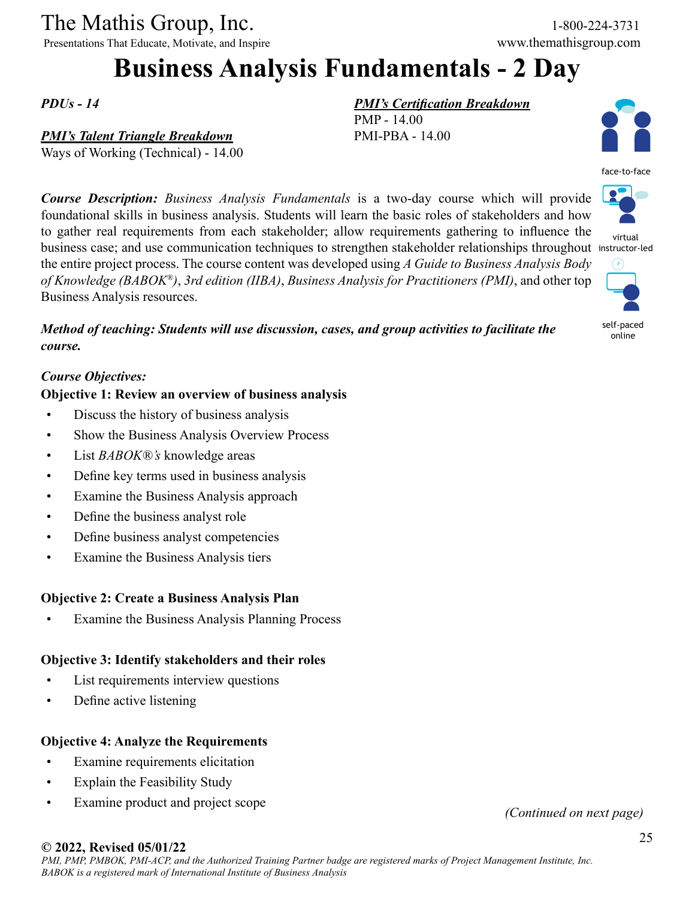# Business Analysis Fundamentals - 2 Day

*PDUs - 14*

***PMI's Talent Triangle Breakdown***
Ways of Working (Technical) - 14.00

***PMI's Certification Breakdown***
PMP - 14.00
PMI-PBA - 14.00

face-to-face

virtual instructor-led

self-paced online

***Course Description:*** *Business Analysis Fundamentals* is a two-day course which will provide foundational skills in business analysis. Students will learn the basic roles of stakeholders and how to gather real requirements from each stakeholder; allow requirements gathering to influence the business case; and use communication techniques to strengthen stakeholder relationships throughout the entire project process. The course content was developed using *A Guide to Business Analysis Body of Knowledge (BABOK®), 3rd edition (IIBA)*, *Business Analysis for Practitioners (PMI)*, and other top Business Analysis resources.

***Method of teaching: Students will use discussion, cases, and group activities to facilitate the course.***

***Course Objectives:***

**Objective 1: Review an overview of business analysis**

- Discuss the history of business analysis
- Show the Business Analysis Overview Process
- List *BABOK®'s* knowledge areas
- Define key terms used in business analysis
- Examine the Business Analysis approach
- Define the business analyst role
- Define business analyst competencies
- Examine the Business Analysis tiers

**Objective 2: Create a Business Analysis Plan**

- Examine the Business Analysis Planning Process

**Objective 3: Identify stakeholders and their roles**

- List requirements interview questions
- Define active listening

**Objective 4: Analyze the Requirements**

- Examine requirements elicitation
- Explain the Feasibility Study
- Examine product and project scope

*(Continued on next page)*

**© 2022, Revised 05/01/22**
*PMI, PMP, PMBOK, PMI-ACP, and the Authorized Training Partner badge are registered marks of Project Management Institute, Inc.*
*BABOK is a registered mark of International Institute of Business Analysis*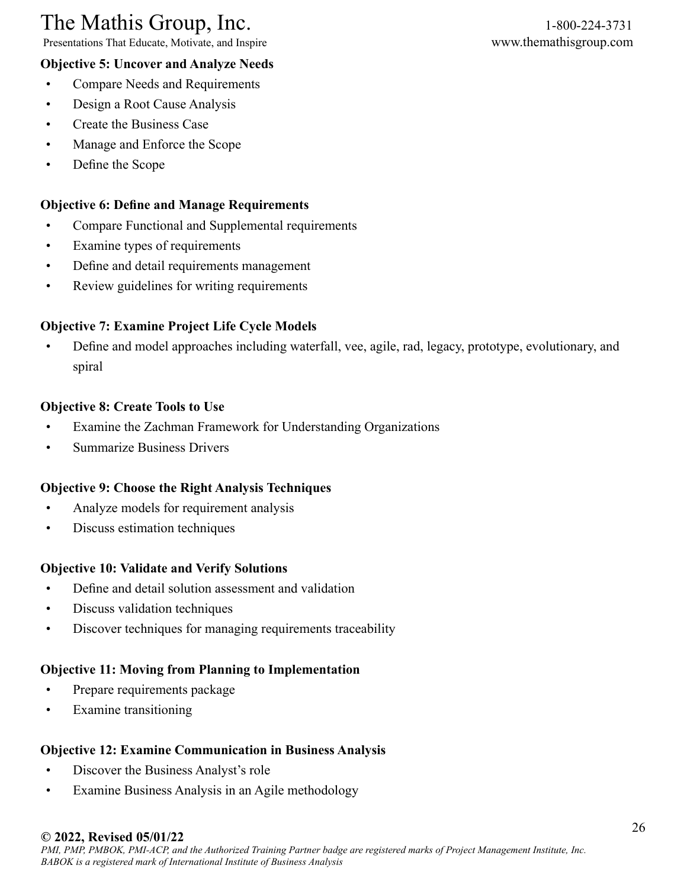**Objective 5: Uncover and Analyze Needs**

- Compare Needs and Requirements
- Design a Root Cause Analysis
- Create the Business Case
- Manage and Enforce the Scope
- Define the Scope

**Objective 6: Define and Manage Requirements**

- Compare Functional and Supplemental requirements
- Examine types of requirements
- Define and detail requirements management
- Review guidelines for writing requirements

**Objective 7: Examine Project Life Cycle Models**

- Define and model approaches including waterfall, vee, agile, rad, legacy, prototype, evolutionary, and spiral

**Objective 8: Create Tools to Use**

- Examine the Zachman Framework for Understanding Organizations
- Summarize Business Drivers

**Objective 9: Choose the Right Analysis Techniques**

- Analyze models for requirement analysis
- Discuss estimation techniques

**Objective 10: Validate and Verify Solutions**

- Define and detail solution assessment and validation
- Discuss validation techniques
- Discover techniques for managing requirements traceability

**Objective 11: Moving from Planning to Implementation**

- Prepare requirements package
- Examine transitioning

**Objective 12: Examine Communication in Business Analysis**

- Discover the Business Analyst's role
- Examine Business Analysis in an Agile methodology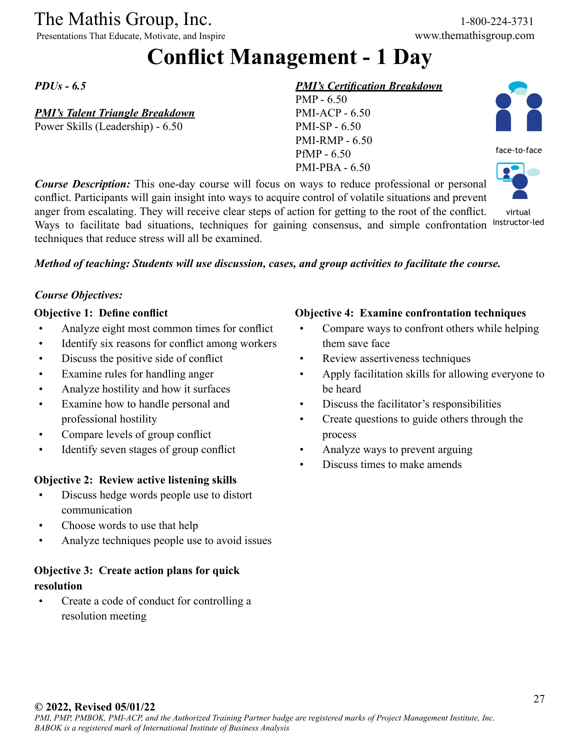# Conflict Management - 1 Day

***PDUs - 6.5***

***PMI's Talent Triangle Breakdown***
Power Skills (Leadership) - 6.50

***PMI's Certification Breakdown***
PMP - 6.50
PMI-ACP - 6.50
PMI-SP - 6.50
PMI-RMP - 6.50
PfMP - 6.50
PMI-PBA - 6.50

face-to-face

virtual instructor-led

***Course Description:*** This one-day course will focus on ways to reduce professional or personal conflict. Participants will gain insight into ways to acquire control of volatile situations and prevent anger from escalating. They will receive clear steps of action for getting to the root of the conflict. Ways to facilitate bad situations, techniques for gaining consensus, and simple confrontation techniques that reduce stress will all be examined.

***Method of teaching: Students will use discussion, cases, and group activities to facilitate the course.***

***Course Objectives:***

**Objective 1: Define conflict**
- Analyze eight most common times for conflict
- Identify six reasons for conflict among workers
- Discuss the positive side of conflict
- Examine rules for handling anger
- Analyze hostility and how it surfaces
- Examine how to handle personal and professional hostility
- Compare levels of group conflict
- Identify seven stages of group conflict

**Objective 2: Review active listening skills**
- Discuss hedge words people use to distort communication
- Choose words to use that help
- Analyze techniques people use to avoid issues

**Objective 3: Create action plans for quick resolution**
- Create a code of conduct for controlling a resolution meeting

**Objective 4: Examine confrontation techniques**
- Compare ways to confront others while helping them save face
- Review assertiveness techniques
- Apply facilitation skills for allowing everyone to be heard
- Discuss the facilitator's responsibilities
- Create questions to guide others through the process
- Analyze ways to prevent arguing
- Discuss times to make amends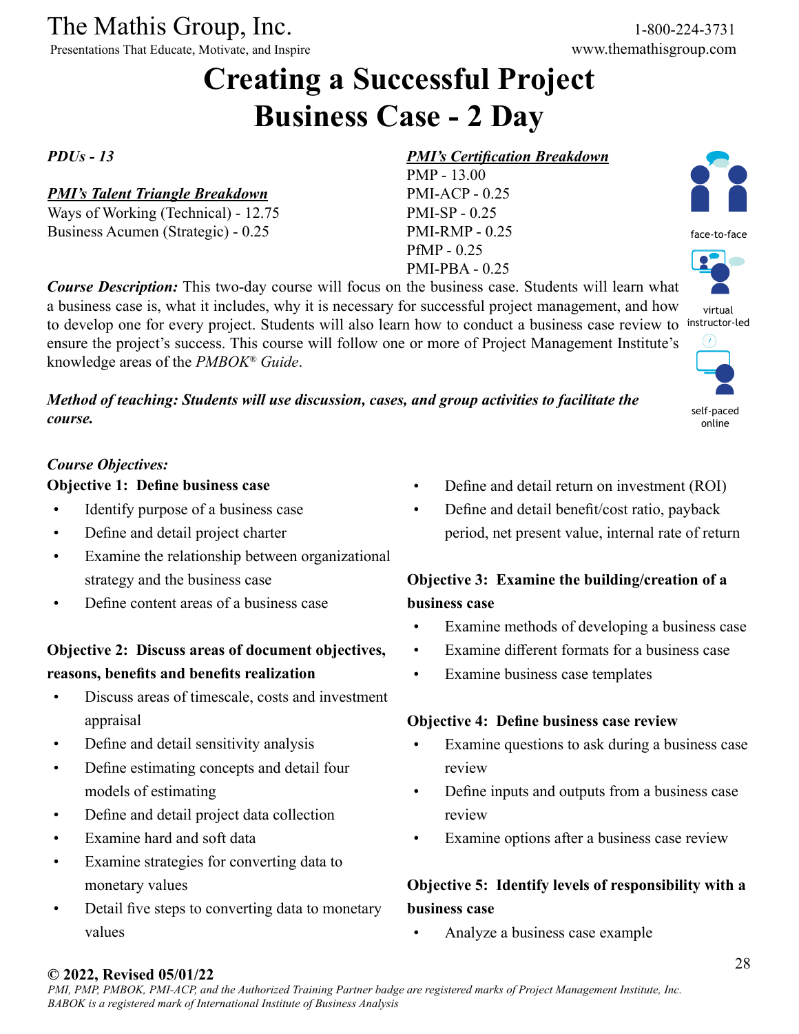# Creating a Successful Project Business Case - 2 Day

*PDUs - 13*

***PMI's Talent Triangle Breakdown***

Ways of Working (Technical) - 12.75
Business Acumen (Strategic) - 0.25

***PMI's Certification Breakdown***

PMP - 13.00
PMI-ACP - 0.25
PMI-SP - 0.25
PMI-RMP - 0.25
PfMP - 0.25
PMI-PBA - 0.25

face-to-face

virtual instructor-led

self-paced online

***Course Description:*** This two-day course will focus on the business case. Students will learn what a business case is, what it includes, why it is necessary for successful project management, and how to develop one for every project. Students will also learn how to conduct a business case review to ensure the project's success. This course will follow one or more of Project Management Institute's knowledge areas of the *PMBOK® Guide*.

***Method of teaching: Students will use discussion, cases, and group activities to facilitate the course.***

*Course Objectives:*

**Objective 1: Define business case**

- Identify purpose of a business case
- Define and detail project charter
- Examine the relationship between organizational strategy and the business case
- Define content areas of a business case

**Objective 2: Discuss areas of document objectives, reasons, benefits and benefits realization**

- Discuss areas of timescale, costs and investment appraisal
- Define and detail sensitivity analysis
- Define estimating concepts and detail four models of estimating
- Define and detail project data collection
- Examine hard and soft data
- Examine strategies for converting data to monetary values
- Detail five steps to converting data to monetary values
- Define and detail return on investment (ROI)
- Define and detail benefit/cost ratio, payback period, net present value, internal rate of return

**Objective 3: Examine the building/creation of a business case**

- Examine methods of developing a business case
- Examine different formats for a business case
- Examine business case templates

**Objective 4: Define business case review**

- Examine questions to ask during a business case review
- Define inputs and outputs from a business case review
- Examine options after a business case review

**Objective 5: Identify levels of responsibility with a business case**

- Analyze a business case example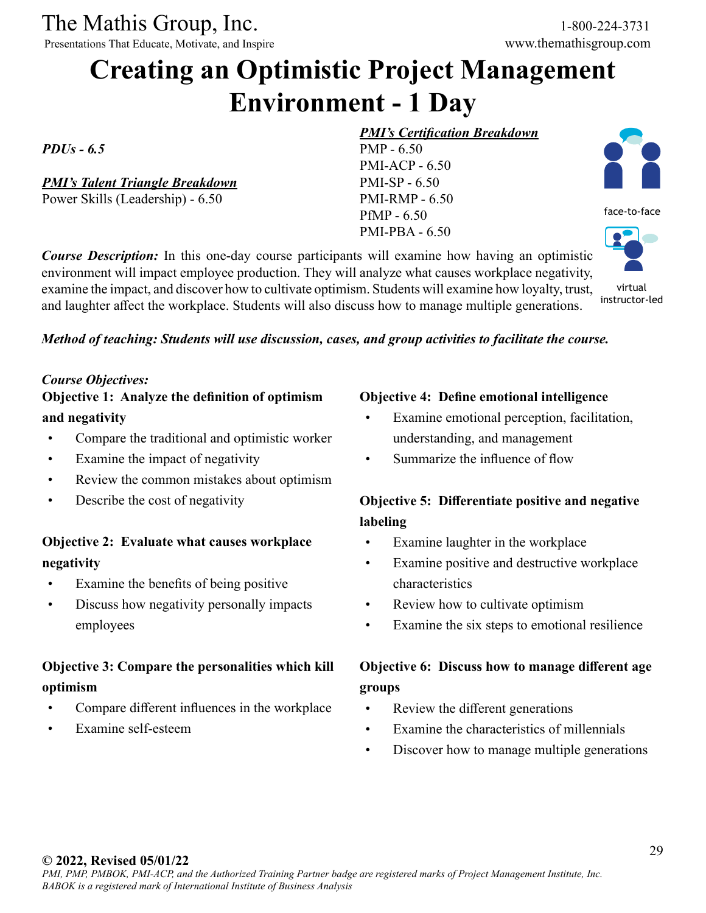# Creating an Optimistic Project Management Environment - 1 Day

*PDUs - 6.5*

***PMI's Talent Triangle Breakdown***
Power Skills (Leadership) - 6.50

***PMI's Certification Breakdown***
PMP - 6.50
PMI-ACP - 6.50
PMI-SP - 6.50
PMI-RMP - 6.50
PfMP - 6.50
PMI-PBA - 6.50

face-to-face

virtual instructor-led

***Course Description:*** In this one-day course participants will examine how having an optimistic environment will impact employee production. They will analyze what causes workplace negativity, examine the impact, and discover how to cultivate optimism. Students will examine how loyalty, trust, and laughter affect the workplace. Students will also discuss how to manage multiple generations.

***Method of teaching: Students will use discussion, cases, and group activities to facilitate the course.***

*Course Objectives:*

**Objective 1: Analyze the definition of optimism and negativity**

- Compare the traditional and optimistic worker
- Examine the impact of negativity
- Review the common mistakes about optimism
- Describe the cost of negativity

**Objective 2: Evaluate what causes workplace negativity**

- Examine the benefits of being positive
- Discuss how negativity personally impacts employees

**Objective 3: Compare the personalities which kill optimism**

- Compare different influences in the workplace
- Examine self-esteem

**Objective 4: Define emotional intelligence**

- Examine emotional perception, facilitation, understanding, and management
- Summarize the influence of flow

**Objective 5: Differentiate positive and negative labeling**

- Examine laughter in the workplace
- Examine positive and destructive workplace characteristics
- Review how to cultivate optimism
- Examine the six steps to emotional resilience

**Objective 6: Discuss how to manage different age groups**

- Review the different generations
- Examine the characteristics of millennials
- Discover how to manage multiple generations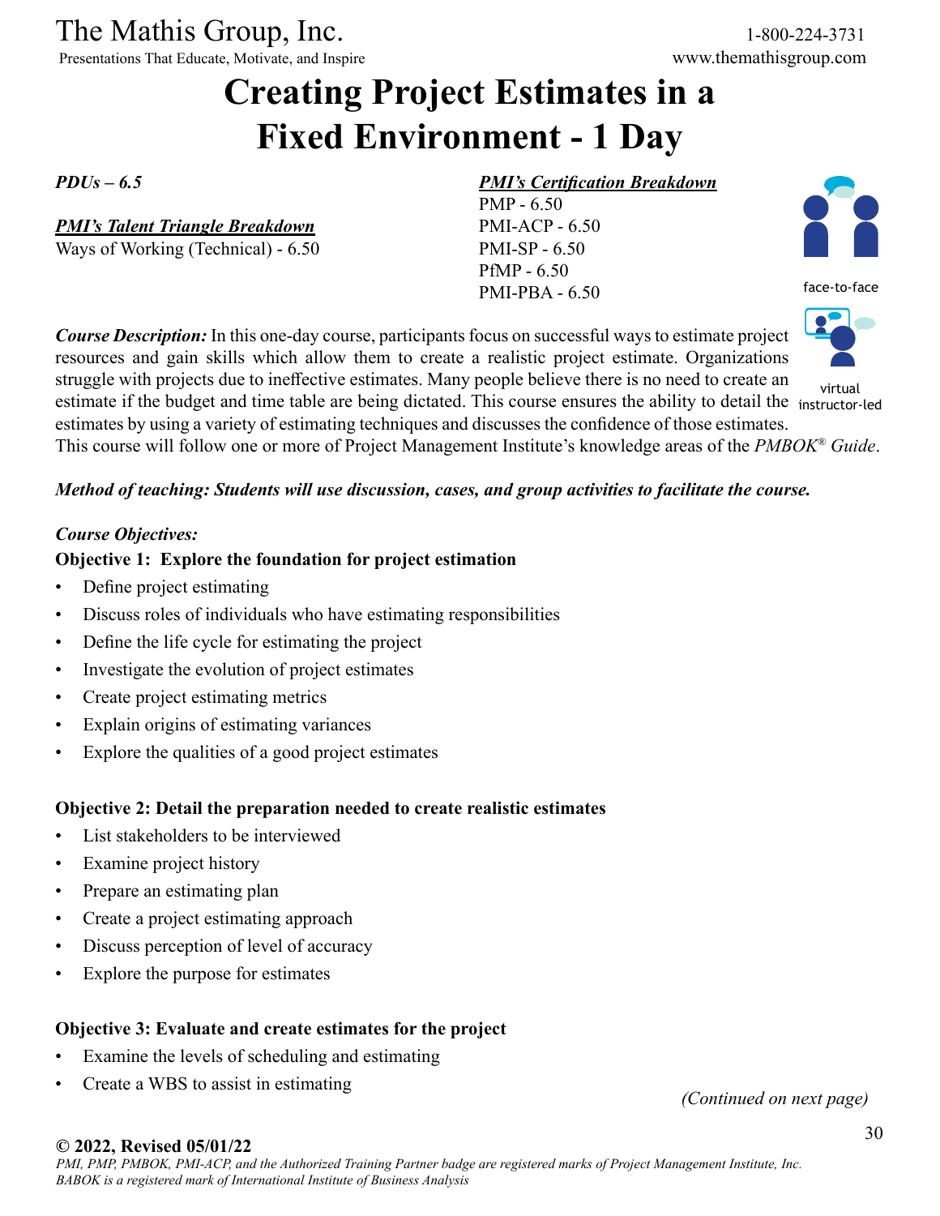# Creating Project Estimates in a Fixed Environment - 1 Day

*PDUs – 6.5*

***PMI's Talent Triangle Breakdown***
Ways of Working (Technical) - 6.50

***PMI's Certification Breakdown***
PMP - 6.50
PMI-ACP - 6.50
PMI-SP - 6.50
PfMP - 6.50
PMI-PBA - 6.50

face-to-face

virtual instructor-led

***Course Description:*** In this one-day course, participants focus on successful ways to estimate project resources and gain skills which allow them to create a realistic project estimate. Organizations struggle with projects due to ineffective estimates. Many people believe there is no need to create an estimate if the budget and time table are being dictated. This course ensures the ability to detail the estimates by using a variety of estimating techniques and discusses the confidence of those estimates. This course will follow one or more of Project Management Institute's knowledge areas of the *PMBOK® Guide*.

***Method of teaching: Students will use discussion, cases, and group activities to facilitate the course.***

***Course Objectives:***

**Objective 1: Explore the foundation for project estimation**

- Define project estimating
- Discuss roles of individuals who have estimating responsibilities
- Define the life cycle for estimating the project
- Investigate the evolution of project estimates
- Create project estimating metrics
- Explain origins of estimating variances
- Explore the qualities of a good project estimates

**Objective 2: Detail the preparation needed to create realistic estimates**

- List stakeholders to be interviewed
- Examine project history
- Prepare an estimating plan
- Create a project estimating approach
- Discuss perception of level of accuracy
- Explore the purpose for estimates

**Objective 3: Evaluate and create estimates for the project**

- Examine the levels of scheduling and estimating
- Create a WBS to assist in estimating

*(Continued on next page)*

**© 2022, Revised 05/01/22**

*PMI, PMP, PMBOK, PMI-ACP, and the Authorized Training Partner badge are registered marks of Project Management Institute, Inc.*
*BABOK is a registered mark of International Institute of Business Analysis*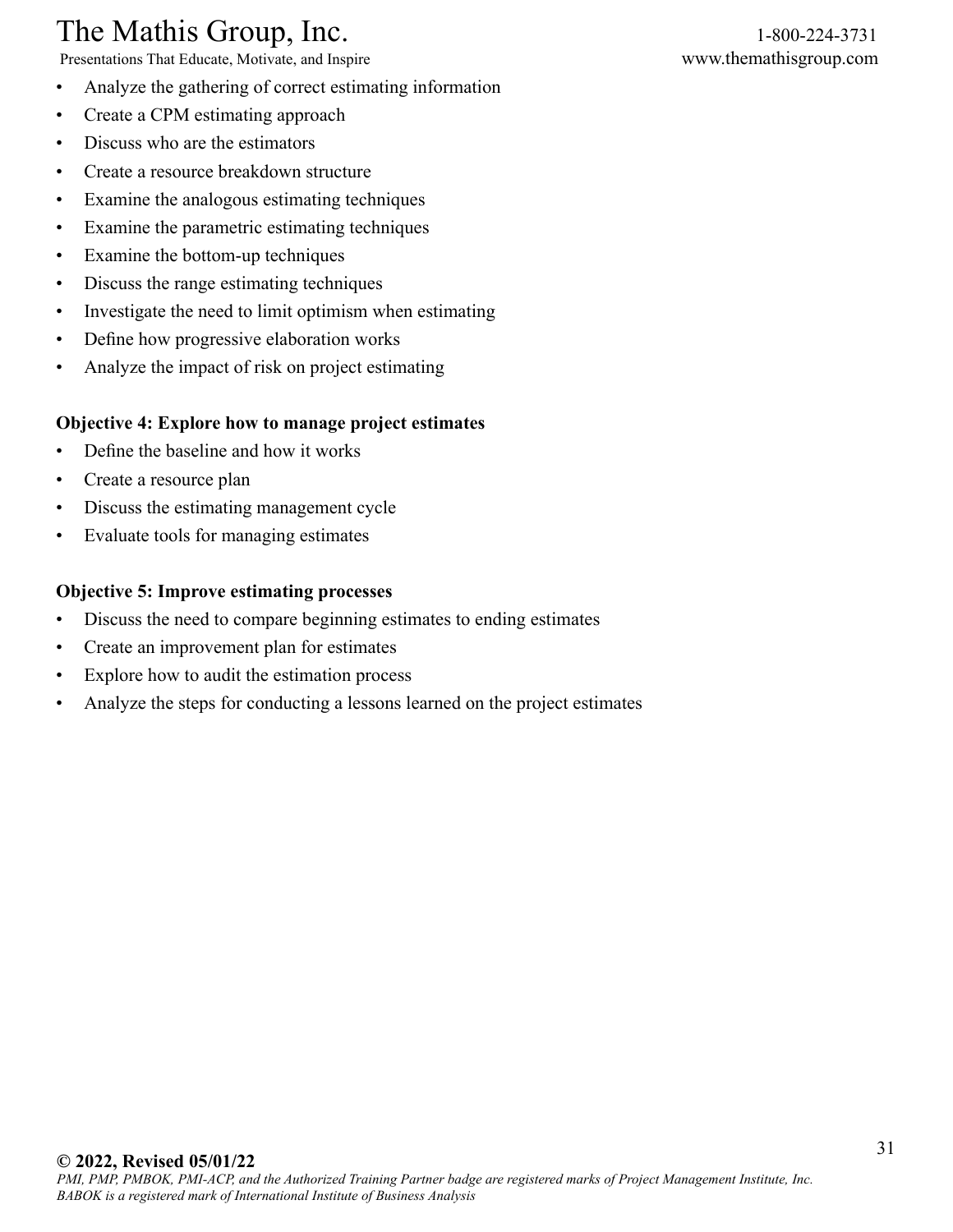- Analyze the gathering of correct estimating information
- Create a CPM estimating approach
- Discuss who are the estimators
- Create a resource breakdown structure
- Examine the analogous estimating techniques
- Examine the parametric estimating techniques
- Examine the bottom-up techniques
- Discuss the range estimating techniques
- Investigate the need to limit optimism when estimating
- Define how progressive elaboration works
- Analyze the impact of risk on project estimating

**Objective 4: Explore how to manage project estimates**

- Define the baseline and how it works
- Create a resource plan
- Discuss the estimating management cycle
- Evaluate tools for managing estimates

**Objective 5: Improve estimating processes**

- Discuss the need to compare beginning estimates to ending estimates
- Create an improvement plan for estimates
- Explore how to audit the estimation process
- Analyze the steps for conducting a lessons learned on the project estimates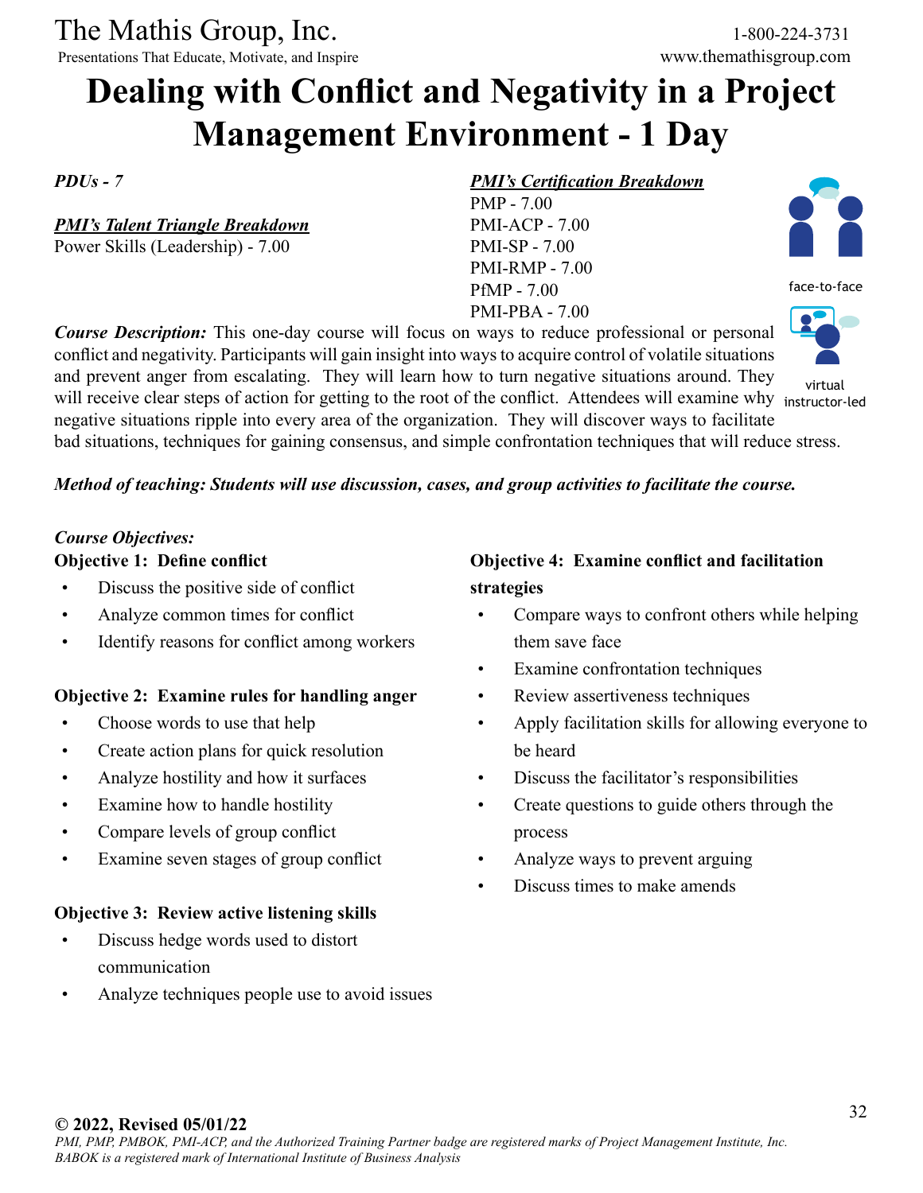# Dealing with Conflict and Negativity in a Project Management Environment - 1 Day

*PDUs - 7*

***PMI's Talent Triangle Breakdown***
Power Skills (Leadership) - 7.00

***PMI's Certification Breakdown***
PMP - 7.00
PMI-ACP - 7.00
PMI-SP - 7.00
PMI-RMP - 7.00
PfMP - 7.00
PMI-PBA - 7.00

face-to-face

virtual instructor-led

***Course Description:*** This one-day course will focus on ways to reduce professional or personal conflict and negativity. Participants will gain insight into ways to acquire control of volatile situations and prevent anger from escalating. They will learn how to turn negative situations around. They will receive clear steps of action for getting to the root of the conflict. Attendees will examine why negative situations ripple into every area of the organization. They will discover ways to facilitate bad situations, techniques for gaining consensus, and simple confrontation techniques that will reduce stress.

***Method of teaching: Students will use discussion, cases, and group activities to facilitate the course.***

*Course Objectives:*

**Objective 1: Define conflict**

- Discuss the positive side of conflict
- Analyze common times for conflict
- Identify reasons for conflict among workers

**Objective 2: Examine rules for handling anger**

- Choose words to use that help
- Create action plans for quick resolution
- Analyze hostility and how it surfaces
- Examine how to handle hostility
- Compare levels of group conflict
- Examine seven stages of group conflict

**Objective 3: Review active listening skills**

- Discuss hedge words used to distort communication
- Analyze techniques people use to avoid issues

**Objective 4: Examine conflict and facilitation strategies**

- Compare ways to confront others while helping them save face
- Examine confrontation techniques
- Review assertiveness techniques
- Apply facilitation skills for allowing everyone to be heard
- Discuss the facilitator's responsibilities
- Create questions to guide others through the process
- Analyze ways to prevent arguing
- Discuss times to make amends

**© 2022, Revised 05/01/22**
*PMI, PMP, PMBOK, PMI-ACP, and the Authorized Training Partner badge are registered marks of Project Management Institute, Inc. BABOK is a registered mark of International Institute of Business Analysis*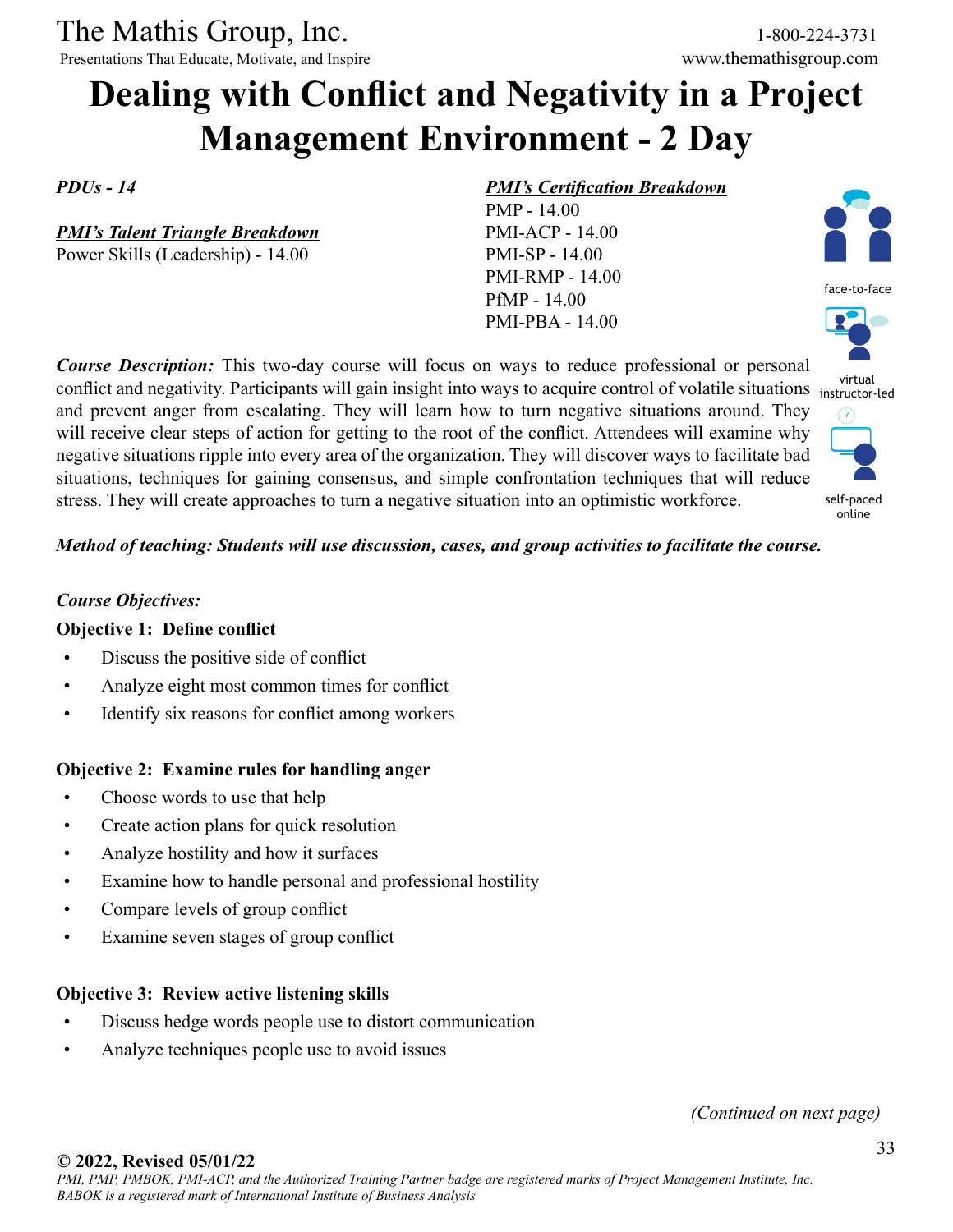# Dealing with Conflict and Negativity in a Project Management Environment - 2 Day

*PDUs - 14*

***PMI's Talent Triangle Breakdown***
Power Skills (Leadership) - 14.00

***PMI's Certification Breakdown***
PMP - 14.00
PMI-ACP - 14.00
PMI-SP - 14.00
PMI-RMP - 14.00
PfMP - 14.00
PMI-PBA - 14.00

face-to-face
virtual instructor-led
self-paced online

***Course Description:*** This two-day course will focus on ways to reduce professional or personal conflict and negativity. Participants will gain insight into ways to acquire control of volatile situations and prevent anger from escalating. They will learn how to turn negative situations around. They will receive clear steps of action for getting to the root of the conflict. Attendees will examine why negative situations ripple into every area of the organization. They will discover ways to facilitate bad situations, techniques for gaining consensus, and simple confrontation techniques that will reduce stress. They will create approaches to turn a negative situation into an optimistic workforce.

***Method of teaching: Students will use discussion, cases, and group activities to facilitate the course.***

***Course Objectives:***

**Objective 1: Define conflict**

- Discuss the positive side of conflict
- Analyze eight most common times for conflict
- Identify six reasons for conflict among workers

**Objective 2: Examine rules for handling anger**

- Choose words to use that help
- Create action plans for quick resolution
- Analyze hostility and how it surfaces
- Examine how to handle personal and professional hostility
- Compare levels of group conflict
- Examine seven stages of group conflict

**Objective 3: Review active listening skills**

- Discuss hedge words people use to distort communication
- Analyze techniques people use to avoid issues

*(Continued on next page)*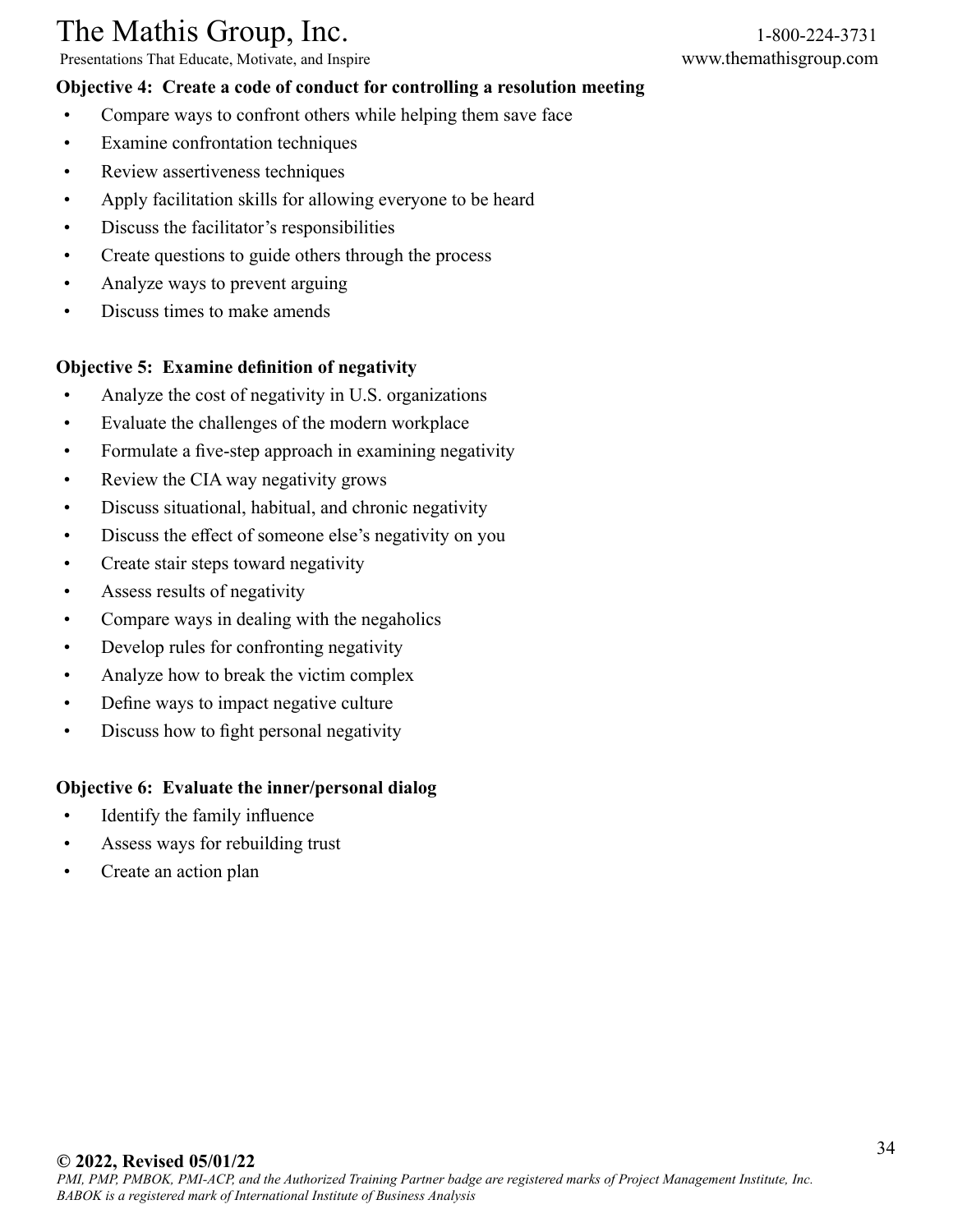**Objective 4: Create a code of conduct for controlling a resolution meeting**

- Compare ways to confront others while helping them save face
- Examine confrontation techniques
- Review assertiveness techniques
- Apply facilitation skills for allowing everyone to be heard
- Discuss the facilitator's responsibilities
- Create questions to guide others through the process
- Analyze ways to prevent arguing
- Discuss times to make amends

**Objective 5: Examine definition of negativity**

- Analyze the cost of negativity in U.S. organizations
- Evaluate the challenges of the modern workplace
- Formulate a five-step approach in examining negativity
- Review the CIA way negativity grows
- Discuss situational, habitual, and chronic negativity
- Discuss the effect of someone else's negativity on you
- Create stair steps toward negativity
- Assess results of negativity
- Compare ways in dealing with the negaholics
- Develop rules for confronting negativity
- Analyze how to break the victim complex
- Define ways to impact negative culture
- Discuss how to fight personal negativity

**Objective 6: Evaluate the inner/personal dialog**

- Identify the family influence
- Assess ways for rebuilding trust
- Create an action plan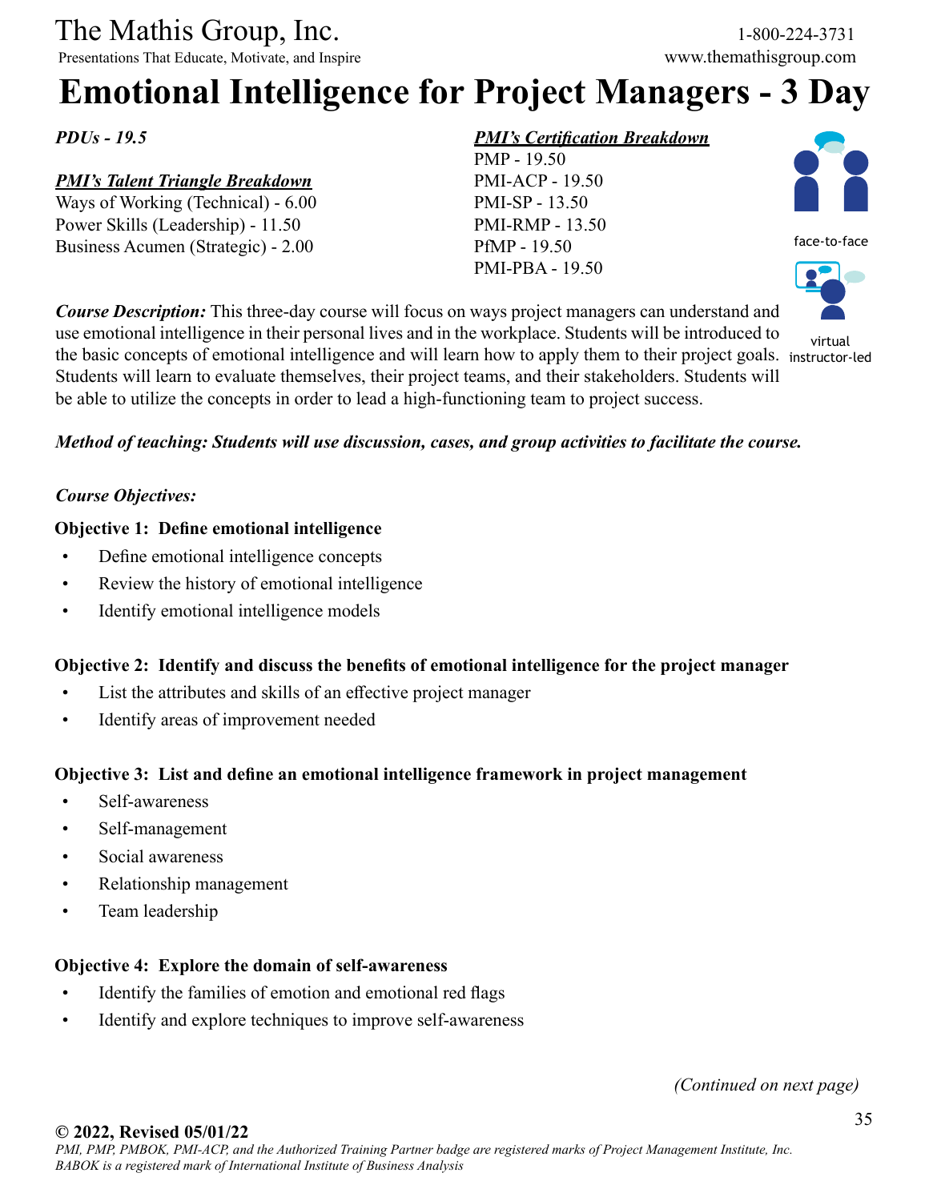# Emotional Intelligence for Project Managers - 3 Day

*PDUs - 19.5*

***PMI's Talent Triangle Breakdown***

Ways of Working (Technical) - 6.00
Power Skills (Leadership) - 11.50
Business Acumen (Strategic) - 2.00

***PMI's Certification Breakdown***

PMP - 19.50
PMI-ACP - 19.50
PMI-SP - 13.50
PMI-RMP - 13.50
PfMP - 19.50
PMI-PBA - 19.50

face-to-face

virtual instructor-led

***Course Description:*** This three-day course will focus on ways project managers can understand and use emotional intelligence in their personal lives and in the workplace. Students will be introduced to the basic concepts of emotional intelligence and will learn how to apply them to their project goals. Students will learn to evaluate themselves, their project teams, and their stakeholders. Students will be able to utilize the concepts in order to lead a high-functioning team to project success.

***Method of teaching: Students will use discussion, cases, and group activities to facilitate the course.***

***Course Objectives:***

**Objective 1: Define emotional intelligence**

- Define emotional intelligence concepts
- Review the history of emotional intelligence
- Identify emotional intelligence models

**Objective 2: Identify and discuss the benefits of emotional intelligence for the project manager**

- List the attributes and skills of an effective project manager
- Identify areas of improvement needed

**Objective 3: List and define an emotional intelligence framework in project management**

- Self-awareness
- Self-management
- Social awareness
- Relationship management
- Team leadership

**Objective 4: Explore the domain of self-awareness**

- Identify the families of emotion and emotional red flags
- Identify and explore techniques to improve self-awareness

*(Continued on next page)*

**© 2022, Revised 05/01/22**

*PMI, PMP, PMBOK, PMI-ACP, and the Authorized Training Partner badge are registered marks of Project Management Institute, Inc. BABOK is a registered mark of International Institute of Business Analysis*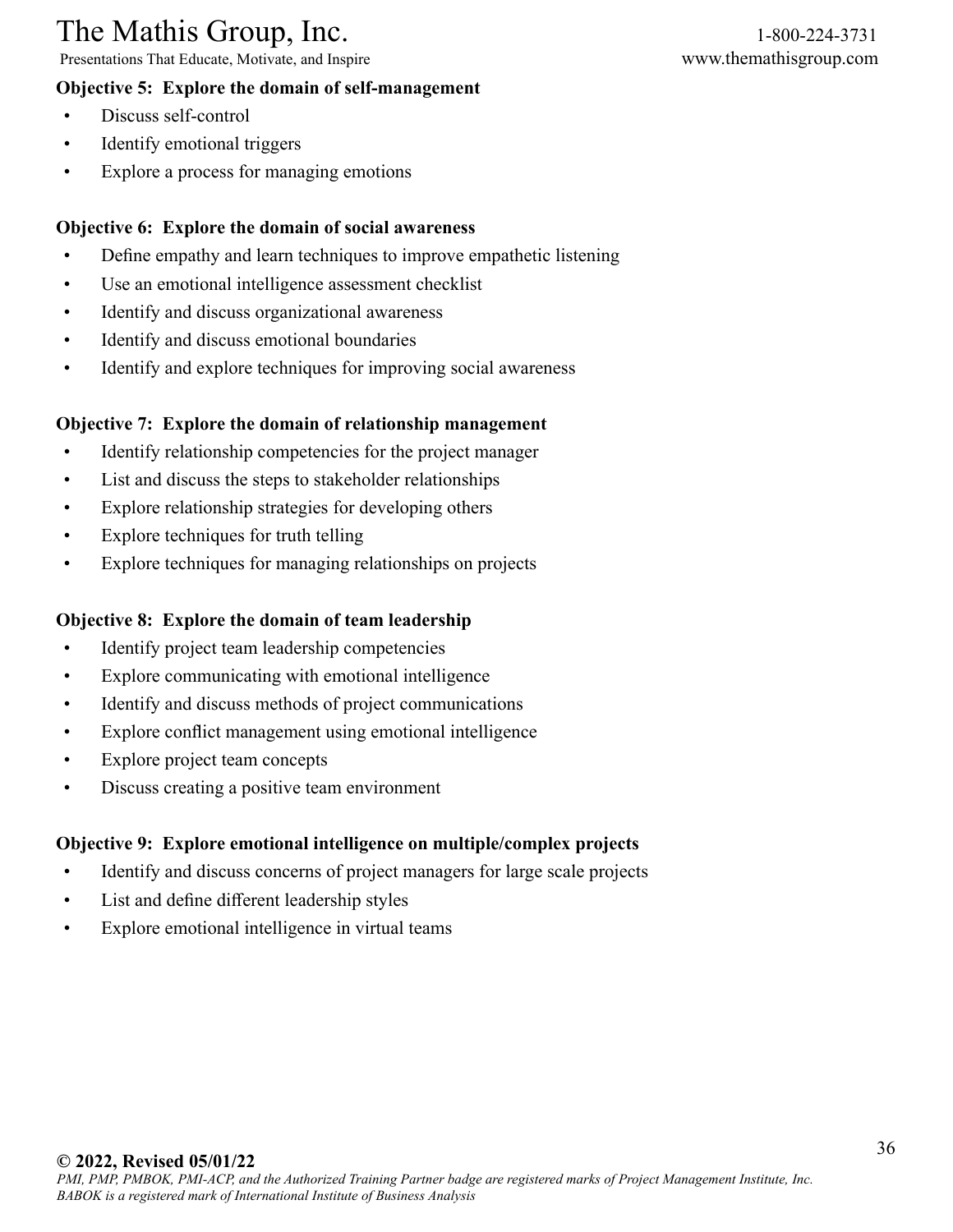**Objective 5: Explore the domain of self-management**

- Discuss self-control
- Identify emotional triggers
- Explore a process for managing emotions

**Objective 6: Explore the domain of social awareness**

- Define empathy and learn techniques to improve empathetic listening
- Use an emotional intelligence assessment checklist
- Identify and discuss organizational awareness
- Identify and discuss emotional boundaries
- Identify and explore techniques for improving social awareness

**Objective 7: Explore the domain of relationship management**

- Identify relationship competencies for the project manager
- List and discuss the steps to stakeholder relationships
- Explore relationship strategies for developing others
- Explore techniques for truth telling
- Explore techniques for managing relationships on projects

**Objective 8: Explore the domain of team leadership**

- Identify project team leadership competencies
- Explore communicating with emotional intelligence
- Identify and discuss methods of project communications
- Explore conflict management using emotional intelligence
- Explore project team concepts
- Discuss creating a positive team environment

**Objective 9: Explore emotional intelligence on multiple/complex projects**

- Identify and discuss concerns of project managers for large scale projects
- List and define different leadership styles
- Explore emotional intelligence in virtual teams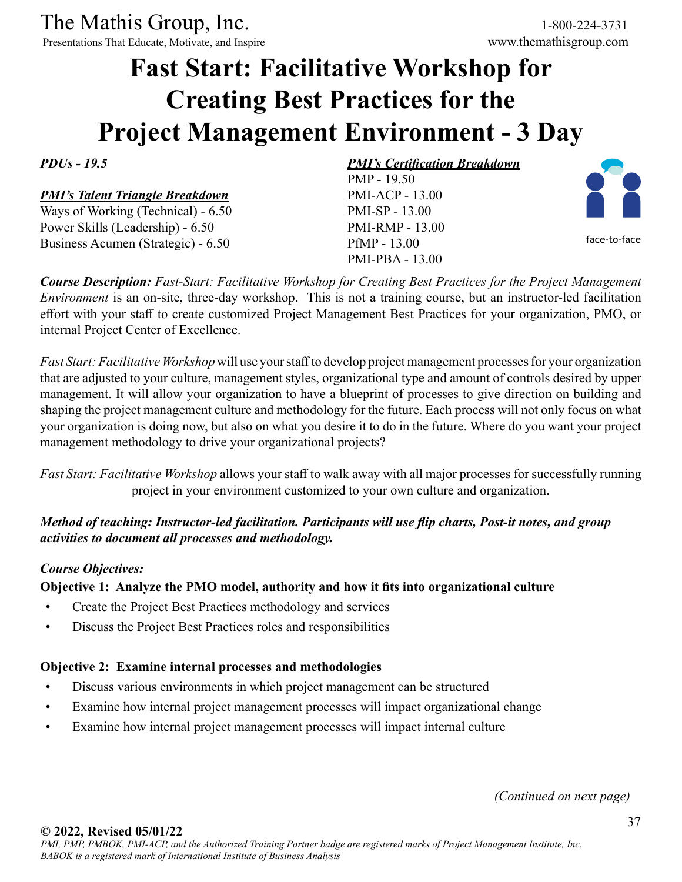# Fast Start: Facilitative Workshop for Creating Best Practices for the Project Management Environment - 3 Day

***PDUs - 19.5***

***PMI's Talent Triangle Breakdown***
Ways of Working (Technical) - 6.50
Power Skills (Leadership) - 6.50
Business Acumen (Strategic) - 6.50

***PMI's Certification Breakdown***
PMP - 19.50
PMI-ACP - 13.00
PMI-SP - 13.00
PMI-RMP - 13.00
PfMP - 13.00
PMI-PBA - 13.00

face-to-face

***Course Description:*** *Fast-Start: Facilitative Workshop for Creating Best Practices for the Project Management Environment* is an on-site, three-day workshop. This is not a training course, but an instructor-led facilitation effort with your staff to create customized Project Management Best Practices for your organization, PMO, or internal Project Center of Excellence.

*Fast Start: Facilitative Workshop* will use your staff to develop project management processes for your organization that are adjusted to your culture, management styles, organizational type and amount of controls desired by upper management. It will allow your organization to have a blueprint of processes to give direction on building and shaping the project management culture and methodology for the future. Each process will not only focus on what your organization is doing now, but also on what you desire it to do in the future. Where do you want your project management methodology to drive your organizational projects?

*Fast Start: Facilitative Workshop* allows your staff to walk away with all major processes for successfully running project in your environment customized to your own culture and organization.

***Method of teaching: Instructor-led facilitation. Participants will use flip charts, Post-it notes, and group activities to document all processes and methodology.***

***Course Objectives:***

**Objective 1: Analyze the PMO model, authority and how it fits into organizational culture**

- Create the Project Best Practices methodology and services
- Discuss the Project Best Practices roles and responsibilities

**Objective 2: Examine internal processes and methodologies**

- Discuss various environments in which project management can be structured
- Examine how internal project management processes will impact organizational change
- Examine how internal project management processes will impact internal culture

*(Continued on next page)*

**© 2022, Revised 05/01/22**
*PMI, PMP, PMBOK, PMI-ACP, and the Authorized Training Partner badge are registered marks of Project Management Institute, Inc. BABOK is a registered mark of International Institute of Business Analysis*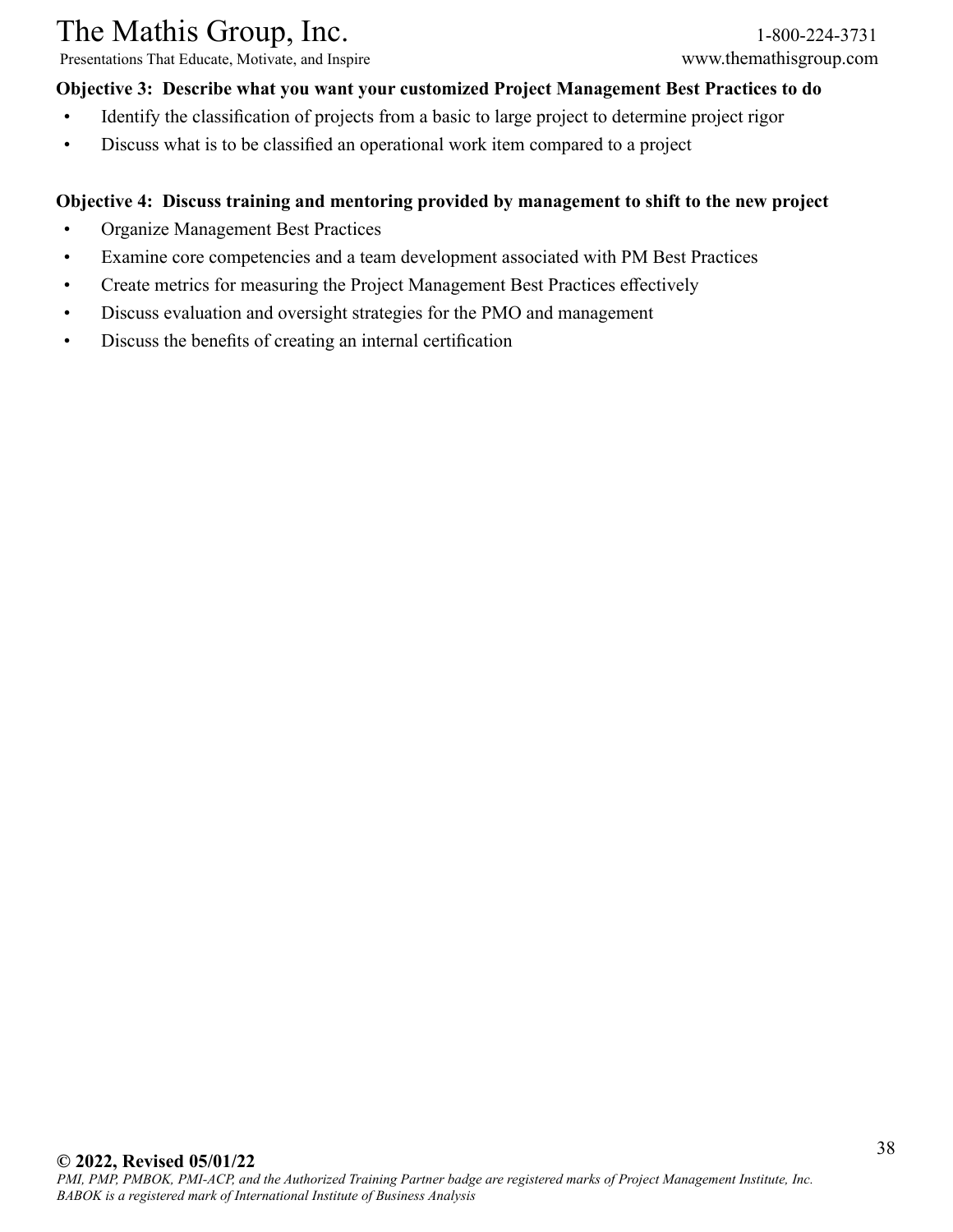**Objective 3: Describe what you want your customized Project Management Best Practices to do**

- Identify the classification of projects from a basic to large project to determine project rigor
- Discuss what is to be classified an operational work item compared to a project

**Objective 4: Discuss training and mentoring provided by management to shift to the new project**

- Organize Management Best Practices
- Examine core competencies and a team development associated with PM Best Practices
- Create metrics for measuring the Project Management Best Practices effectively
- Discuss evaluation and oversight strategies for the PMO and management
- Discuss the benefits of creating an internal certification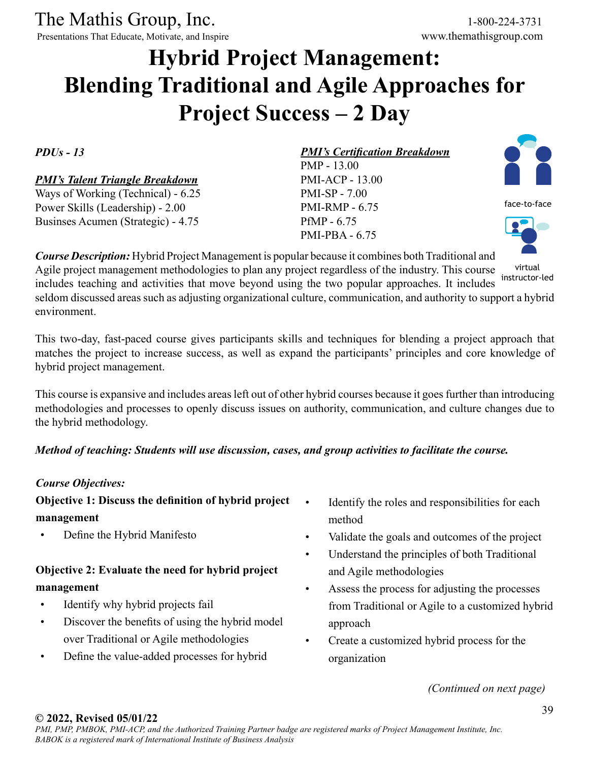# Hybrid Project Management: Blending Traditional and Agile Approaches for Project Success – 2 Day

***PDUs - 13***

***PMI's Talent Triangle Breakdown***

Ways of Working (Technical) - 6.25
Power Skills (Leadership) - 2.00
Businses Acumen (Strategic) - 4.75

***PMI's Certification Breakdown***

PMP - 13.00
PMI-ACP - 13.00
PMI-SP - 7.00
PMI-RMP - 6.75
PfMP - 6.75
PMI-PBA - 6.75

face-to-face

virtual instructor-led

***Course Description:*** Hybrid Project Management is popular because it combines both Traditional and Agile project management methodologies to plan any project regardless of the industry. This course includes teaching and activities that move beyond using the two popular approaches. It includes seldom discussed areas such as adjusting organizational culture, communication, and authority to support a hybrid environment.

This two-day, fast-paced course gives participants skills and techniques for blending a project approach that matches the project to increase success, as well as expand the participants' principles and core knowledge of hybrid project management.

This course is expansive and includes areas left out of other hybrid courses because it goes further than introducing methodologies and processes to openly discuss issues on authority, communication, and culture changes due to the hybrid methodology.

***Method of teaching: Students will use discussion, cases, and group activities to facilitate the course.***

***Course Objectives:***

**Objective 1: Discuss the definition of hybrid project management**

- Define the Hybrid Manifesto

**Objective 2: Evaluate the need for hybrid project management**

- Identify why hybrid projects fail
- Discover the benefits of using the hybrid model over Traditional or Agile methodologies
- Define the value-added processes for hybrid
- Identify the roles and responsibilities for each method
- Validate the goals and outcomes of the project
- Understand the principles of both Traditional and Agile methodologies
- Assess the process for adjusting the processes from Traditional or Agile to a customized hybrid approach
- Create a customized hybrid process for the organization

*(Continued on next page)*

**© 2022, Revised 05/01/22**
*PMI, PMP, PMBOK, PMI-ACP, and the Authorized Training Partner badge are registered marks of Project Management Institute, Inc. BABOK is a registered mark of International Institute of Business Analysis*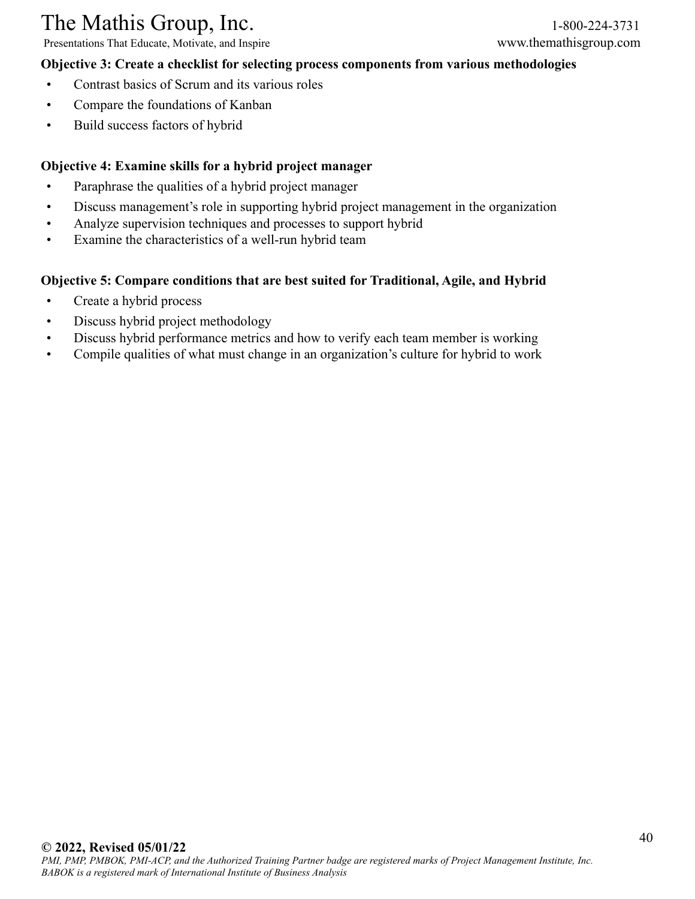**Objective 3: Create a checklist for selecting process components from various methodologies**

- Contrast basics of Scrum and its various roles
- Compare the foundations of Kanban
- Build success factors of hybrid

**Objective 4: Examine skills for a hybrid project manager**

- Paraphrase the qualities of a hybrid project manager
- Discuss management's role in supporting hybrid project management in the organization
- Analyze supervision techniques and processes to support hybrid
- Examine the characteristics of a well-run hybrid team

**Objective 5: Compare conditions that are best suited for Traditional, Agile, and Hybrid**

- Create a hybrid process
- Discuss hybrid project methodology
- Discuss hybrid performance metrics and how to verify each team member is working
- Compile qualities of what must change in an organization's culture for hybrid to work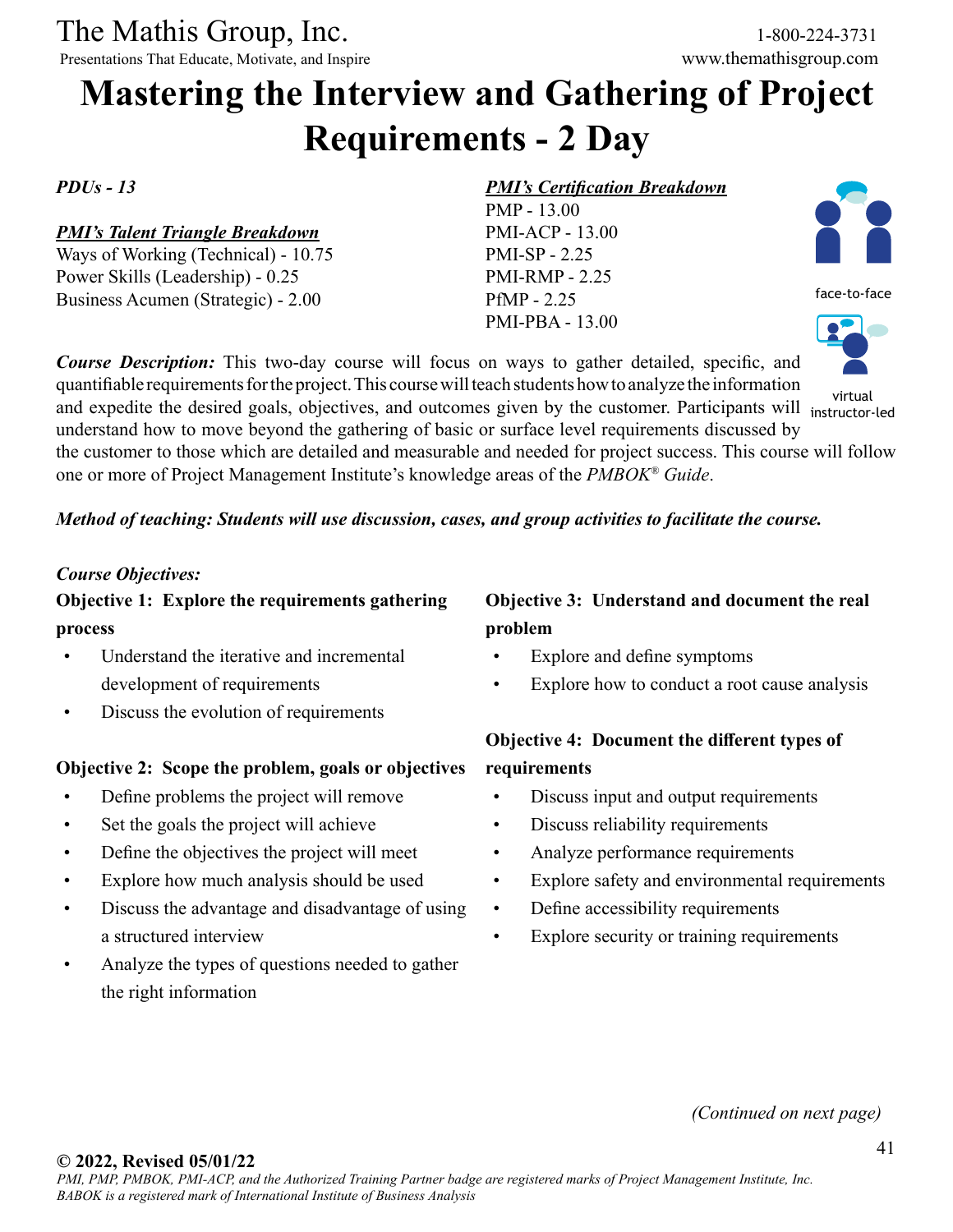The Mathis Group, Inc.
Presentations That Educate, Motivate, and Inspire

1-800-224-3731
www.themathisgroup.com

# Mastering the Interview and Gathering of Project Requirements - 2 Day

*PDUs - 13*

***PMI's Talent Triangle Breakdown***
Ways of Working (Technical) - 10.75
Power Skills (Leadership) - 0.25
Business Acumen (Strategic) - 2.00

***PMI's Certification Breakdown***
PMP - 13.00
PMI-ACP - 13.00
PMI-SP - 2.25
PMI-RMP - 2.25
PfMP - 2.25
PMI-PBA - 13.00

face-to-face

virtual instructor-led

***Course Description:*** This two-day course will focus on ways to gather detailed, specific, and quantifiable requirements for the project. This course will teach students how to analyze the information and expedite the desired goals, objectives, and outcomes given by the customer. Participants will understand how to move beyond the gathering of basic or surface level requirements discussed by the customer to those which are detailed and measurable and needed for project success. This course will follow one or more of Project Management Institute's knowledge areas of the *PMBOK® Guide*.

***Method of teaching: Students will use discussion, cases, and group activities to facilitate the course.***

***Course Objectives:***

**Objective 1: Explore the requirements gathering process**

- Understand the iterative and incremental development of requirements
- Discuss the evolution of requirements

**Objective 2: Scope the problem, goals or objectives**

- Define problems the project will remove
- Set the goals the project will achieve
- Define the objectives the project will meet
- Explore how much analysis should be used
- Discuss the advantage and disadvantage of using a structured interview
- Analyze the types of questions needed to gather the right information

**Objective 3: Understand and document the real problem**

- Explore and define symptoms
- Explore how to conduct a root cause analysis

**Objective 4: Document the different types of requirements**

- Discuss input and output requirements
- Discuss reliability requirements
- Analyze performance requirements
- Explore safety and environmental requirements
- Define accessibility requirements
- Explore security or training requirements

*(Continued on next page)*

**© 2022, Revised 05/01/22**
*PMI, PMP, PMBOK, PMI-ACP, and the Authorized Training Partner badge are registered marks of Project Management Institute, Inc.*
*BABOK is a registered mark of International Institute of Business Analysis*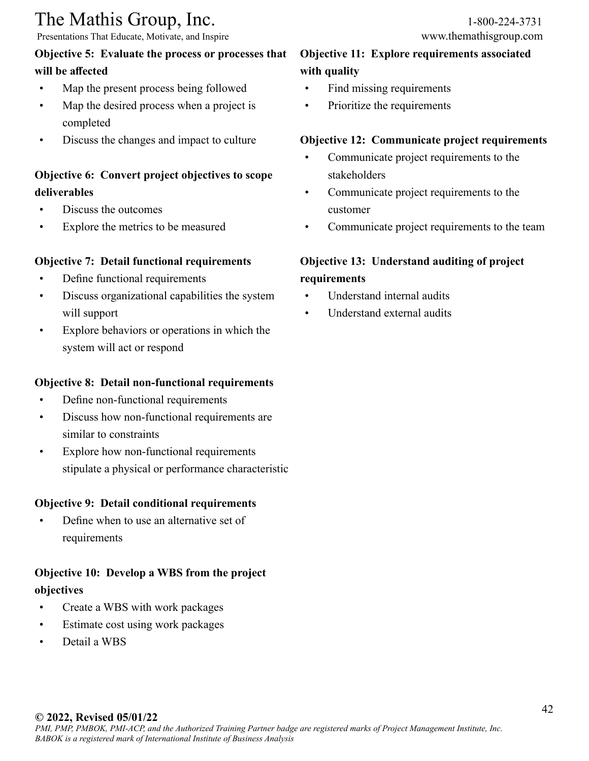**Objective 5: Evaluate the process or processes that will be affected**

- Map the present process being followed
- Map the desired process when a project is completed
- Discuss the changes and impact to culture

**Objective 6: Convert project objectives to scope deliverables**

- Discuss the outcomes
- Explore the metrics to be measured

**Objective 7: Detail functional requirements**

- Define functional requirements
- Discuss organizational capabilities the system will support
- Explore behaviors or operations in which the system will act or respond

**Objective 8: Detail non-functional requirements**

- Define non-functional requirements
- Discuss how non-functional requirements are similar to constraints
- Explore how non-functional requirements stipulate a physical or performance characteristic

**Objective 9: Detail conditional requirements**

- Define when to use an alternative set of requirements

**Objective 10: Develop a WBS from the project objectives**

- Create a WBS with work packages
- Estimate cost using work packages
- Detail a WBS

**Objective 11: Explore requirements associated with quality**

- Find missing requirements
- Prioritize the requirements

**Objective 12: Communicate project requirements**

- Communicate project requirements to the stakeholders
- Communicate project requirements to the customer
- Communicate project requirements to the team

**Objective 13: Understand auditing of project requirements**

- Understand internal audits
- Understand external audits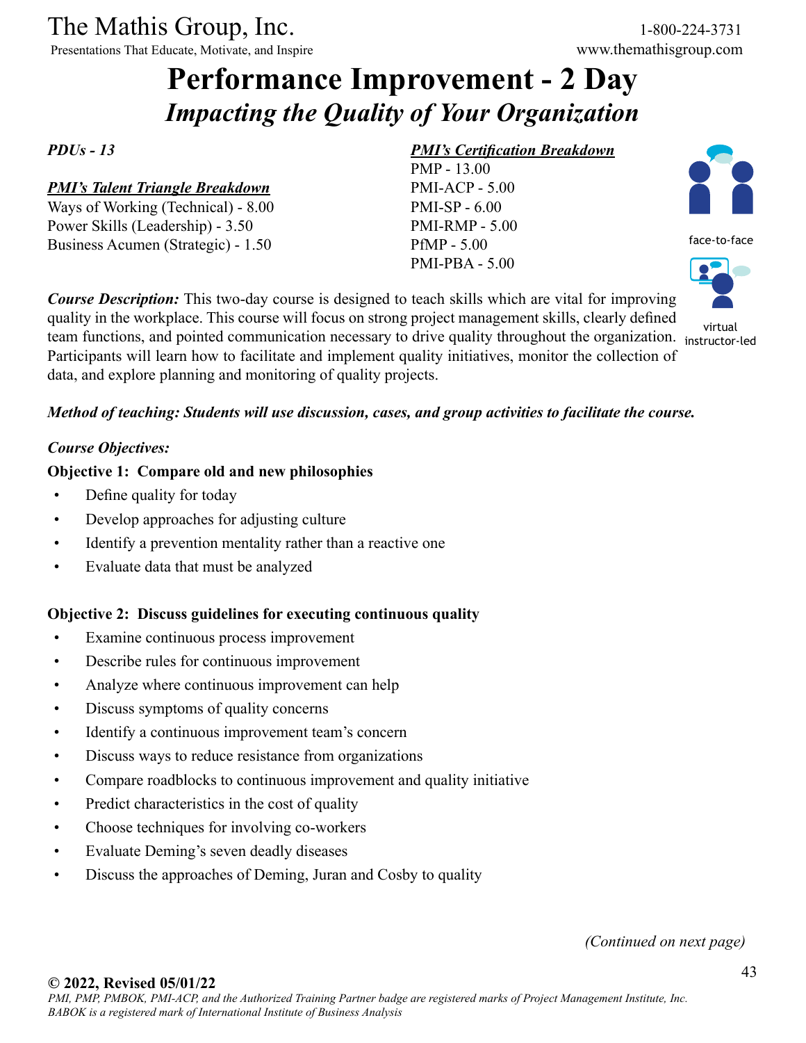# Performance Improvement - 2 Day

## *Impacting the Quality of Your Organization*

***PDUs - 13***

***PMI's Talent Triangle Breakdown***

Ways of Working (Technical) - 8.00
Power Skills (Leadership) - 3.50
Business Acumen (Strategic) - 1.50

***PMI's Certification Breakdown***

PMP - 13.00
PMI-ACP - 5.00
PMI-SP - 6.00
PMI-RMP - 5.00
PfMP - 5.00
PMI-PBA - 5.00

face-to-face

virtual instructor-led

***Course Description:*** This two-day course is designed to teach skills which are vital for improving quality in the workplace. This course will focus on strong project management skills, clearly defined team functions, and pointed communication necessary to drive quality throughout the organization. Participants will learn how to facilitate and implement quality initiatives, monitor the collection of data, and explore planning and monitoring of quality projects.

***Method of teaching: Students will use discussion, cases, and group activities to facilitate the course.***

***Course Objectives:***

**Objective 1: Compare old and new philosophies**

- Define quality for today
- Develop approaches for adjusting culture
- Identify a prevention mentality rather than a reactive one
- Evaluate data that must be analyzed

**Objective 2: Discuss guidelines for executing continuous quality**

- Examine continuous process improvement
- Describe rules for continuous improvement
- Analyze where continuous improvement can help
- Discuss symptoms of quality concerns
- Identify a continuous improvement team's concern
- Discuss ways to reduce resistance from organizations
- Compare roadblocks to continuous improvement and quality initiative
- Predict characteristics in the cost of quality
- Choose techniques for involving co-workers
- Evaluate Deming's seven deadly diseases
- Discuss the approaches of Deming, Juran and Cosby to quality

*(Continued on next page)*

**© 2022, Revised 05/01/22**

*PMI, PMP, PMBOK, PMI-ACP, and the Authorized Training Partner badge are registered marks of Project Management Institute, Inc. BABOK is a registered mark of International Institute of Business Analysis*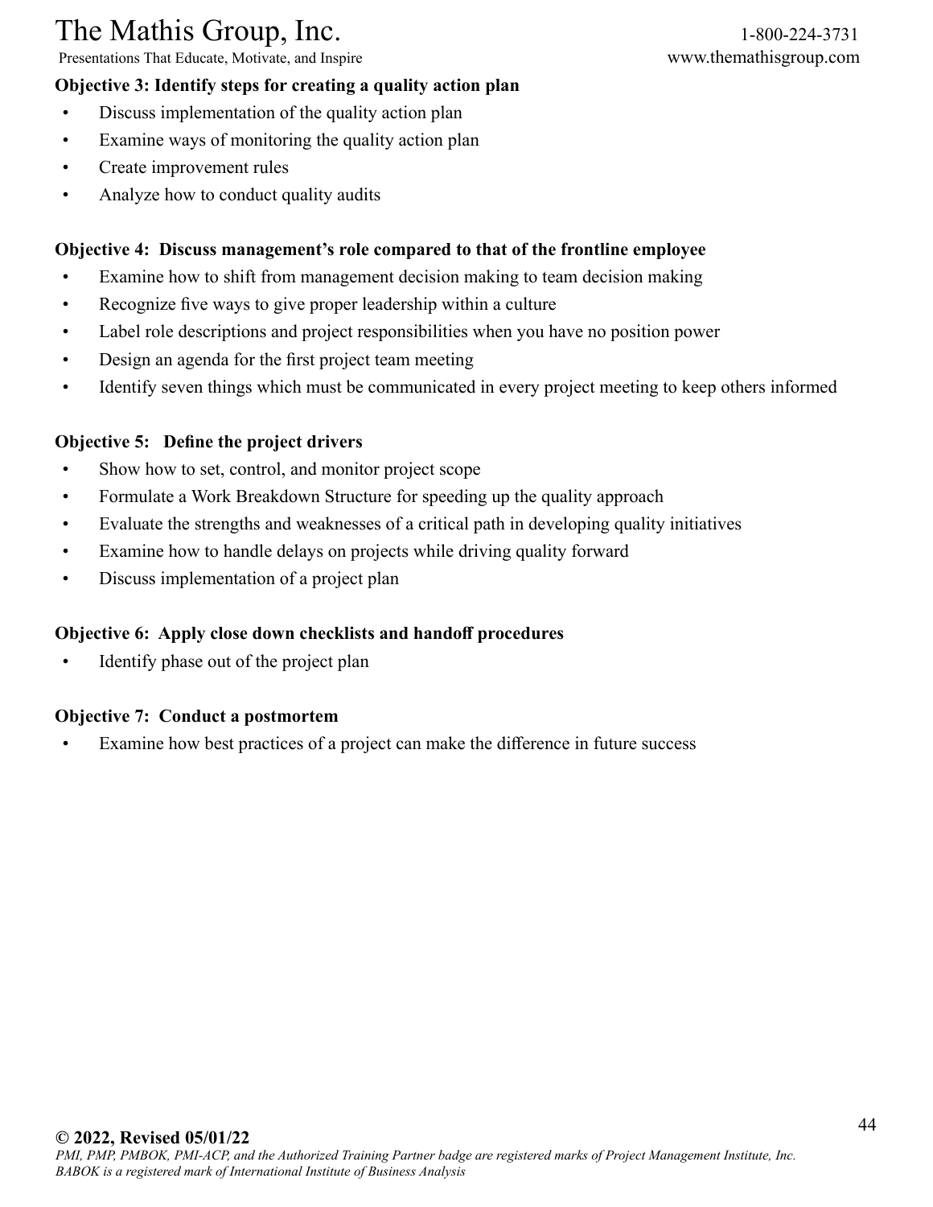**Objective 3: Identify steps for creating a quality action plan**

- Discuss implementation of the quality action plan
- Examine ways of monitoring the quality action plan
- Create improvement rules
- Analyze how to conduct quality audits

**Objective 4: Discuss management's role compared to that of the frontline employee**

- Examine how to shift from management decision making to team decision making
- Recognize five ways to give proper leadership within a culture
- Label role descriptions and project responsibilities when you have no position power
- Design an agenda for the first project team meeting
- Identify seven things which must be communicated in every project meeting to keep others informed

**Objective 5: Define the project drivers**

- Show how to set, control, and monitor project scope
- Formulate a Work Breakdown Structure for speeding up the quality approach
- Evaluate the strengths and weaknesses of a critical path in developing quality initiatives
- Examine how to handle delays on projects while driving quality forward
- Discuss implementation of a project plan

**Objective 6: Apply close down checklists and handoff procedures**

- Identify phase out of the project plan

**Objective 7: Conduct a postmortem**

- Examine how best practices of a project can make the difference in future success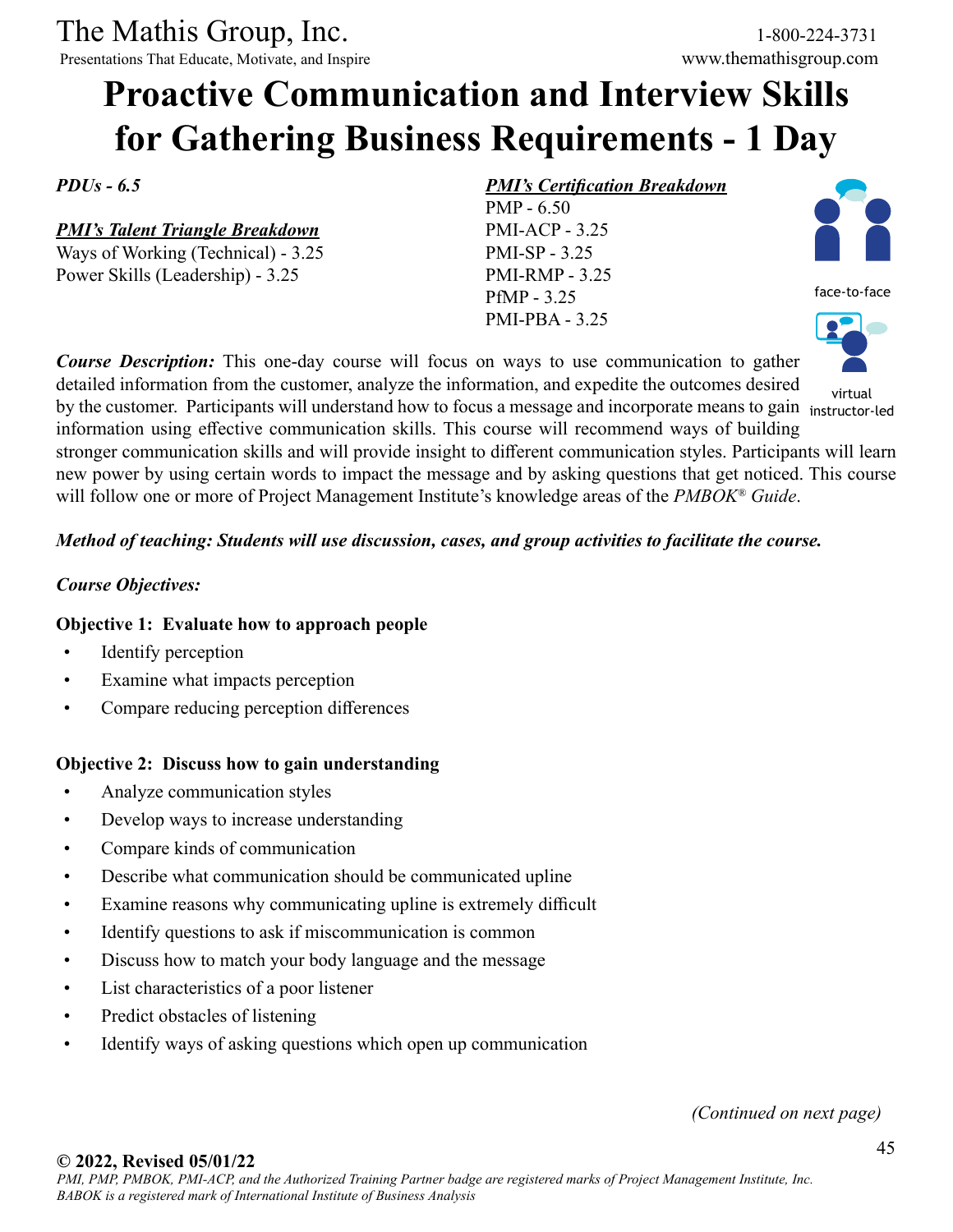# Proactive Communication and Interview Skills for Gathering Business Requirements - 1 Day

***PDUs - 6.5***

***PMI's Talent Triangle Breakdown***
Ways of Working (Technical) - 3.25
Power Skills (Leadership) - 3.25

***PMI's Certification Breakdown***
PMP - 6.50
PMI-ACP - 3.25
PMI-SP - 3.25
PMI-RMP - 3.25
PfMP - 3.25
PMI-PBA - 3.25

face-to-face

virtual instructor-led

***Course Description:*** This one-day course will focus on ways to use communication to gather detailed information from the customer, analyze the information, and expedite the outcomes desired by the customer. Participants will understand how to focus a message and incorporate means to gain information using effective communication skills. This course will recommend ways of building stronger communication skills and will provide insight to different communication styles. Participants will learn new power by using certain words to impact the message and by asking questions that get noticed. This course will follow one or more of Project Management Institute's knowledge areas of the *PMBOK® Guide*.

***Method of teaching: Students will use discussion, cases, and group activities to facilitate the course.***

***Course Objectives:***

**Objective 1: Evaluate how to approach people**

- Identify perception
- Examine what impacts perception
- Compare reducing perception differences

**Objective 2: Discuss how to gain understanding**

- Analyze communication styles
- Develop ways to increase understanding
- Compare kinds of communication
- Describe what communication should be communicated upline
- Examine reasons why communicating upline is extremely difficult
- Identify questions to ask if miscommunication is common
- Discuss how to match your body language and the message
- List characteristics of a poor listener
- Predict obstacles of listening
- Identify ways of asking questions which open up communication

*(Continued on next page)*

**© 2022, Revised 05/01/22**
*PMI, PMP, PMBOK, PMI-ACP, and the Authorized Training Partner badge are registered marks of Project Management Institute, Inc.*
*BABOK is a registered mark of International Institute of Business Analysis*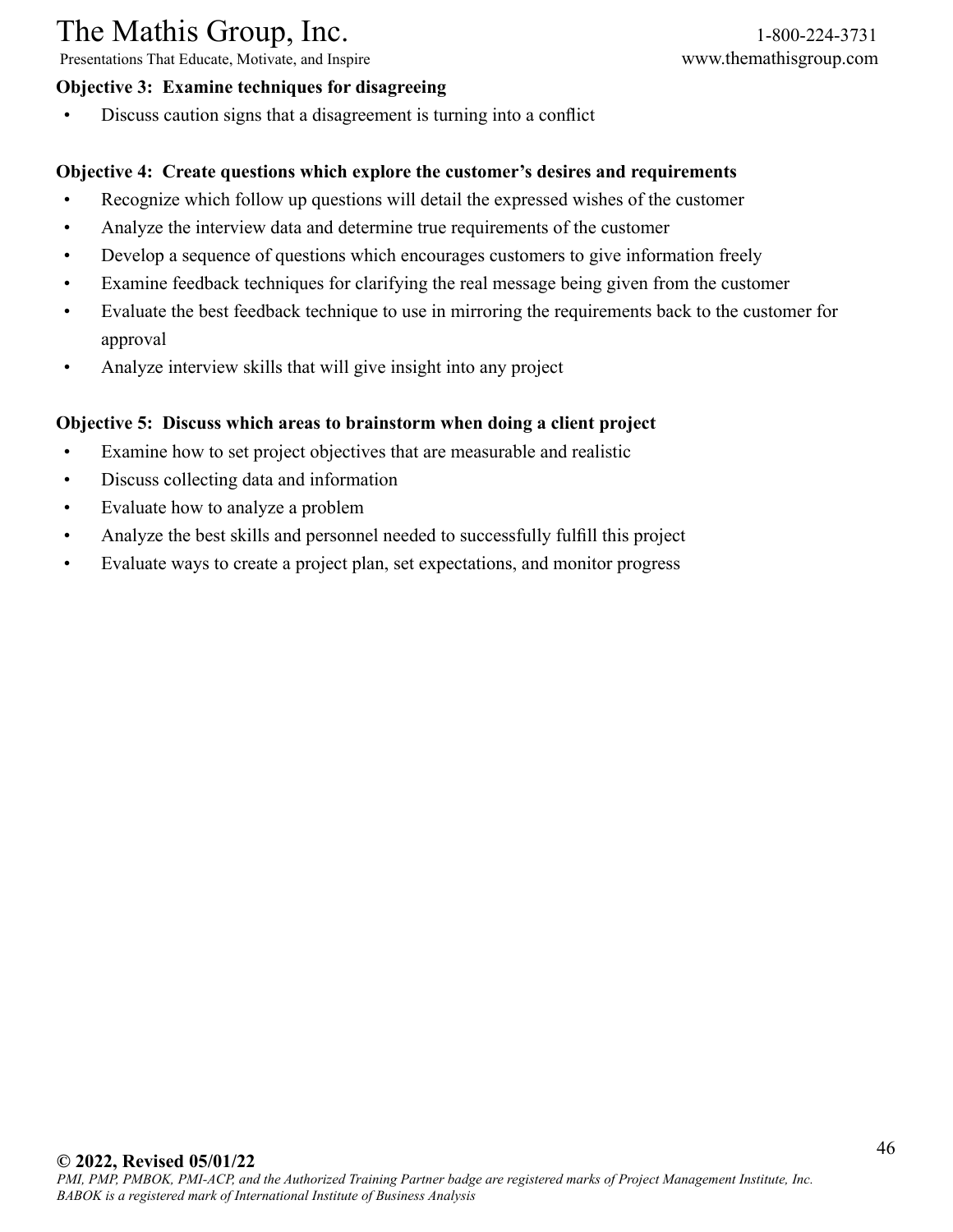**Objective 3: Examine techniques for disagreeing**

- Discuss caution signs that a disagreement is turning into a conflict

**Objective 4: Create questions which explore the customer's desires and requirements**

- Recognize which follow up questions will detail the expressed wishes of the customer
- Analyze the interview data and determine true requirements of the customer
- Develop a sequence of questions which encourages customers to give information freely
- Examine feedback techniques for clarifying the real message being given from the customer
- Evaluate the best feedback technique to use in mirroring the requirements back to the customer for approval
- Analyze interview skills that will give insight into any project

**Objective 5: Discuss which areas to brainstorm when doing a client project**

- Examine how to set project objectives that are measurable and realistic
- Discuss collecting data and information
- Evaluate how to analyze a problem
- Analyze the best skills and personnel needed to successfully fulfill this project
- Evaluate ways to create a project plan, set expectations, and monitor progress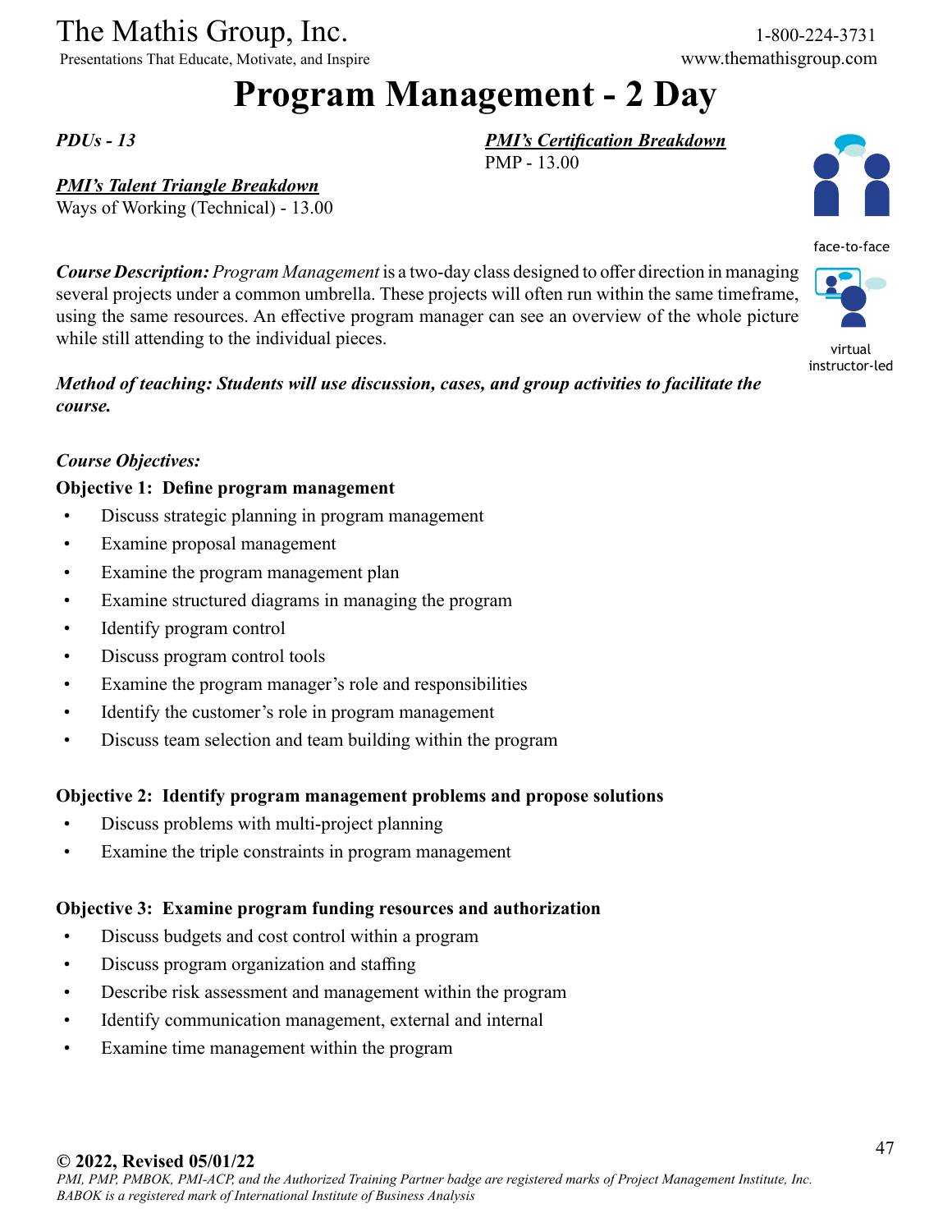The Mathis Group, Inc.

Presentations That Educate, Motivate, and Inspire

1-800-224-3731

www.themathisgroup.com

# Program Management - 2 Day

***PDUs - 13***

***PMI's Certification Breakdown***

PMP - 13.00

***PMI's Talent Triangle Breakdown***

Ways of Working (Technical) - 13.00

face-to-face

virtual instructor-led

***Course Description:*** *Program Management* is a two-day class designed to offer direction in managing several projects under a common umbrella. These projects will often run within the same timeframe, using the same resources. An effective program manager can see an overview of the whole picture while still attending to the individual pieces.

***Method of teaching: Students will use discussion, cases, and group activities to facilitate the course.***

***Course Objectives:***

**Objective 1: Define program management**

- Discuss strategic planning in program management
- Examine proposal management
- Examine the program management plan
- Examine structured diagrams in managing the program
- Identify program control
- Discuss program control tools
- Examine the program manager's role and responsibilities
- Identify the customer's role in program management
- Discuss team selection and team building within the program

**Objective 2: Identify program management problems and propose solutions**

- Discuss problems with multi-project planning
- Examine the triple constraints in program management

**Objective 3: Examine program funding resources and authorization**

- Discuss budgets and cost control within a program
- Discuss program organization and staffing
- Describe risk assessment and management within the program
- Identify communication management, external and internal
- Examine time management within the program

**© 2022, Revised 05/01/22**

*PMI, PMP, PMBOK, PMI-ACP, and the Authorized Training Partner badge are registered marks of Project Management Institute, Inc. BABOK is a registered mark of International Institute of Business Analysis*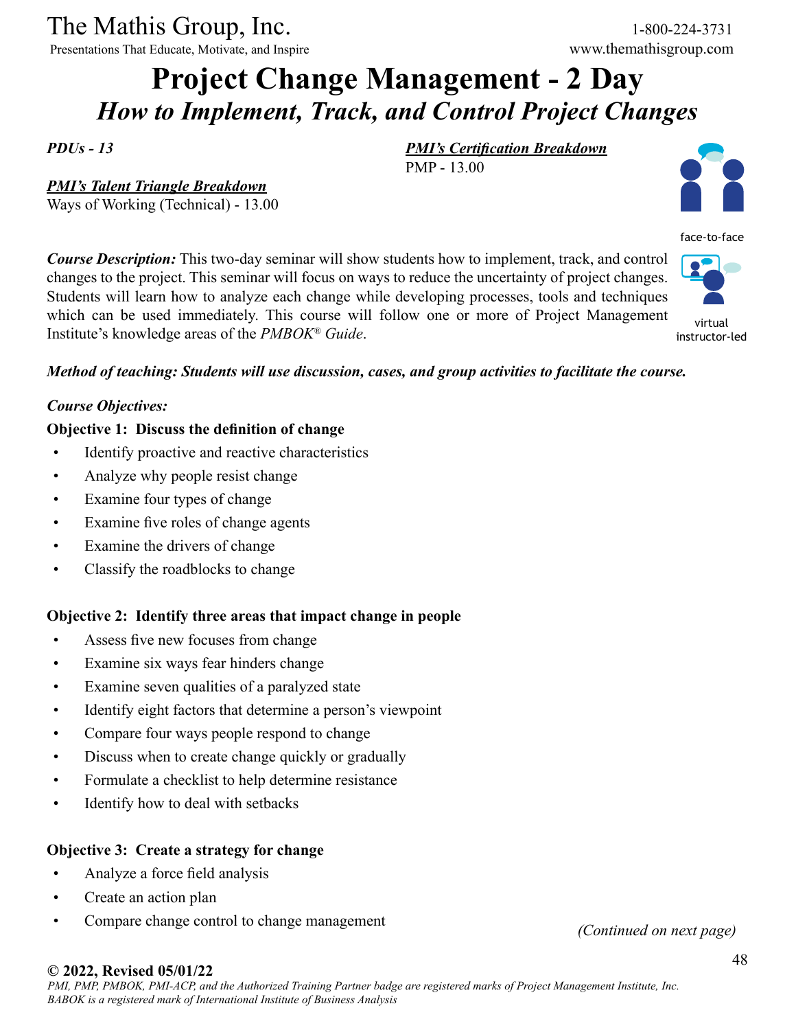The Mathis Group, Inc.

Presentations That Educate, Motivate, and Inspire

1-800-224-3731
www.themathisgroup.com

# Project Change Management - 2 Day

## *How to Implement, Track, and Control Project Changes*

***PDUs - 13***

***PMI's Certification Breakdown***
PMP - 13.00

***PMI's Talent Triangle Breakdown***
Ways of Working (Technical) - 13.00

face-to-face

virtual instructor-led

***Course Description:*** This two-day seminar will show students how to implement, track, and control changes to the project. This seminar will focus on ways to reduce the uncertainty of project changes. Students will learn how to analyze each change while developing processes, tools and techniques which can be used immediately. This course will follow one or more of Project Management Institute's knowledge areas of the *PMBOK® Guide*.

***Method of teaching: Students will use discussion, cases, and group activities to facilitate the course.***

***Course Objectives:***

**Objective 1: Discuss the definition of change**

- Identify proactive and reactive characteristics
- Analyze why people resist change
- Examine four types of change
- Examine five roles of change agents
- Examine the drivers of change
- Classify the roadblocks to change

**Objective 2: Identify three areas that impact change in people**

- Assess five new focuses from change
- Examine six ways fear hinders change
- Examine seven qualities of a paralyzed state
- Identify eight factors that determine a person's viewpoint
- Compare four ways people respond to change
- Discuss when to create change quickly or gradually
- Formulate a checklist to help determine resistance
- Identify how to deal with setbacks

**Objective 3: Create a strategy for change**

- Analyze a force field analysis
- Create an action plan
- Compare change control to change management

*(Continued on next page)*

**© 2022, Revised 05/01/22**

*PMI, PMP, PMBOK, PMI-ACP, and the Authorized Training Partner badge are registered marks of Project Management Institute, Inc.*
*BABOK is a registered mark of International Institute of Business Analysis*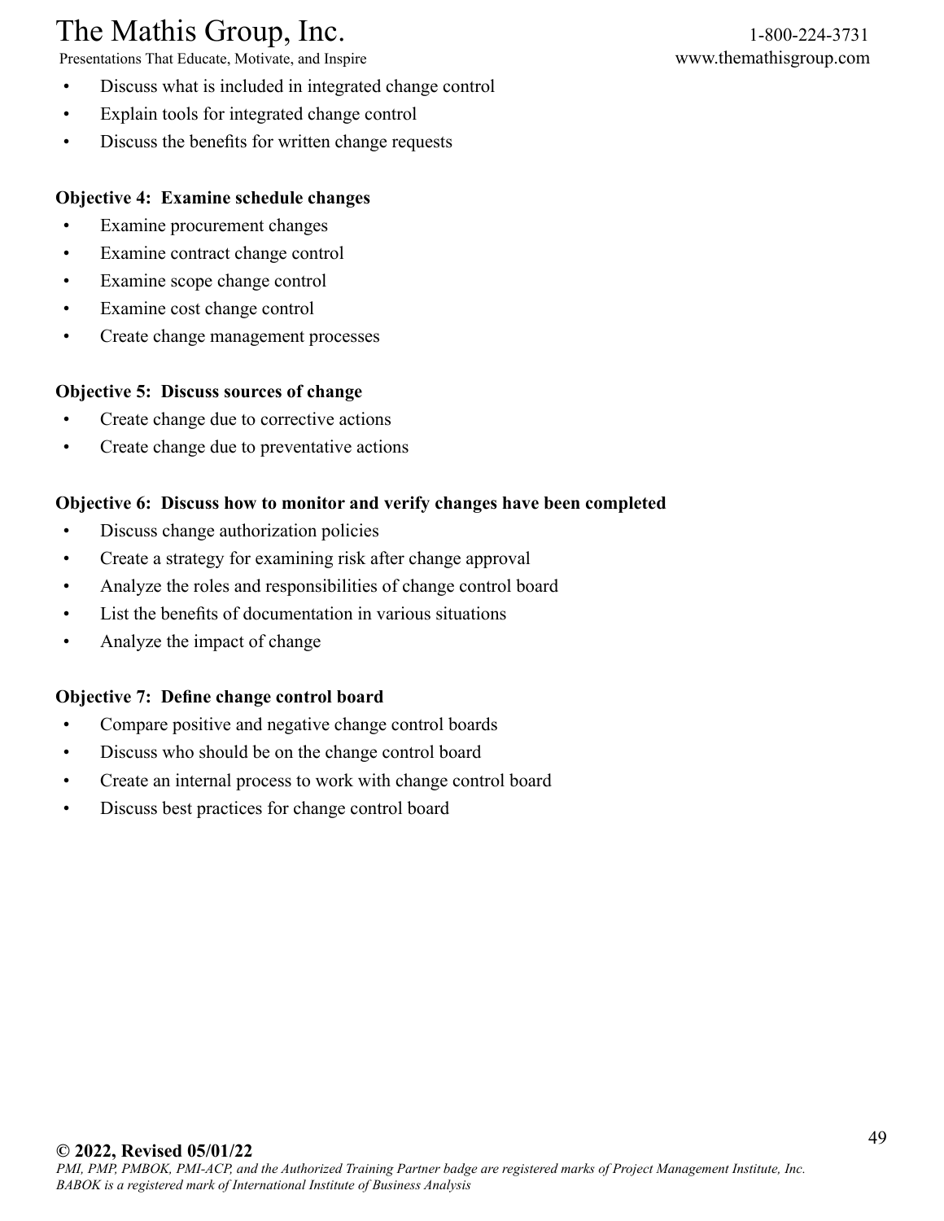- Discuss what is included in integrated change control
- Explain tools for integrated change control
- Discuss the benefits for written change requests

**Objective 4: Examine schedule changes**

- Examine procurement changes
- Examine contract change control
- Examine scope change control
- Examine cost change control
- Create change management processes

**Objective 5: Discuss sources of change**

- Create change due to corrective actions
- Create change due to preventative actions

**Objective 6: Discuss how to monitor and verify changes have been completed**

- Discuss change authorization policies
- Create a strategy for examining risk after change approval
- Analyze the roles and responsibilities of change control board
- List the benefits of documentation in various situations
- Analyze the impact of change

**Objective 7: Define change control board**

- Compare positive and negative change control boards
- Discuss who should be on the change control board
- Create an internal process to work with change control board
- Discuss best practices for change control board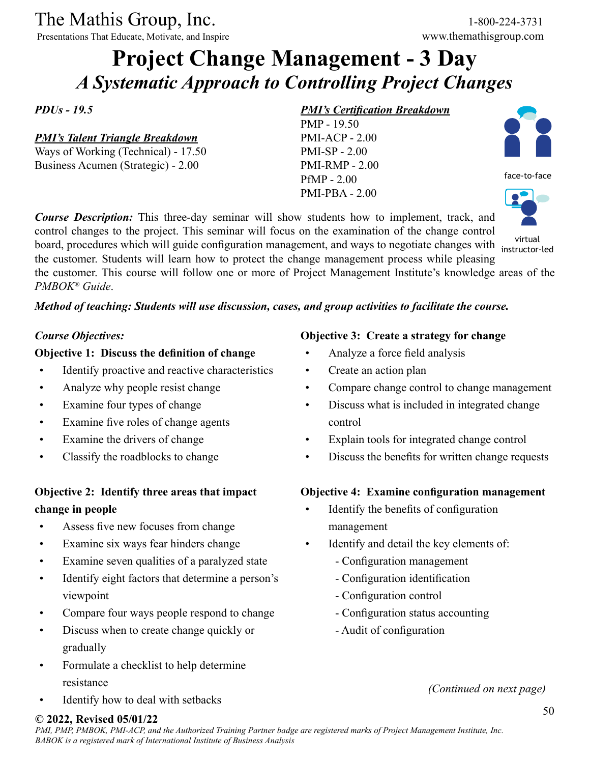# Project Change Management - 3 Day

## *A Systematic Approach to Controlling Project Changes*

***PDUs - 19.5***

***PMI's Talent Triangle Breakdown***
Ways of Working (Technical) - 17.50
Business Acumen (Strategic) - 2.00

***PMI's Certification Breakdown***
PMP - 19.50
PMI-ACP - 2.00
PMI-SP - 2.00
PMI-RMP - 2.00
PfMP - 2.00
PMI-PBA - 2.00

face-to-face

virtual instructor-led

***Course Description:*** This three-day seminar will show students how to implement, track, and control changes to the project. This seminar will focus on the examination of the change control board, procedures which will guide configuration management, and ways to negotiate changes with the customer. Students will learn how to protect the change management process while pleasing the customer. This course will follow one or more of Project Management Institute's knowledge areas of the *PMBOK® Guide*.

***Method of teaching: Students will use discussion, cases, and group activities to facilitate the course.***

*Course Objectives:*

**Objective 1: Discuss the definition of change**

- Identify proactive and reactive characteristics
- Analyze why people resist change
- Examine four types of change
- Examine five roles of change agents
- Examine the drivers of change
- Classify the roadblocks to change

**Objective 2: Identify three areas that impact change in people**

- Assess five new focuses from change
- Examine six ways fear hinders change
- Examine seven qualities of a paralyzed state
- Identify eight factors that determine a person's viewpoint
- Compare four ways people respond to change
- Discuss when to create change quickly or gradually
- Formulate a checklist to help determine resistance
- Identify how to deal with setbacks

**Objective 3: Create a strategy for change**

- Analyze a force field analysis
- Create an action plan
- Compare change control to change management
- Discuss what is included in integrated change control
- Explain tools for integrated change control
- Discuss the benefits for written change requests

**Objective 4: Examine configuration management**

- Identify the benefits of configuration management
- Identify and detail the key elements of:
  - Configuration management
  - Configuration identification
  - Configuration control
  - Configuration status accounting
  - Audit of configuration

*(Continued on next page)*

**© 2022, Revised 05/01/22**
*PMI, PMP, PMBOK, PMI-ACP, and the Authorized Training Partner badge are registered marks of Project Management Institute, Inc.*
*BABOK is a registered mark of International Institute of Business Analysis*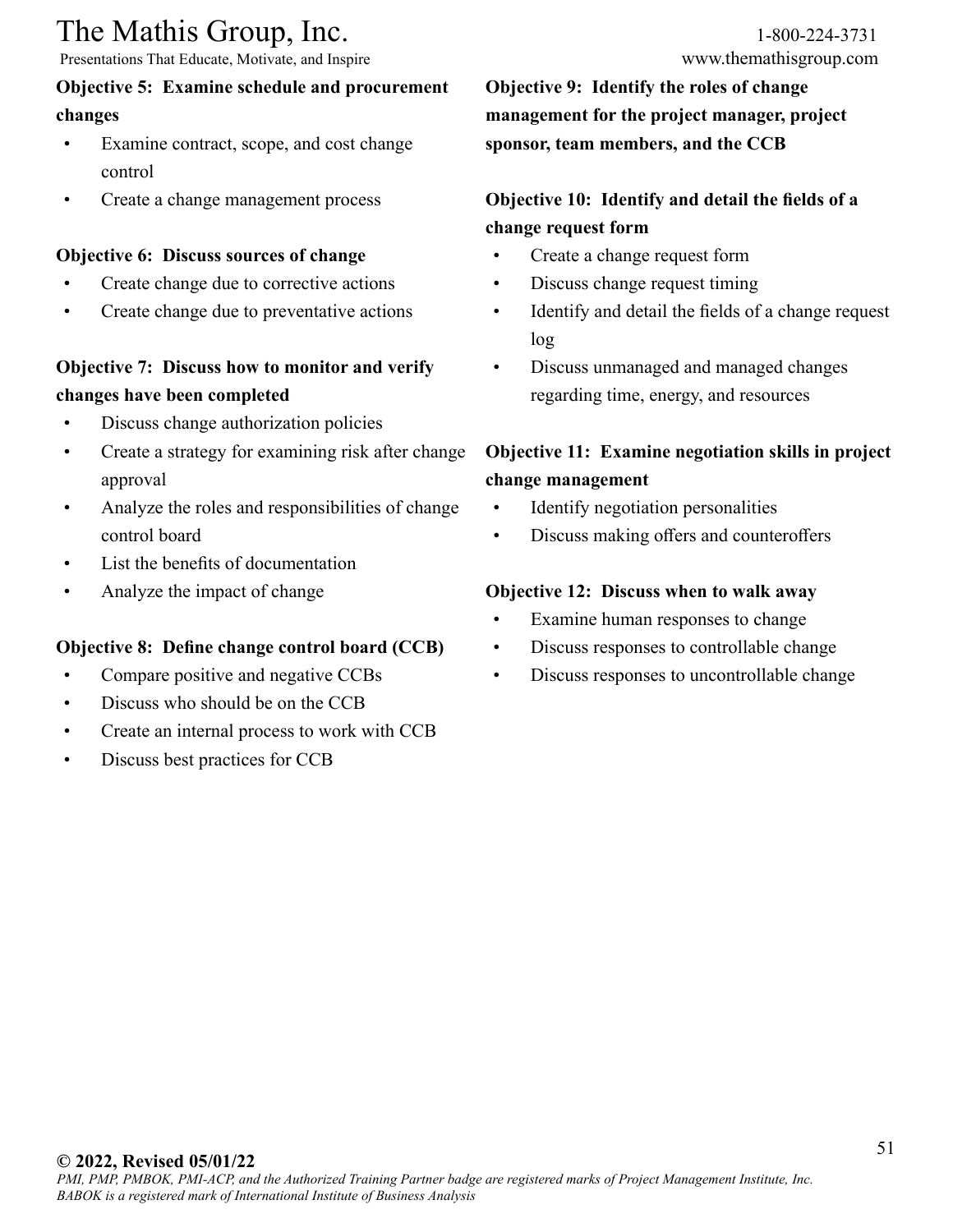**Objective 5: Examine schedule and procurement changes**

- Examine contract, scope, and cost change control
- Create a change management process

**Objective 6: Discuss sources of change**

- Create change due to corrective actions
- Create change due to preventative actions

**Objective 7: Discuss how to monitor and verify changes have been completed**

- Discuss change authorization policies
- Create a strategy for examining risk after change approval
- Analyze the roles and responsibilities of change control board
- List the benefits of documentation
- Analyze the impact of change

**Objective 8: Define change control board (CCB)**

- Compare positive and negative CCBs
- Discuss who should be on the CCB
- Create an internal process to work with CCB
- Discuss best practices for CCB

**Objective 9: Identify the roles of change management for the project manager, project sponsor, team members, and the CCB**

**Objective 10: Identify and detail the fields of a change request form**

- Create a change request form
- Discuss change request timing
- Identify and detail the fields of a change request log
- Discuss unmanaged and managed changes regarding time, energy, and resources

**Objective 11: Examine negotiation skills in project change management**

- Identify negotiation personalities
- Discuss making offers and counteroffers

**Objective 12: Discuss when to walk away**

- Examine human responses to change
- Discuss responses to controllable change
- Discuss responses to uncontrollable change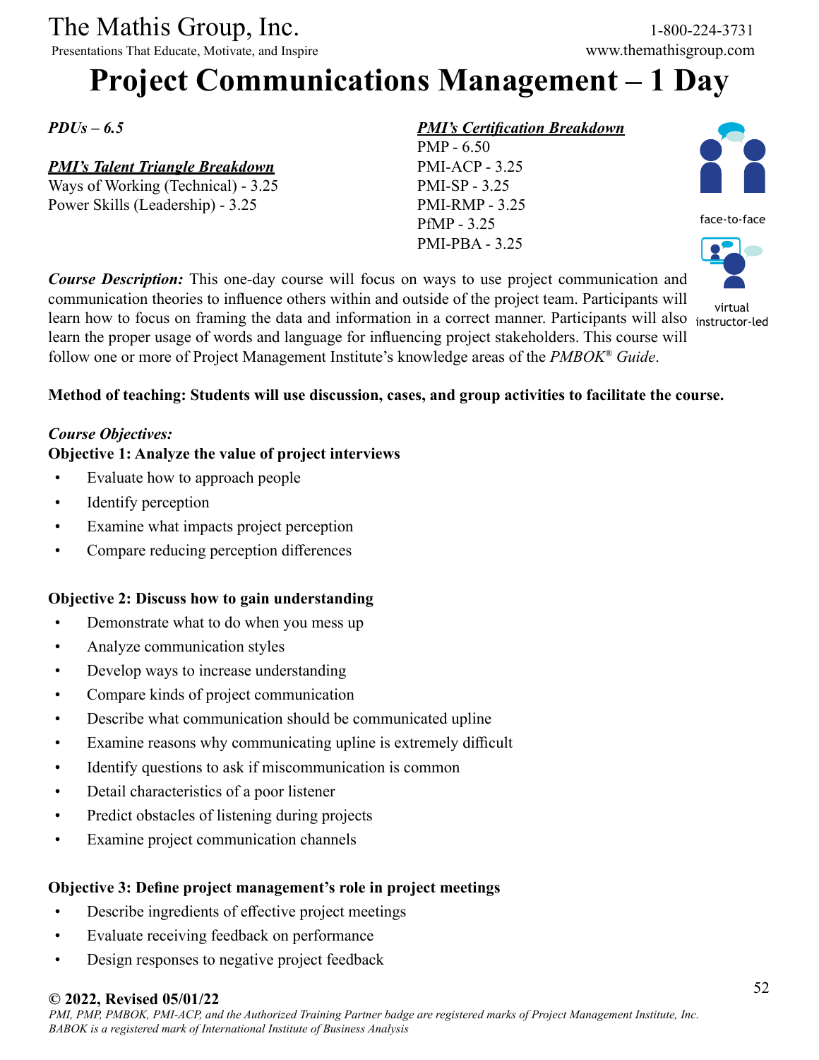The Mathis Group, Inc.
Presentations That Educate, Motivate, and Inspire

1-800-224-3731
www.themathisgroup.com

# Project Communications Management – 1 Day

***PDUs – 6.5***

***PMI's Talent Triangle Breakdown***
Ways of Working (Technical) - 3.25
Power Skills (Leadership) - 3.25

***PMI's Certification Breakdown***
PMP - 6.50
PMI-ACP - 3.25
PMI-SP - 3.25
PMI-RMP - 3.25
PfMP - 3.25
PMI-PBA - 3.25

face-to-face

virtual instructor-led

***Course Description:*** This one-day course will focus on ways to use project communication and communication theories to influence others within and outside of the project team. Participants will learn how to focus on framing the data and information in a correct manner. Participants will also learn the proper usage of words and language for influencing project stakeholders. This course will follow one or more of Project Management Institute's knowledge areas of the *PMBOK® Guide*.

**Method of teaching: Students will use discussion, cases, and group activities to facilitate the course.**

***Course Objectives:***

**Objective 1: Analyze the value of project interviews**

- Evaluate how to approach people
- Identify perception
- Examine what impacts project perception
- Compare reducing perception differences

**Objective 2: Discuss how to gain understanding**

- Demonstrate what to do when you mess up
- Analyze communication styles
- Develop ways to increase understanding
- Compare kinds of project communication
- Describe what communication should be communicated upline
- Examine reasons why communicating upline is extremely difficult
- Identify questions to ask if miscommunication is common
- Detail characteristics of a poor listener
- Predict obstacles of listening during projects
- Examine project communication channels

**Objective 3: Define project management's role in project meetings**

- Describe ingredients of effective project meetings
- Evaluate receiving feedback on performance
- Design responses to negative project feedback

**© 2022, Revised 05/01/22**
*PMI, PMP, PMBOK, PMI-ACP, and the Authorized Training Partner badge are registered marks of Project Management Institute, Inc. BABOK is a registered mark of International Institute of Business Analysis*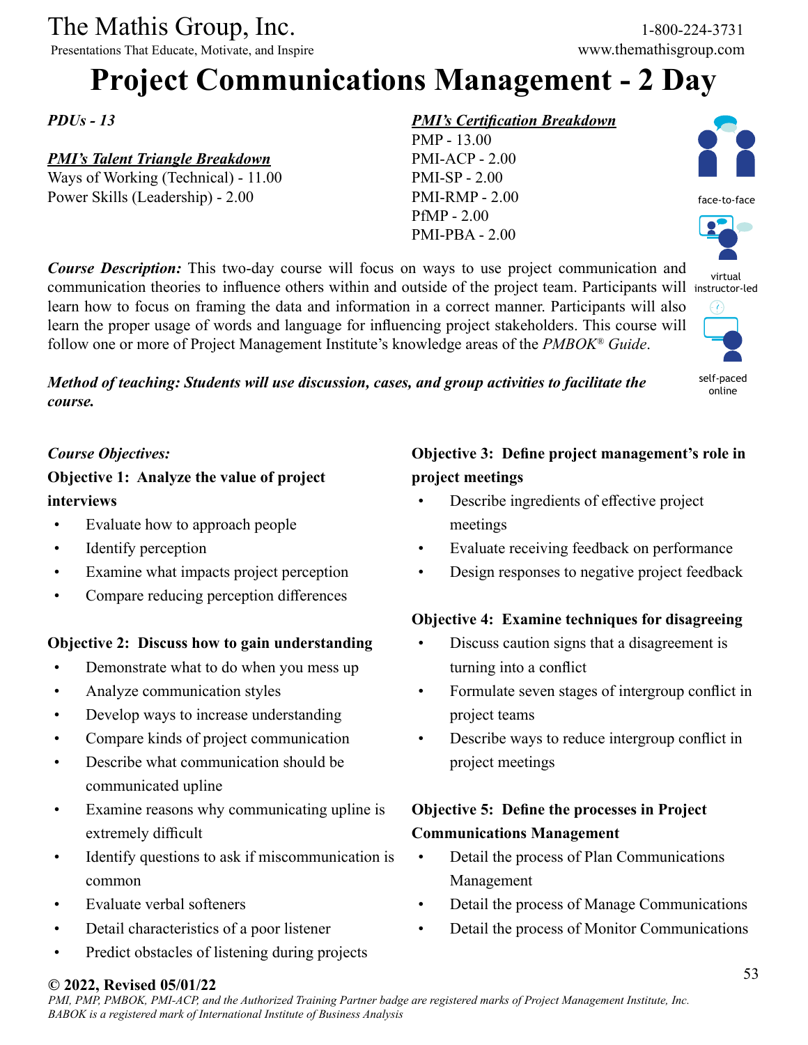The Mathis Group, Inc.
Presentations That Educate, Motivate, and Inspire

1-800-224-3731
www.themathisgroup.com

# Project Communications Management - 2 Day

*PDUs - 13*

***PMI's Talent Triangle Breakdown***
Ways of Working (Technical) - 11.00
Power Skills (Leadership) - 2.00

***PMI's Certification Breakdown***
PMP - 13.00
PMI-ACP - 2.00
PMI-SP - 2.00
PMI-RMP - 2.00
PfMP - 2.00
PMI-PBA - 2.00

face-to-face

virtual instructor-led

self-paced online

***Course Description:*** This two-day course will focus on ways to use project communication and communication theories to influence others within and outside of the project team. Participants will learn how to focus on framing the data and information in a correct manner. Participants will also learn the proper usage of words and language for influencing project stakeholders. This course will follow one or more of Project Management Institute's knowledge areas of the *PMBOK® Guide*.

***Method of teaching: Students will use discussion, cases, and group activities to facilitate the course.***

*Course Objectives:*

**Objective 1: Analyze the value of project interviews**

- Evaluate how to approach people
- Identify perception
- Examine what impacts project perception
- Compare reducing perception differences

**Objective 2: Discuss how to gain understanding**

- Demonstrate what to do when you mess up
- Analyze communication styles
- Develop ways to increase understanding
- Compare kinds of project communication
- Describe what communication should be communicated upline
- Examine reasons why communicating upline is extremely difficult
- Identify questions to ask if miscommunication is common
- Evaluate verbal softeners
- Detail characteristics of a poor listener
- Predict obstacles of listening during projects

**Objective 3: Define project management's role in project meetings**

- Describe ingredients of effective project meetings
- Evaluate receiving feedback on performance
- Design responses to negative project feedback

**Objective 4: Examine techniques for disagreeing**

- Discuss caution signs that a disagreement is turning into a conflict
- Formulate seven stages of intergroup conflict in project teams
- Describe ways to reduce intergroup conflict in project meetings

**Objective 5: Define the processes in Project Communications Management**

- Detail the process of Plan Communications Management
- Detail the process of Manage Communications
- Detail the process of Monitor Communications

**© 2022, Revised 05/01/22**
*PMI, PMP, PMBOK, PMI-ACP, and the Authorized Training Partner badge are registered marks of Project Management Institute, Inc. BABOK is a registered mark of International Institute of Business Analysis*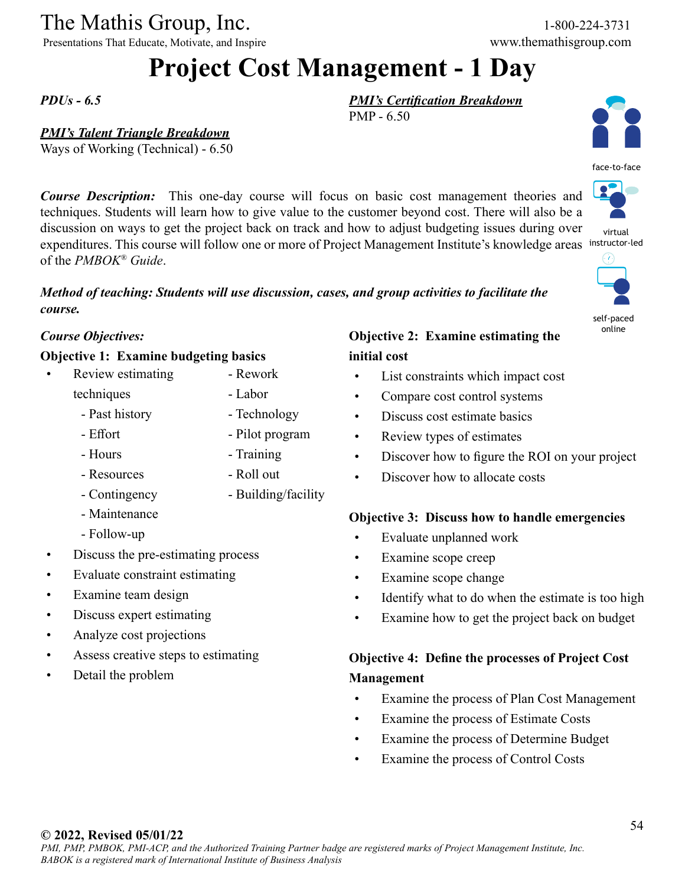The Mathis Group, Inc.
Presentations That Educate, Motivate, and Inspire

1-800-224-3731
www.themathisgroup.com

# Project Cost Management - 1 Day

***PDUs - 6.5***

***PMI's Talent Triangle Breakdown***
Ways of Working (Technical) - 6.50

***PMI's Certification Breakdown***
PMP - 6.50

face-to-face

virtual instructor-led

self-paced online

***Course Description:*** This one-day course will focus on basic cost management theories and techniques. Students will learn how to give value to the customer beyond cost. There will also be a discussion on ways to get the project back on track and how to adjust budgeting issues during over expenditures. This course will follow one or more of Project Management Institute's knowledge areas of the *PMBOK® Guide*.

***Method of teaching: Students will use discussion, cases, and group activities to facilitate the course.***

***Course Objectives:***

**Objective 1: Examine budgeting basics**

- Review estimating techniques
  - Past history
  - Effort
  - Hours
  - Resources
  - Contingency
  - Maintenance
  - Follow-up
  - Rework
  - Labor
  - Technology
  - Pilot program
  - Training
  - Roll out
  - Building/facility
- Discuss the pre-estimating process
- Evaluate constraint estimating
- Examine team design
- Discuss expert estimating
- Analyze cost projections
- Assess creative steps to estimating
- Detail the problem

**Objective 2: Examine estimating the initial cost**

- List constraints which impact cost
- Compare cost control systems
- Discuss cost estimate basics
- Review types of estimates
- Discover how to figure the ROI on your project
- Discover how to allocate costs

**Objective 3: Discuss how to handle emergencies**

- Evaluate unplanned work
- Examine scope creep
- Examine scope change
- Identify what to do when the estimate is too high
- Examine how to get the project back on budget

**Objective 4: Define the processes of Project Cost Management**

- Examine the process of Plan Cost Management
- Examine the process of Estimate Costs
- Examine the process of Determine Budget
- Examine the process of Control Costs

**© 2022, Revised 05/01/22**
*PMI, PMP, PMBOK, PMI-ACP, and the Authorized Training Partner badge are registered marks of Project Management Institute, Inc.*
*BABOK is a registered mark of International Institute of Business Analysis*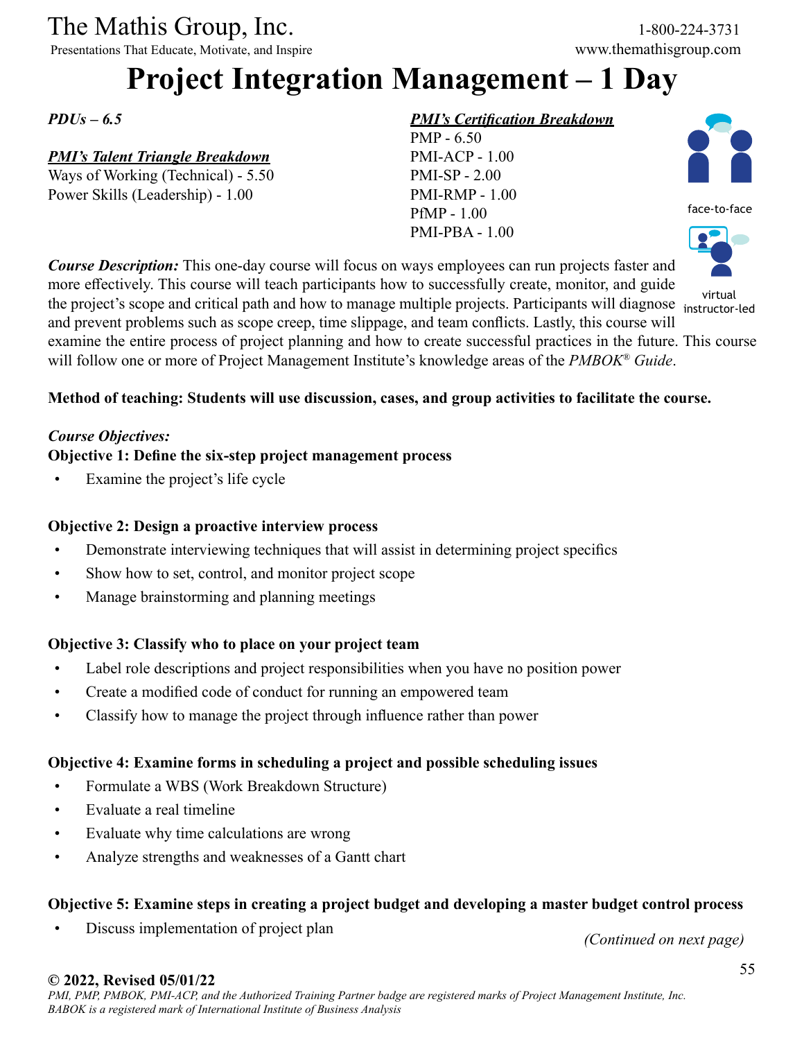# Project Integration Management – 1 Day

***PDUs – 6.5***

***PMI's Talent Triangle Breakdown***

Ways of Working (Technical) - 5.50
Power Skills (Leadership) - 1.00

***PMI's Certification Breakdown***

PMP - 6.50
PMI-ACP - 1.00
PMI-SP - 2.00
PMI-RMP - 1.00
PfMP - 1.00
PMI-PBA - 1.00

face-to-face

virtual instructor-led

***Course Description:*** This one-day course will focus on ways employees can run projects faster and more effectively. This course will teach participants how to successfully create, monitor, and guide the project's scope and critical path and how to manage multiple projects. Participants will diagnose and prevent problems such as scope creep, time slippage, and team conflicts. Lastly, this course will examine the entire process of project planning and how to create successful practices in the future. This course will follow one or more of Project Management Institute's knowledge areas of the *PMBOK® Guide*.

**Method of teaching: Students will use discussion, cases, and group activities to facilitate the course.**

***Course Objectives:***

**Objective 1: Define the six-step project management process**

- Examine the project's life cycle

**Objective 2: Design a proactive interview process**

- Demonstrate interviewing techniques that will assist in determining project specifics
- Show how to set, control, and monitor project scope
- Manage brainstorming and planning meetings

**Objective 3: Classify who to place on your project team**

- Label role descriptions and project responsibilities when you have no position power
- Create a modified code of conduct for running an empowered team
- Classify how to manage the project through influence rather than power

**Objective 4: Examine forms in scheduling a project and possible scheduling issues**

- Formulate a WBS (Work Breakdown Structure)
- Evaluate a real timeline
- Evaluate why time calculations are wrong
- Analyze strengths and weaknesses of a Gantt chart

**Objective 5: Examine steps in creating a project budget and developing a master budget control process**

- Discuss implementation of project plan

*(Continued on next page)*

**© 2022, Revised 05/01/22**

*PMI, PMP, PMBOK, PMI-ACP, and the Authorized Training Partner badge are registered marks of Project Management Institute, Inc.*
*BABOK is a registered mark of International Institute of Business Analysis*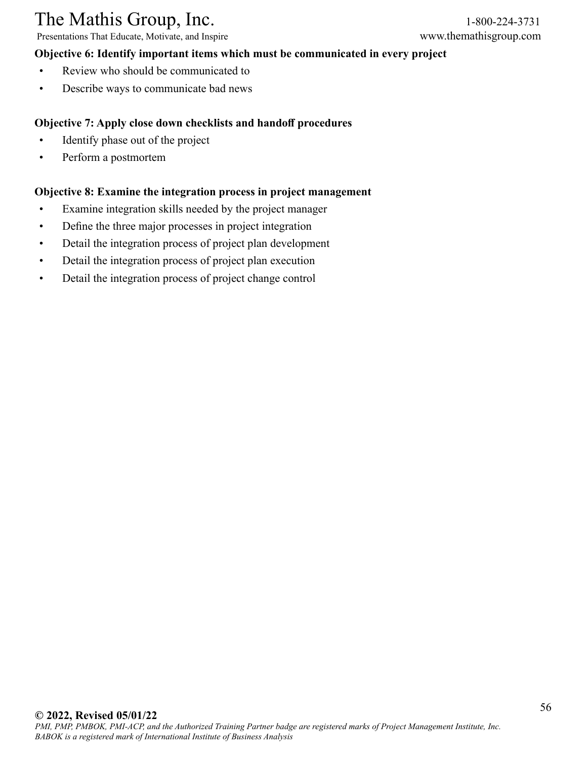**Objective 6: Identify important items which must be communicated in every project**

- Review who should be communicated to
- Describe ways to communicate bad news

**Objective 7: Apply close down checklists and handoff procedures**

- Identify phase out of the project
- Perform a postmortem

**Objective 8: Examine the integration process in project management**

- Examine integration skills needed by the project manager
- Define the three major processes in project integration
- Detail the integration process of project plan development
- Detail the integration process of project plan execution
- Detail the integration process of project change control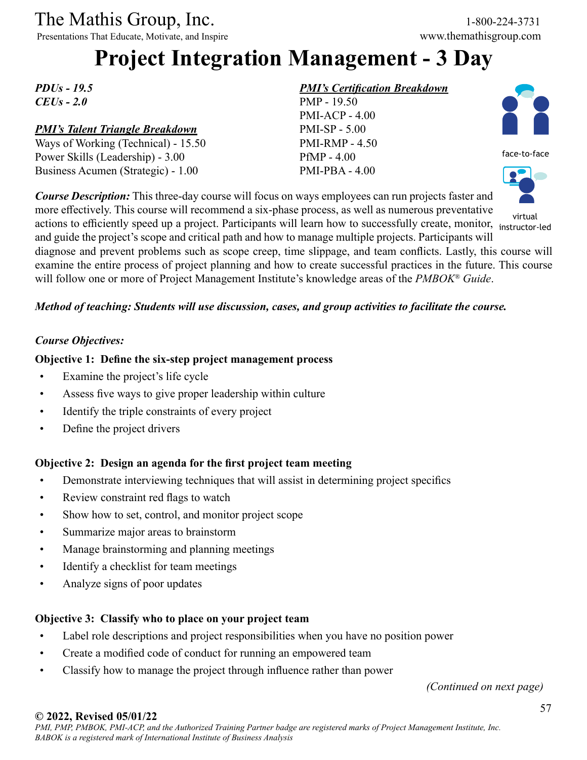The Mathis Group, Inc.
Presentations That Educate, Motivate, and Inspire

1-800-224-3731
www.themathisgroup.com

# Project Integration Management - 3 Day

***PDUs - 19.5***
***CEUs - 2.0***

***PMI's Talent Triangle Breakdown***
Ways of Working (Technical) - 15.50
Power Skills (Leadership) - 3.00
Business Acumen (Strategic) - 1.00

***PMI's Certification Breakdown***
PMP - 19.50
PMI-ACP - 4.00
PMI-SP - 5.00
PMI-RMP - 4.50
PfMP - 4.00
PMI-PBA - 4.00

face-to-face

virtual instructor-led

***Course Description:*** This three-day course will focus on ways employees can run projects faster and more effectively. This course will recommend a six-phase process, as well as numerous preventative actions to efficiently speed up a project. Participants will learn how to successfully create, monitor, and guide the project's scope and critical path and how to manage multiple projects. Participants will diagnose and prevent problems such as scope creep, time slippage, and team conflicts. Lastly, this course will examine the entire process of project planning and how to create successful practices in the future. This course will follow one or more of Project Management Institute's knowledge areas of the *PMBOK® Guide*.

***Method of teaching: Students will use discussion, cases, and group activities to facilitate the course.***

***Course Objectives:***

**Objective 1: Define the six-step project management process**

- Examine the project's life cycle
- Assess five ways to give proper leadership within culture
- Identify the triple constraints of every project
- Define the project drivers

**Objective 2: Design an agenda for the first project team meeting**

- Demonstrate interviewing techniques that will assist in determining project specifics
- Review constraint red flags to watch
- Show how to set, control, and monitor project scope
- Summarize major areas to brainstorm
- Manage brainstorming and planning meetings
- Identify a checklist for team meetings
- Analyze signs of poor updates

**Objective 3: Classify who to place on your project team**

- Label role descriptions and project responsibilities when you have no position power
- Create a modified code of conduct for running an empowered team
- Classify how to manage the project through influence rather than power

*(Continued on next page)*

**© 2022, Revised 05/01/22**
*PMI, PMP, PMBOK, PMI-ACP, and the Authorized Training Partner badge are registered marks of Project Management Institute, Inc.*
*BABOK is a registered mark of International Institute of Business Analysis*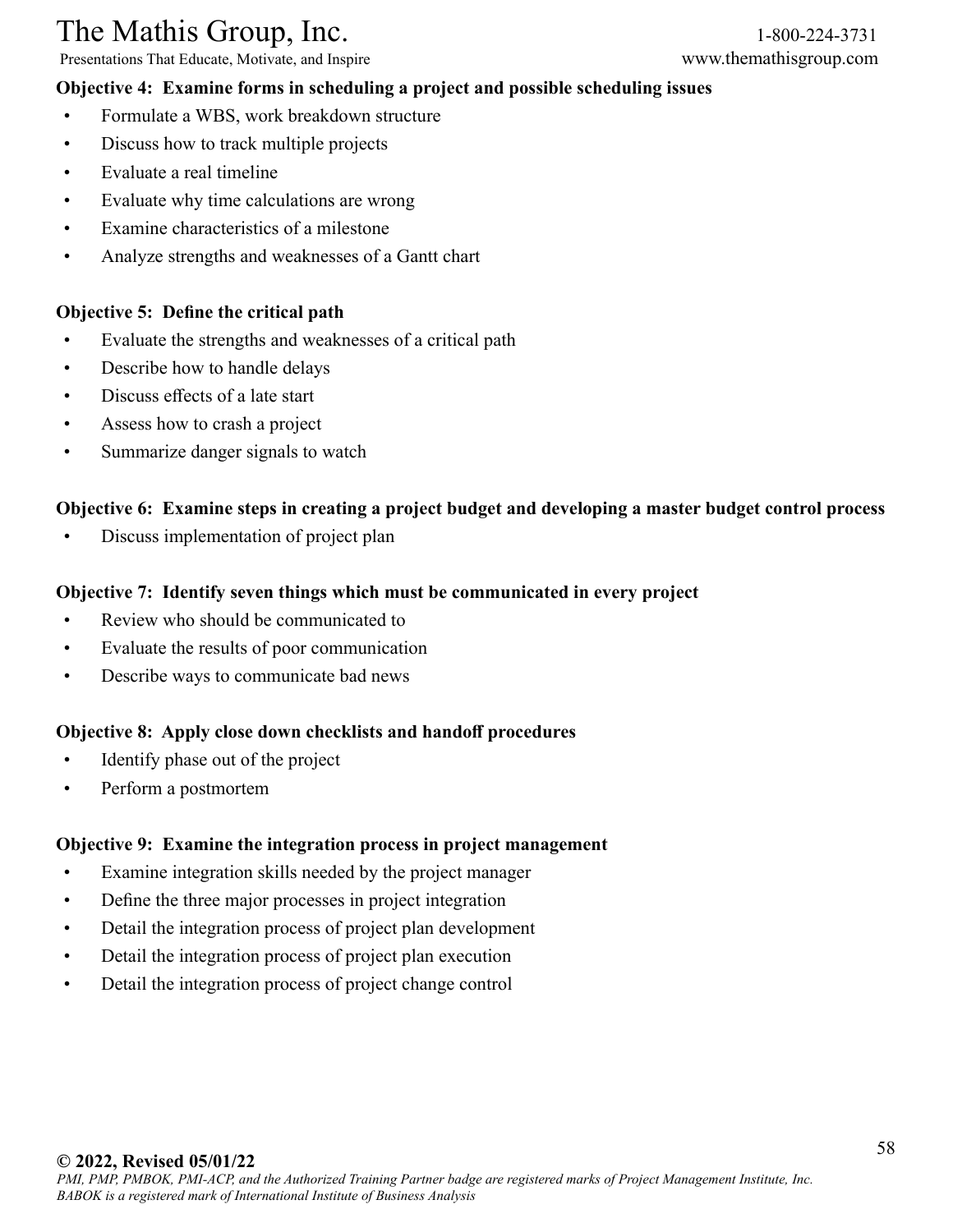**Objective 4: Examine forms in scheduling a project and possible scheduling issues**

- Formulate a WBS, work breakdown structure
- Discuss how to track multiple projects
- Evaluate a real timeline
- Evaluate why time calculations are wrong
- Examine characteristics of a milestone
- Analyze strengths and weaknesses of a Gantt chart

**Objective 5: Define the critical path**

- Evaluate the strengths and weaknesses of a critical path
- Describe how to handle delays
- Discuss effects of a late start
- Assess how to crash a project
- Summarize danger signals to watch

**Objective 6: Examine steps in creating a project budget and developing a master budget control process**

- Discuss implementation of project plan

**Objective 7: Identify seven things which must be communicated in every project**

- Review who should be communicated to
- Evaluate the results of poor communication
- Describe ways to communicate bad news

**Objective 8: Apply close down checklists and handoff procedures**

- Identify phase out of the project
- Perform a postmortem

**Objective 9: Examine the integration process in project management**

- Examine integration skills needed by the project manager
- Define the three major processes in project integration
- Detail the integration process of project plan development
- Detail the integration process of project plan execution
- Detail the integration process of project change control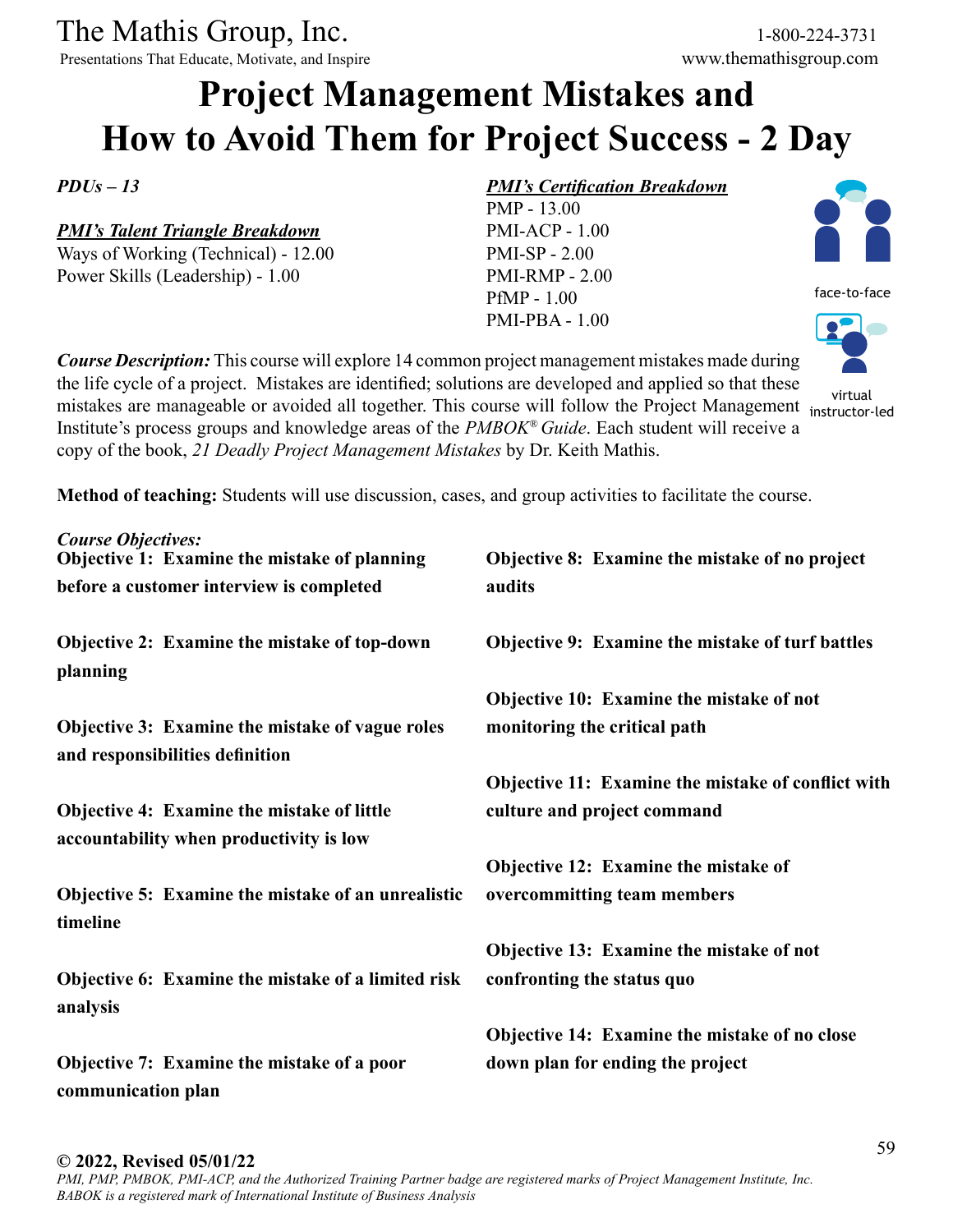The Mathis Group, Inc.
Presentations That Educate, Motivate, and Inspire

1-800-224-3731
www.themathisgroup.com

# Project Management Mistakes and How to Avoid Them for Project Success - 2 Day

*PDUs – 13*

***PMI's Talent Triangle Breakdown***
Ways of Working (Technical) - 12.00
Power Skills (Leadership) - 1.00

***PMI's Certification Breakdown***
PMP - 13.00
PMI-ACP - 1.00
PMI-SP - 2.00
PMI-RMP - 2.00
PfMP - 1.00
PMI-PBA - 1.00

face-to-face

virtual instructor-led

***Course Description:*** This course will explore 14 common project management mistakes made during the life cycle of a project. Mistakes are identified; solutions are developed and applied so that these mistakes are manageable or avoided all together. This course will follow the Project Management Institute's process groups and knowledge areas of the *PMBOK® Guide*. Each student will receive a copy of the book, *21 Deadly Project Management Mistakes* by Dr. Keith Mathis.

**Method of teaching:** Students will use discussion, cases, and group activities to facilitate the course.

*Course Objectives:*

**Objective 1: Examine the mistake of planning before a customer interview is completed**

**Objective 2: Examine the mistake of top-down planning**

**Objective 3: Examine the mistake of vague roles and responsibilities definition**

**Objective 4: Examine the mistake of little accountability when productivity is low**

**Objective 5: Examine the mistake of an unrealistic timeline**

**Objective 6: Examine the mistake of a limited risk analysis**

**Objective 7: Examine the mistake of a poor communication plan**

**Objective 8: Examine the mistake of no project audits**

**Objective 9: Examine the mistake of turf battles**

**Objective 10: Examine the mistake of not monitoring the critical path**

**Objective 11: Examine the mistake of conflict with culture and project command**

**Objective 12: Examine the mistake of overcommitting team members**

**Objective 13: Examine the mistake of not confronting the status quo**

**Objective 14: Examine the mistake of no close down plan for ending the project**

**© 2022, Revised 05/01/22**
*PMI, PMP, PMBOK, PMI-ACP, and the Authorized Training Partner badge are registered marks of Project Management Institute, Inc.*
*BABOK is a registered mark of International Institute of Business Analysis*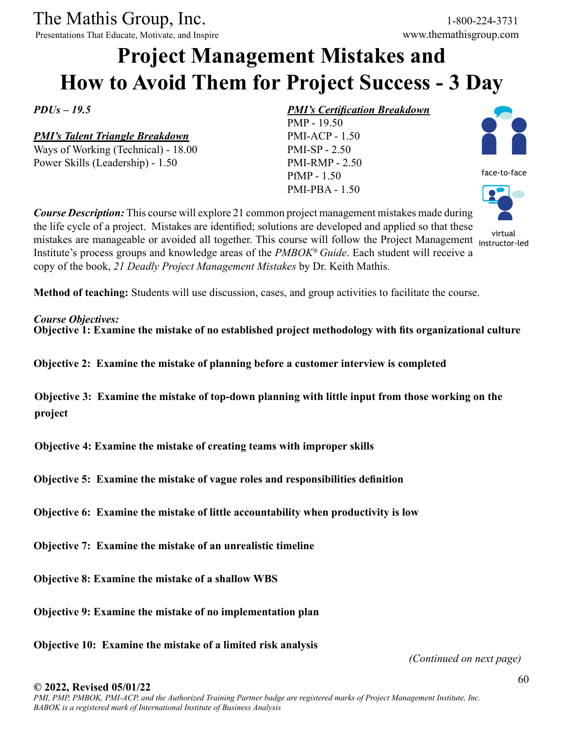The Mathis Group, Inc.
Presentations That Educate, Motivate, and Inspire

1-800-224-3731
www.themathisgroup.com

# Project Management Mistakes and How to Avoid Them for Project Success - 3 Day

*PDUs – 19.5*

***PMI's Talent Triangle Breakdown***
Ways of Working (Technical) - 18.00
Power Skills (Leadership) - 1.50

***PMI's Certification Breakdown***
PMP - 19.50
PMI-ACP - 1.50
PMI-SP - 2.50
PMI-RMP - 2.50
PfMP - 1.50
PMI-PBA - 1.50

face-to-face

virtual instructor-led

***Course Description:*** This course will explore 21 common project management mistakes made during the life cycle of a project. Mistakes are identified; solutions are developed and applied so that these mistakes are manageable or avoided all together. This course will follow the Project Management Institute's process groups and knowledge areas of the *PMBOK® Guide*. Each student will receive a copy of the book, *21 Deadly Project Management Mistakes* by Dr. Keith Mathis.

**Method of teaching:** Students will use discussion, cases, and group activities to facilitate the course.

***Course Objectives:***

**Objective 1: Examine the mistake of no established project methodology with fits organizational culture**

**Objective 2: Examine the mistake of planning before a customer interview is completed**

**Objective 3: Examine the mistake of top-down planning with little input from those working on the project**

**Objective 4: Examine the mistake of creating teams with improper skills**

**Objective 5: Examine the mistake of vague roles and responsibilities definition**

**Objective 6: Examine the mistake of little accountability when productivity is low**

**Objective 7: Examine the mistake of an unrealistic timeline**

**Objective 8: Examine the mistake of a shallow WBS**

**Objective 9: Examine the mistake of no implementation plan**

**Objective 10: Examine the mistake of a limited risk analysis**

*(Continued on next page)*

**© 2022, Revised 05/01/22**
*PMI, PMP, PMBOK, PMI-ACP, and the Authorized Training Partner badge are registered marks of Project Management Institute, Inc.*
*BABOK is a registered mark of International Institute of Business Analysis*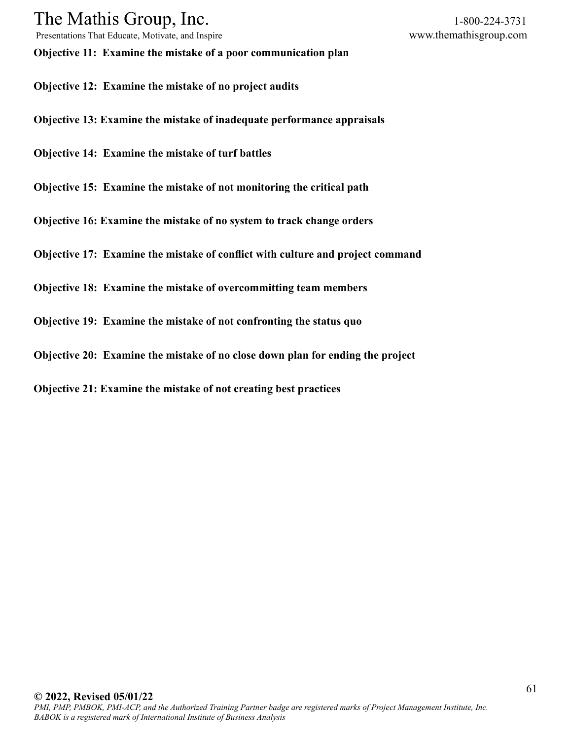**Objective 11: Examine the mistake of a poor communication plan**

**Objective 12: Examine the mistake of no project audits**

**Objective 13: Examine the mistake of inadequate performance appraisals**

**Objective 14: Examine the mistake of turf battles**

**Objective 15: Examine the mistake of not monitoring the critical path**

**Objective 16: Examine the mistake of no system to track change orders**

**Objective 17: Examine the mistake of conflict with culture and project command**

**Objective 18: Examine the mistake of overcommitting team members**

**Objective 19: Examine the mistake of not confronting the status quo**

**Objective 20: Examine the mistake of no close down plan for ending the project**

**Objective 21: Examine the mistake of not creating best practices**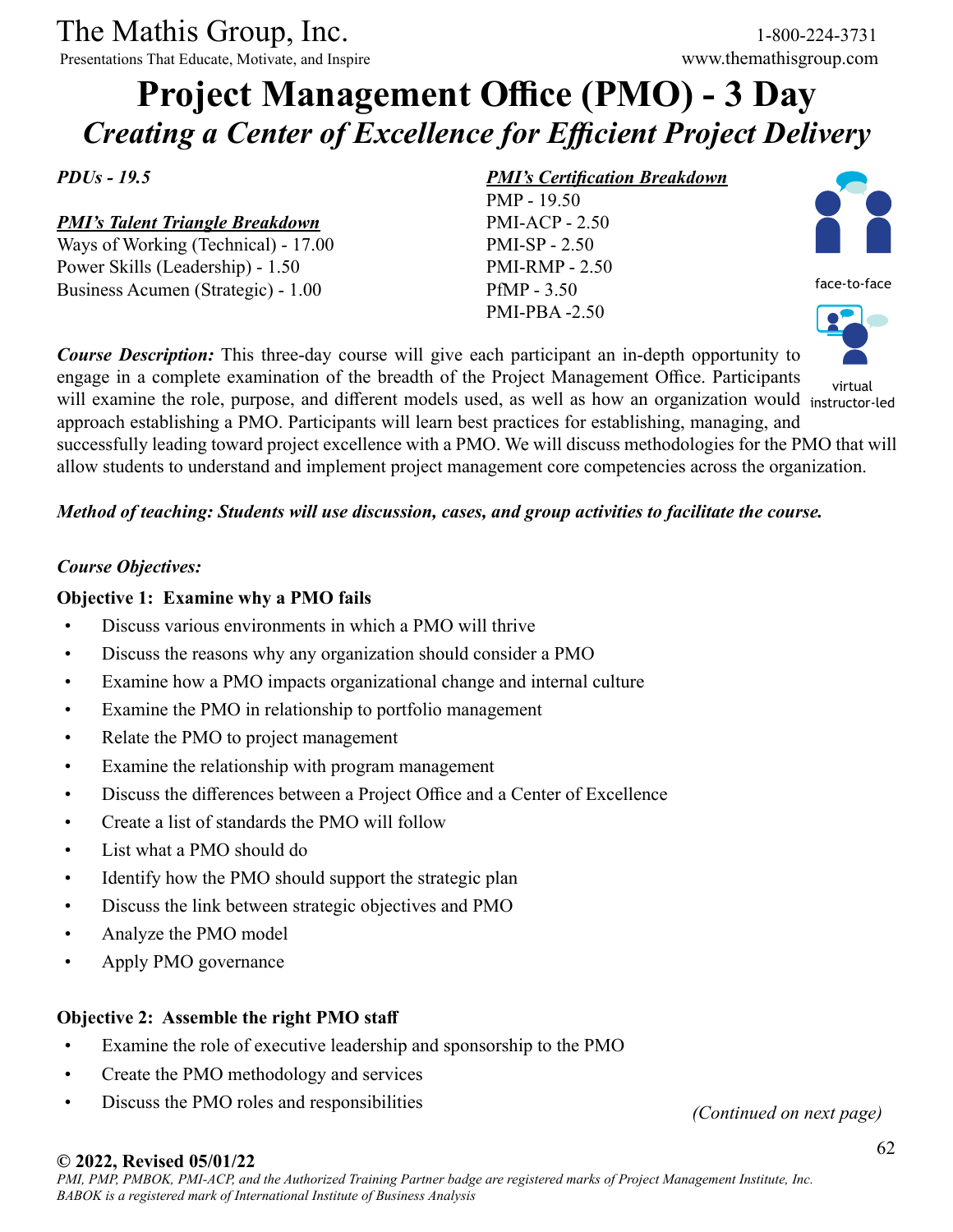# Project Management Office (PMO) - 3 Day

## *Creating a Center of Excellence for Efficient Project Delivery*

***PDUs - 19.5***

***PMI's Talent Triangle Breakdown***

Ways of Working (Technical) - 17.00
Power Skills (Leadership) - 1.50
Business Acumen (Strategic) - 1.00

***PMI's Certification Breakdown***

PMP - 19.50
PMI-ACP - 2.50
PMI-SP - 2.50
PMI-RMP - 2.50
PfMP - 3.50
PMI-PBA -2.50

face-to-face

virtual instructor-led

***Course Description:*** This three-day course will give each participant an in-depth opportunity to engage in a complete examination of the breadth of the Project Management Office. Participants will examine the role, purpose, and different models used, as well as how an organization would approach establishing a PMO. Participants will learn best practices for establishing, managing, and successfully leading toward project excellence with a PMO. We will discuss methodologies for the PMO that will allow students to understand and implement project management core competencies across the organization.

***Method of teaching: Students will use discussion, cases, and group activities to facilitate the course.***

***Course Objectives:***

**Objective 1: Examine why a PMO fails**

- Discuss various environments in which a PMO will thrive
- Discuss the reasons why any organization should consider a PMO
- Examine how a PMO impacts organizational change and internal culture
- Examine the PMO in relationship to portfolio management
- Relate the PMO to project management
- Examine the relationship with program management
- Discuss the differences between a Project Office and a Center of Excellence
- Create a list of standards the PMO will follow
- List what a PMO should do
- Identify how the PMO should support the strategic plan
- Discuss the link between strategic objectives and PMO
- Analyze the PMO model
- Apply PMO governance

**Objective 2: Assemble the right PMO staff**

- Examine the role of executive leadership and sponsorship to the PMO
- Create the PMO methodology and services
- Discuss the PMO roles and responsibilities

*(Continued on next page)*

**© 2022, Revised 05/01/22**
*PMI, PMP, PMBOK, PMI-ACP, and the Authorized Training Partner badge are registered marks of Project Management Institute, Inc. BABOK is a registered mark of International Institute of Business Analysis*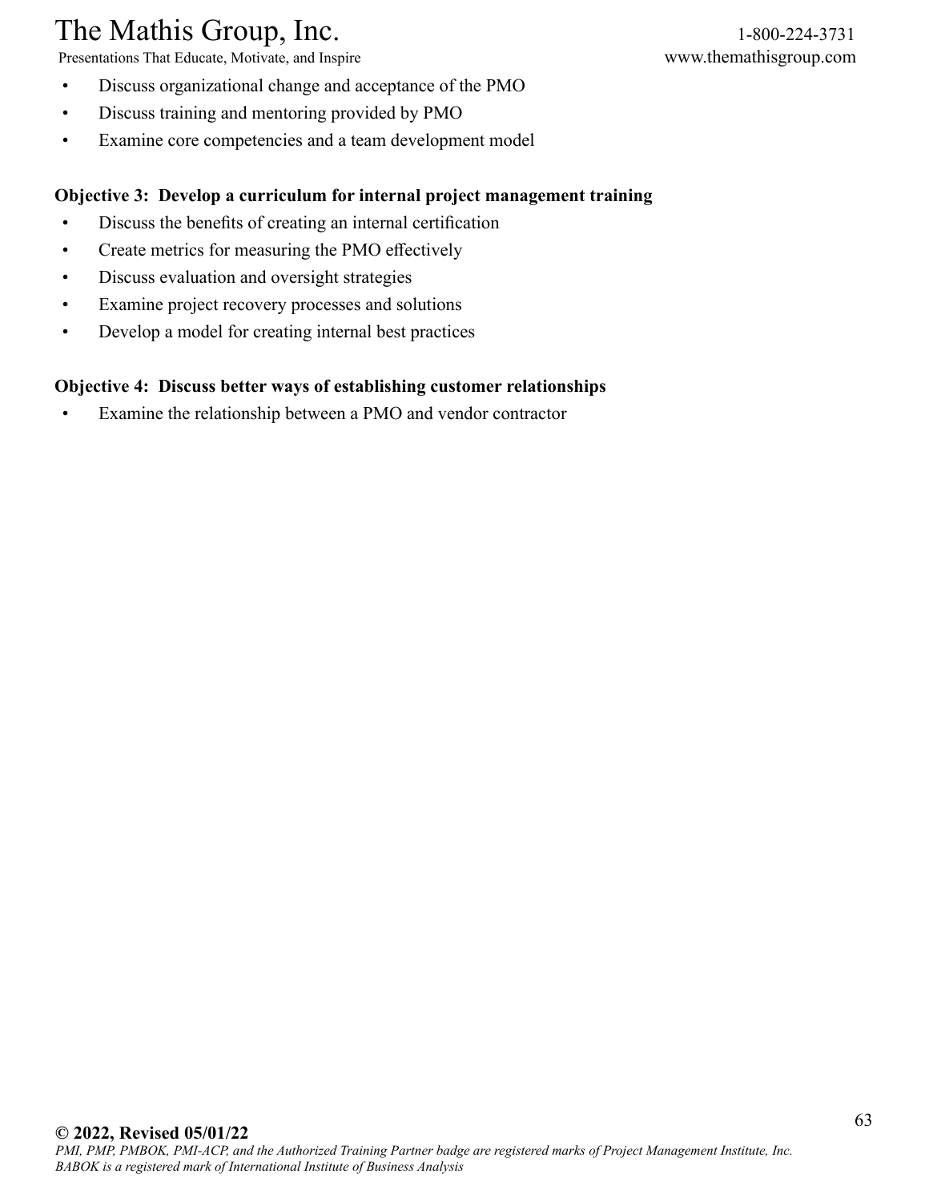- Discuss organizational change and acceptance of the PMO
- Discuss training and mentoring provided by PMO
- Examine core competencies and a team development model

**Objective 3: Develop a curriculum for internal project management training**

- Discuss the benefits of creating an internal certification
- Create metrics for measuring the PMO effectively
- Discuss evaluation and oversight strategies
- Examine project recovery processes and solutions
- Develop a model for creating internal best practices

**Objective 4: Discuss better ways of establishing customer relationships**

- Examine the relationship between a PMO and vendor contractor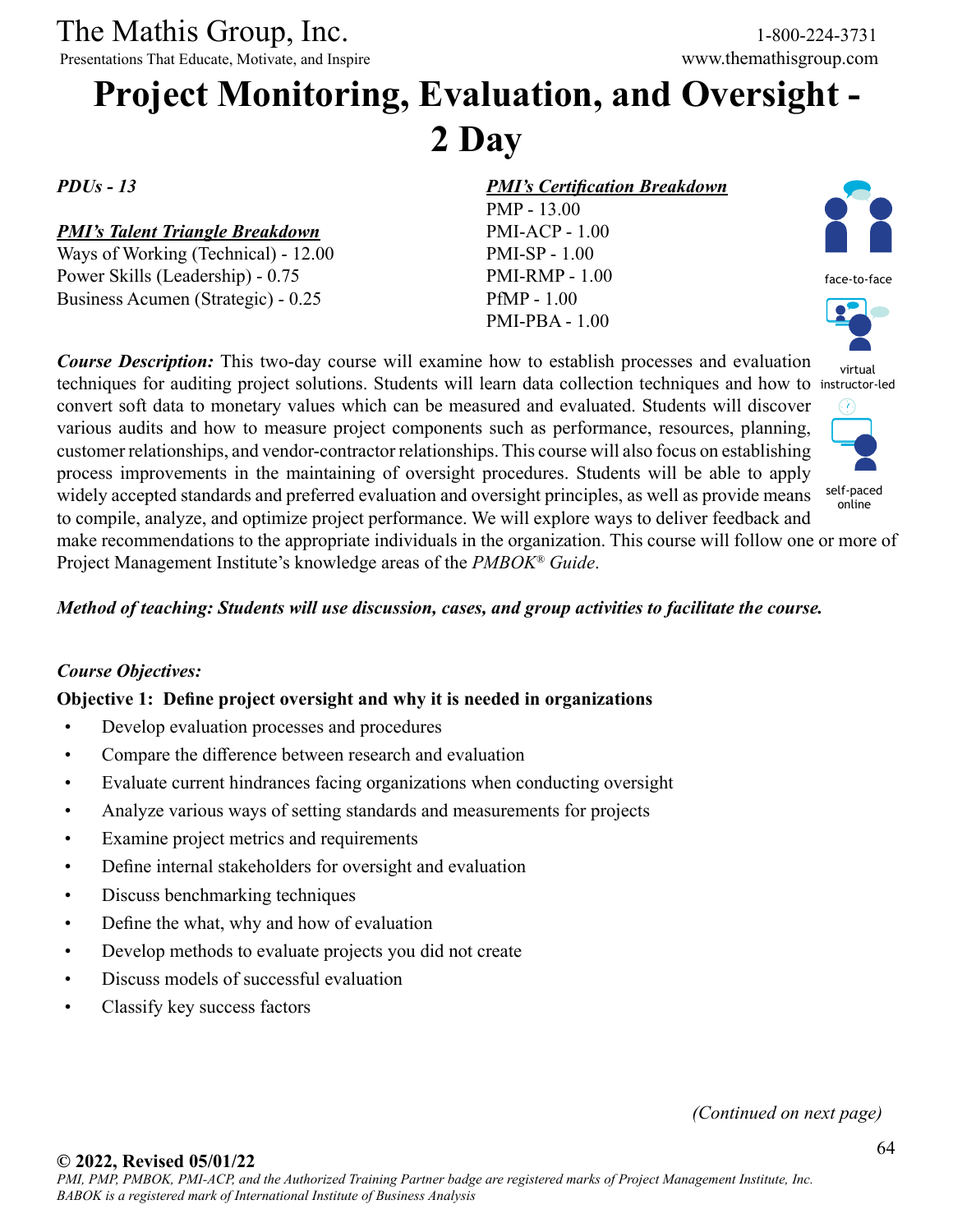# Project Monitoring, Evaluation, and Oversight - 2 Day

*PDUs - 13*

***PMI's Talent Triangle Breakdown***
Ways of Working (Technical) - 12.00
Power Skills (Leadership) - 0.75
Business Acumen (Strategic) - 0.25

***PMI's Certification Breakdown***
PMP - 13.00
PMI-ACP - 1.00
PMI-SP - 1.00
PMI-RMP - 1.00
PfMP - 1.00
PMI-PBA - 1.00

face-to-face

virtual instructor-led

self-paced online

***Course Description:*** This two-day course will examine how to establish processes and evaluation techniques for auditing project solutions. Students will learn data collection techniques and how to convert soft data to monetary values which can be measured and evaluated. Students will discover various audits and how to measure project components such as performance, resources, planning, customer relationships, and vendor-contractor relationships. This course will also focus on establishing process improvements in the maintaining of oversight procedures. Students will be able to apply widely accepted standards and preferred evaluation and oversight principles, as well as provide means to compile, analyze, and optimize project performance. We will explore ways to deliver feedback and make recommendations to the appropriate individuals in the organization. This course will follow one or more of Project Management Institute's knowledge areas of the *PMBOK® Guide*.

***Method of teaching: Students will use discussion, cases, and group activities to facilitate the course.***

***Course Objectives:***

**Objective 1: Define project oversight and why it is needed in organizations**

- Develop evaluation processes and procedures
- Compare the difference between research and evaluation
- Evaluate current hindrances facing organizations when conducting oversight
- Analyze various ways of setting standards and measurements for projects
- Examine project metrics and requirements
- Define internal stakeholders for oversight and evaluation
- Discuss benchmarking techniques
- Define the what, why and how of evaluation
- Develop methods to evaluate projects you did not create
- Discuss models of successful evaluation
- Classify key success factors

*(Continued on next page)*

**© 2022, Revised 05/01/22**
*PMI, PMP, PMBOK, PMI-ACP, and the Authorized Training Partner badge are registered marks of Project Management Institute, Inc. BABOK is a registered mark of International Institute of Business Analysis*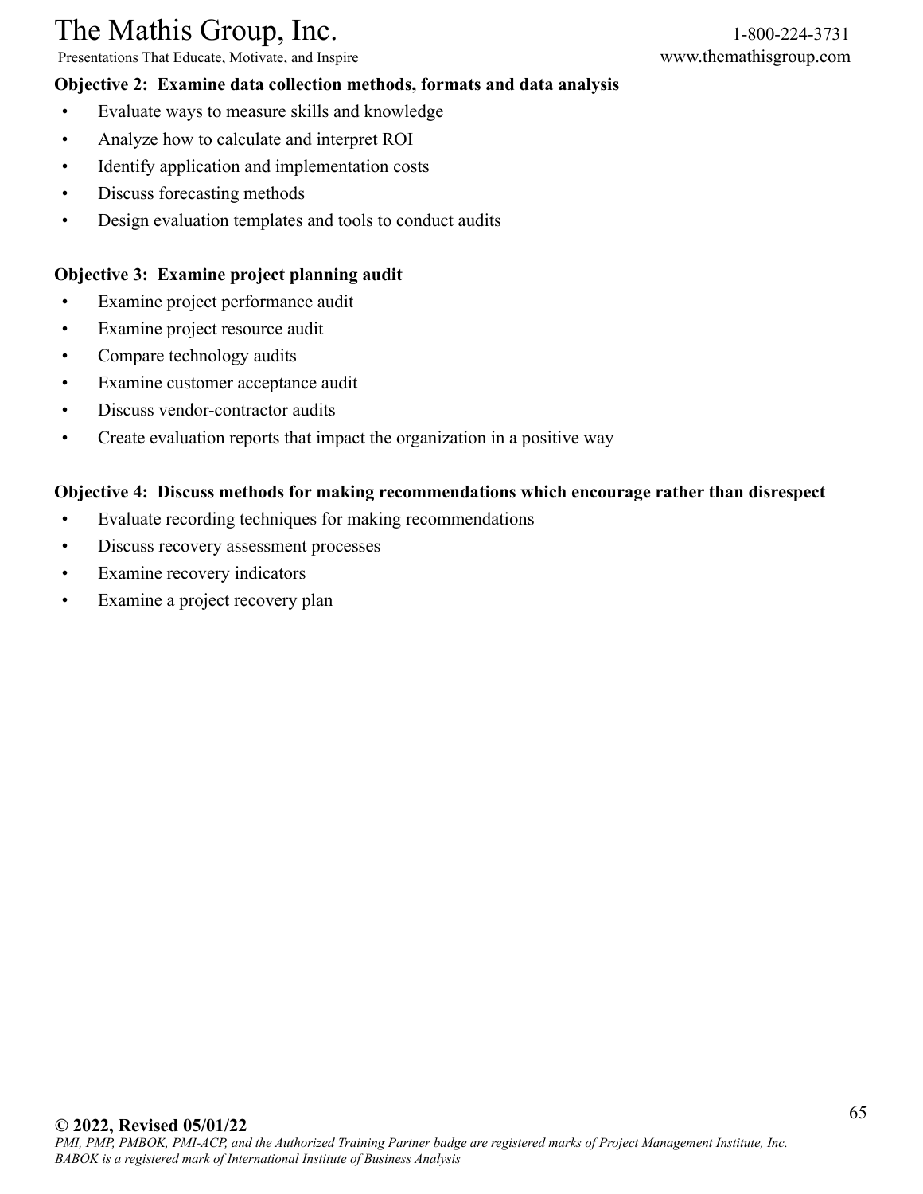**Objective 2: Examine data collection methods, formats and data analysis**

- Evaluate ways to measure skills and knowledge
- Analyze how to calculate and interpret ROI
- Identify application and implementation costs
- Discuss forecasting methods
- Design evaluation templates and tools to conduct audits

**Objective 3: Examine project planning audit**

- Examine project performance audit
- Examine project resource audit
- Compare technology audits
- Examine customer acceptance audit
- Discuss vendor-contractor audits
- Create evaluation reports that impact the organization in a positive way

**Objective 4: Discuss methods for making recommendations which encourage rather than disrespect**

- Evaluate recording techniques for making recommendations
- Discuss recovery assessment processes
- Examine recovery indicators
- Examine a project recovery plan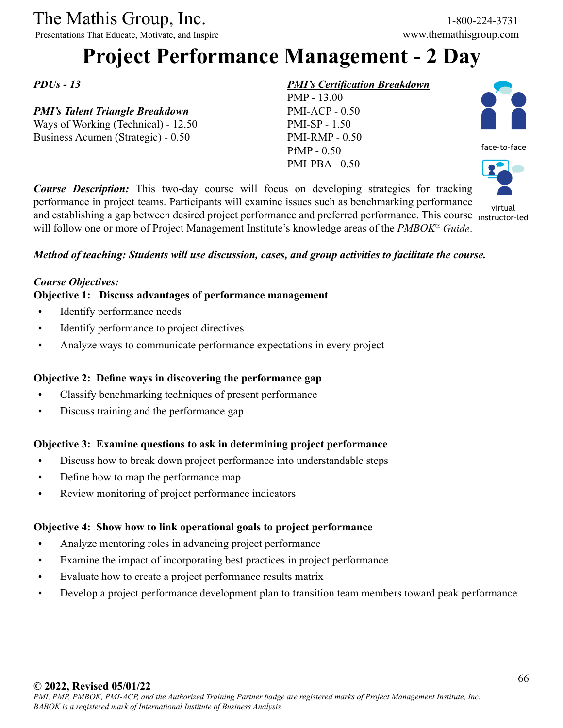# Project Performance Management - 2 Day

*PDUs - 13*

***PMI's Talent Triangle Breakdown***
Ways of Working (Technical) - 12.50
Business Acumen (Strategic) - 0.50

***PMI's Certification Breakdown***
PMP - 13.00
PMI-ACP - 0.50
PMI-SP - 1.50
PMI-RMP - 0.50
PfMP - 0.50
PMI-PBA - 0.50

face-to-face

virtual instructor-led

***Course Description:*** This two-day course will focus on developing strategies for tracking performance in project teams. Participants will examine issues such as benchmarking performance and establishing a gap between desired project performance and preferred performance. This course will follow one or more of Project Management Institute's knowledge areas of the *PMBOK® Guide*.

***Method of teaching: Students will use discussion, cases, and group activities to facilitate the course.***

***Course Objectives:***

**Objective 1: Discuss advantages of performance management**

- Identify performance needs
- Identify performance to project directives
- Analyze ways to communicate performance expectations in every project

**Objective 2: Define ways in discovering the performance gap**

- Classify benchmarking techniques of present performance
- Discuss training and the performance gap

**Objective 3: Examine questions to ask in determining project performance**

- Discuss how to break down project performance into understandable steps
- Define how to map the performance map
- Review monitoring of project performance indicators

**Objective 4: Show how to link operational goals to project performance**

- Analyze mentoring roles in advancing project performance
- Examine the impact of incorporating best practices in project performance
- Evaluate how to create a project performance results matrix
- Develop a project performance development plan to transition team members toward peak performance

**© 2022, Revised 05/01/22**
*PMI, PMP, PMBOK, PMI-ACP, and the Authorized Training Partner badge are registered marks of Project Management Institute, Inc.*
*BABOK is a registered mark of International Institute of Business Analysis*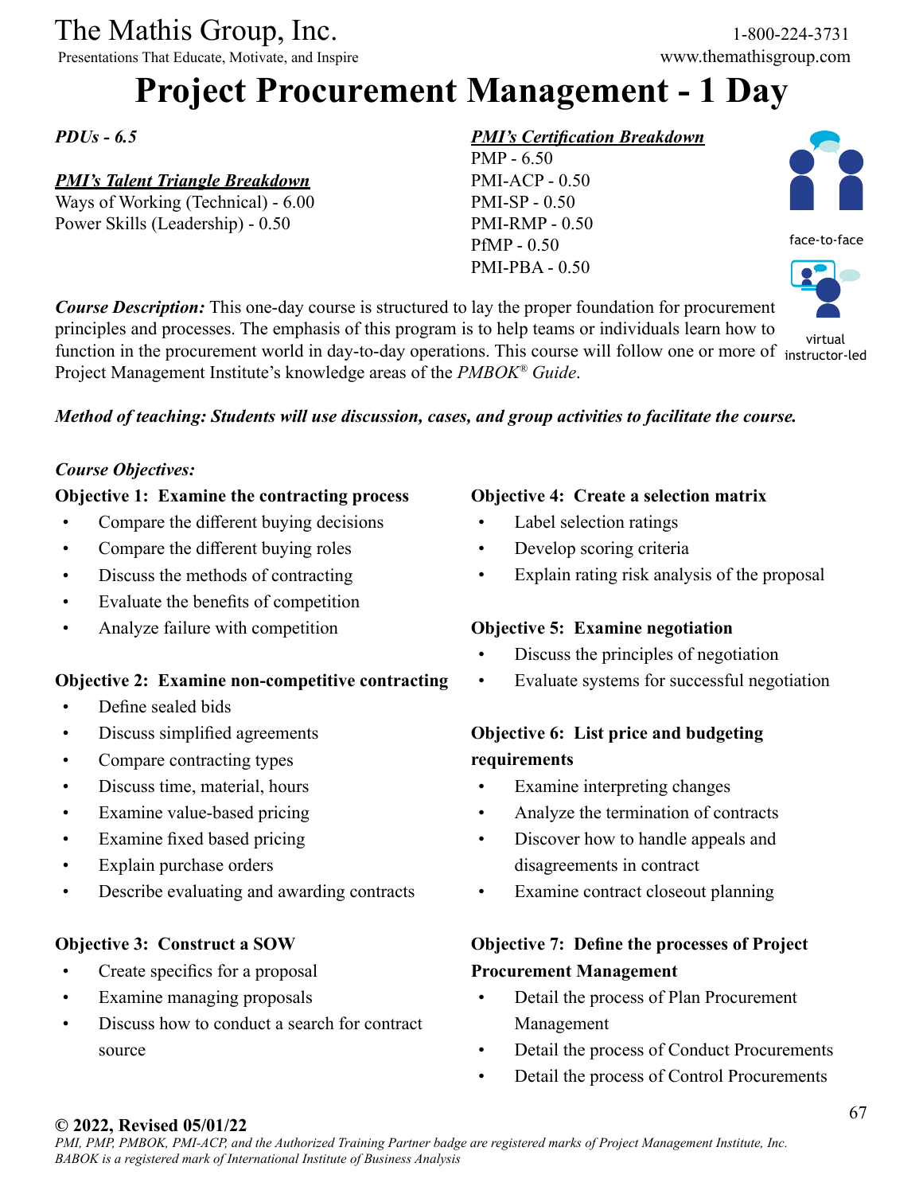The Mathis Group, Inc.
Presentations That Educate, Motivate, and Inspire

1-800-224-3731
www.themathisgroup.com

# Project Procurement Management - 1 Day

***PDUs - 6.5***

***PMI's Talent Triangle Breakdown***
Ways of Working (Technical) - 6.00
Power Skills (Leadership) - 0.50

***PMI's Certification Breakdown***
PMP - 6.50
PMI-ACP - 0.50
PMI-SP - 0.50
PMI-RMP - 0.50
PfMP - 0.50
PMI-PBA - 0.50

face-to-face

virtual instructor-led

***Course Description:*** This one-day course is structured to lay the proper foundation for procurement principles and processes. The emphasis of this program is to help teams or individuals learn how to function in the procurement world in day-to-day operations. This course will follow one or more of Project Management Institute's knowledge areas of the *PMBOK® Guide*.

***Method of teaching: Students will use discussion, cases, and group activities to facilitate the course.***

***Course Objectives:***

**Objective 1: Examine the contracting process**
- Compare the different buying decisions
- Compare the different buying roles
- Discuss the methods of contracting
- Evaluate the benefits of competition
- Analyze failure with competition

**Objective 2: Examine non-competitive contracting**
- Define sealed bids
- Discuss simplified agreements
- Compare contracting types
- Discuss time, material, hours
- Examine value-based pricing
- Examine fixed based pricing
- Explain purchase orders
- Describe evaluating and awarding contracts

**Objective 3: Construct a SOW**
- Create specifics for a proposal
- Examine managing proposals
- Discuss how to conduct a search for contract source

**Objective 4: Create a selection matrix**
- Label selection ratings
- Develop scoring criteria
- Explain rating risk analysis of the proposal

**Objective 5: Examine negotiation**
- Discuss the principles of negotiation
- Evaluate systems for successful negotiation

**Objective 6: List price and budgeting requirements**
- Examine interpreting changes
- Analyze the termination of contracts
- Discover how to handle appeals and disagreements in contract
- Examine contract closeout planning

**Objective 7: Define the processes of Project Procurement Management**
- Detail the process of Plan Procurement Management
- Detail the process of Conduct Procurements
- Detail the process of Control Procurements

**© 2022, Revised 05/01/22**
*PMI, PMP, PMBOK, PMI-ACP, and the Authorized Training Partner badge are registered marks of Project Management Institute, Inc.*
*BABOK is a registered mark of International Institute of Business Analysis*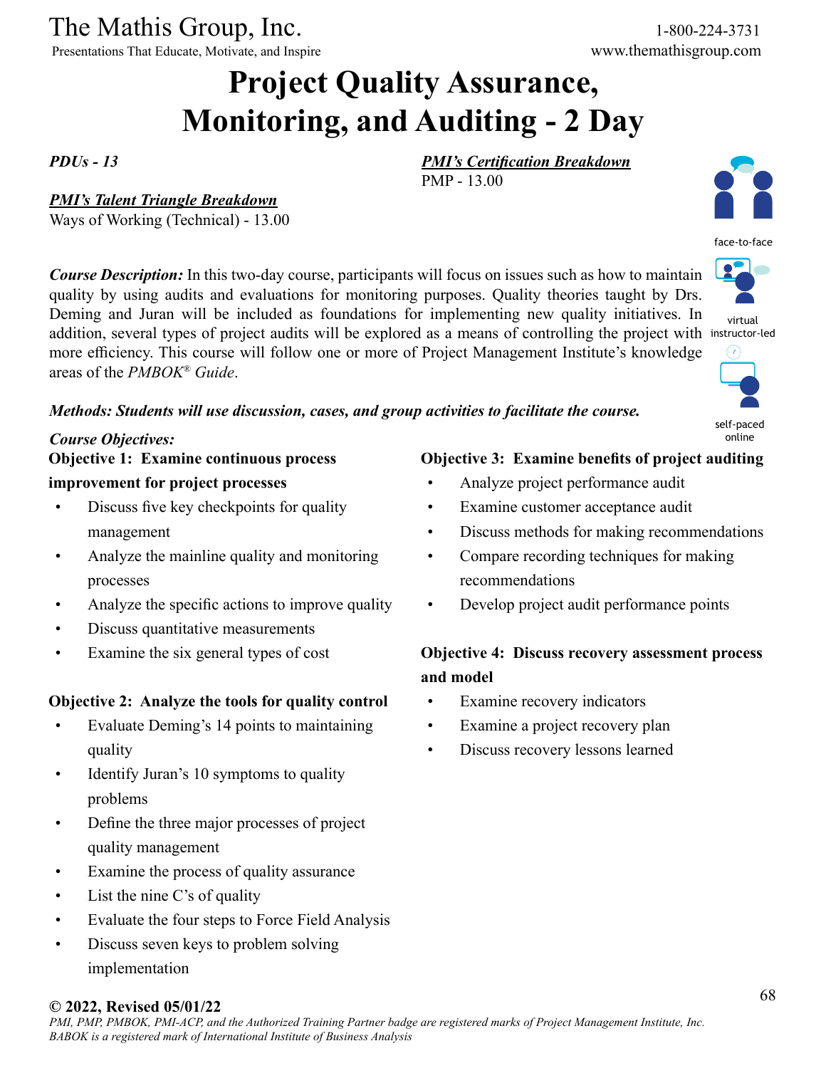The Mathis Group, Inc.
Presentations That Educate, Motivate, and Inspire

1-800-224-3731
www.themathisgroup.com

# Project Quality Assurance, Monitoring, and Auditing - 2 Day

*PDUs - 13*

***PMI's Certification Breakdown***
PMP - 13.00

***PMI's Talent Triangle Breakdown***
Ways of Working (Technical) - 13.00

face-to-face

virtual instructor-led

self-paced online

***Course Description:*** In this two-day course, participants will focus on issues such as how to maintain quality by using audits and evaluations for monitoring purposes. Quality theories taught by Drs. Deming and Juran will be included as foundations for implementing new quality initiatives. In addition, several types of project audits will be explored as a means of controlling the project with more efficiency. This course will follow one or more of Project Management Institute's knowledge areas of the *PMBOK® Guide*.

***Methods: Students will use discussion, cases, and group activities to facilitate the course.***

***Course Objectives:***

**Objective 1: Examine continuous process improvement for project processes**

- Discuss five key checkpoints for quality management
- Analyze the mainline quality and monitoring processes
- Analyze the specific actions to improve quality
- Discuss quantitative measurements
- Examine the six general types of cost

**Objective 2: Analyze the tools for quality control**

- Evaluate Deming's 14 points to maintaining quality
- Identify Juran's 10 symptoms to quality problems
- Define the three major processes of project quality management
- Examine the process of quality assurance
- List the nine C's of quality
- Evaluate the four steps to Force Field Analysis
- Discuss seven keys to problem solving implementation

**Objective 3: Examine benefits of project auditing**

- Analyze project performance audit
- Examine customer acceptance audit
- Discuss methods for making recommendations
- Compare recording techniques for making recommendations
- Develop project audit performance points

**Objective 4: Discuss recovery assessment process and model**

- Examine recovery indicators
- Examine a project recovery plan
- Discuss recovery lessons learned

**© 2022, Revised 05/01/22**

*PMI, PMP, PMBOK, PMI-ACP, and the Authorized Training Partner badge are registered marks of Project Management Institute, Inc. BABOK is a registered mark of International Institute of Business Analysis*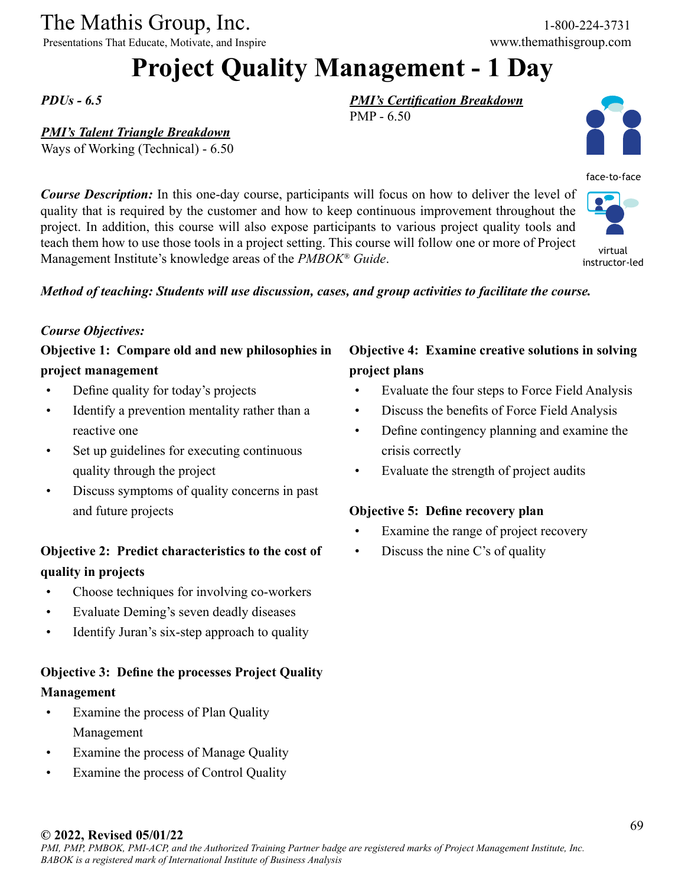# Project Quality Management - 1 Day

***PDUs - 6.5***

***PMI's Talent Triangle Breakdown***
Ways of Working (Technical) - 6.50

***PMI's Certification Breakdown***
PMP - 6.50

face-to-face

virtual instructor-led

***Course Description:*** In this one-day course, participants will focus on how to deliver the level of quality that is required by the customer and how to keep continuous improvement throughout the project. In addition, this course will also expose participants to various project quality tools and teach them how to use those tools in a project setting. This course will follow one or more of Project Management Institute's knowledge areas of the *PMBOK® Guide*.

***Method of teaching: Students will use discussion, cases, and group activities to facilitate the course.***

*Course Objectives:*

**Objective 1: Compare old and new philosophies in project management**

- Define quality for today's projects
- Identify a prevention mentality rather than a reactive one
- Set up guidelines for executing continuous quality through the project
- Discuss symptoms of quality concerns in past and future projects

**Objective 2: Predict characteristics to the cost of quality in projects**

- Choose techniques for involving co-workers
- Evaluate Deming's seven deadly diseases
- Identify Juran's six-step approach to quality

**Objective 3: Define the processes Project Quality Management**

- Examine the process of Plan Quality Management
- Examine the process of Manage Quality
- Examine the process of Control Quality

**Objective 4: Examine creative solutions in solving project plans**

- Evaluate the four steps to Force Field Analysis
- Discuss the benefits of Force Field Analysis
- Define contingency planning and examine the crisis correctly
- Evaluate the strength of project audits

**Objective 5: Define recovery plan**

- Examine the range of project recovery
- Discuss the nine C's of quality

**© 2022, Revised 05/01/22**
*PMI, PMP, PMBOK, PMI-ACP, and the Authorized Training Partner badge are registered marks of Project Management Institute, Inc. BABOK is a registered mark of International Institute of Business Analysis*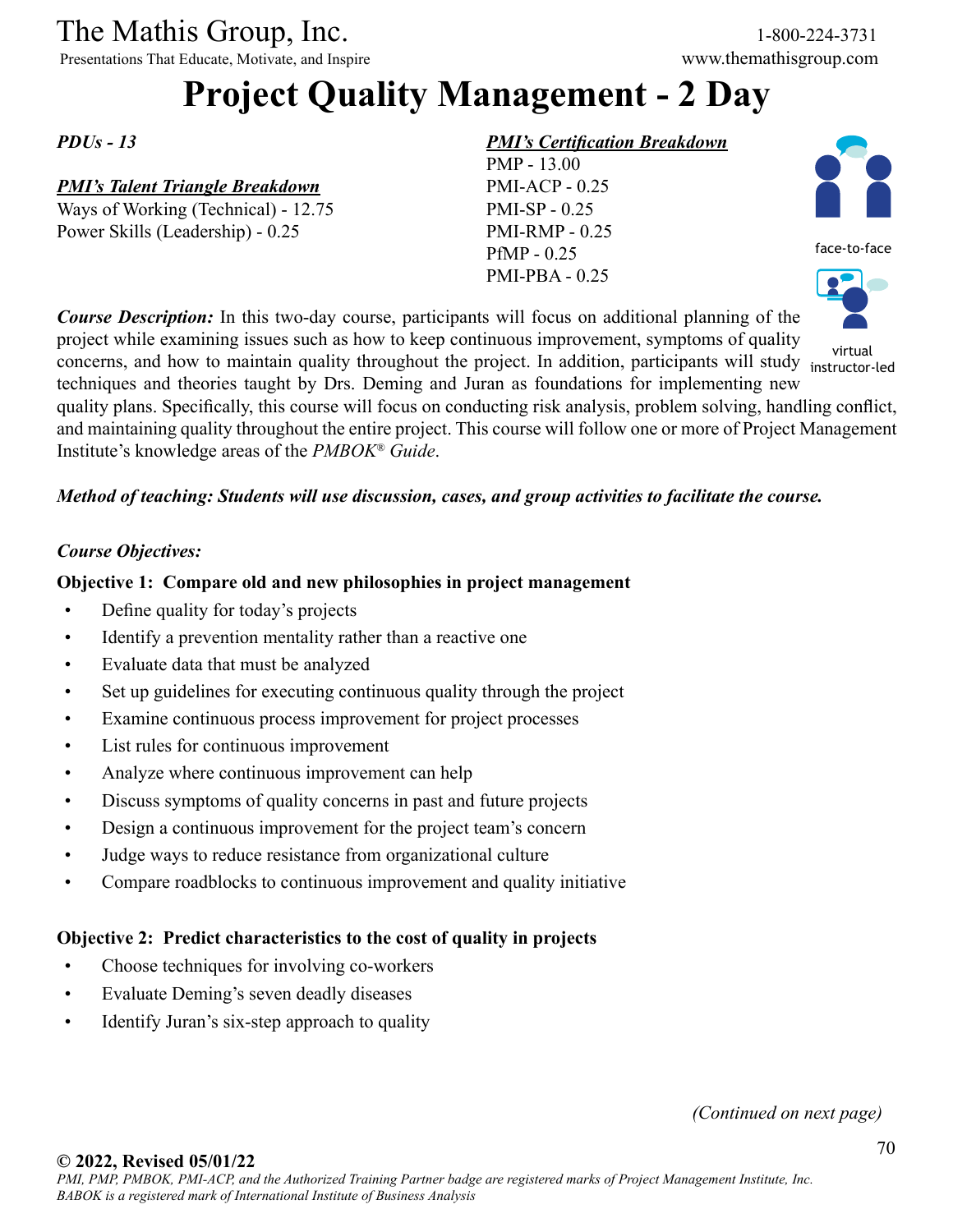# Project Quality Management - 2 Day

*PDUs - 13*

***PMI's Talent Triangle Breakdown***

Ways of Working (Technical) - 12.75
Power Skills (Leadership) - 0.25

***PMI's Certification Breakdown***

PMP - 13.00
PMI-ACP - 0.25
PMI-SP - 0.25
PMI-RMP - 0.25
PfMP - 0.25
PMI-PBA - 0.25

face-to-face

virtual instructor-led

***Course Description:*** In this two-day course, participants will focus on additional planning of the project while examining issues such as how to keep continuous improvement, symptoms of quality concerns, and how to maintain quality throughout the project. In addition, participants will study techniques and theories taught by Drs. Deming and Juran as foundations for implementing new quality plans. Specifically, this course will focus on conducting risk analysis, problem solving, handling conflict, and maintaining quality throughout the entire project. This course will follow one or more of Project Management Institute's knowledge areas of the *PMBOK® Guide*.

***Method of teaching: Students will use discussion, cases, and group activities to facilitate the course.***

***Course Objectives:***

**Objective 1: Compare old and new philosophies in project management**

- Define quality for today's projects
- Identify a prevention mentality rather than a reactive one
- Evaluate data that must be analyzed
- Set up guidelines for executing continuous quality through the project
- Examine continuous process improvement for project processes
- List rules for continuous improvement
- Analyze where continuous improvement can help
- Discuss symptoms of quality concerns in past and future projects
- Design a continuous improvement for the project team's concern
- Judge ways to reduce resistance from organizational culture
- Compare roadblocks to continuous improvement and quality initiative

**Objective 2: Predict characteristics to the cost of quality in projects**

- Choose techniques for involving co-workers
- Evaluate Deming's seven deadly diseases
- Identify Juran's six-step approach to quality

*(Continued on next page)*

**© 2022, Revised 05/01/22**

*PMI, PMP, PMBOK, PMI-ACP, and the Authorized Training Partner badge are registered marks of Project Management Institute, Inc.*
*BABOK is a registered mark of International Institute of Business Analysis*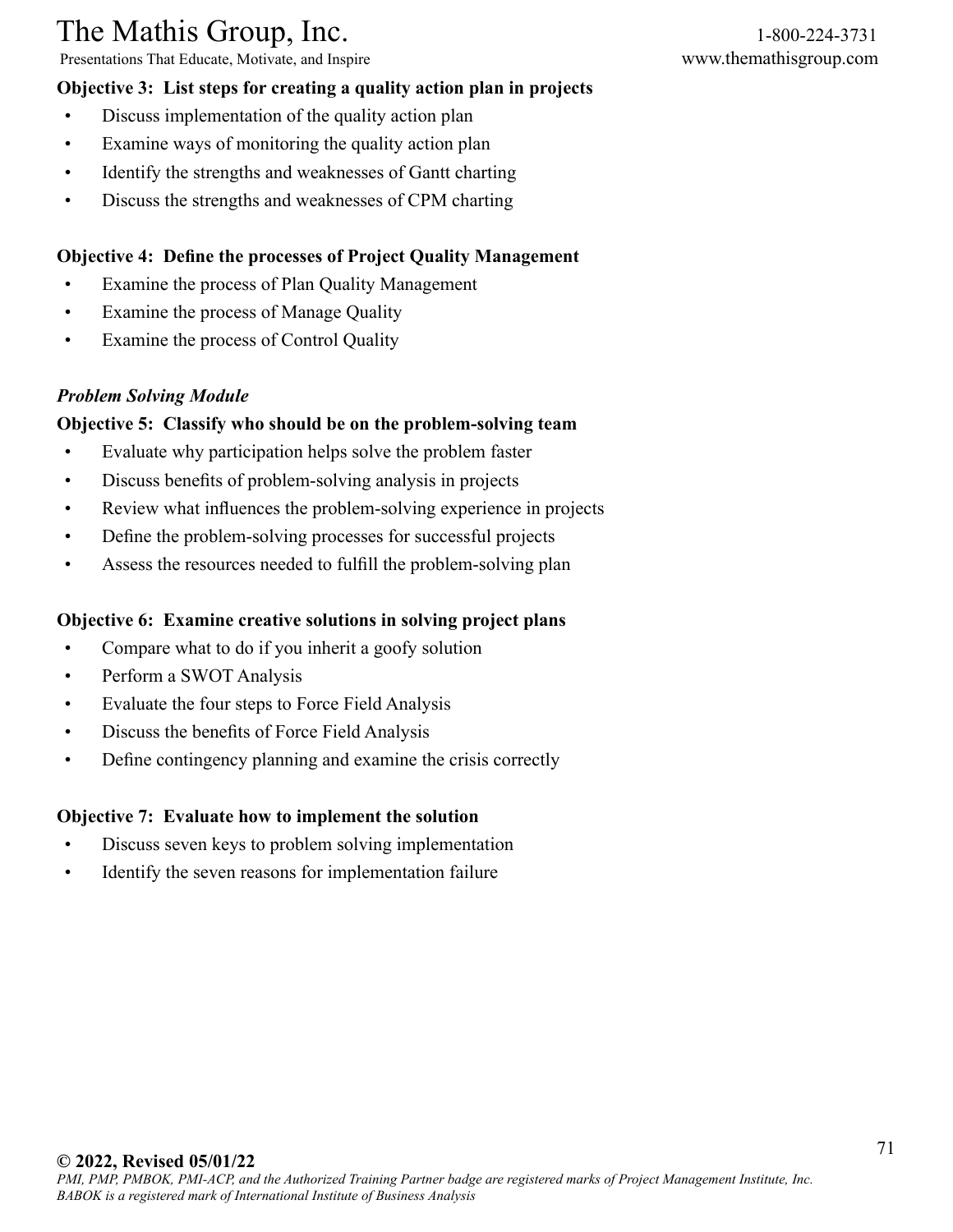**Objective 3: List steps for creating a quality action plan in projects**

- Discuss implementation of the quality action plan
- Examine ways of monitoring the quality action plan
- Identify the strengths and weaknesses of Gantt charting
- Discuss the strengths and weaknesses of CPM charting

**Objective 4: Define the processes of Project Quality Management**

- Examine the process of Plan Quality Management
- Examine the process of Manage Quality
- Examine the process of Control Quality

***Problem Solving Module***

**Objective 5: Classify who should be on the problem-solving team**

- Evaluate why participation helps solve the problem faster
- Discuss benefits of problem-solving analysis in projects
- Review what influences the problem-solving experience in projects
- Define the problem-solving processes for successful projects
- Assess the resources needed to fulfill the problem-solving plan

**Objective 6: Examine creative solutions in solving project plans**

- Compare what to do if you inherit a goofy solution
- Perform a SWOT Analysis
- Evaluate the four steps to Force Field Analysis
- Discuss the benefits of Force Field Analysis
- Define contingency planning and examine the crisis correctly

**Objective 7: Evaluate how to implement the solution**

- Discuss seven keys to problem solving implementation
- Identify the seven reasons for implementation failure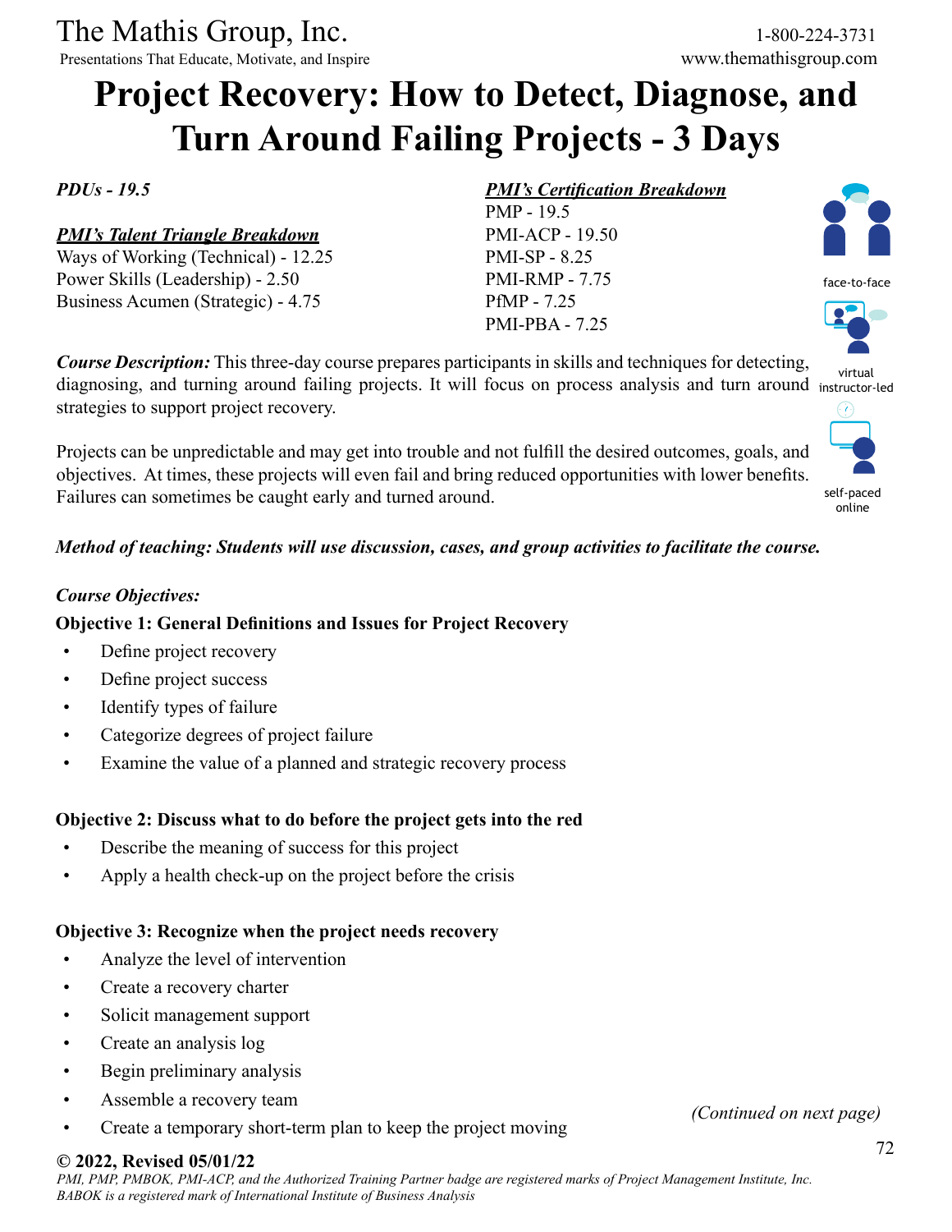# Project Recovery: How to Detect, Diagnose, and Turn Around Failing Projects - 3 Days

*PDUs - 19.5*

***PMI's Talent Triangle Breakdown***

Ways of Working (Technical) - 12.25
Power Skills (Leadership) - 2.50
Business Acumen (Strategic) - 4.75

***PMI's Certification Breakdown***

PMP - 19.5
PMI-ACP - 19.50
PMI-SP - 8.25
PMI-RMP - 7.75
PfMP - 7.25
PMI-PBA - 7.25

face-to-face
virtual instructor-led
self-paced online

***Course Description:*** This three-day course prepares participants in skills and techniques for detecting, diagnosing, and turning around failing projects. It will focus on process analysis and turn around strategies to support project recovery.

Projects can be unpredictable and may get into trouble and not fulfill the desired outcomes, goals, and objectives. At times, these projects will even fail and bring reduced opportunities with lower benefits. Failures can sometimes be caught early and turned around.

***Method of teaching: Students will use discussion, cases, and group activities to facilitate the course.***

***Course Objectives:***

**Objective 1: General Definitions and Issues for Project Recovery**

- Define project recovery
- Define project success
- Identify types of failure
- Categorize degrees of project failure
- Examine the value of a planned and strategic recovery process

**Objective 2: Discuss what to do before the project gets into the red**

- Describe the meaning of success for this project
- Apply a health check-up on the project before the crisis

**Objective 3: Recognize when the project needs recovery**

- Analyze the level of intervention
- Create a recovery charter
- Solicit management support
- Create an analysis log
- Begin preliminary analysis
- Assemble a recovery team
- Create a temporary short-term plan to keep the project moving

*(Continued on next page)*

**© 2022, Revised 05/01/22**

*PMI, PMP, PMBOK, PMI-ACP, and the Authorized Training Partner badge are registered marks of Project Management Institute, Inc. BABOK is a registered mark of International Institute of Business Analysis*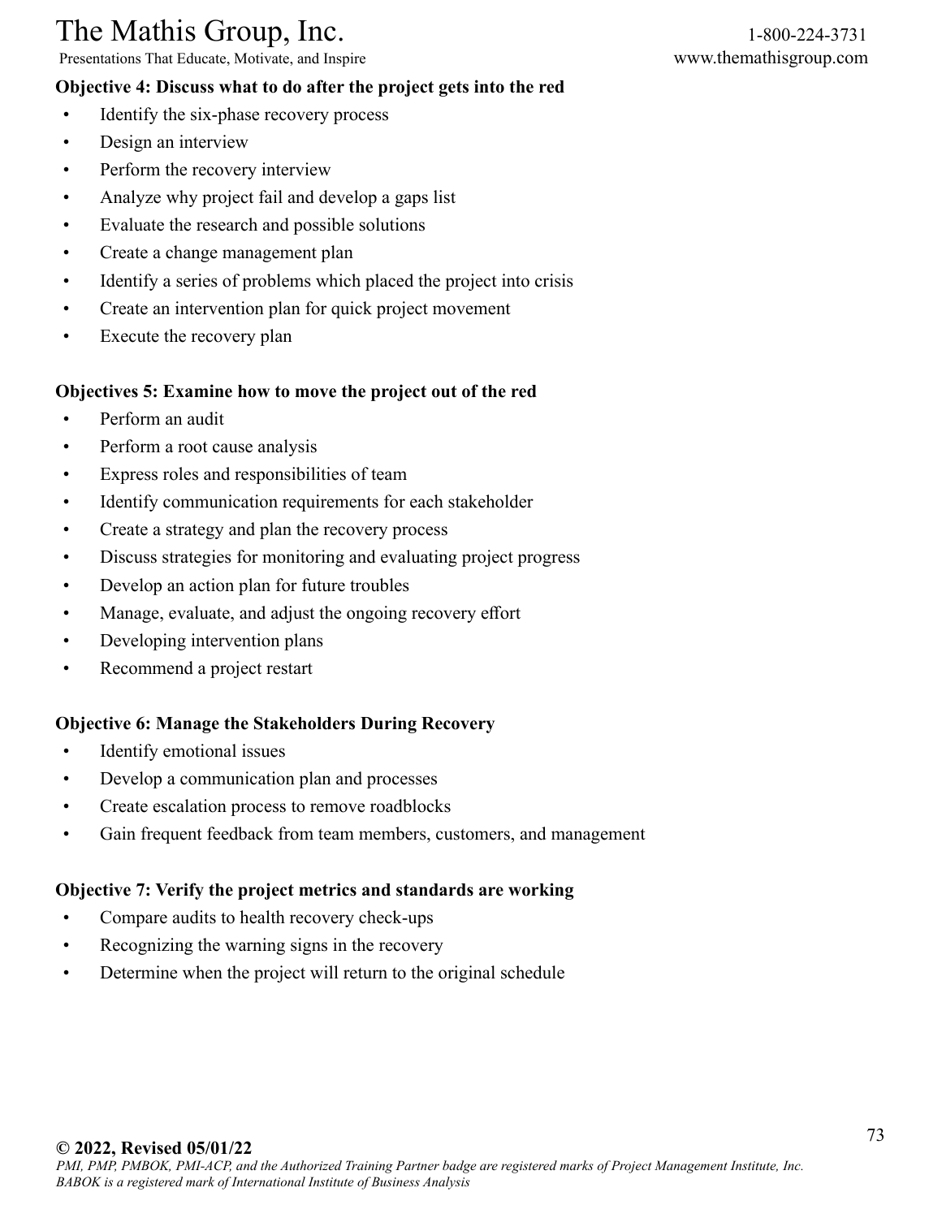**Objective 4: Discuss what to do after the project gets into the red**

- Identify the six-phase recovery process
- Design an interview
- Perform the recovery interview
- Analyze why project fail and develop a gaps list
- Evaluate the research and possible solutions
- Create a change management plan
- Identify a series of problems which placed the project into crisis
- Create an intervention plan for quick project movement
- Execute the recovery plan

**Objectives 5: Examine how to move the project out of the red**

- Perform an audit
- Perform a root cause analysis
- Express roles and responsibilities of team
- Identify communication requirements for each stakeholder
- Create a strategy and plan the recovery process
- Discuss strategies for monitoring and evaluating project progress
- Develop an action plan for future troubles
- Manage, evaluate, and adjust the ongoing recovery effort
- Developing intervention plans
- Recommend a project restart

**Objective 6: Manage the Stakeholders During Recovery**

- Identify emotional issues
- Develop a communication plan and processes
- Create escalation process to remove roadblocks
- Gain frequent feedback from team members, customers, and management

**Objective 7: Verify the project metrics and standards are working**

- Compare audits to health recovery check-ups
- Recognizing the warning signs in the recovery
- Determine when the project will return to the original schedule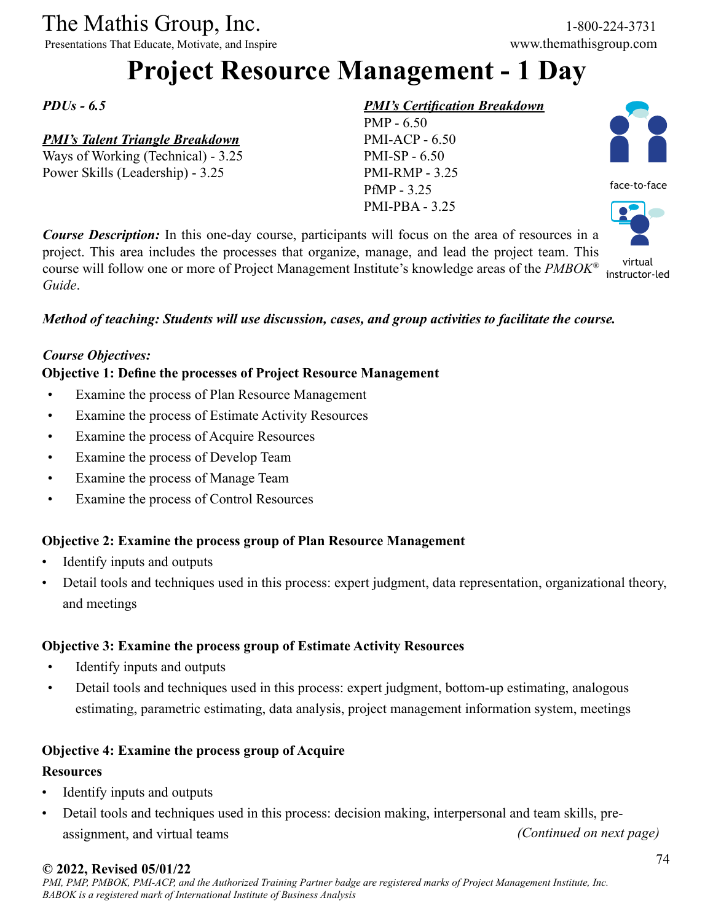The Mathis Group, Inc.
Presentations That Educate, Motivate, and Inspire

1-800-224-3731
www.themathisgroup.com

# Project Resource Management - 1 Day

***PDUs - 6.5***

***PMI's Talent Triangle Breakdown***
Ways of Working (Technical) - 3.25
Power Skills (Leadership) - 3.25

***PMI's Certification Breakdown***
PMP - 6.50
PMI-ACP - 6.50
PMI-SP - 6.50
PMI-RMP - 3.25
PfMP - 3.25
PMI-PBA - 3.25

face-to-face

virtual instructor-led

***Course Description:*** In this one-day course, participants will focus on the area of resources in a project. This area includes the processes that organize, manage, and lead the project team. This course will follow one or more of Project Management Institute's knowledge areas of the *PMBOK® Guide*.

***Method of teaching: Students will use discussion, cases, and group activities to facilitate the course.***

***Course Objectives:***

**Objective 1: Define the processes of Project Resource Management**

- Examine the process of Plan Resource Management
- Examine the process of Estimate Activity Resources
- Examine the process of Acquire Resources
- Examine the process of Develop Team
- Examine the process of Manage Team
- Examine the process of Control Resources

**Objective 2: Examine the process group of Plan Resource Management**

- Identify inputs and outputs
- Detail tools and techniques used in this process: expert judgment, data representation, organizational theory, and meetings

**Objective 3: Examine the process group of Estimate Activity Resources**

- Identify inputs and outputs
- Detail tools and techniques used in this process: expert judgment, bottom-up estimating, analogous estimating, parametric estimating, data analysis, project management information system, meetings

**Objective 4: Examine the process group of Acquire Resources**

- Identify inputs and outputs
- Detail tools and techniques used in this process: decision making, interpersonal and team skills, pre-assignment, and virtual teams

*(Continued on next page)*

**© 2022, Revised 05/01/22**
*PMI, PMP, PMBOK, PMI-ACP, and the Authorized Training Partner badge are registered marks of Project Management Institute, Inc. BABOK is a registered mark of International Institute of Business Analysis*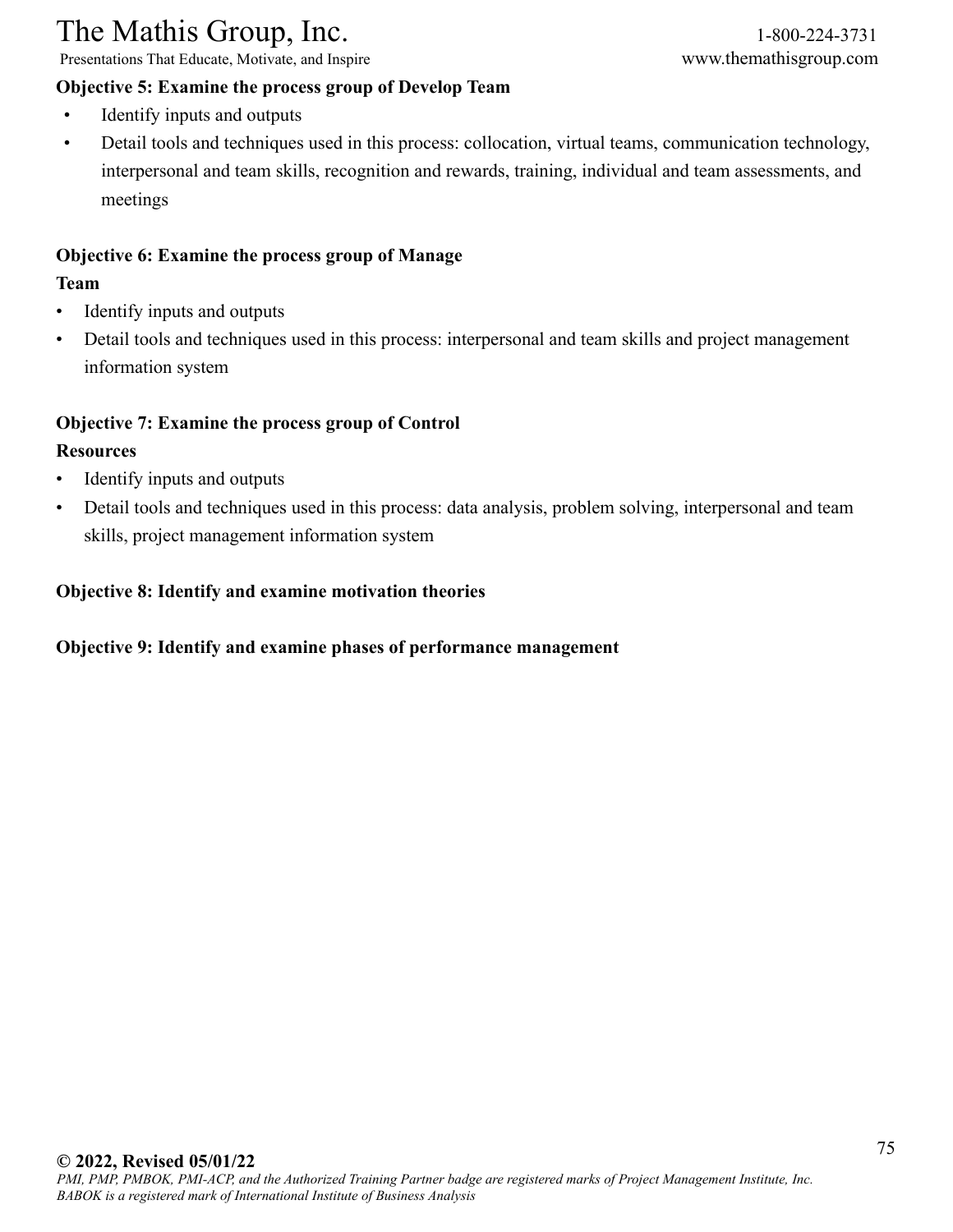**Objective 5: Examine the process group of Develop Team**

- Identify inputs and outputs
- Detail tools and techniques used in this process: collocation, virtual teams, communication technology, interpersonal and team skills, recognition and rewards, training, individual and team assessments, and meetings

**Objective 6: Examine the process group of Manage Team**

- Identify inputs and outputs
- Detail tools and techniques used in this process: interpersonal and team skills and project management information system

**Objective 7: Examine the process group of Control Resources**

- Identify inputs and outputs
- Detail tools and techniques used in this process: data analysis, problem solving, interpersonal and team skills, project management information system

**Objective 8: Identify and examine motivation theories**

**Objective 9: Identify and examine phases of performance management**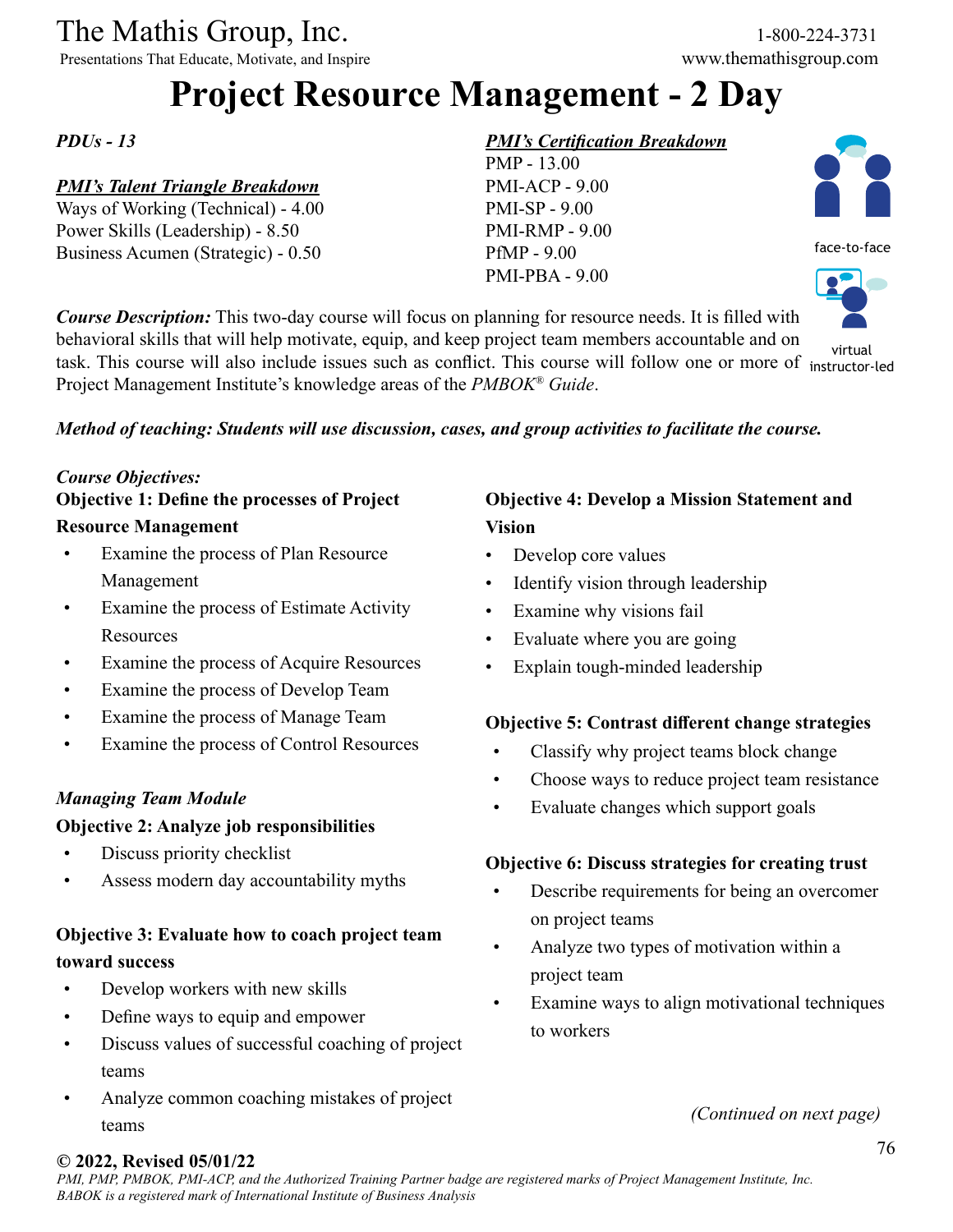# Project Resource Management - 2 Day

*PDUs - 13*

***PMI's Talent Triangle Breakdown***
Ways of Working (Technical) - 4.00
Power Skills (Leadership) - 8.50
Business Acumen (Strategic) - 0.50

***PMI's Certification Breakdown***
PMP - 13.00
PMI-ACP - 9.00
PMI-SP - 9.00
PMI-RMP - 9.00
PfMP - 9.00
PMI-PBA - 9.00

face-to-face

virtual instructor-led

***Course Description:*** This two-day course will focus on planning for resource needs. It is filled with behavioral skills that will help motivate, equip, and keep project team members accountable and on task. This course will also include issues such as conflict. This course will follow one or more of Project Management Institute's knowledge areas of the *PMBOK® Guide*.

***Method of teaching: Students will use discussion, cases, and group activities to facilitate the course.***

***Course Objectives:***

**Objective 1: Define the processes of Project Resource Management**

- Examine the process of Plan Resource Management
- Examine the process of Estimate Activity Resources
- Examine the process of Acquire Resources
- Examine the process of Develop Team
- Examine the process of Manage Team
- Examine the process of Control Resources

***Managing Team Module***

**Objective 2: Analyze job responsibilities**

- Discuss priority checklist
- Assess modern day accountability myths

**Objective 3: Evaluate how to coach project team toward success**

- Develop workers with new skills
- Define ways to equip and empower
- Discuss values of successful coaching of project teams
- Analyze common coaching mistakes of project teams

**Objective 4: Develop a Mission Statement and Vision**

- Develop core values
- Identify vision through leadership
- Examine why visions fail
- Evaluate where you are going
- Explain tough-minded leadership

**Objective 5: Contrast different change strategies**

- Classify why project teams block change
- Choose ways to reduce project team resistance
- Evaluate changes which support goals

**Objective 6: Discuss strategies for creating trust**

- Describe requirements for being an overcomer on project teams
- Analyze two types of motivation within a project team
- Examine ways to align motivational techniques to workers

*(Continued on next page)*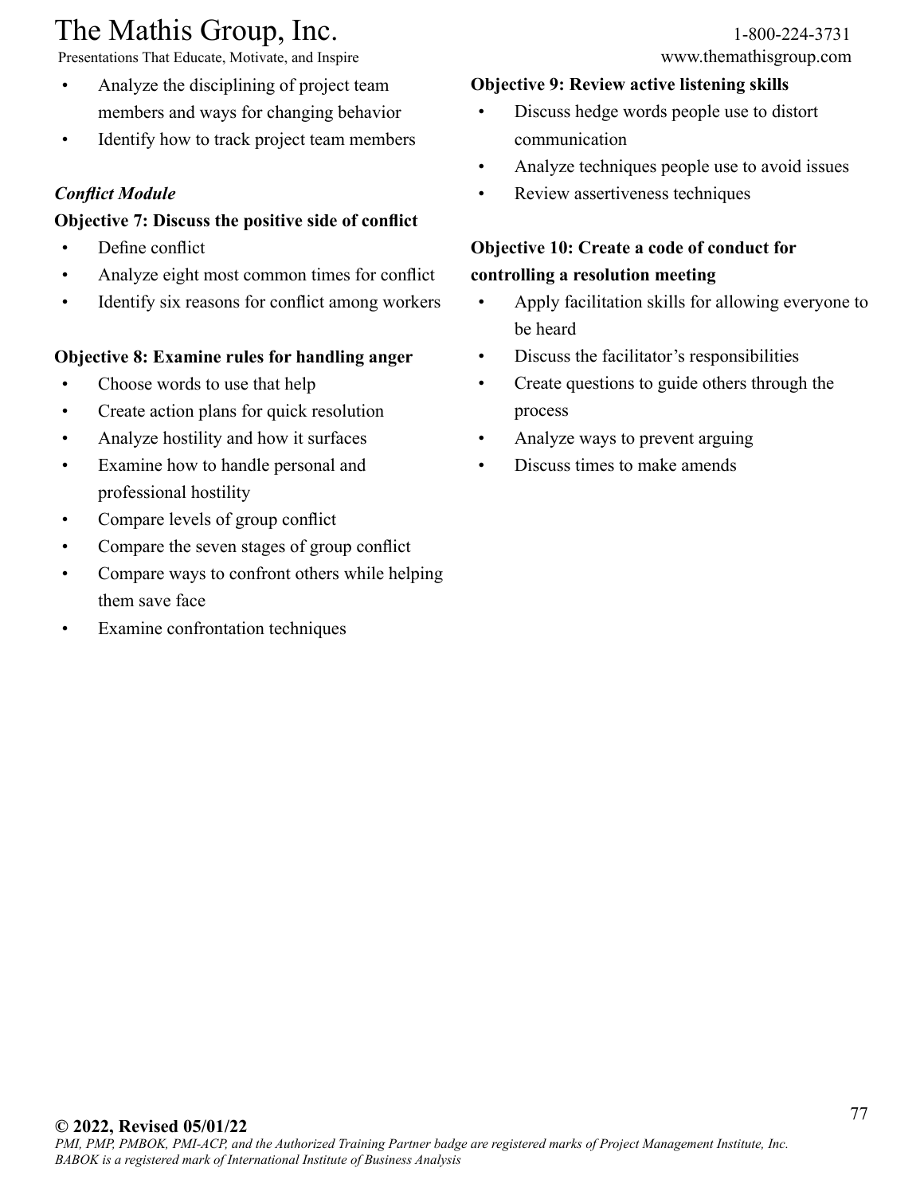- Analyze the disciplining of project team members and ways for changing behavior
- Identify how to track project team members

***Conflict Module***

**Objective 7: Discuss the positive side of conflict**

- Define conflict
- Analyze eight most common times for conflict
- Identify six reasons for conflict among workers

**Objective 8: Examine rules for handling anger**

- Choose words to use that help
- Create action plans for quick resolution
- Analyze hostility and how it surfaces
- Examine how to handle personal and professional hostility
- Compare levels of group conflict
- Compare the seven stages of group conflict
- Compare ways to confront others while helping them save face
- Examine confrontation techniques

**Objective 9: Review active listening skills**

- Discuss hedge words people use to distort communication
- Analyze techniques people use to avoid issues
- Review assertiveness techniques

**Objective 10: Create a code of conduct for controlling a resolution meeting**

- Apply facilitation skills for allowing everyone to be heard
- Discuss the facilitator's responsibilities
- Create questions to guide others through the process
- Analyze ways to prevent arguing
- Discuss times to make amends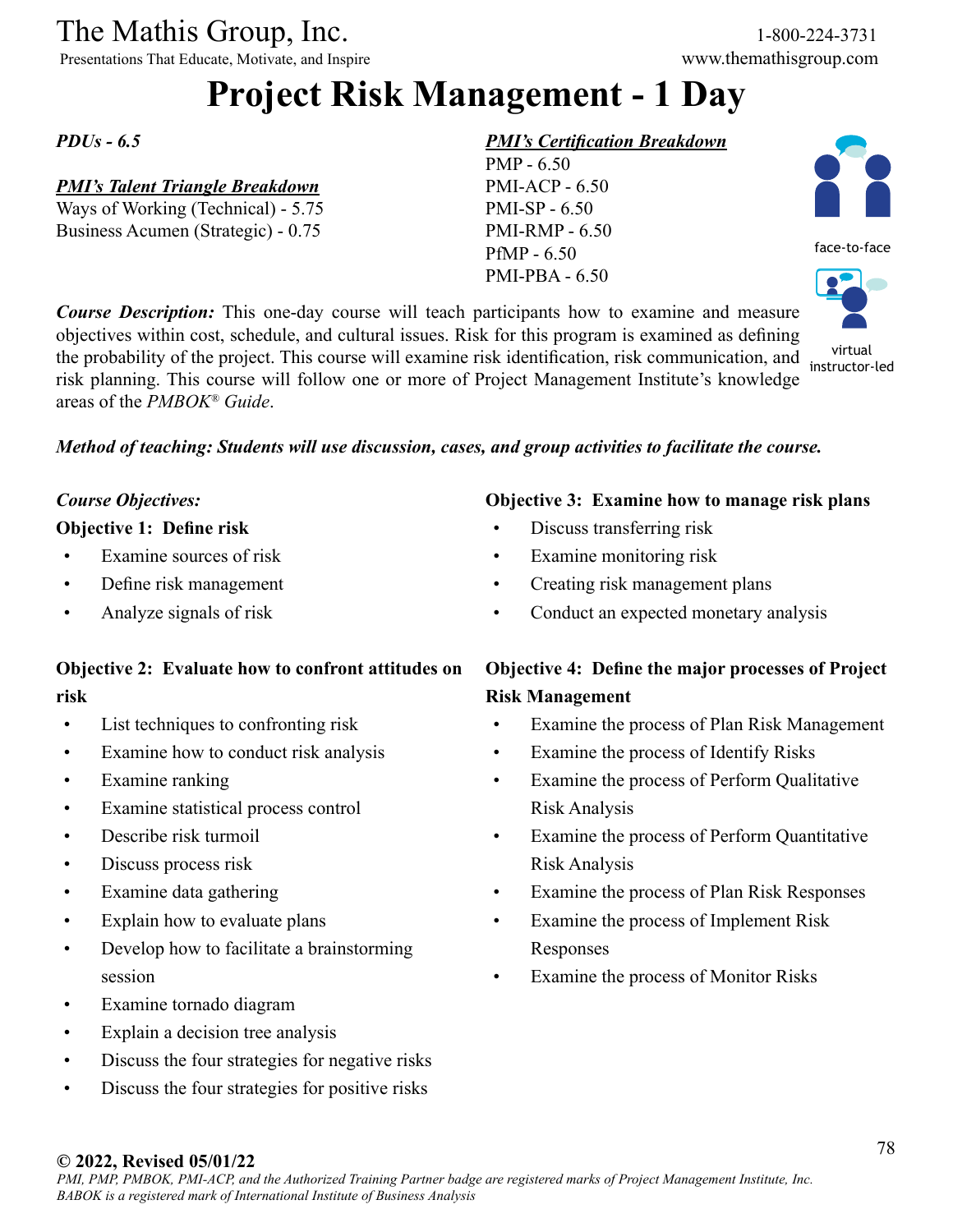The Mathis Group, Inc.
Presentations That Educate, Motivate, and Inspire

1-800-224-3731
www.themathisgroup.com

# Project Risk Management - 1 Day

*PDUs - 6.5*

***PMI's Talent Triangle Breakdown***
Ways of Working (Technical) - 5.75
Business Acumen (Strategic) - 0.75

***PMI's Certification Breakdown***
PMP - 6.50
PMI-ACP - 6.50
PMI-SP - 6.50
PMI-RMP - 6.50
PfMP - 6.50
PMI-PBA - 6.50

face-to-face

virtual instructor-led

***Course Description:*** This one-day course will teach participants how to examine and measure objectives within cost, schedule, and cultural issues. Risk for this program is examined as defining the probability of the project. This course will examine risk identification, risk communication, and risk planning. This course will follow one or more of Project Management Institute's knowledge areas of the *PMBOK® Guide*.

***Method of teaching: Students will use discussion, cases, and group activities to facilitate the course.***

***Course Objectives:***

**Objective 1: Define risk**

- Examine sources of risk
- Define risk management
- Analyze signals of risk

**Objective 2: Evaluate how to confront attitudes on risk**

- List techniques to confronting risk
- Examine how to conduct risk analysis
- Examine ranking
- Examine statistical process control
- Describe risk turmoil
- Discuss process risk
- Examine data gathering
- Explain how to evaluate plans
- Develop how to facilitate a brainstorming session
- Examine tornado diagram
- Explain a decision tree analysis
- Discuss the four strategies for negative risks
- Discuss the four strategies for positive risks

**Objective 3: Examine how to manage risk plans**

- Discuss transferring risk
- Examine monitoring risk
- Creating risk management plans
- Conduct an expected monetary analysis

**Objective 4: Define the major processes of Project Risk Management**

- Examine the process of Plan Risk Management
- Examine the process of Identify Risks
- Examine the process of Perform Qualitative Risk Analysis
- Examine the process of Perform Quantitative Risk Analysis
- Examine the process of Plan Risk Responses
- Examine the process of Implement Risk Responses
- Examine the process of Monitor Risks

**© 2022, Revised 05/01/22**
*PMI, PMP, PMBOK, PMI-ACP, and the Authorized Training Partner badge are registered marks of Project Management Institute, Inc.*
*BABOK is a registered mark of International Institute of Business Analysis*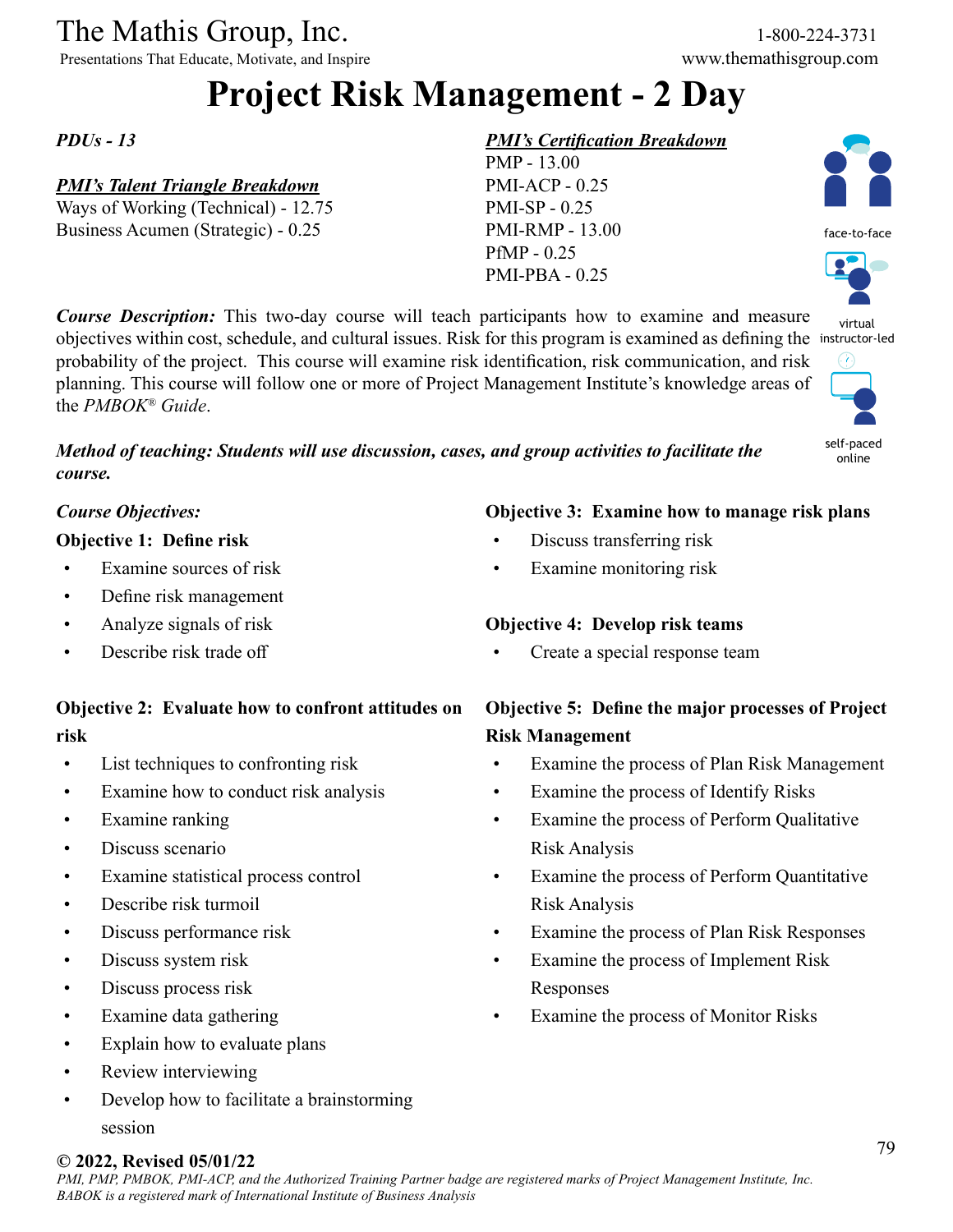# Project Risk Management - 2 Day

***PDUs - 13***

***PMI's Talent Triangle Breakdown***

Ways of Working (Technical) - 12.75
Business Acumen (Strategic) - 0.25

***PMI's Certification Breakdown***

PMP - 13.00
PMI-ACP - 0.25
PMI-SP - 0.25
PMI-RMP - 13.00
PfMP - 0.25
PMI-PBA - 0.25

face-to-face

virtual instructor-led

self-paced online

***Course Description:*** This two-day course will teach participants how to examine and measure objectives within cost, schedule, and cultural issues. Risk for this program is examined as defining the probability of the project. This course will examine risk identification, risk communication, and risk planning. This course will follow one or more of Project Management Institute's knowledge areas of the *PMBOK® Guide*.

***Method of teaching: Students will use discussion, cases, and group activities to facilitate the course.***

***Course Objectives:***

**Objective 1: Define risk**

- Examine sources of risk
- Define risk management
- Analyze signals of risk
- Describe risk trade off

**Objective 2: Evaluate how to confront attitudes on risk**

- List techniques to confronting risk
- Examine how to conduct risk analysis
- Examine ranking
- Discuss scenario
- Examine statistical process control
- Describe risk turmoil
- Discuss performance risk
- Discuss system risk
- Discuss process risk
- Examine data gathering
- Explain how to evaluate plans
- Review interviewing
- Develop how to facilitate a brainstorming session

**Objective 3: Examine how to manage risk plans**

- Discuss transferring risk
- Examine monitoring risk

**Objective 4: Develop risk teams**

- Create a special response team

**Objective 5: Define the major processes of Project Risk Management**

- Examine the process of Plan Risk Management
- Examine the process of Identify Risks
- Examine the process of Perform Qualitative Risk Analysis
- Examine the process of Perform Quantitative Risk Analysis
- Examine the process of Plan Risk Responses
- Examine the process of Implement Risk Responses
- Examine the process of Monitor Risks

**© 2022, Revised 05/01/22**

*PMI, PMP, PMBOK, PMI-ACP, and the Authorized Training Partner badge are registered marks of Project Management Institute, Inc. BABOK is a registered mark of International Institute of Business Analysis*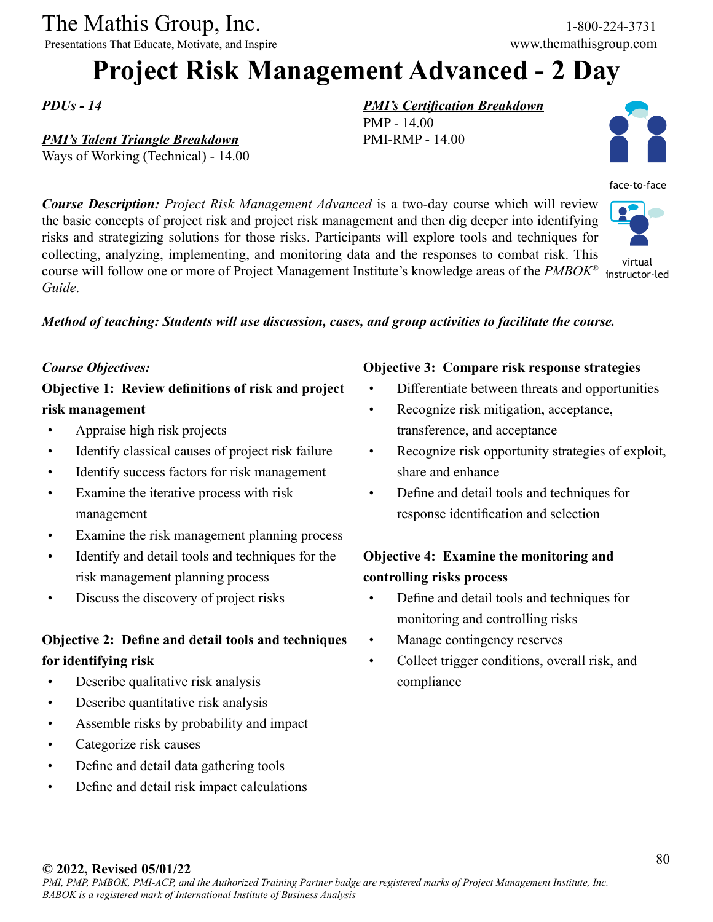The Mathis Group, Inc.
Presentations That Educate, Motivate, and Inspire

1-800-224-3731
www.themathisgroup.com

# Project Risk Management Advanced - 2 Day

*PDUs - 14*

***PMI's Talent Triangle Breakdown***
Ways of Working (Technical) - 14.00

***PMI's Certification Breakdown***
PMP - 14.00
PMI-RMP - 14.00

face-to-face

virtual instructor-led

***Course Description:*** *Project Risk Management Advanced* is a two-day course which will review the basic concepts of project risk and project risk management and then dig deeper into identifying risks and strategizing solutions for those risks. Participants will explore tools and techniques for collecting, analyzing, implementing, and monitoring data and the responses to combat risk. This course will follow one or more of Project Management Institute's knowledge areas of the *PMBOK® Guide*.

***Method of teaching: Students will use discussion, cases, and group activities to facilitate the course.***

*Course Objectives:*

**Objective 1: Review definitions of risk and project risk management**

- Appraise high risk projects
- Identify classical causes of project risk failure
- Identify success factors for risk management
- Examine the iterative process with risk management
- Examine the risk management planning process
- Identify and detail tools and techniques for the risk management planning process
- Discuss the discovery of project risks

**Objective 2: Define and detail tools and techniques for identifying risk**

- Describe qualitative risk analysis
- Describe quantitative risk analysis
- Assemble risks by probability and impact
- Categorize risk causes
- Define and detail data gathering tools
- Define and detail risk impact calculations

**Objective 3: Compare risk response strategies**

- Differentiate between threats and opportunities
- Recognize risk mitigation, acceptance, transference, and acceptance
- Recognize risk opportunity strategies of exploit, share and enhance
- Define and detail tools and techniques for response identification and selection

**Objective 4: Examine the monitoring and controlling risks process**

- Define and detail tools and techniques for monitoring and controlling risks
- Manage contingency reserves
- Collect trigger conditions, overall risk, and compliance

**© 2022, Revised 05/01/22**
*PMI, PMP, PMBOK, PMI-ACP, and the Authorized Training Partner badge are registered marks of Project Management Institute, Inc. BABOK is a registered mark of International Institute of Business Analysis*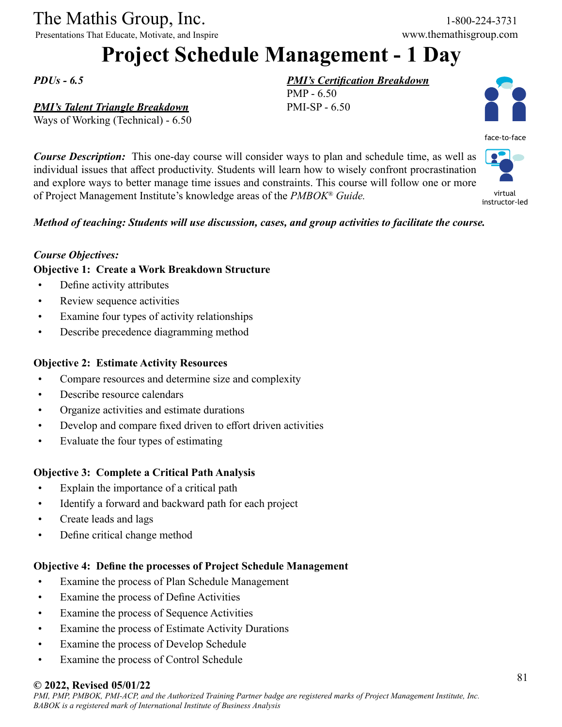The Mathis Group, Inc.

Presentations That Educate, Motivate, and Inspire

1-800-224-3731

www.themathisgroup.com

# Project Schedule Management - 1 Day

***PDUs - 6.5***

***PMI's Talent Triangle Breakdown***

Ways of Working (Technical) - 6.50

***PMI's Certification Breakdown***

PMP - 6.50

PMI-SP - 6.50

face-to-face

virtual instructor-led

***Course Description:*** This one-day course will consider ways to plan and schedule time, as well as individual issues that affect productivity. Students will learn how to wisely confront procrastination and explore ways to better manage time issues and constraints. This course will follow one or more of Project Management Institute's knowledge areas of the *PMBOK® Guide.*

***Method of teaching: Students will use discussion, cases, and group activities to facilitate the course.***

***Course Objectives:***

**Objective 1: Create a Work Breakdown Structure**

- Define activity attributes
- Review sequence activities
- Examine four types of activity relationships
- Describe precedence diagramming method

**Objective 2: Estimate Activity Resources**

- Compare resources and determine size and complexity
- Describe resource calendars
- Organize activities and estimate durations
- Develop and compare fixed driven to effort driven activities
- Evaluate the four types of estimating

**Objective 3: Complete a Critical Path Analysis**

- Explain the importance of a critical path
- Identify a forward and backward path for each project
- Create leads and lags
- Define critical change method

**Objective 4: Define the processes of Project Schedule Management**

- Examine the process of Plan Schedule Management
- Examine the process of Define Activities
- Examine the process of Sequence Activities
- Examine the process of Estimate Activity Durations
- Examine the process of Develop Schedule
- Examine the process of Control Schedule

**© 2022, Revised 05/01/22**

*PMI, PMP, PMBOK, PMI-ACP, and the Authorized Training Partner badge are registered marks of Project Management Institute, Inc. BABOK is a registered mark of International Institute of Business Analysis*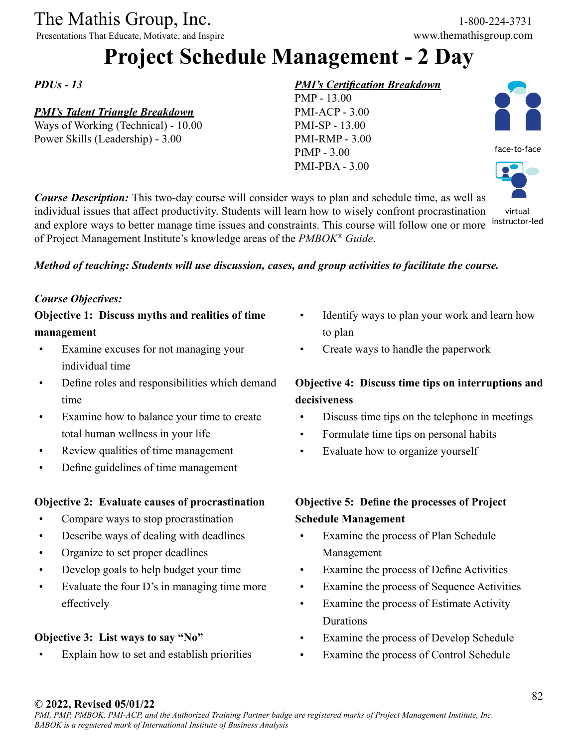The Mathis Group, Inc.

Presentations That Educate, Motivate, and Inspire

1-800-224-3731

www.themathisgroup.com

# Project Schedule Management - 2 Day

*PDUs - 13*

***PMI's Talent Triangle Breakdown***

Ways of Working (Technical) - 10.00

Power Skills (Leadership) - 3.00

***PMI's Certification Breakdown***

PMP - 13.00

PMI-ACP - 3.00

PMI-SP - 13.00

PMI-RMP - 3.00

PfMP - 3.00

PMI-PBA - 3.00

face-to-face

virtual instructor-led

***Course Description:*** This two-day course will consider ways to plan and schedule time, as well as individual issues that affect productivity. Students will learn how to wisely confront procrastination and explore ways to better manage time issues and constraints. This course will follow one or more of Project Management Institute's knowledge areas of the *PMBOK® Guide*.

***Method of teaching: Students will use discussion, cases, and group activities to facilitate the course.***

***Course Objectives:***

**Objective 1: Discuss myths and realities of time management**

- Examine excuses for not managing your individual time
- Define roles and responsibilities which demand time
- Examine how to balance your time to create total human wellness in your life
- Review qualities of time management
- Define guidelines of time management

**Objective 2: Evaluate causes of procrastination**

- Compare ways to stop procrastination
- Describe ways of dealing with deadlines
- Organize to set proper deadlines
- Develop goals to help budget your time
- Evaluate the four D's in managing time more effectively

**Objective 3: List ways to say "No"**

- Explain how to set and establish priorities
- Identify ways to plan your work and learn how to plan
- Create ways to handle the paperwork

**Objective 4: Discuss time tips on interruptions and decisiveness**

- Discuss time tips on the telephone in meetings
- Formulate time tips on personal habits
- Evaluate how to organize yourself

**Objective 5: Define the processes of Project Schedule Management**

- Examine the process of Plan Schedule Management
- Examine the process of Define Activities
- Examine the process of Sequence Activities
- Examine the process of Estimate Activity Durations
- Examine the process of Develop Schedule
- Examine the process of Control Schedule

**© 2022, Revised 05/01/22**

*PMI, PMP, PMBOK, PMI-ACP, and the Authorized Training Partner badge are registered marks of Project Management Institute, Inc. BABOK is a registered mark of International Institute of Business Analysis*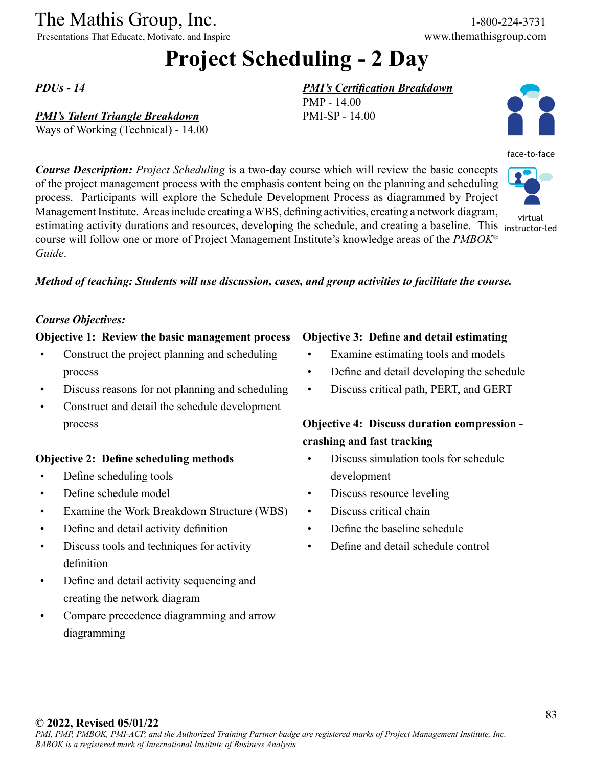# Project Scheduling - 2 Day

*PDUs - 14*

***PMI's Talent Triangle Breakdown***
Ways of Working (Technical) - 14.00

***PMI's Certification Breakdown***
PMP - 14.00
PMI-SP - 14.00

face-to-face

virtual instructor-led

***Course Description:*** *Project Scheduling* is a two-day course which will review the basic concepts of the project management process with the emphasis content being on the planning and scheduling process. Participants will explore the Schedule Development Process as diagrammed by Project Management Institute. Areas include creating a WBS, defining activities, creating a network diagram, estimating activity durations and resources, developing the schedule, and creating a baseline. This course will follow one or more of Project Management Institute's knowledge areas of the *PMBOK® Guide*.

***Method of teaching: Students will use discussion, cases, and group activities to facilitate the course.***

***Course Objectives:***

**Objective 1: Review the basic management process**

- Construct the project planning and scheduling process
- Discuss reasons for not planning and scheduling
- Construct and detail the schedule development process

**Objective 2: Define scheduling methods**

- Define scheduling tools
- Define schedule model
- Examine the Work Breakdown Structure (WBS)
- Define and detail activity definition
- Discuss tools and techniques for activity definition
- Define and detail activity sequencing and creating the network diagram
- Compare precedence diagramming and arrow diagramming

**Objective 3: Define and detail estimating**

- Examine estimating tools and models
- Define and detail developing the schedule
- Discuss critical path, PERT, and GERT

**Objective 4: Discuss duration compression - crashing and fast tracking**

- Discuss simulation tools for schedule development
- Discuss resource leveling
- Discuss critical chain
- Define the baseline schedule
- Define and detail schedule control

**© 2022, Revised 05/01/22**
*PMI, PMP, PMBOK, PMI-ACP, and the Authorized Training Partner badge are registered marks of Project Management Institute, Inc.*
*BABOK is a registered mark of International Institute of Business Analysis*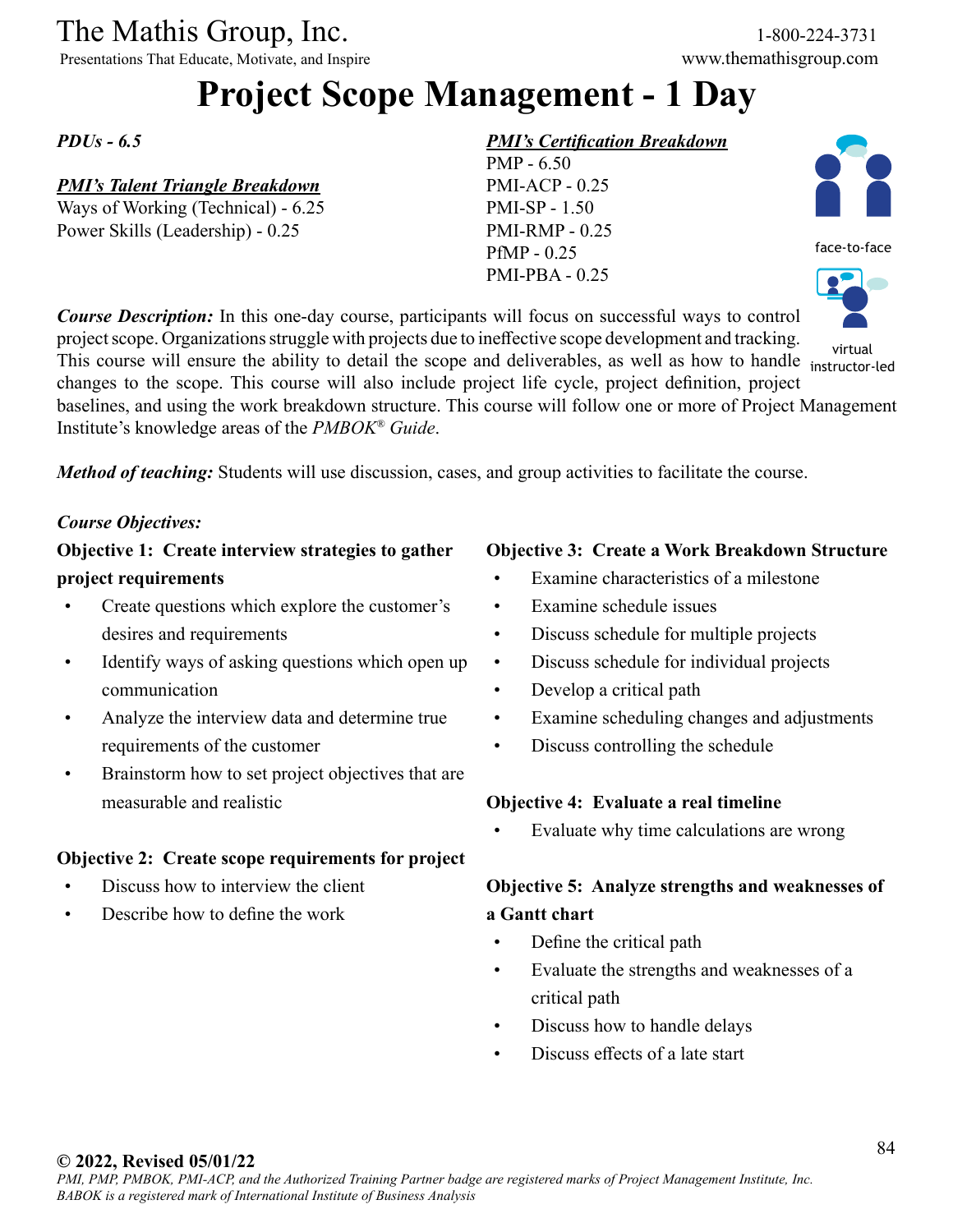# Project Scope Management - 1 Day

*PDUs - 6.5*

***PMI's Talent Triangle Breakdown***
Ways of Working (Technical) - 6.25
Power Skills (Leadership) - 0.25

***PMI's Certification Breakdown***
PMP - 6.50
PMI-ACP - 0.25
PMI-SP - 1.50
PMI-RMP - 0.25
PfMP - 0.25
PMI-PBA - 0.25

face-to-face

virtual instructor-led

***Course Description:*** In this one-day course, participants will focus on successful ways to control project scope. Organizations struggle with projects due to ineffective scope development and tracking. This course will ensure the ability to detail the scope and deliverables, as well as how to handle changes to the scope. This course will also include project life cycle, project definition, project baselines, and using the work breakdown structure. This course will follow one or more of Project Management Institute's knowledge areas of the *PMBOK® Guide*.

***Method of teaching:*** Students will use discussion, cases, and group activities to facilitate the course.

***Course Objectives:***

**Objective 1: Create interview strategies to gather project requirements**

- Create questions which explore the customer's desires and requirements
- Identify ways of asking questions which open up communication
- Analyze the interview data and determine true requirements of the customer
- Brainstorm how to set project objectives that are measurable and realistic

**Objective 2: Create scope requirements for project**

- Discuss how to interview the client
- Describe how to define the work

**Objective 3: Create a Work Breakdown Structure**

- Examine characteristics of a milestone
- Examine schedule issues
- Discuss schedule for multiple projects
- Discuss schedule for individual projects
- Develop a critical path
- Examine scheduling changes and adjustments
- Discuss controlling the schedule

**Objective 4: Evaluate a real timeline**

- Evaluate why time calculations are wrong

**Objective 5: Analyze strengths and weaknesses of a Gantt chart**

- Define the critical path
- Evaluate the strengths and weaknesses of a critical path
- Discuss how to handle delays
- Discuss effects of a late start

**© 2022, Revised 05/01/22**
*PMI, PMP, PMBOK, PMI-ACP, and the Authorized Training Partner badge are registered marks of Project Management Institute, Inc.*
*BABOK is a registered mark of International Institute of Business Analysis*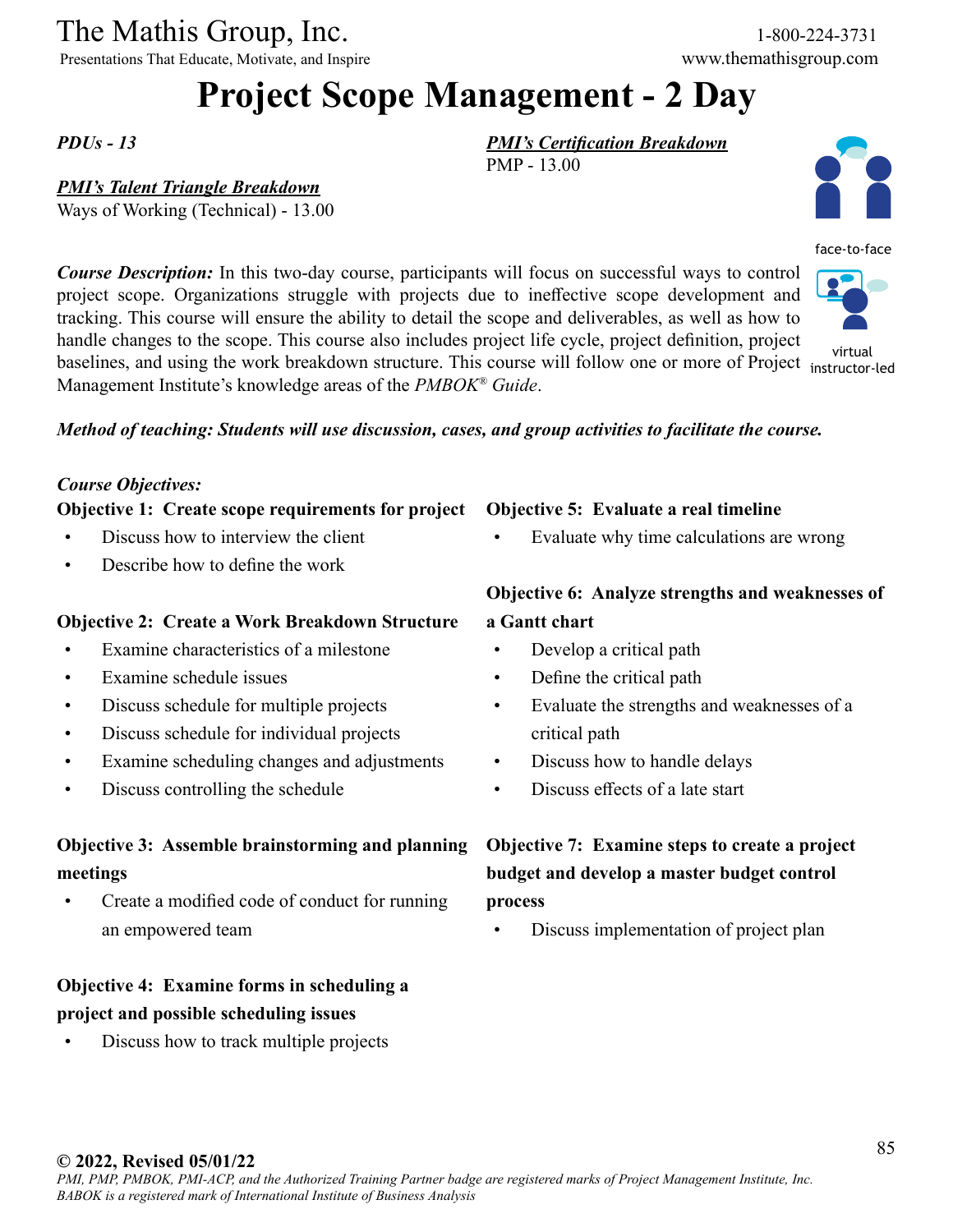The Mathis Group, Inc.
Presentations That Educate, Motivate, and Inspire

1-800-224-3731
www.themathisgroup.com

# Project Scope Management - 2 Day

*PDUs - 13*

***PMI's Certification Breakdown***
PMP - 13.00

***PMI's Talent Triangle Breakdown***
Ways of Working (Technical) - 13.00

face-to-face

virtual instructor-led

***Course Description:*** In this two-day course, participants will focus on successful ways to control project scope. Organizations struggle with projects due to ineffective scope development and tracking. This course will ensure the ability to detail the scope and deliverables, as well as how to handle changes to the scope. This course also includes project life cycle, project definition, project baselines, and using the work breakdown structure. This course will follow one or more of Project Management Institute's knowledge areas of the *PMBOK® Guide*.

***Method of teaching: Students will use discussion, cases, and group activities to facilitate the course.***

*Course Objectives:*

**Objective 1: Create scope requirements for project**
- Discuss how to interview the client
- Describe how to define the work

**Objective 2: Create a Work Breakdown Structure**
- Examine characteristics of a milestone
- Examine schedule issues
- Discuss schedule for multiple projects
- Discuss schedule for individual projects
- Examine scheduling changes and adjustments
- Discuss controlling the schedule

**Objective 3: Assemble brainstorming and planning meetings**
- Create a modified code of conduct for running an empowered team

**Objective 4: Examine forms in scheduling a project and possible scheduling issues**
- Discuss how to track multiple projects

**Objective 5: Evaluate a real timeline**
- Evaluate why time calculations are wrong

**Objective 6: Analyze strengths and weaknesses of a Gantt chart**
- Develop a critical path
- Define the critical path
- Evaluate the strengths and weaknesses of a critical path
- Discuss how to handle delays
- Discuss effects of a late start

**Objective 7: Examine steps to create a project budget and develop a master budget control process**
- Discuss implementation of project plan

**© 2022, Revised 05/01/22**
*PMI, PMP, PMBOK, PMI-ACP, and the Authorized Training Partner badge are registered marks of Project Management Institute, Inc. BABOK is a registered mark of International Institute of Business Analysis*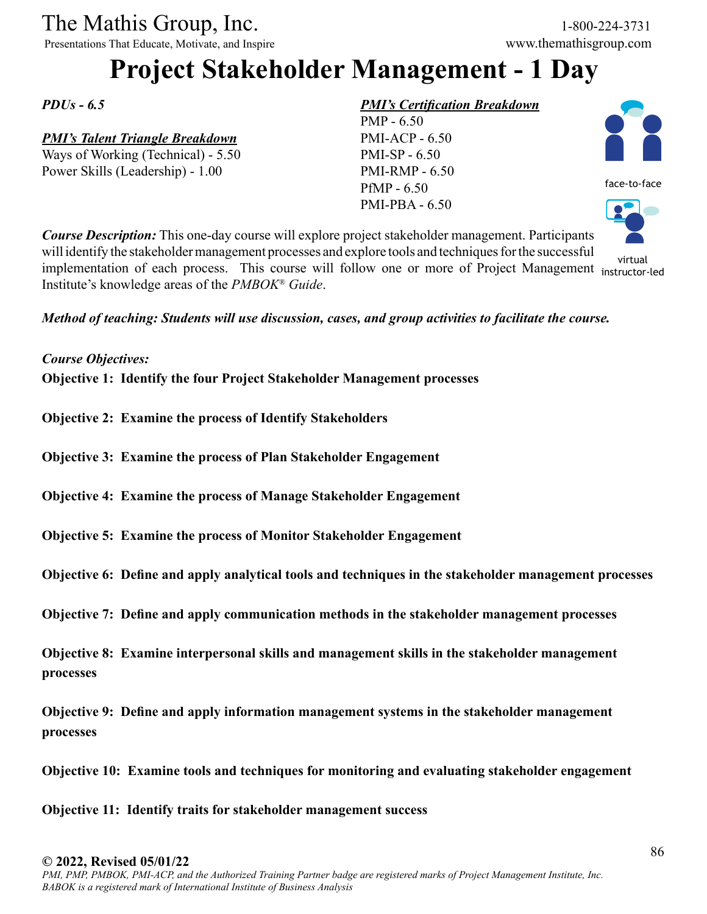The Mathis Group, Inc.
Presentations That Educate, Motivate, and Inspire

1-800-224-3731
www.themathisgroup.com

# Project Stakeholder Management - 1 Day

***PDUs - 6.5***

***PMI's Talent Triangle Breakdown***
Ways of Working (Technical) - 5.50
Power Skills (Leadership) - 1.00

***PMI's Certification Breakdown***
PMP - 6.50
PMI-ACP - 6.50
PMI-SP - 6.50
PMI-RMP - 6.50
PfMP - 6.50
PMI-PBA - 6.50

face-to-face

virtual instructor-led

***Course Description:*** This one-day course will explore project stakeholder management. Participants will identify the stakeholder management processes and explore tools and techniques for the successful implementation of each process. This course will follow one or more of Project Management Institute's knowledge areas of the *PMBOK® Guide*.

***Method of teaching: Students will use discussion, cases, and group activities to facilitate the course.***

***Course Objectives:***

**Objective 1: Identify the four Project Stakeholder Management processes**

**Objective 2: Examine the process of Identify Stakeholders**

**Objective 3: Examine the process of Plan Stakeholder Engagement**

**Objective 4: Examine the process of Manage Stakeholder Engagement**

**Objective 5: Examine the process of Monitor Stakeholder Engagement**

**Objective 6: Define and apply analytical tools and techniques in the stakeholder management processes**

**Objective 7: Define and apply communication methods in the stakeholder management processes**

**Objective 8: Examine interpersonal skills and management skills in the stakeholder management processes**

**Objective 9: Define and apply information management systems in the stakeholder management processes**

**Objective 10: Examine tools and techniques for monitoring and evaluating stakeholder engagement**

**Objective 11: Identify traits for stakeholder management success**

**© 2022, Revised 05/01/22**
*PMI, PMP, PMBOK, PMI-ACP, and the Authorized Training Partner badge are registered marks of Project Management Institute, Inc.*
*BABOK is a registered mark of International Institute of Business Analysis*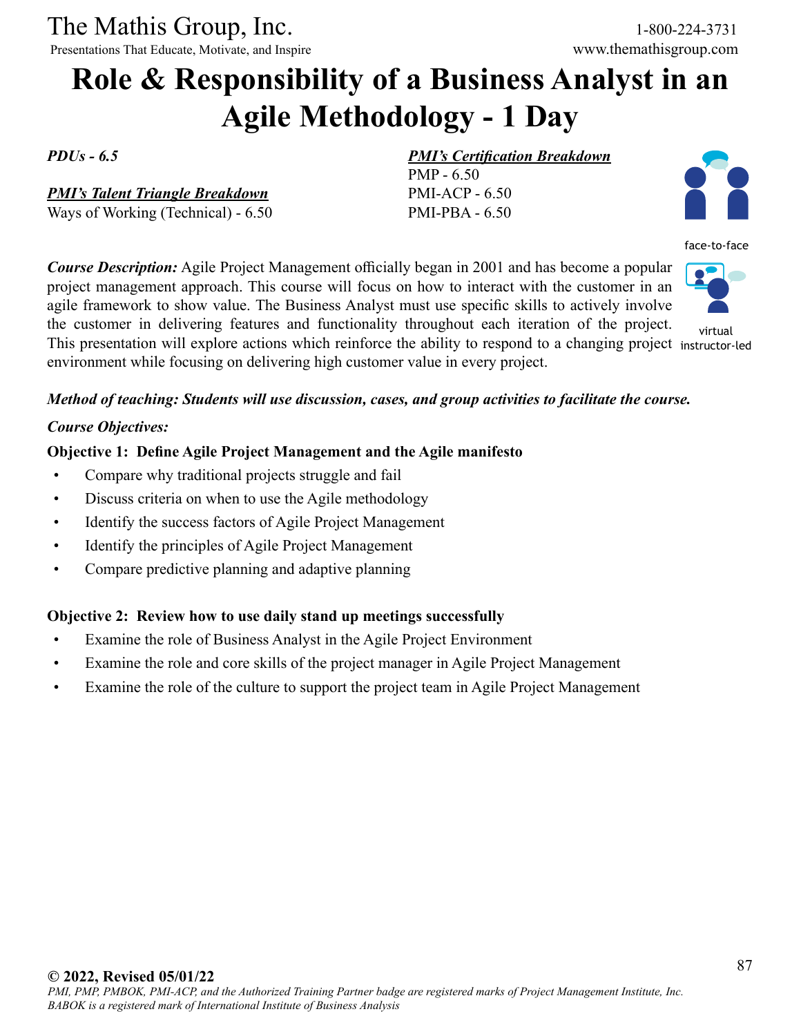The Mathis Group, Inc.
Presentations That Educate, Motivate, and Inspire

1-800-224-3731
www.themathisgroup.com

# Role & Responsibility of a Business Analyst in an Agile Methodology - 1 Day

*PDUs - 6.5*

***PMI's Talent Triangle Breakdown***
Ways of Working (Technical) - 6.50

***PMI's Certification Breakdown***
PMP - 6.50
PMI-ACP - 6.50
PMI-PBA - 6.50

face-to-face

virtual instructor-led

***Course Description:*** Agile Project Management officially began in 2001 and has become a popular project management approach. This course will focus on how to interact with the customer in an agile framework to show value. The Business Analyst must use specific skills to actively involve the customer in delivering features and functionality throughout each iteration of the project. This presentation will explore actions which reinforce the ability to respond to a changing project environment while focusing on delivering high customer value in every project.

***Method of teaching: Students will use discussion, cases, and group activities to facilitate the course.***

***Course Objectives:***

**Objective 1: Define Agile Project Management and the Agile manifesto**

- Compare why traditional projects struggle and fail
- Discuss criteria on when to use the Agile methodology
- Identify the success factors of Agile Project Management
- Identify the principles of Agile Project Management
- Compare predictive planning and adaptive planning

**Objective 2: Review how to use daily stand up meetings successfully**

- Examine the role of Business Analyst in the Agile Project Environment
- Examine the role and core skills of the project manager in Agile Project Management
- Examine the role of the culture to support the project team in Agile Project Management

**© 2022, Revised 05/01/22**
*PMI, PMP, PMBOK, PMI-ACP, and the Authorized Training Partner badge are registered marks of Project Management Institute, Inc.*
*BABOK is a registered mark of International Institute of Business Analysis*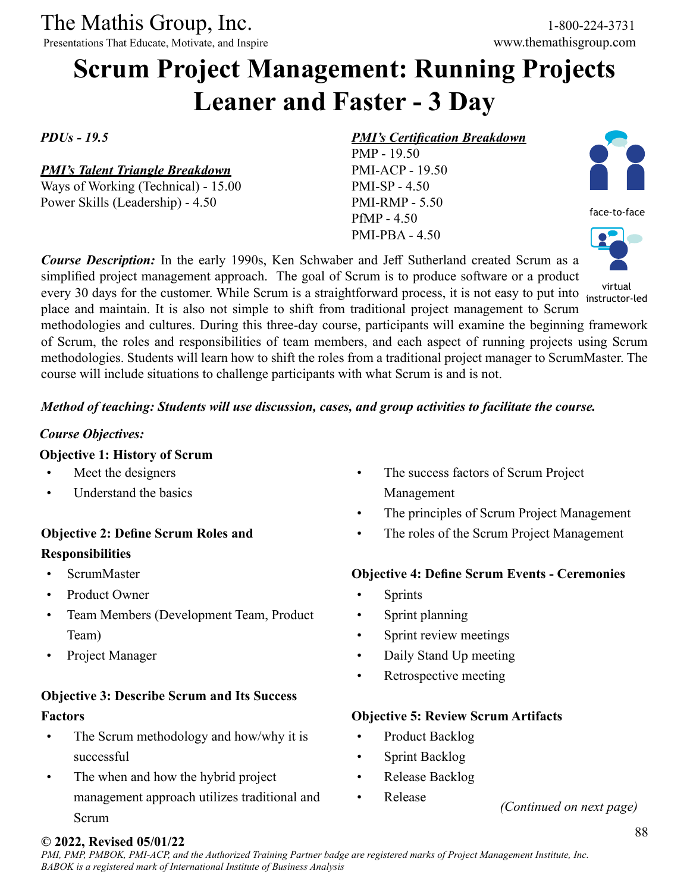# Scrum Project Management: Running Projects Leaner and Faster - 3 Day

***PDUs - 19.5***

***PMI's Talent Triangle Breakdown***

Ways of Working (Technical) - 15.00
Power Skills (Leadership) - 4.50

***PMI's Certification Breakdown***

PMP - 19.50
PMI-ACP - 19.50
PMI-SP - 4.50
PMI-RMP - 5.50
PfMP - 4.50
PMI-PBA - 4.50

face-to-face

virtual instructor-led

***Course Description:*** In the early 1990s, Ken Schwaber and Jeff Sutherland created Scrum as a simplified project management approach. The goal of Scrum is to produce software or a product every 30 days for the customer. While Scrum is a straightforward process, it is not easy to put into place and maintain. It is also not simple to shift from traditional project management to Scrum methodologies and cultures. During this three-day course, participants will examine the beginning framework of Scrum, the roles and responsibilities of team members, and each aspect of running projects using Scrum methodologies. Students will learn how to shift the roles from a traditional project manager to ScrumMaster. The course will include situations to challenge participants with what Scrum is and is not.

***Method of teaching: Students will use discussion, cases, and group activities to facilitate the course.***

***Course Objectives:***

**Objective 1: History of Scrum**

- Meet the designers
- Understand the basics

**Objective 2: Define Scrum Roles and Responsibilities**

- ScrumMaster
- Product Owner
- Team Members (Development Team, Product Team)
- Project Manager

**Objective 3: Describe Scrum and Its Success Factors**

- The Scrum methodology and how/why it is successful
- The when and how the hybrid project management approach utilizes traditional and Scrum
- The success factors of Scrum Project Management
- The principles of Scrum Project Management
- The roles of the Scrum Project Management

**Objective 4: Define Scrum Events - Ceremonies**

- Sprints
- Sprint planning
- Sprint review meetings
- Daily Stand Up meeting
- Retrospective meeting

**Objective 5: Review Scrum Artifacts**

- Product Backlog
- Sprint Backlog
- Release Backlog
- Release

*(Continued on next page)*

**© 2022, Revised 05/01/22**

*PMI, PMP, PMBOK, PMI-ACP, and the Authorized Training Partner badge are registered marks of Project Management Institute, Inc. BABOK is a registered mark of International Institute of Business Analysis*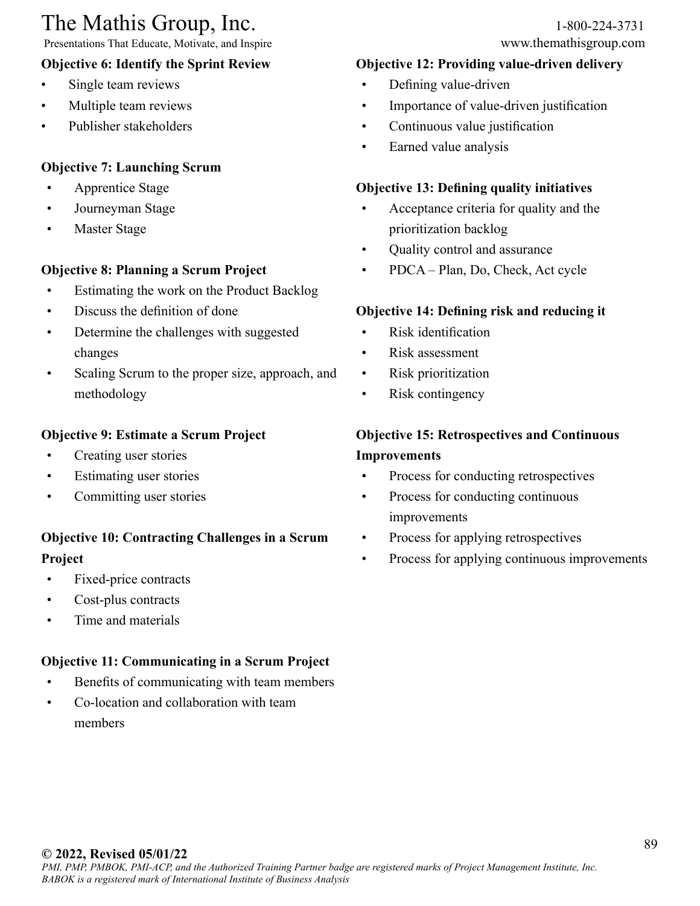**Objective 6: Identify the Sprint Review**

- Single team reviews
- Multiple team reviews
- Publisher stakeholders

**Objective 7: Launching Scrum**

- Apprentice Stage
- Journeyman Stage
- Master Stage

**Objective 8: Planning a Scrum Project**

- Estimating the work on the Product Backlog
- Discuss the definition of done
- Determine the challenges with suggested changes
- Scaling Scrum to the proper size, approach, and methodology

**Objective 9: Estimate a Scrum Project**

- Creating user stories
- Estimating user stories
- Committing user stories

**Objective 10: Contracting Challenges in a Scrum Project**

- Fixed-price contracts
- Cost-plus contracts
- Time and materials

**Objective 11: Communicating in a Scrum Project**

- Benefits of communicating with team members
- Co-location and collaboration with team members

**Objective 12: Providing value-driven delivery**

- Defining value-driven
- Importance of value-driven justification
- Continuous value justification
- Earned value analysis

**Objective 13: Defining quality initiatives**

- Acceptance criteria for quality and the prioritization backlog
- Quality control and assurance
- PDCA – Plan, Do, Check, Act cycle

**Objective 14: Defining risk and reducing it**

- Risk identification
- Risk assessment
- Risk prioritization
- Risk contingency

**Objective 15: Retrospectives and Continuous Improvements**

- Process for conducting retrospectives
- Process for conducting continuous improvements
- Process for applying retrospectives
- Process for applying continuous improvements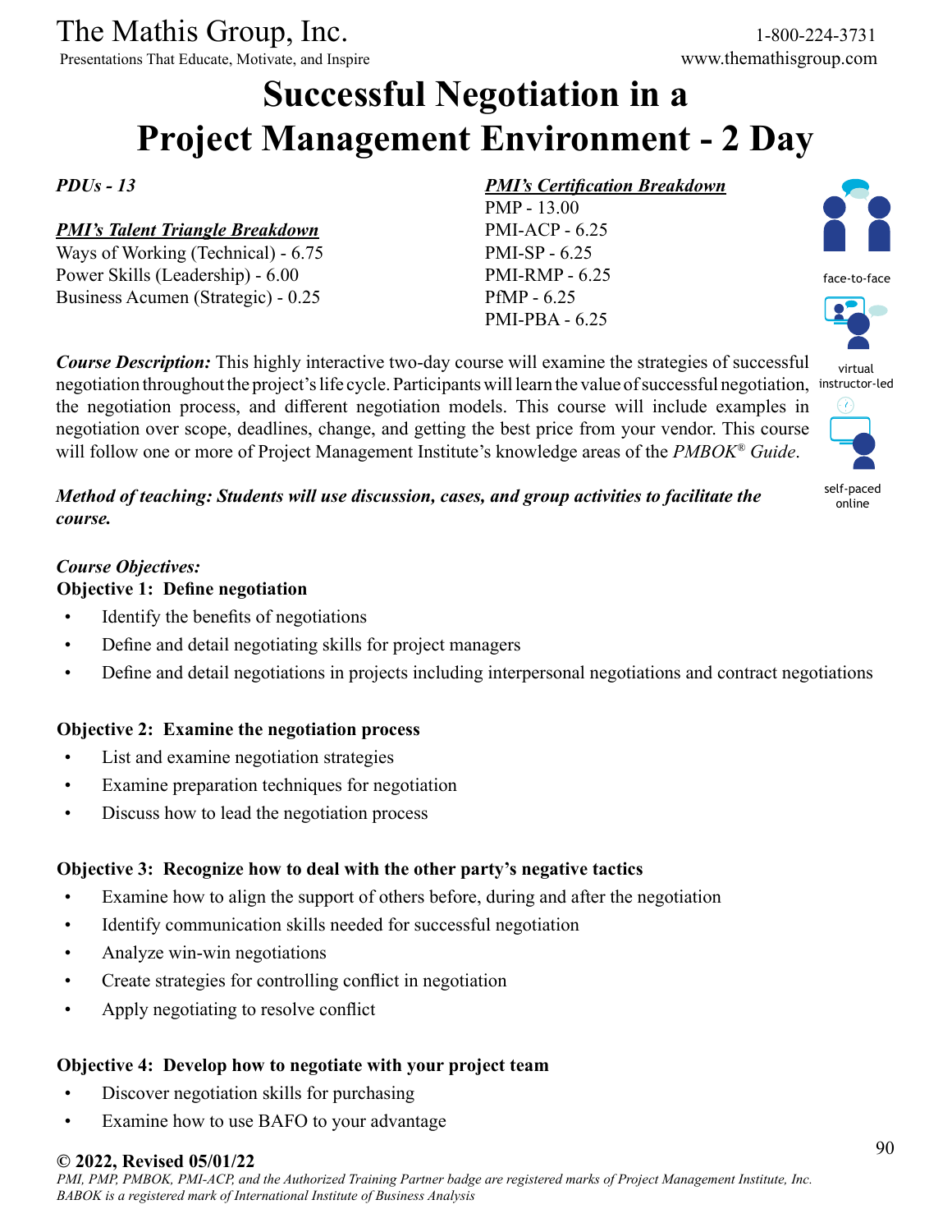The Mathis Group, Inc.
Presentations That Educate, Motivate, and Inspire

1-800-224-3731
www.themathisgroup.com

# Successful Negotiation in a Project Management Environment - 2 Day

*PDUs - 13*

***PMI's Talent Triangle Breakdown***
Ways of Working (Technical) - 6.75
Power Skills (Leadership) - 6.00
Business Acumen (Strategic) - 0.25

***PMI's Certification Breakdown***
PMP - 13.00
PMI-ACP - 6.25
PMI-SP - 6.25
PMI-RMP - 6.25
PfMP - 6.25
PMI-PBA - 6.25

face-to-face

virtual instructor-led

self-paced online

***Course Description:*** This highly interactive two-day course will examine the strategies of successful negotiation throughout the project's life cycle. Participants will learn the value of successful negotiation, the negotiation process, and different negotiation models. This course will include examples in negotiation over scope, deadlines, change, and getting the best price from your vendor. This course will follow one or more of Project Management Institute's knowledge areas of the *PMBOK® Guide*.

***Method of teaching: Students will use discussion, cases, and group activities to facilitate the course.***

***Course Objectives:***

**Objective 1: Define negotiation**

- Identify the benefits of negotiations
- Define and detail negotiating skills for project managers
- Define and detail negotiations in projects including interpersonal negotiations and contract negotiations

**Objective 2: Examine the negotiation process**

- List and examine negotiation strategies
- Examine preparation techniques for negotiation
- Discuss how to lead the negotiation process

**Objective 3: Recognize how to deal with the other party's negative tactics**

- Examine how to align the support of others before, during and after the negotiation
- Identify communication skills needed for successful negotiation
- Analyze win-win negotiations
- Create strategies for controlling conflict in negotiation
- Apply negotiating to resolve conflict

**Objective 4: Develop how to negotiate with your project team**

- Discover negotiation skills for purchasing
- Examine how to use BAFO to your advantage

**© 2022, Revised 05/01/22**
*PMI, PMP, PMBOK, PMI-ACP, and the Authorized Training Partner badge are registered marks of Project Management Institute, Inc.*
*BABOK is a registered mark of International Institute of Business Analysis*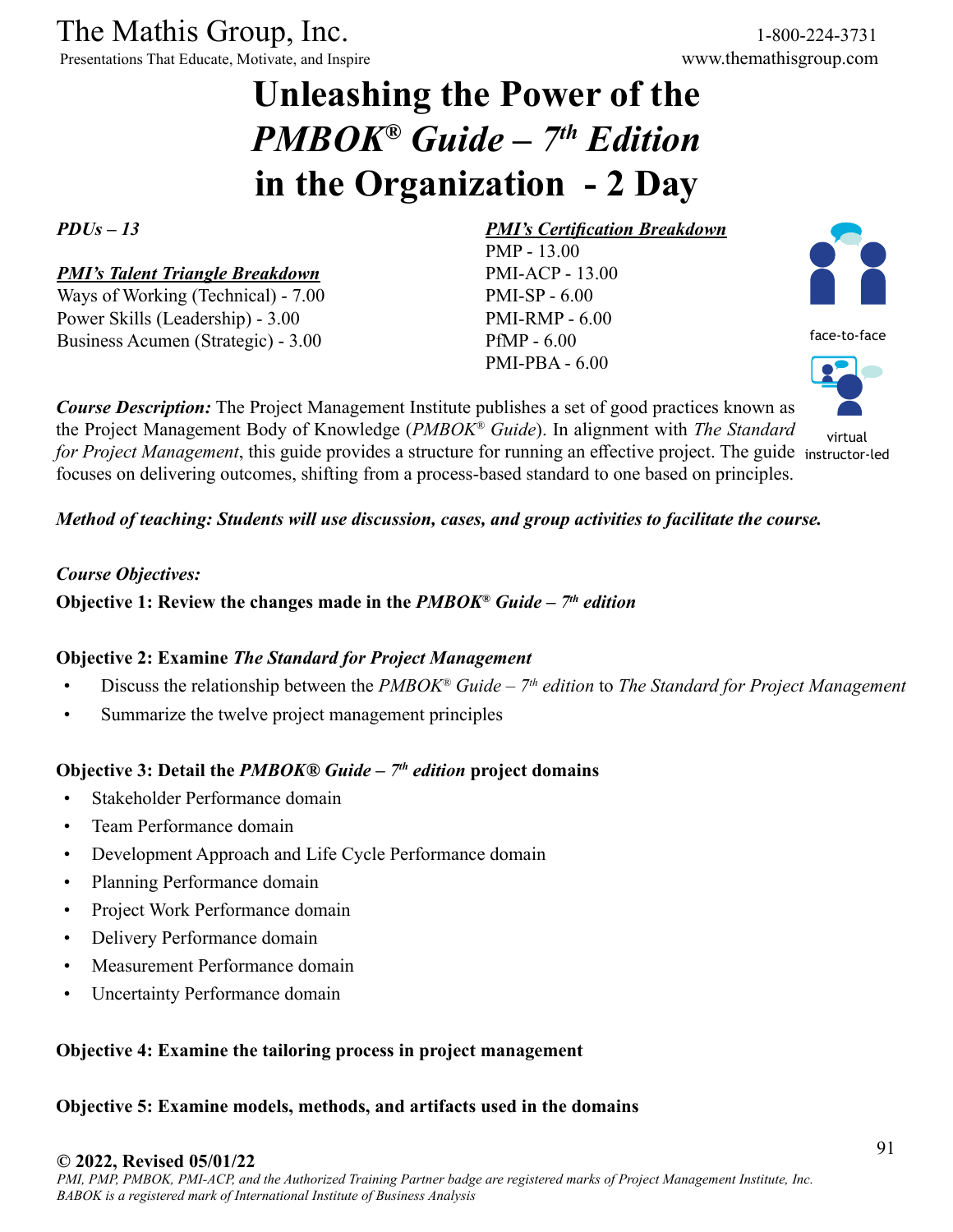The Mathis Group, Inc.
Presentations That Educate, Motivate, and Inspire

1-800-224-3731
www.themathisgroup.com

# Unleashing the Power of the *PMBOK® Guide – 7th Edition* in the Organization - 2 Day

***PDUs – 13***

***PMI's Talent Triangle Breakdown***
Ways of Working (Technical) - 7.00
Power Skills (Leadership) - 3.00
Business Acumen (Strategic) - 3.00

***PMI's Certification Breakdown***
PMP - 13.00
PMI-ACP - 13.00
PMI-SP - 6.00
PMI-RMP - 6.00
PfMP - 6.00
PMI-PBA - 6.00

face-to-face

virtual instructor-led

***Course Description:*** The Project Management Institute publishes a set of good practices known as the Project Management Body of Knowledge (*PMBOK® Guide*). In alignment with *The Standard for Project Management*, this guide provides a structure for running an effective project. The guide focuses on delivering outcomes, shifting from a process-based standard to one based on principles.

***Method of teaching: Students will use discussion, cases, and group activities to facilitate the course.***

***Course Objectives:***

**Objective 1: Review the changes made in the *PMBOK® Guide – 7th edition***

**Objective 2: Examine *The Standard for Project Management***

- Discuss the relationship between the *PMBOK® Guide – 7th edition* to *The Standard for Project Management*
- Summarize the twelve project management principles

**Objective 3: Detail the *PMBOK® Guide – 7th edition* project domains**

- Stakeholder Performance domain
- Team Performance domain
- Development Approach and Life Cycle Performance domain
- Planning Performance domain
- Project Work Performance domain
- Delivery Performance domain
- Measurement Performance domain
- Uncertainty Performance domain

**Objective 4: Examine the tailoring process in project management**

**Objective 5: Examine models, methods, and artifacts used in the domains**

**© 2022, Revised 05/01/22**
*PMI, PMP, PMBOK, PMI-ACP, and the Authorized Training Partner badge are registered marks of Project Management Institute, Inc.*
*BABOK is a registered mark of International Institute of Business Analysis*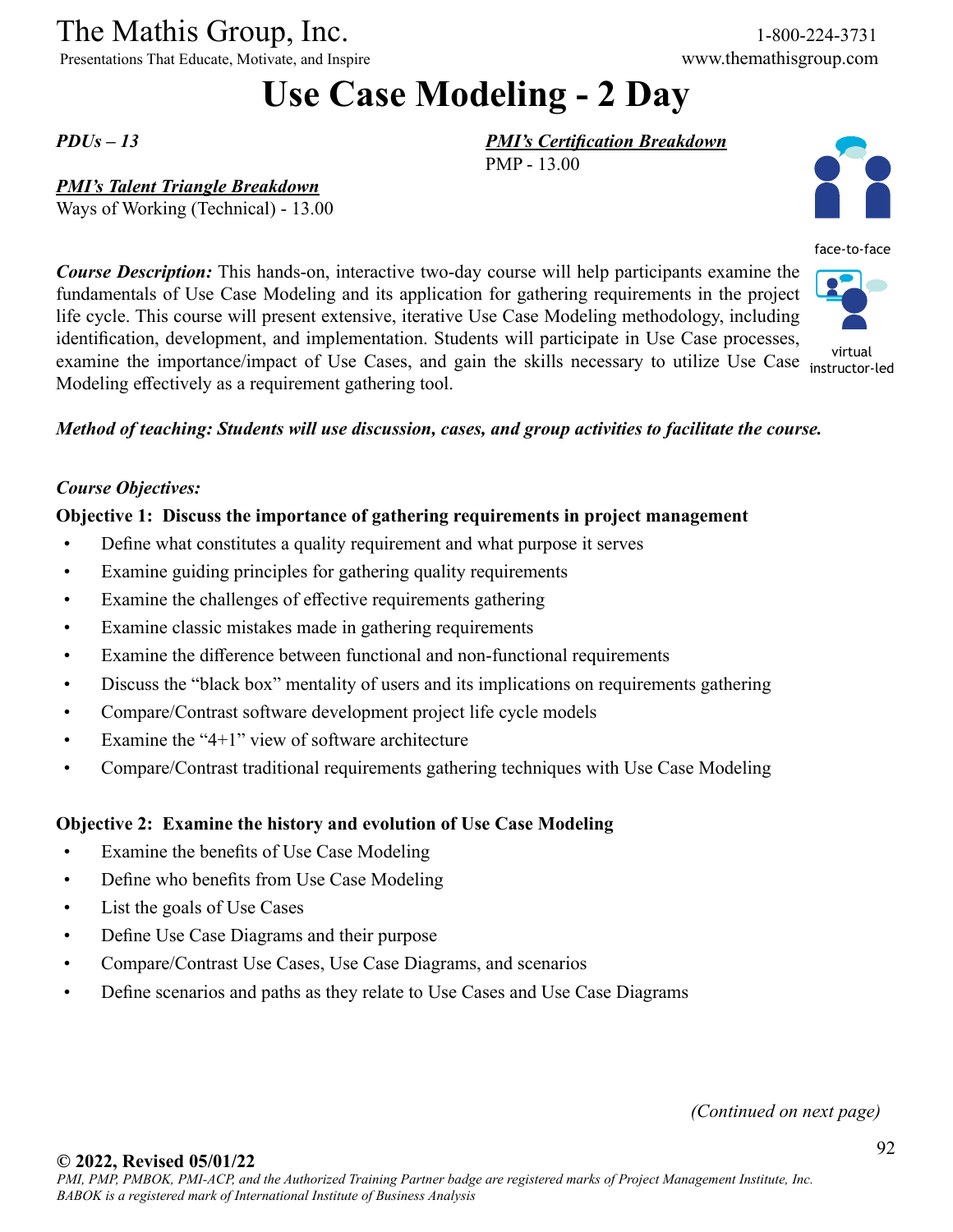# Use Case Modeling - 2 Day

*PDUs – 13*

***PMI's Certification Breakdown***
PMP - 13.00

***PMI's Talent Triangle Breakdown***
Ways of Working (Technical) - 13.00

face-to-face

virtual instructor-led

***Course Description:*** This hands-on, interactive two-day course will help participants examine the fundamentals of Use Case Modeling and its application for gathering requirements in the project life cycle. This course will present extensive, iterative Use Case Modeling methodology, including identification, development, and implementation. Students will participate in Use Case processes, examine the importance/impact of Use Cases, and gain the skills necessary to utilize Use Case Modeling effectively as a requirement gathering tool.

***Method of teaching: Students will use discussion, cases, and group activities to facilitate the course.***

***Course Objectives:***

**Objective 1: Discuss the importance of gathering requirements in project management**

- Define what constitutes a quality requirement and what purpose it serves
- Examine guiding principles for gathering quality requirements
- Examine the challenges of effective requirements gathering
- Examine classic mistakes made in gathering requirements
- Examine the difference between functional and non-functional requirements
- Discuss the "black box" mentality of users and its implications on requirements gathering
- Compare/Contrast software development project life cycle models
- Examine the "4+1" view of software architecture
- Compare/Contrast traditional requirements gathering techniques with Use Case Modeling

**Objective 2: Examine the history and evolution of Use Case Modeling**

- Examine the benefits of Use Case Modeling
- Define who benefits from Use Case Modeling
- List the goals of Use Cases
- Define Use Case Diagrams and their purpose
- Compare/Contrast Use Cases, Use Case Diagrams, and scenarios
- Define scenarios and paths as they relate to Use Cases and Use Case Diagrams

*(Continued on next page)*

**© 2022, Revised 05/01/22**
*PMI, PMP, PMBOK, PMI-ACP, and the Authorized Training Partner badge are registered marks of Project Management Institute, Inc.*
*BABOK is a registered mark of International Institute of Business Analysis*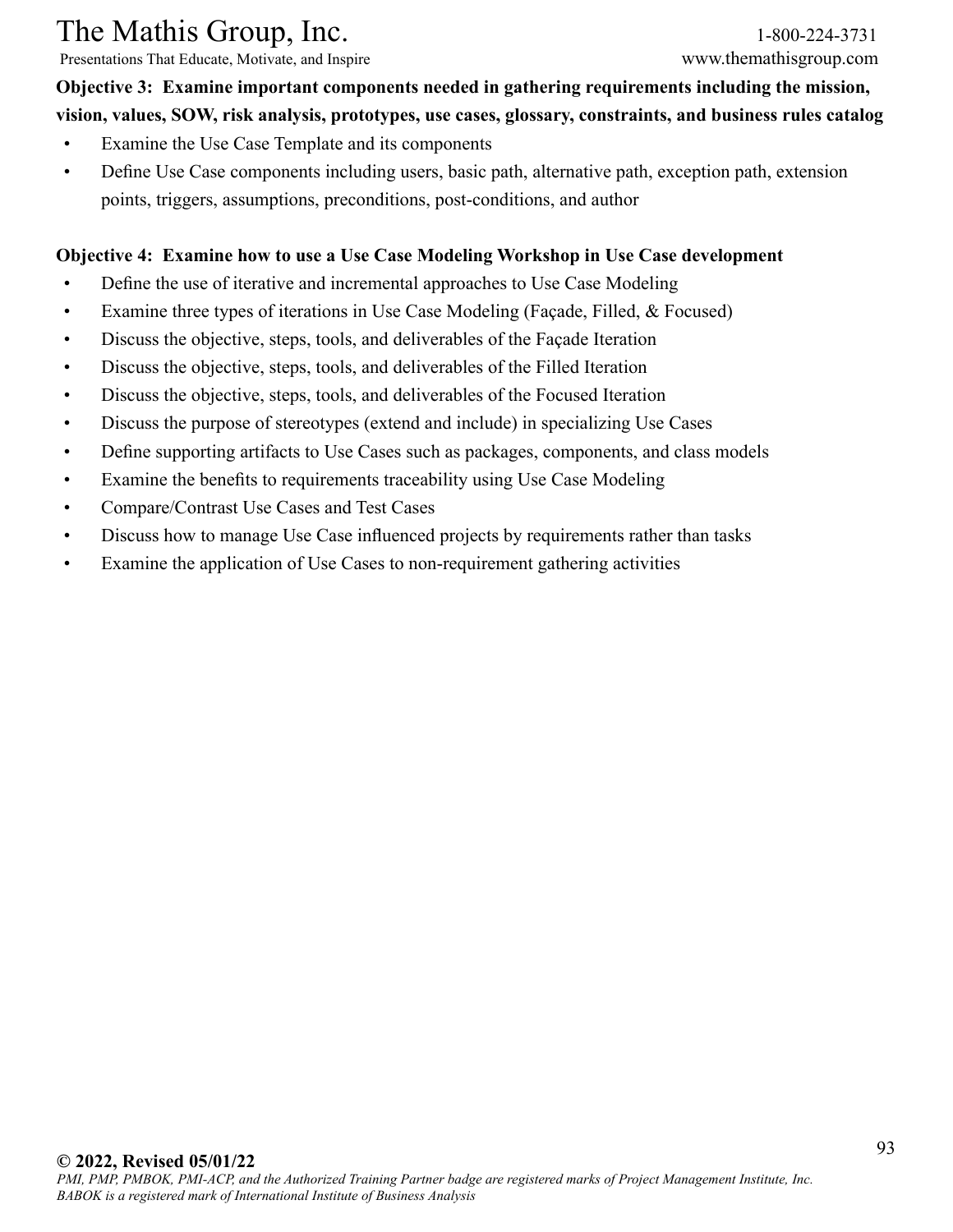**Objective 3: Examine important components needed in gathering requirements including the mission, vision, values, SOW, risk analysis, prototypes, use cases, glossary, constraints, and business rules catalog**

- Examine the Use Case Template and its components
- Define Use Case components including users, basic path, alternative path, exception path, extension points, triggers, assumptions, preconditions, post-conditions, and author

**Objective 4: Examine how to use a Use Case Modeling Workshop in Use Case development**

- Define the use of iterative and incremental approaches to Use Case Modeling
- Examine three types of iterations in Use Case Modeling (Façade, Filled, & Focused)
- Discuss the objective, steps, tools, and deliverables of the Façade Iteration
- Discuss the objective, steps, tools, and deliverables of the Filled Iteration
- Discuss the objective, steps, tools, and deliverables of the Focused Iteration
- Discuss the purpose of stereotypes (extend and include) in specializing Use Cases
- Define supporting artifacts to Use Cases such as packages, components, and class models
- Examine the benefits to requirements traceability using Use Case Modeling
- Compare/Contrast Use Cases and Test Cases
- Discuss how to manage Use Case influenced projects by requirements rather than tasks
- Examine the application of Use Cases to non-requirement gathering activities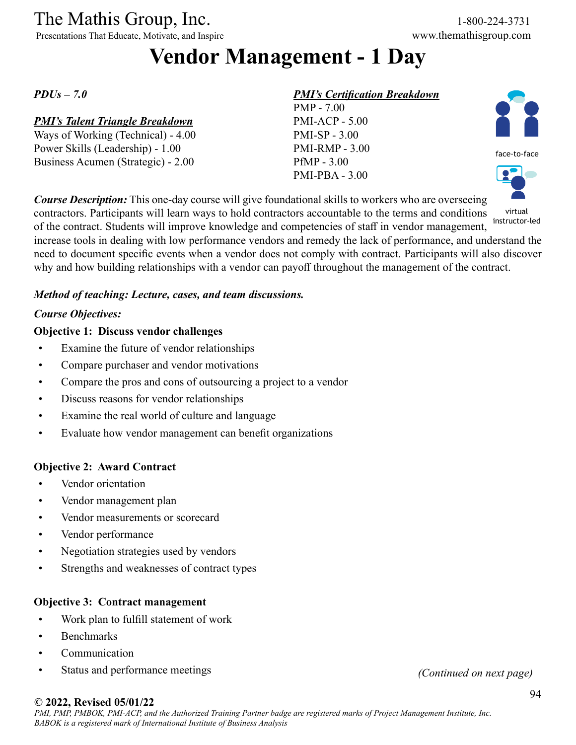# Vendor Management - 1 Day

*PDUs – 7.0*

***PMI's Talent Triangle Breakdown***

Ways of Working (Technical) - 4.00
Power Skills (Leadership) - 1.00
Business Acumen (Strategic) - 2.00

***PMI's Certification Breakdown***

PMP - 7.00
PMI-ACP - 5.00
PMI-SP - 3.00
PMI-RMP - 3.00
PfMP - 3.00
PMI-PBA - 3.00

face-to-face

virtual instructor-led

***Course Description:*** This one-day course will give foundational skills to workers who are overseeing contractors. Participants will learn ways to hold contractors accountable to the terms and conditions of the contract. Students will improve knowledge and competencies of staff in vendor management, increase tools in dealing with low performance vendors and remedy the lack of performance, and understand the need to document specific events when a vendor does not comply with contract. Participants will also discover why and how building relationships with a vendor can payoff throughout the management of the contract.

***Method of teaching: Lecture, cases, and team discussions.***

***Course Objectives:***

**Objective 1: Discuss vendor challenges**

- Examine the future of vendor relationships
- Compare purchaser and vendor motivations
- Compare the pros and cons of outsourcing a project to a vendor
- Discuss reasons for vendor relationships
- Examine the real world of culture and language
- Evaluate how vendor management can benefit organizations

**Objective 2: Award Contract**

- Vendor orientation
- Vendor management plan
- Vendor measurements or scorecard
- Vendor performance
- Negotiation strategies used by vendors
- Strengths and weaknesses of contract types

**Objective 3: Contract management**

- Work plan to fulfill statement of work
- Benchmarks
- Communication
- Status and performance meetings

*(Continued on next page)*

**© 2022, Revised 05/01/22**

*PMI, PMP, PMBOK, PMI-ACP, and the Authorized Training Partner badge are registered marks of Project Management Institute, Inc. BABOK is a registered mark of International Institute of Business Analysis*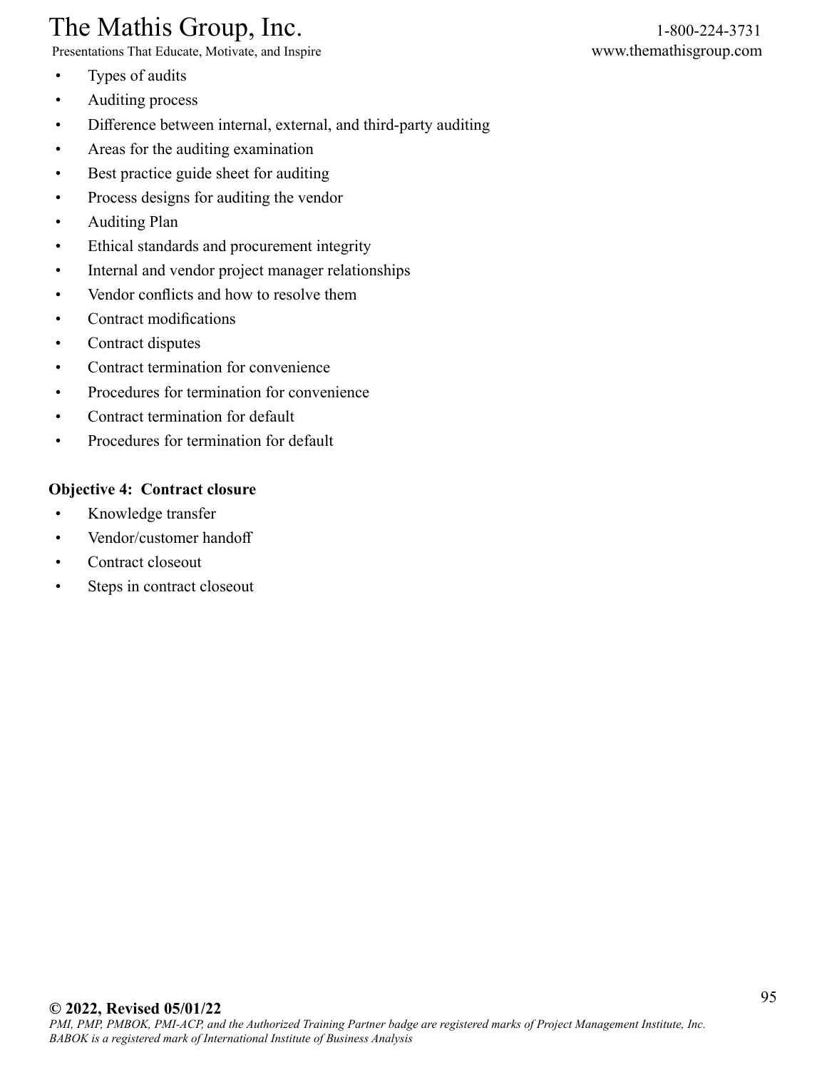- Types of audits
- Auditing process
- Difference between internal, external, and third-party auditing
- Areas for the auditing examination
- Best practice guide sheet for auditing
- Process designs for auditing the vendor
- Auditing Plan
- Ethical standards and procurement integrity
- Internal and vendor project manager relationships
- Vendor conflicts and how to resolve them
- Contract modifications
- Contract disputes
- Contract termination for convenience
- Procedures for termination for convenience
- Contract termination for default
- Procedures for termination for default

**Objective 4: Contract closure**

- Knowledge transfer
- Vendor/customer handoff
- Contract closeout
- Steps in contract closeout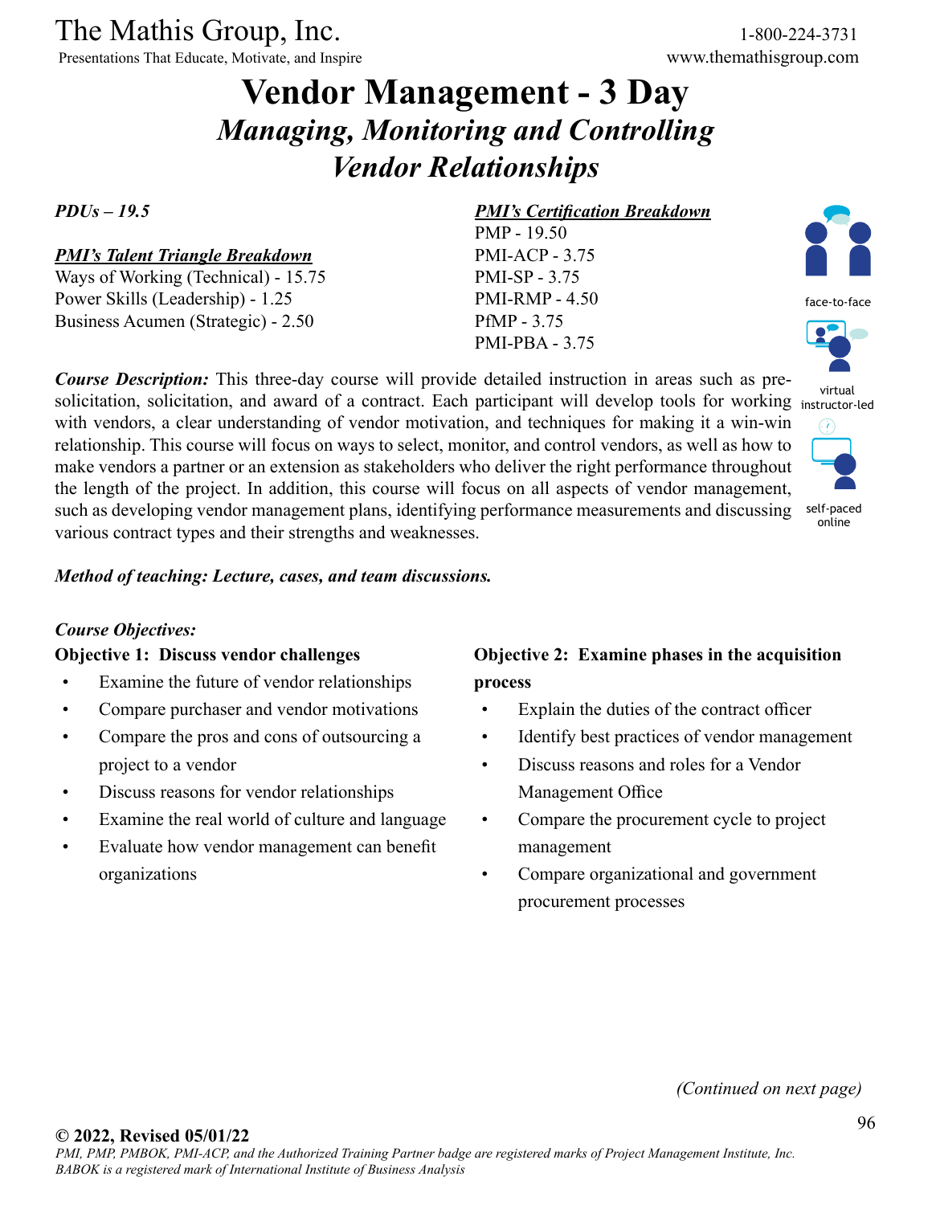The Mathis Group, Inc.
Presentations That Educate, Motivate, and Inspire

1-800-224-3731
www.themathisgroup.com

# Vendor Management - 3 Day
## *Managing, Monitoring and Controlling Vendor Relationships*

***PDUs – 19.5***

***PMI's Talent Triangle Breakdown***
Ways of Working (Technical) - 15.75
Power Skills (Leadership) - 1.25
Business Acumen (Strategic) - 2.50

***PMI's Certification Breakdown***
PMP - 19.50
PMI-ACP - 3.75
PMI-SP - 3.75
PMI-RMP - 4.50
PfMP - 3.75
PMI-PBA - 3.75

face-to-face
virtual instructor-led
self-paced online

***Course Description:*** This three-day course will provide detailed instruction in areas such as pre-solicitation, solicitation, and award of a contract. Each participant will develop tools for working with vendors, a clear understanding of vendor motivation, and techniques for making it a win-win relationship. This course will focus on ways to select, monitor, and control vendors, as well as how to make vendors a partner or an extension as stakeholders who deliver the right performance throughout the length of the project. In addition, this course will focus on all aspects of vendor management, such as developing vendor management plans, identifying performance measurements and discussing various contract types and their strengths and weaknesses.

***Method of teaching: Lecture, cases, and team discussions.***

***Course Objectives:***

**Objective 1: Discuss vendor challenges**

- Examine the future of vendor relationships
- Compare purchaser and vendor motivations
- Compare the pros and cons of outsourcing a project to a vendor
- Discuss reasons for vendor relationships
- Examine the real world of culture and language
- Evaluate how vendor management can benefit organizations

**Objective 2: Examine phases in the acquisition process**

- Explain the duties of the contract officer
- Identify best practices of vendor management
- Discuss reasons and roles for a Vendor Management Office
- Compare the procurement cycle to project management
- Compare organizational and government procurement processes

*(Continued on next page)*

**© 2022, Revised 05/01/22**
*PMI, PMP, PMBOK, PMI-ACP, and the Authorized Training Partner badge are registered marks of Project Management Institute, Inc.*
*BABOK is a registered mark of International Institute of Business Analysis*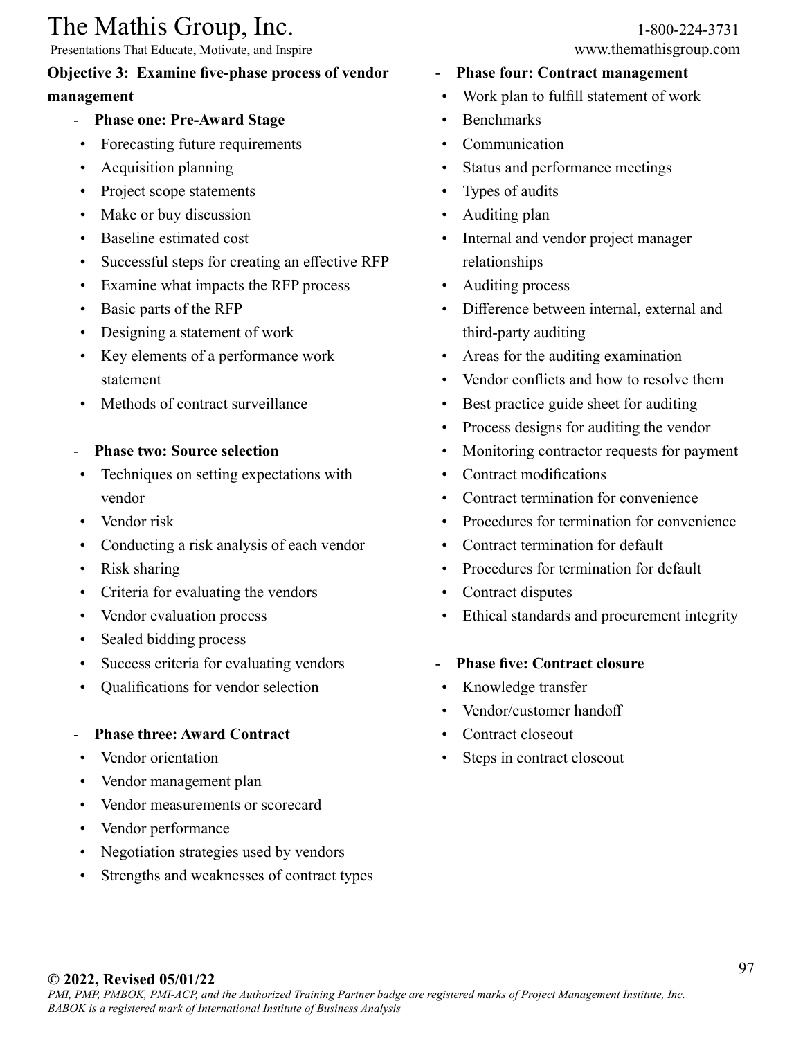**Objective 3: Examine five-phase process of vendor management**

- **Phase one: Pre-Award Stage**
  - Forecasting future requirements
  - Acquisition planning
  - Project scope statements
  - Make or buy discussion
  - Baseline estimated cost
  - Successful steps for creating an effective RFP
  - Examine what impacts the RFP process
  - Basic parts of the RFP
  - Designing a statement of work
  - Key elements of a performance work statement
  - Methods of contract surveillance

- **Phase two: Source selection**
  - Techniques on setting expectations with vendor
  - Vendor risk
  - Conducting a risk analysis of each vendor
  - Risk sharing
  - Criteria for evaluating the vendors
  - Vendor evaluation process
  - Sealed bidding process
  - Success criteria for evaluating vendors
  - Qualifications for vendor selection

- **Phase three: Award Contract**
  - Vendor orientation
  - Vendor management plan
  - Vendor measurements or scorecard
  - Vendor performance
  - Negotiation strategies used by vendors
  - Strengths and weaknesses of contract types

- **Phase four: Contract management**
  - Work plan to fulfill statement of work
  - Benchmarks
  - Communication
  - Status and performance meetings
  - Types of audits
  - Auditing plan
  - Internal and vendor project manager relationships
  - Auditing process
  - Difference between internal, external and third-party auditing
  - Areas for the auditing examination
  - Vendor conflicts and how to resolve them
  - Best practice guide sheet for auditing
  - Process designs for auditing the vendor
  - Monitoring contractor requests for payment
  - Contract modifications
  - Contract termination for convenience
  - Procedures for termination for convenience
  - Contract termination for default
  - Procedures for termination for default
  - Contract disputes
  - Ethical standards and procurement integrity

- **Phase five: Contract closure**
  - Knowledge transfer
  - Vendor/customer handoff
  - Contract closeout
  - Steps in contract closeout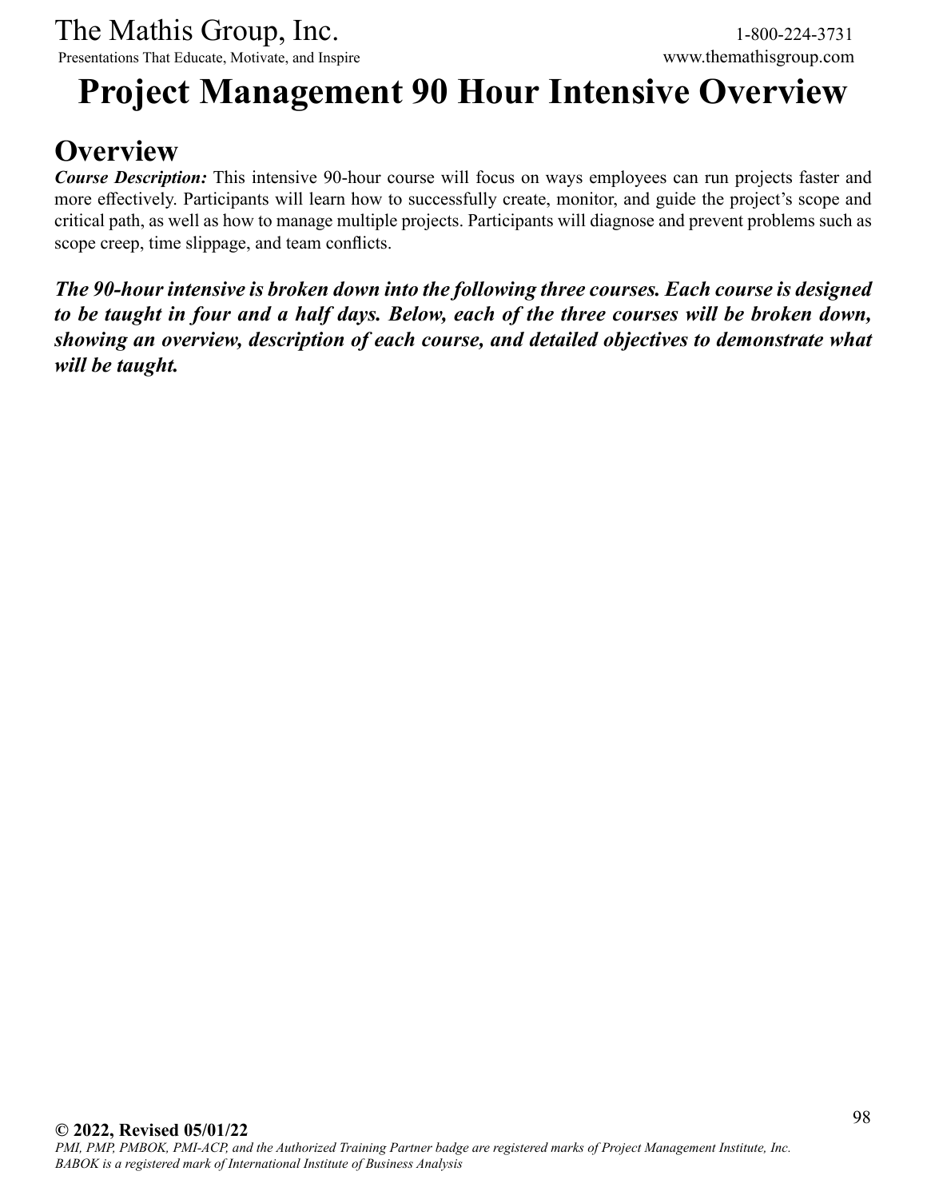# Project Management 90 Hour Intensive Overview

## Overview

***Course Description:*** This intensive 90-hour course will focus on ways employees can run projects faster and more effectively. Participants will learn how to successfully create, monitor, and guide the project's scope and critical path, as well as how to manage multiple projects. Participants will diagnose and prevent problems such as scope creep, time slippage, and team conflicts.

***The 90-hour intensive is broken down into the following three courses. Each course is designed to be taught in four and a half days. Below, each of the three courses will be broken down, showing an overview, description of each course, and detailed objectives to demonstrate what will be taught.***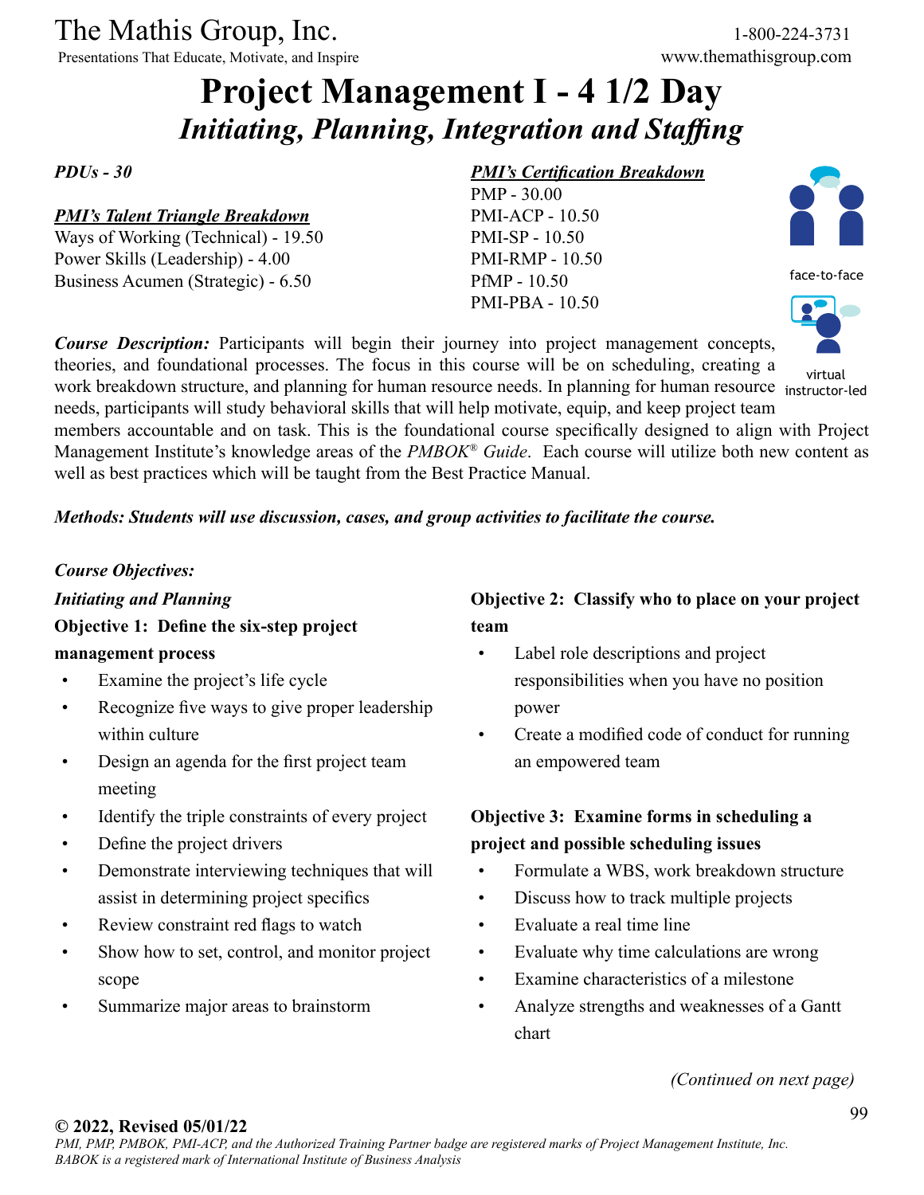The Mathis Group, Inc.
Presentations That Educate, Motivate, and Inspire

1-800-224-3731
www.themathisgroup.com

# Project Management I - 4 1/2 Day

## *Initiating, Planning, Integration and Staffing*

***PDUs - 30***

***PMI's Talent Triangle Breakdown***

Ways of Working (Technical) - 19.50
Power Skills (Leadership) - 4.00
Business Acumen (Strategic) - 6.50

***PMI's Certification Breakdown***

PMP - 30.00
PMI-ACP - 10.50
PMI-SP - 10.50
PMI-RMP - 10.50
PfMP - 10.50
PMI-PBA - 10.50

face-to-face

virtual instructor-led

***Course Description:*** Participants will begin their journey into project management concepts, theories, and foundational processes. The focus in this course will be on scheduling, creating a work breakdown structure, and planning for human resource needs. In planning for human resource needs, participants will study behavioral skills that will help motivate, equip, and keep project team members accountable and on task. This is the foundational course specifically designed to align with Project Management Institute's knowledge areas of the *PMBOK® Guide*. Each course will utilize both new content as well as best practices which will be taught from the Best Practice Manual.

***Methods: Students will use discussion, cases, and group activities to facilitate the course.***

***Course Objectives:***

***Initiating and Planning***

**Objective 1: Define the six-step project management process**

- Examine the project's life cycle
- Recognize five ways to give proper leadership within culture
- Design an agenda for the first project team meeting
- Identify the triple constraints of every project
- Define the project drivers
- Demonstrate interviewing techniques that will assist in determining project specifics
- Review constraint red flags to watch
- Show how to set, control, and monitor project scope
- Summarize major areas to brainstorm

**Objective 2: Classify who to place on your project team**

- Label role descriptions and project responsibilities when you have no position power
- Create a modified code of conduct for running an empowered team

**Objective 3: Examine forms in scheduling a project and possible scheduling issues**

- Formulate a WBS, work breakdown structure
- Discuss how to track multiple projects
- Evaluate a real time line
- Evaluate why time calculations are wrong
- Examine characteristics of a milestone
- Analyze strengths and weaknesses of a Gantt chart

*(Continued on next page)*

**© 2022, Revised 05/01/22**
*PMI, PMP, PMBOK, PMI-ACP, and the Authorized Training Partner badge are registered marks of Project Management Institute, Inc.*
*BABOK is a registered mark of International Institute of Business Analysis*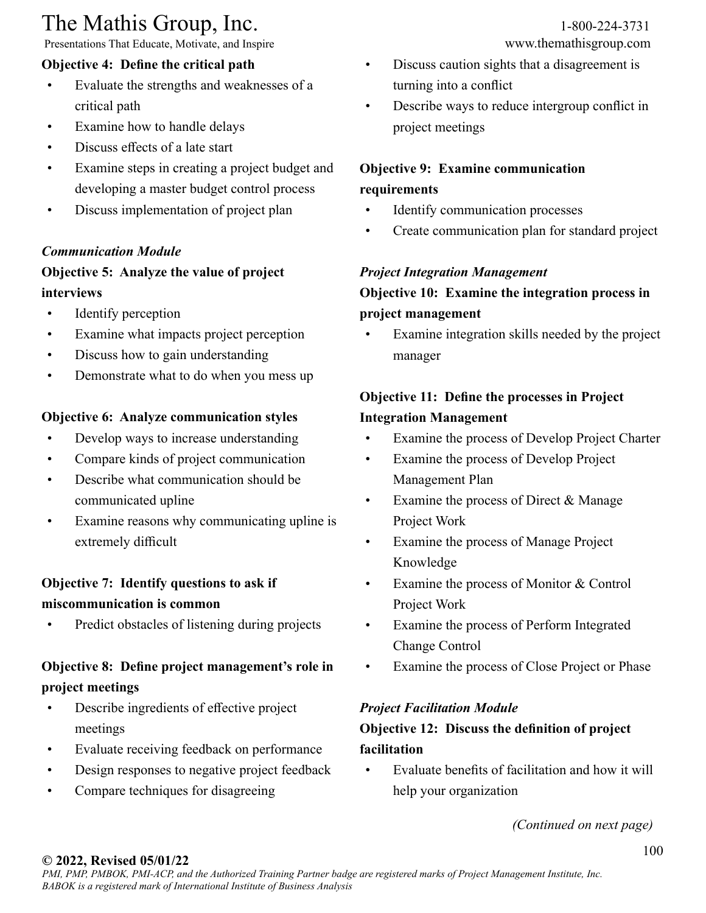**Objective 4: Define the critical path**

- Evaluate the strengths and weaknesses of a critical path
- Examine how to handle delays
- Discuss effects of a late start
- Examine steps in creating a project budget and developing a master budget control process
- Discuss implementation of project plan

***Communication Module***

**Objective 5: Analyze the value of project interviews**

- Identify perception
- Examine what impacts project perception
- Discuss how to gain understanding
- Demonstrate what to do when you mess up

**Objective 6: Analyze communication styles**

- Develop ways to increase understanding
- Compare kinds of project communication
- Describe what communication should be communicated upline
- Examine reasons why communicating upline is extremely difficult

**Objective 7: Identify questions to ask if miscommunication is common**

- Predict obstacles of listening during projects

**Objective 8: Define project management's role in project meetings**

- Describe ingredients of effective project meetings
- Evaluate receiving feedback on performance
- Design responses to negative project feedback
- Compare techniques for disagreeing
- Discuss caution sights that a disagreement is turning into a conflict
- Describe ways to reduce intergroup conflict in project meetings

**Objective 9: Examine communication requirements**

- Identify communication processes
- Create communication plan for standard project

***Project Integration Management***

**Objective 10: Examine the integration process in project management**

- Examine integration skills needed by the project manager

**Objective 11: Define the processes in Project Integration Management**

- Examine the process of Develop Project Charter
- Examine the process of Develop Project Management Plan
- Examine the process of Direct & Manage Project Work
- Examine the process of Manage Project Knowledge
- Examine the process of Monitor & Control Project Work
- Examine the process of Perform Integrated Change Control
- Examine the process of Close Project or Phase

***Project Facilitation Module***

**Objective 12: Discuss the definition of project facilitation**

- Evaluate benefits of facilitation and how it will help your organization

*(Continued on next page)*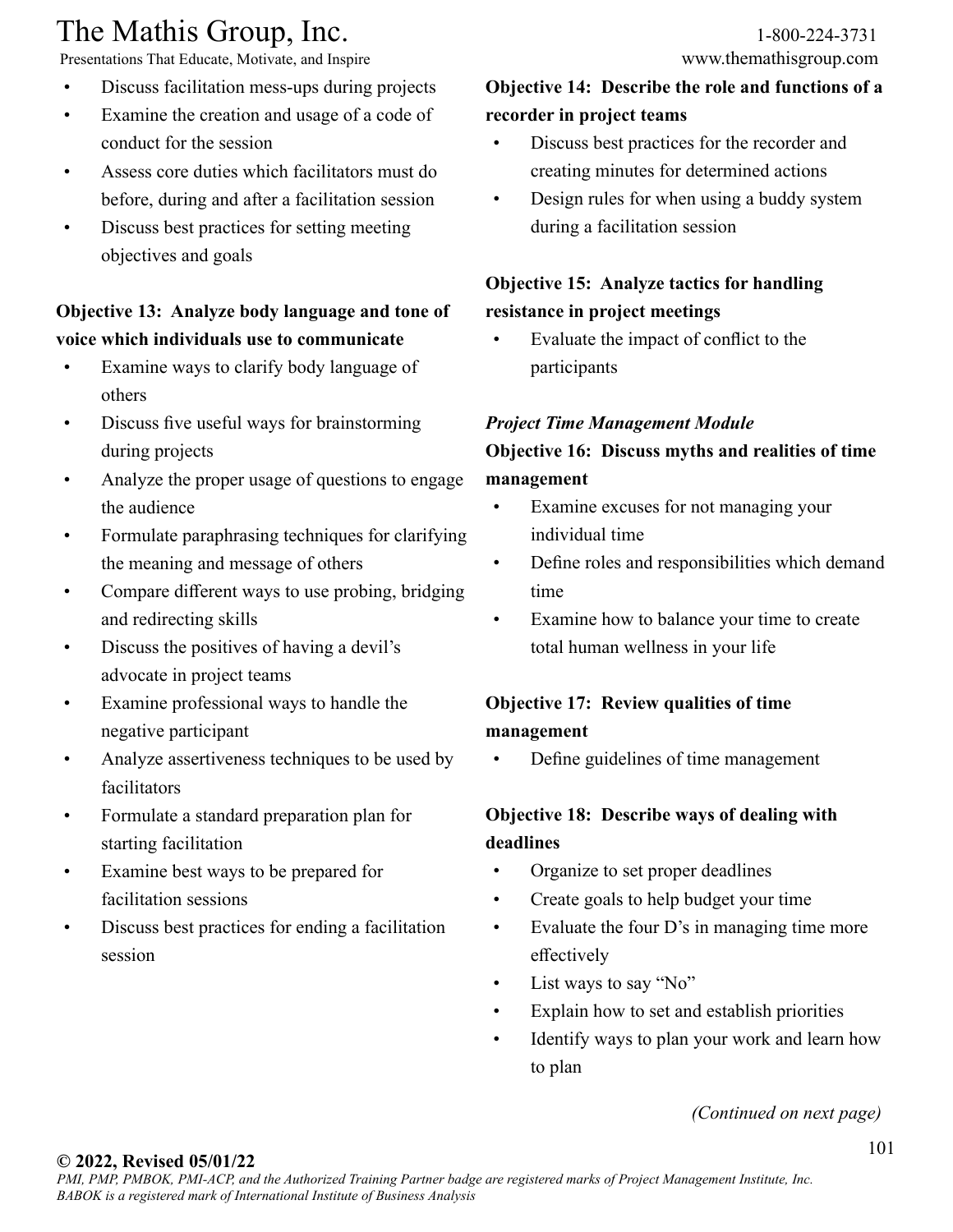- Discuss facilitation mess-ups during projects
- Examine the creation and usage of a code of conduct for the session
- Assess core duties which facilitators must do before, during and after a facilitation session
- Discuss best practices for setting meeting objectives and goals

**Objective 13: Analyze body language and tone of voice which individuals use to communicate**

- Examine ways to clarify body language of others
- Discuss five useful ways for brainstorming during projects
- Analyze the proper usage of questions to engage the audience
- Formulate paraphrasing techniques for clarifying the meaning and message of others
- Compare different ways to use probing, bridging and redirecting skills
- Discuss the positives of having a devil's advocate in project teams
- Examine professional ways to handle the negative participant
- Analyze assertiveness techniques to be used by facilitators
- Formulate a standard preparation plan for starting facilitation
- Examine best ways to be prepared for facilitation sessions
- Discuss best practices for ending a facilitation session

**Objective 14: Describe the role and functions of a recorder in project teams**

- Discuss best practices for the recorder and creating minutes for determined actions
- Design rules for when using a buddy system during a facilitation session

**Objective 15: Analyze tactics for handling resistance in project meetings**

- Evaluate the impact of conflict to the participants

***Project Time Management Module***

**Objective 16: Discuss myths and realities of time management**

- Examine excuses for not managing your individual time
- Define roles and responsibilities which demand time
- Examine how to balance your time to create total human wellness in your life

**Objective 17: Review qualities of time management**

- Define guidelines of time management

**Objective 18: Describe ways of dealing with deadlines**

- Organize to set proper deadlines
- Create goals to help budget your time
- Evaluate the four D's in managing time more effectively
- List ways to say "No"
- Explain how to set and establish priorities
- Identify ways to plan your work and learn how to plan

*(Continued on next page)*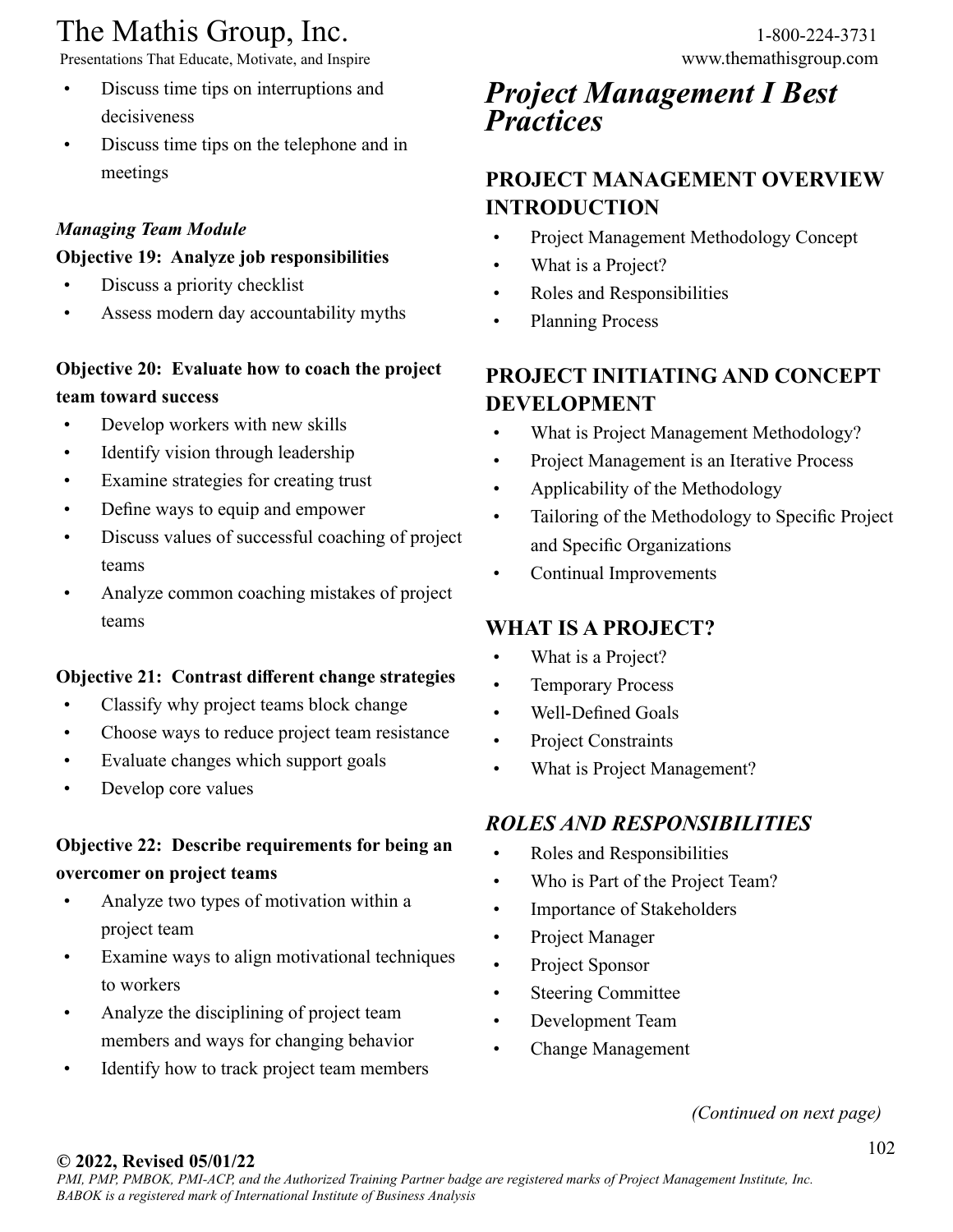- Discuss time tips on interruptions and decisiveness
- Discuss time tips on the telephone and in meetings

***Managing Team Module***

**Objective 19: Analyze job responsibilities**

- Discuss a priority checklist
- Assess modern day accountability myths

**Objective 20: Evaluate how to coach the project team toward success**

- Develop workers with new skills
- Identify vision through leadership
- Examine strategies for creating trust
- Define ways to equip and empower
- Discuss values of successful coaching of project teams
- Analyze common coaching mistakes of project teams

**Objective 21: Contrast different change strategies**

- Classify why project teams block change
- Choose ways to reduce project team resistance
- Evaluate changes which support goals
- Develop core values

**Objective 22: Describe requirements for being an overcomer on project teams**

- Analyze two types of motivation within a project team
- Examine ways to align motivational techniques to workers
- Analyze the disciplining of project team members and ways for changing behavior
- Identify how to track project team members

# *Project Management I Best Practices*

## PROJECT MANAGEMENT OVERVIEW INTRODUCTION

- Project Management Methodology Concept
- What is a Project?
- Roles and Responsibilities
- Planning Process

## PROJECT INITIATING AND CONCEPT DEVELOPMENT

- What is Project Management Methodology?
- Project Management is an Iterative Process
- Applicability of the Methodology
- Tailoring of the Methodology to Specific Project and Specific Organizations
- Continual Improvements

## WHAT IS A PROJECT?

- What is a Project?
- Temporary Process
- Well-Defined Goals
- Project Constraints
- What is Project Management?

## *ROLES AND RESPONSIBILITIES*

- Roles and Responsibilities
- Who is Part of the Project Team?
- Importance of Stakeholders
- Project Manager
- Project Sponsor
- Steering Committee
- Development Team
- Change Management

*(Continued on next page)*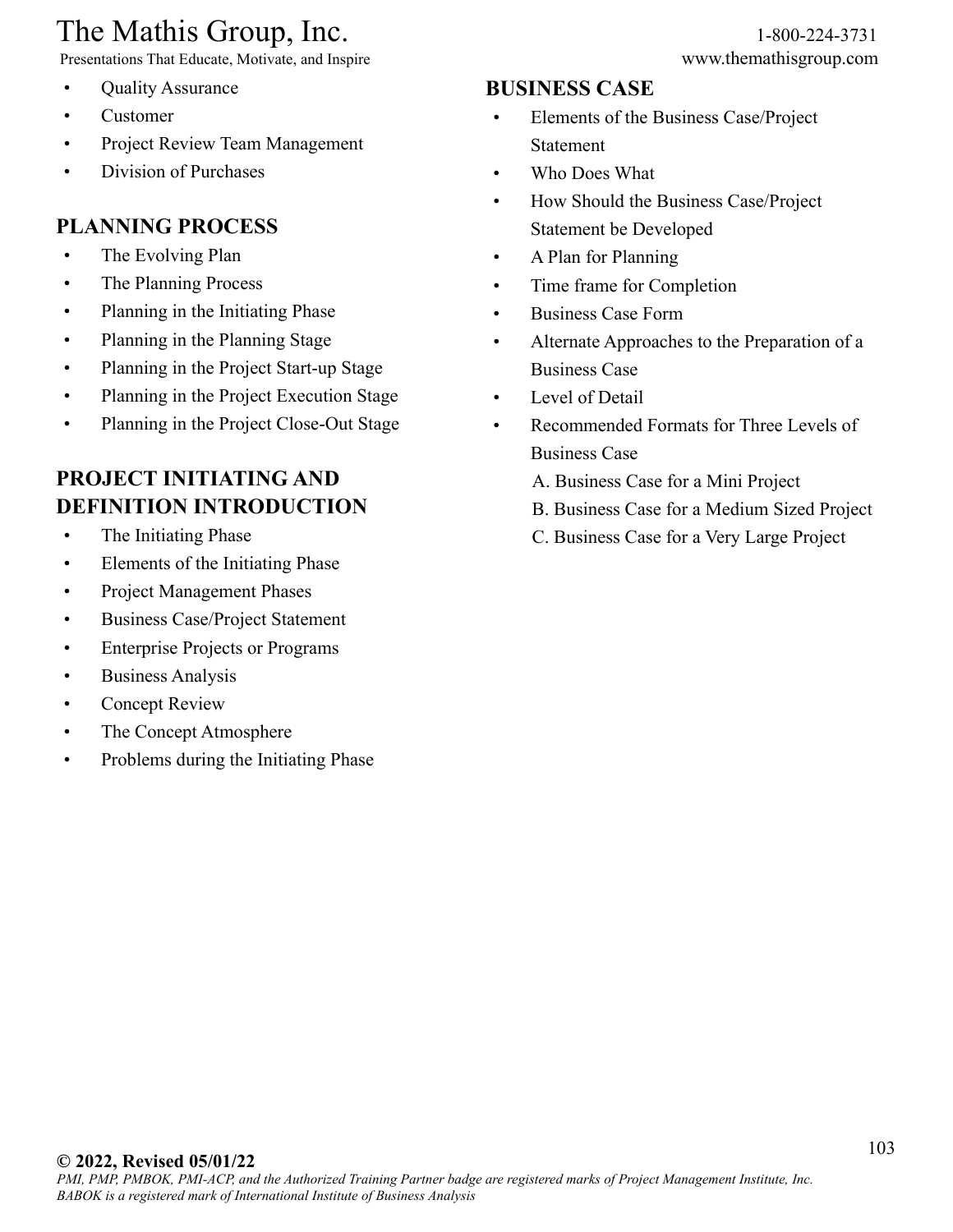- Quality Assurance
- Customer
- Project Review Team Management
- Division of Purchases

## PLANNING PROCESS

- The Evolving Plan
- The Planning Process
- Planning in the Initiating Phase
- Planning in the Planning Stage
- Planning in the Project Start-up Stage
- Planning in the Project Execution Stage
- Planning in the Project Close-Out Stage

## PROJECT INITIATING AND DEFINITION INTRODUCTION

- The Initiating Phase
- Elements of the Initiating Phase
- Project Management Phases
- Business Case/Project Statement
- Enterprise Projects or Programs
- Business Analysis
- Concept Review
- The Concept Atmosphere
- Problems during the Initiating Phase

## BUSINESS CASE

- Elements of the Business Case/Project Statement
- Who Does What
- How Should the Business Case/Project Statement be Developed
- A Plan for Planning
- Time frame for Completion
- Business Case Form
- Alternate Approaches to the Preparation of a Business Case
- Level of Detail
- Recommended Formats for Three Levels of Business Case
  A. Business Case for a Mini Project
  B. Business Case for a Medium Sized Project
  C. Business Case for a Very Large Project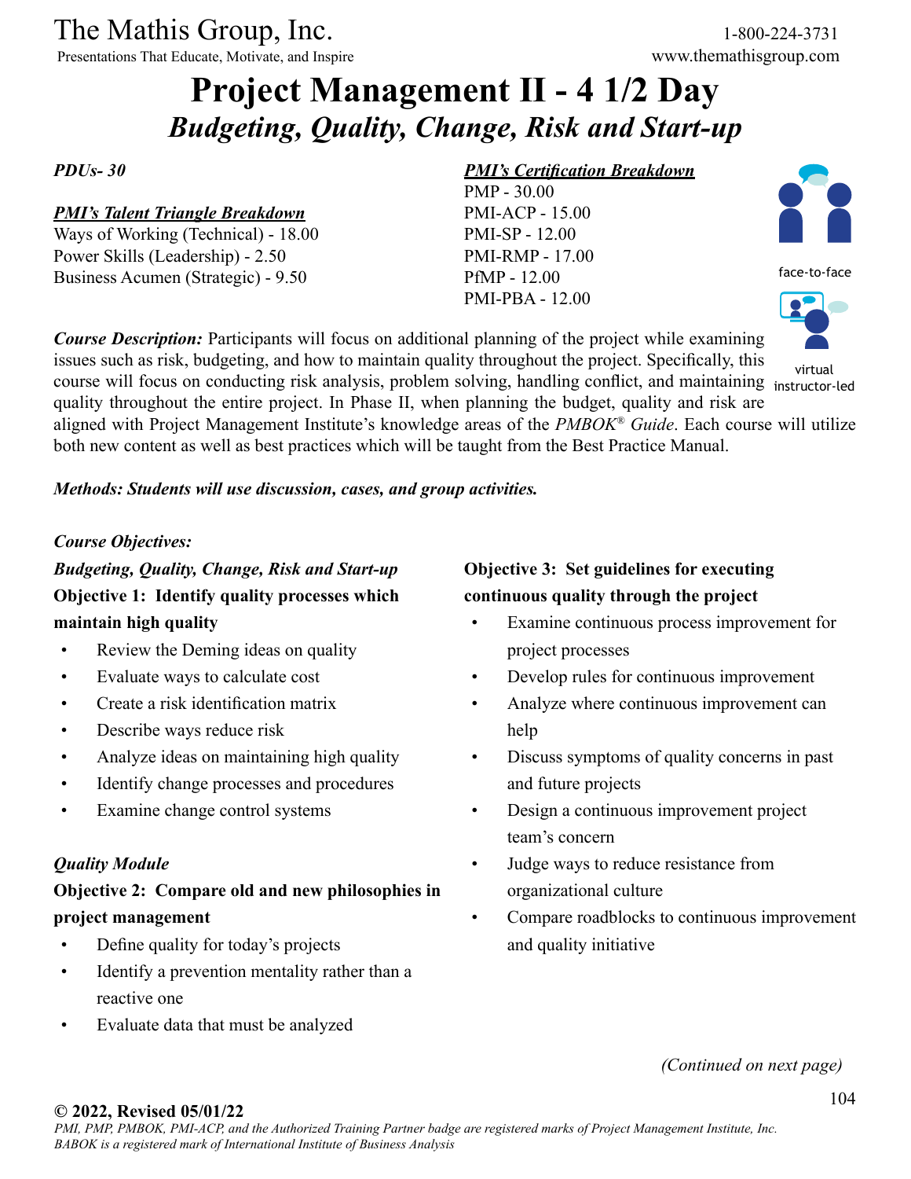The Mathis Group, Inc.
Presentations That Educate, Motivate, and Inspire

1-800-224-3731
www.themathisgroup.com

# Project Management II - 4 1/2 Day

## *Budgeting, Quality, Change, Risk and Start-up*

***PDUs- 30***

***PMI's Talent Triangle Breakdown***

Ways of Working (Technical) - 18.00
Power Skills (Leadership) - 2.50
Business Acumen (Strategic) - 9.50

***PMI's Certification Breakdown***

PMP - 30.00
PMI-ACP - 15.00
PMI-SP - 12.00
PMI-RMP - 17.00
PfMP - 12.00
PMI-PBA - 12.00

face-to-face

virtual instructor-led

***Course Description:*** Participants will focus on additional planning of the project while examining issues such as risk, budgeting, and how to maintain quality throughout the project. Specifically, this course will focus on conducting risk analysis, problem solving, handling conflict, and maintaining quality throughout the entire project. In Phase II, when planning the budget, quality and risk are aligned with Project Management Institute's knowledge areas of the *PMBOK® Guide*. Each course will utilize both new content as well as best practices which will be taught from the Best Practice Manual.

***Methods: Students will use discussion, cases, and group activities.***

***Course Objectives:***

***Budgeting, Quality, Change, Risk and Start-up***

**Objective 1: Identify quality processes which maintain high quality**

- Review the Deming ideas on quality
- Evaluate ways to calculate cost
- Create a risk identification matrix
- Describe ways reduce risk
- Analyze ideas on maintaining high quality
- Identify change processes and procedures
- Examine change control systems

***Quality Module***

**Objective 2: Compare old and new philosophies in project management**

- Define quality for today's projects
- Identify a prevention mentality rather than a reactive one
- Evaluate data that must be analyzed

**Objective 3: Set guidelines for executing continuous quality through the project**

- Examine continuous process improvement for project processes
- Develop rules for continuous improvement
- Analyze where continuous improvement can help
- Discuss symptoms of quality concerns in past and future projects
- Design a continuous improvement project team's concern
- Judge ways to reduce resistance from organizational culture
- Compare roadblocks to continuous improvement and quality initiative

*(Continued on next page)*

**© 2022, Revised 05/01/22**

*PMI, PMP, PMBOK, PMI-ACP, and the Authorized Training Partner badge are registered marks of Project Management Institute, Inc.*
*BABOK is a registered mark of International Institute of Business Analysis*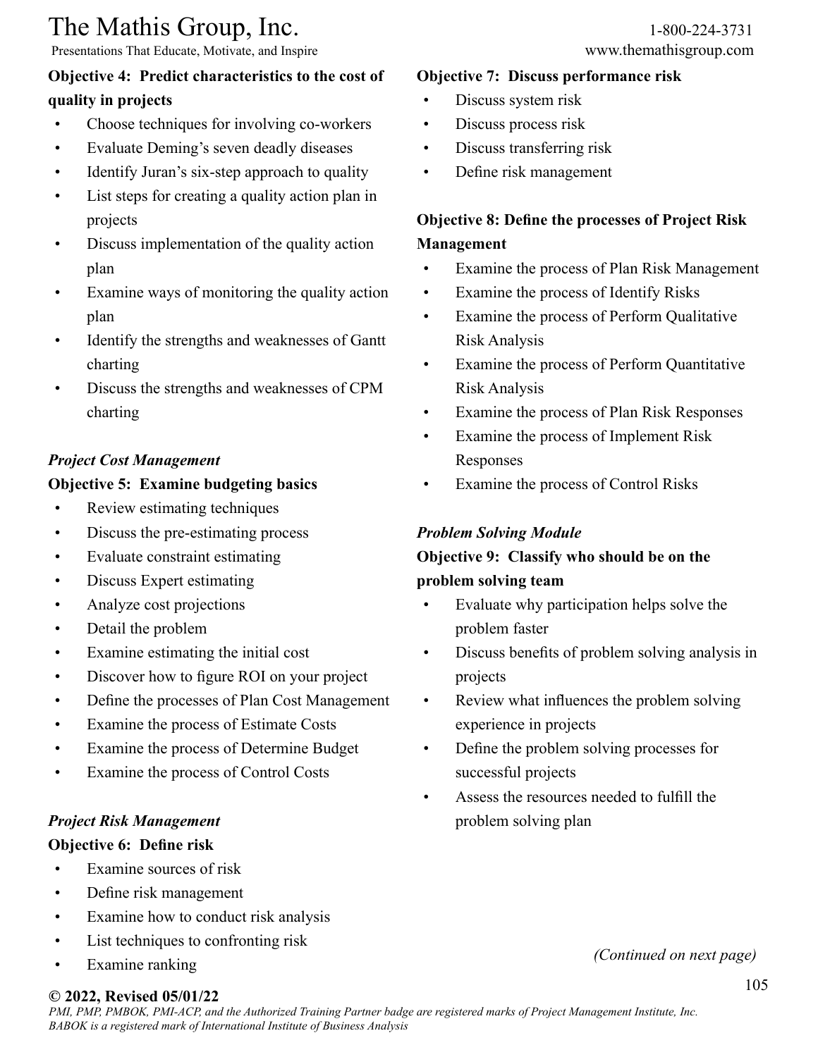**Objective 4: Predict characteristics to the cost of quality in projects**

- Choose techniques for involving co-workers
- Evaluate Deming's seven deadly diseases
- Identify Juran's six-step approach to quality
- List steps for creating a quality action plan in projects
- Discuss implementation of the quality action plan
- Examine ways of monitoring the quality action plan
- Identify the strengths and weaknesses of Gantt charting
- Discuss the strengths and weaknesses of CPM charting

***Project Cost Management***

**Objective 5: Examine budgeting basics**

- Review estimating techniques
- Discuss the pre-estimating process
- Evaluate constraint estimating
- Discuss Expert estimating
- Analyze cost projections
- Detail the problem
- Examine estimating the initial cost
- Discover how to figure ROI on your project
- Define the processes of Plan Cost Management
- Examine the process of Estimate Costs
- Examine the process of Determine Budget
- Examine the process of Control Costs

***Project Risk Management***

**Objective 6: Define risk**

- Examine sources of risk
- Define risk management
- Examine how to conduct risk analysis
- List techniques to confronting risk
- Examine ranking

**Objective 7: Discuss performance risk**

- Discuss system risk
- Discuss process risk
- Discuss transferring risk
- Define risk management

**Objective 8: Define the processes of Project Risk Management**

- Examine the process of Plan Risk Management
- Examine the process of Identify Risks
- Examine the process of Perform Qualitative Risk Analysis
- Examine the process of Perform Quantitative Risk Analysis
- Examine the process of Plan Risk Responses
- Examine the process of Implement Risk Responses
- Examine the process of Control Risks

***Problem Solving Module***

**Objective 9: Classify who should be on the problem solving team**

- Evaluate why participation helps solve the problem faster
- Discuss benefits of problem solving analysis in projects
- Review what influences the problem solving experience in projects
- Define the problem solving processes for successful projects
- Assess the resources needed to fulfill the problem solving plan

*(Continued on next page)*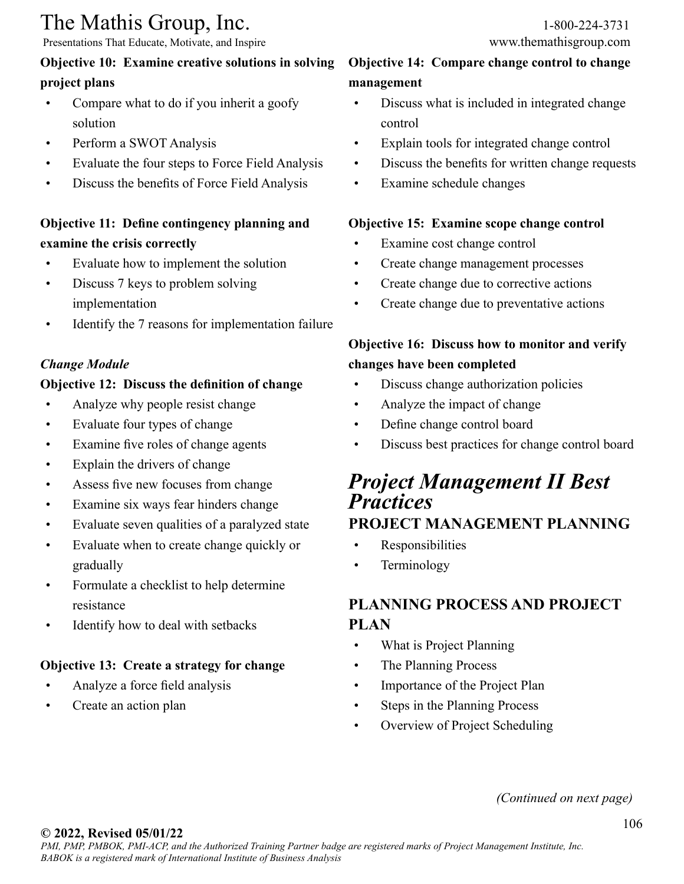**Objective 10: Examine creative solutions in solving project plans**

- Compare what to do if you inherit a goofy solution
- Perform a SWOT Analysis
- Evaluate the four steps to Force Field Analysis
- Discuss the benefits of Force Field Analysis

**Objective 11: Define contingency planning and examine the crisis correctly**

- Evaluate how to implement the solution
- Discuss 7 keys to problem solving implementation
- Identify the 7 reasons for implementation failure

***Change Module***

**Objective 12: Discuss the definition of change**

- Analyze why people resist change
- Evaluate four types of change
- Examine five roles of change agents
- Explain the drivers of change
- Assess five new focuses from change
- Examine six ways fear hinders change
- Evaluate seven qualities of a paralyzed state
- Evaluate when to create change quickly or gradually
- Formulate a checklist to help determine resistance
- Identify how to deal with setbacks

**Objective 13: Create a strategy for change**

- Analyze a force field analysis
- Create an action plan

**Objective 14: Compare change control to change management**

- Discuss what is included in integrated change control
- Explain tools for integrated change control
- Discuss the benefits for written change requests
- Examine schedule changes

**Objective 15: Examine scope change control**

- Examine cost change control
- Create change management processes
- Create change due to corrective actions
- Create change due to preventative actions

**Objective 16: Discuss how to monitor and verify changes have been completed**

- Discuss change authorization policies
- Analyze the impact of change
- Define change control board
- Discuss best practices for change control board

# *Project Management II Best Practices*

## PROJECT MANAGEMENT PLANNING

- Responsibilities
- Terminology

## PLANNING PROCESS AND PROJECT PLAN

- What is Project Planning
- The Planning Process
- Importance of the Project Plan
- Steps in the Planning Process
- Overview of Project Scheduling

*(Continued on next page)*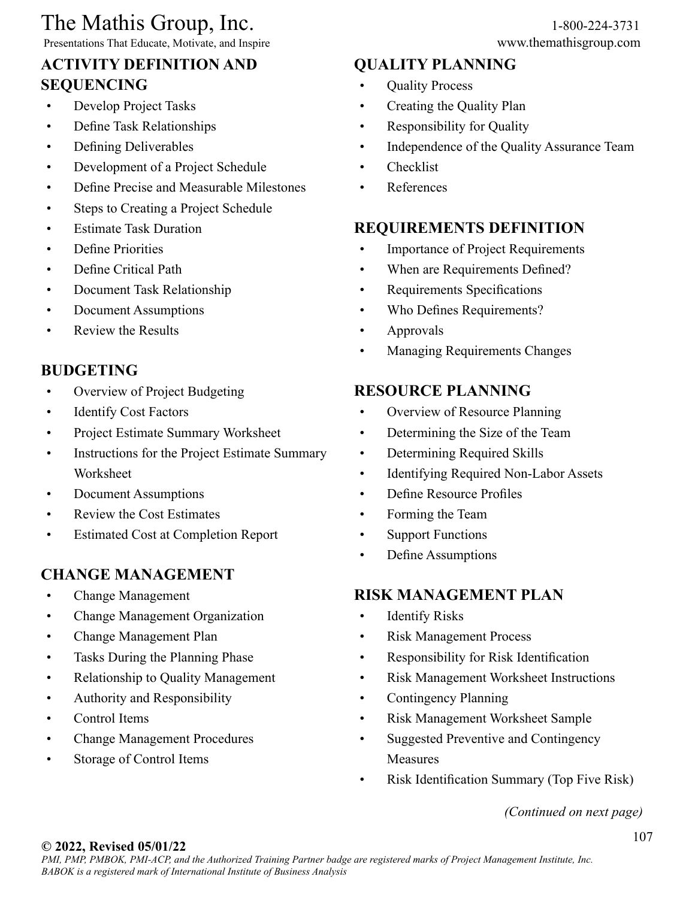## ACTIVITY DEFINITION AND SEQUENCING

- Develop Project Tasks
- Define Task Relationships
- Defining Deliverables
- Development of a Project Schedule
- Define Precise and Measurable Milestones
- Steps to Creating a Project Schedule
- Estimate Task Duration
- Define Priorities
- Define Critical Path
- Document Task Relationship
- Document Assumptions
- Review the Results

## BUDGETING

- Overview of Project Budgeting
- Identify Cost Factors
- Project Estimate Summary Worksheet
- Instructions for the Project Estimate Summary Worksheet
- Document Assumptions
- Review the Cost Estimates
- Estimated Cost at Completion Report

## CHANGE MANAGEMENT

- Change Management
- Change Management Organization
- Change Management Plan
- Tasks During the Planning Phase
- Relationship to Quality Management
- Authority and Responsibility
- Control Items
- Change Management Procedures
- Storage of Control Items

## QUALITY PLANNING

- Quality Process
- Creating the Quality Plan
- Responsibility for Quality
- Independence of the Quality Assurance Team
- Checklist
- References

## REQUIREMENTS DEFINITION

- Importance of Project Requirements
- When are Requirements Defined?
- Requirements Specifications
- Who Defines Requirements?
- Approvals
- Managing Requirements Changes

## RESOURCE PLANNING

- Overview of Resource Planning
- Determining the Size of the Team
- Determining Required Skills
- Identifying Required Non-Labor Assets
- Define Resource Profiles
- Forming the Team
- Support Functions
- Define Assumptions

## RISK MANAGEMENT PLAN

- Identify Risks
- Risk Management Process
- Responsibility for Risk Identification
- Risk Management Worksheet Instructions
- Contingency Planning
- Risk Management Worksheet Sample
- Suggested Preventive and Contingency Measures
- Risk Identification Summary (Top Five Risk)

*(Continued on next page)*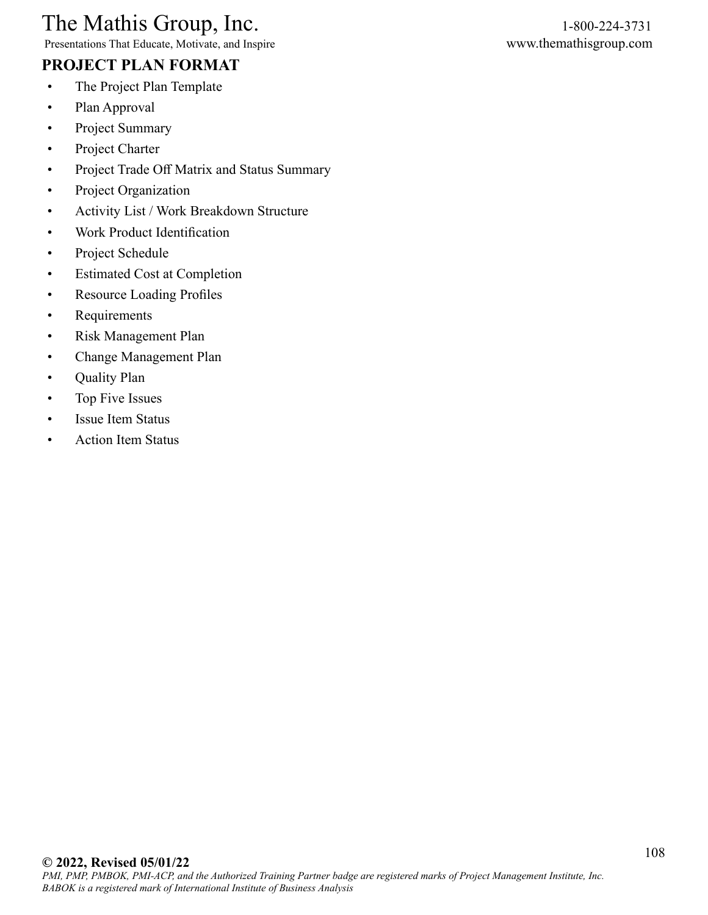## PROJECT PLAN FORMAT

- The Project Plan Template
- Plan Approval
- Project Summary
- Project Charter
- Project Trade Off Matrix and Status Summary
- Project Organization
- Activity List / Work Breakdown Structure
- Work Product Identification
- Project Schedule
- Estimated Cost at Completion
- Resource Loading Profiles
- Requirements
- Risk Management Plan
- Change Management Plan
- Quality Plan
- Top Five Issues
- Issue Item Status
- Action Item Status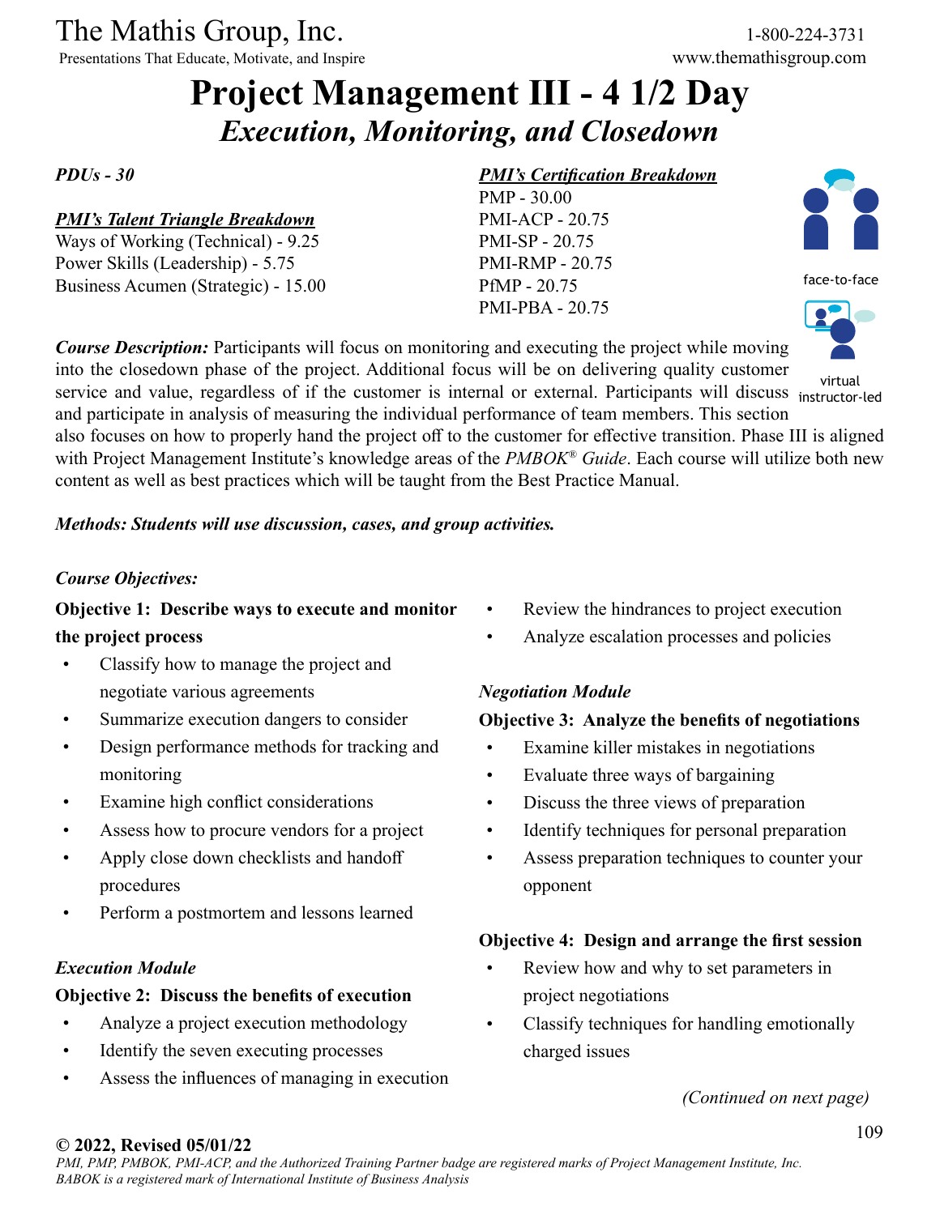# Project Management III - 4 1/2 Day

## *Execution, Monitoring, and Closedown*

***PDUs - 30***

***PMI's Talent Triangle Breakdown***

Ways of Working (Technical) - 9.25
Power Skills (Leadership) - 5.75
Business Acumen (Strategic) - 15.00

***PMI's Certification Breakdown***

PMP - 30.00
PMI-ACP - 20.75
PMI-SP - 20.75
PMI-RMP - 20.75
PfMP - 20.75
PMI-PBA - 20.75

face-to-face

virtual instructor-led

***Course Description:*** Participants will focus on monitoring and executing the project while moving into the closedown phase of the project. Additional focus will be on delivering quality customer service and value, regardless of if the customer is internal or external. Participants will discuss and participate in analysis of measuring the individual performance of team members. This section also focuses on how to properly hand the project off to the customer for effective transition. Phase III is aligned with Project Management Institute's knowledge areas of the *PMBOK® Guide*. Each course will utilize both new content as well as best practices which will be taught from the Best Practice Manual.

***Methods: Students will use discussion, cases, and group activities.***

***Course Objectives:***

**Objective 1: Describe ways to execute and monitor the project process**

- Classify how to manage the project and negotiate various agreements
- Summarize execution dangers to consider
- Design performance methods for tracking and monitoring
- Examine high conflict considerations
- Assess how to procure vendors for a project
- Apply close down checklists and handoff procedures
- Perform a postmortem and lessons learned

***Execution Module***

**Objective 2: Discuss the benefits of execution**

- Analyze a project execution methodology
- Identify the seven executing processes
- Assess the influences of managing in execution
- Review the hindrances to project execution
- Analyze escalation processes and policies

***Negotiation Module***

**Objective 3: Analyze the benefits of negotiations**

- Examine killer mistakes in negotiations
- Evaluate three ways of bargaining
- Discuss the three views of preparation
- Identify techniques for personal preparation
- Assess preparation techniques to counter your opponent

**Objective 4: Design and arrange the first session**

- Review how and why to set parameters in project negotiations
- Classify techniques for handling emotionally charged issues

*(Continued on next page)*

**© 2022, Revised 05/01/22**

*PMI, PMP, PMBOK, PMI-ACP, and the Authorized Training Partner badge are registered marks of Project Management Institute, Inc. BABOK is a registered mark of International Institute of Business Analysis*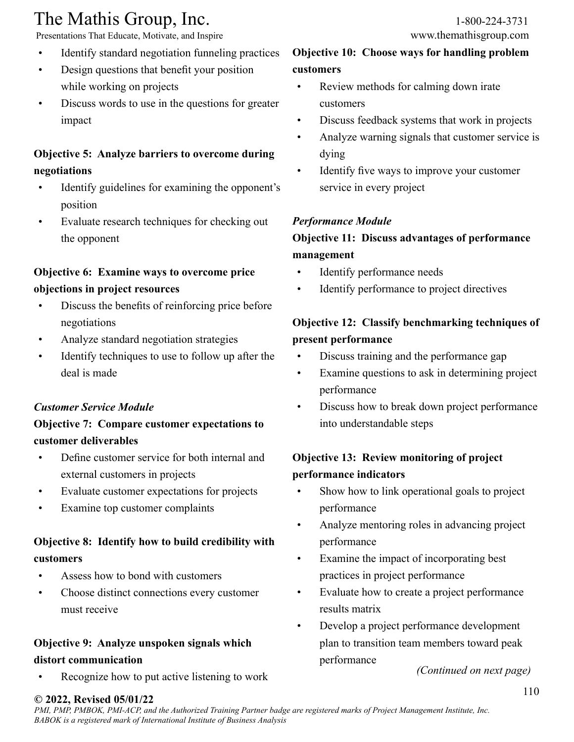- Identify standard negotiation funneling practices
- Design questions that benefit your position while working on projects
- Discuss words to use in the questions for greater impact

**Objective 5: Analyze barriers to overcome during negotiations**

- Identify guidelines for examining the opponent's position
- Evaluate research techniques for checking out the opponent

**Objective 6: Examine ways to overcome price objections in project resources**

- Discuss the benefits of reinforcing price before negotiations
- Analyze standard negotiation strategies
- Identify techniques to use to follow up after the deal is made

***Customer Service Module***

**Objective 7: Compare customer expectations to customer deliverables**

- Define customer service for both internal and external customers in projects
- Evaluate customer expectations for projects
- Examine top customer complaints

**Objective 8: Identify how to build credibility with customers**

- Assess how to bond with customers
- Choose distinct connections every customer must receive

**Objective 9: Analyze unspoken signals which distort communication**

- Recognize how to put active listening to work

**Objective 10: Choose ways for handling problem customers**

- Review methods for calming down irate customers
- Discuss feedback systems that work in projects
- Analyze warning signals that customer service is dying
- Identify five ways to improve your customer service in every project

***Performance Module***

**Objective 11: Discuss advantages of performance management**

- Identify performance needs
- Identify performance to project directives

**Objective 12: Classify benchmarking techniques of present performance**

- Discuss training and the performance gap
- Examine questions to ask in determining project performance
- Discuss how to break down project performance into understandable steps

**Objective 13: Review monitoring of project performance indicators**

- Show how to link operational goals to project performance
- Analyze mentoring roles in advancing project performance
- Examine the impact of incorporating best practices in project performance
- Evaluate how to create a project performance results matrix
- Develop a project performance development plan to transition team members toward peak performance

*(Continued on next page)*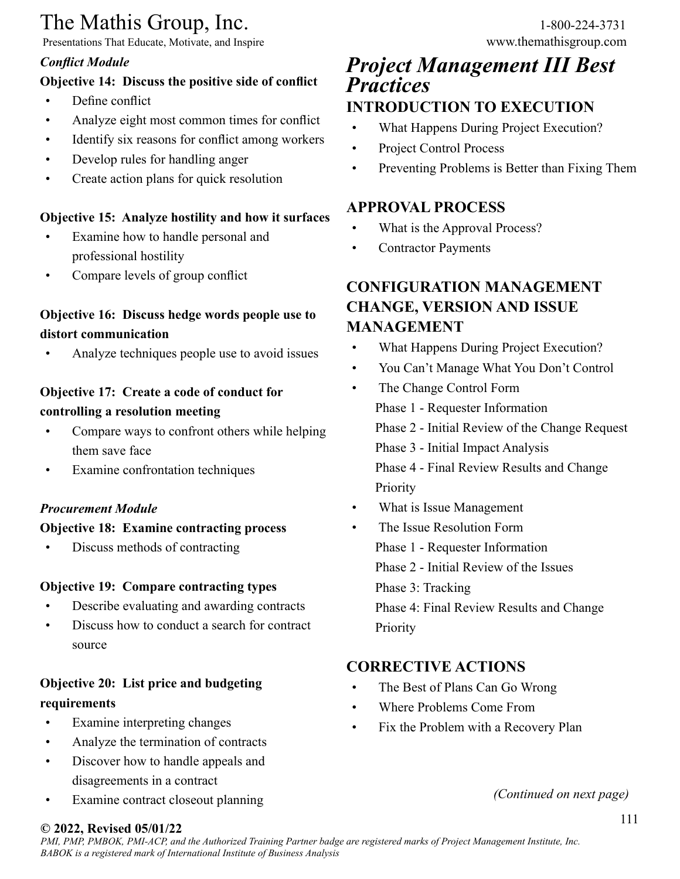*Conflict Module*

**Objective 14: Discuss the positive side of conflict**

- Define conflict
- Analyze eight most common times for conflict
- Identify six reasons for conflict among workers
- Develop rules for handling anger
- Create action plans for quick resolution

**Objective 15: Analyze hostility and how it surfaces**

- Examine how to handle personal and professional hostility
- Compare levels of group conflict

**Objective 16: Discuss hedge words people use to distort communication**

- Analyze techniques people use to avoid issues

**Objective 17: Create a code of conduct for controlling a resolution meeting**

- Compare ways to confront others while helping them save face
- Examine confrontation techniques

*Procurement Module*

**Objective 18: Examine contracting process**

- Discuss methods of contracting

**Objective 19: Compare contracting types**

- Describe evaluating and awarding contracts
- Discuss how to conduct a search for contract source

**Objective 20: List price and budgeting requirements**

- Examine interpreting changes
- Analyze the termination of contracts
- Discover how to handle appeals and disagreements in a contract
- Examine contract closeout planning

# *Project Management III Best Practices*

## INTRODUCTION TO EXECUTION

- What Happens During Project Execution?
- Project Control Process
- Preventing Problems is Better than Fixing Them

## APPROVAL PROCESS

- What is the Approval Process?
- Contractor Payments

## CONFIGURATION MANAGEMENT CHANGE, VERSION AND ISSUE MANAGEMENT

- What Happens During Project Execution?
- You Can't Manage What You Don't Control
- The Change Control Form
  - Phase 1 - Requester Information
  - Phase 2 - Initial Review of the Change Request
  - Phase 3 - Initial Impact Analysis
  - Phase 4 - Final Review Results and Change Priority
- What is Issue Management
- The Issue Resolution Form
  - Phase 1 - Requester Information
  - Phase 2 - Initial Review of the Issues
  - Phase 3: Tracking
  - Phase 4: Final Review Results and Change Priority

## CORRECTIVE ACTIONS

- The Best of Plans Can Go Wrong
- Where Problems Come From
- Fix the Problem with a Recovery Plan

*(Continued on next page)*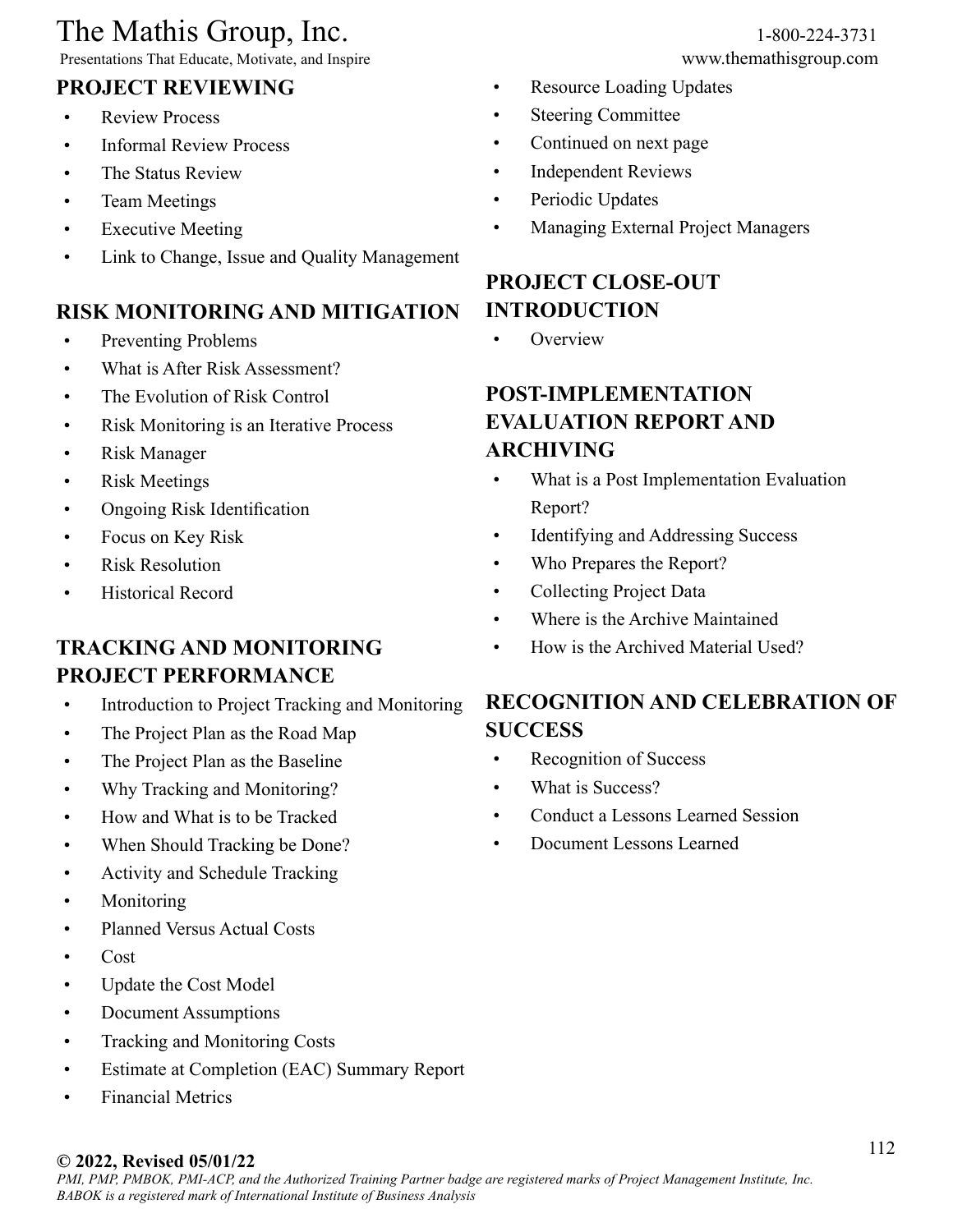## PROJECT REVIEWING

- Review Process
- Informal Review Process
- The Status Review
- Team Meetings
- Executive Meeting
- Link to Change, Issue and Quality Management

## RISK MONITORING AND MITIGATION

- Preventing Problems
- What is After Risk Assessment?
- The Evolution of Risk Control
- Risk Monitoring is an Iterative Process
- Risk Manager
- Risk Meetings
- Ongoing Risk Identification
- Focus on Key Risk
- Risk Resolution
- Historical Record

## TRACKING AND MONITORING PROJECT PERFORMANCE

- Introduction to Project Tracking and Monitoring
- The Project Plan as the Road Map
- The Project Plan as the Baseline
- Why Tracking and Monitoring?
- How and What is to be Tracked
- When Should Tracking be Done?
- Activity and Schedule Tracking
- Monitoring
- Planned Versus Actual Costs
- Cost
- Update the Cost Model
- Document Assumptions
- Tracking and Monitoring Costs
- Estimate at Completion (EAC) Summary Report
- Financial Metrics
- Resource Loading Updates
- Steering Committee
- Continued on next page
- Independent Reviews
- Periodic Updates
- Managing External Project Managers

## PROJECT CLOSE-OUT INTRODUCTION

- Overview

## POST-IMPLEMENTATION EVALUATION REPORT AND ARCHIVING

- What is a Post Implementation Evaluation Report?
- Identifying and Addressing Success
- Who Prepares the Report?
- Collecting Project Data
- Where is the Archive Maintained
- How is the Archived Material Used?

## RECOGNITION AND CELEBRATION OF SUCCESS

- Recognition of Success
- What is Success?
- Conduct a Lessons Learned Session
- Document Lessons Learned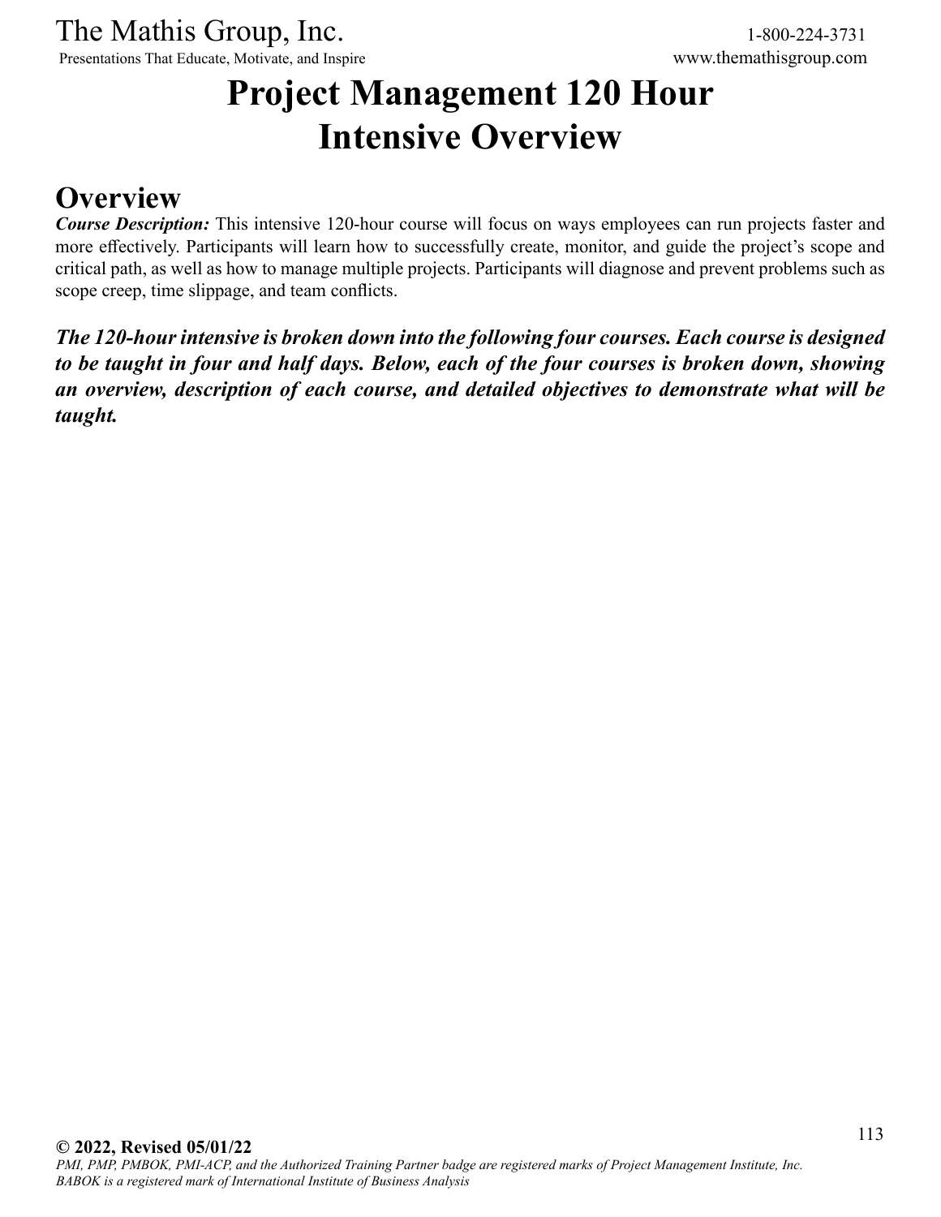# Project Management 120 Hour Intensive Overview

## Overview

***Course Description:*** This intensive 120-hour course will focus on ways employees can run projects faster and more effectively. Participants will learn how to successfully create, monitor, and guide the project's scope and critical path, as well as how to manage multiple projects. Participants will diagnose and prevent problems such as scope creep, time slippage, and team conflicts.

***The 120-hour intensive is broken down into the following four courses. Each course is designed to be taught in four and half days. Below, each of the four courses is broken down, showing an overview, description of each course, and detailed objectives to demonstrate what will be taught.***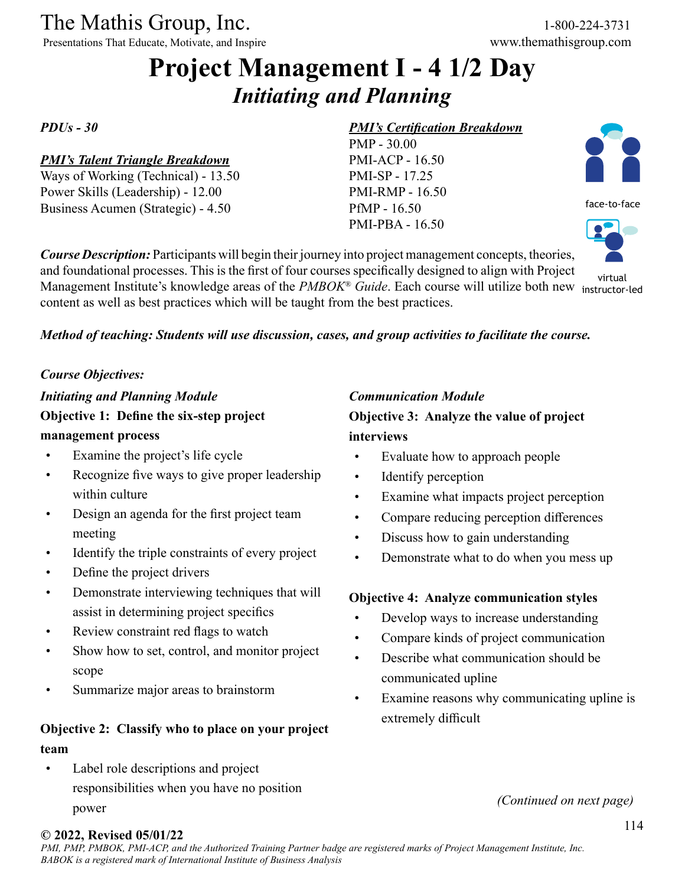The Mathis Group, Inc.

Presentations That Educate, Motivate, and Inspire

1-800-224-3731

www.themathisgroup.com

# Project Management I - 4 1/2 Day

## *Initiating and Planning*

***PDUs - 30***

***PMI's Talent Triangle Breakdown***

Ways of Working (Technical) - 13.50
Power Skills (Leadership) - 12.00
Business Acumen (Strategic) - 4.50

***PMI's Certification Breakdown***

PMP - 30.00
PMI-ACP - 16.50
PMI-SP - 17.25
PMI-RMP - 16.50
PfMP - 16.50
PMI-PBA - 16.50

face-to-face

virtual instructor-led

***Course Description:*** Participants will begin their journey into project management concepts, theories, and foundational processes. This is the first of four courses specifically designed to align with Project Management Institute's knowledge areas of the *PMBOK® Guide*. Each course will utilize both new content as well as best practices which will be taught from the best practices.

***Method of teaching: Students will use discussion, cases, and group activities to facilitate the course.***

***Course Objectives:***

***Initiating and Planning Module***

**Objective 1: Define the six-step project management process**

- Examine the project's life cycle
- Recognize five ways to give proper leadership within culture
- Design an agenda for the first project team meeting
- Identify the triple constraints of every project
- Define the project drivers
- Demonstrate interviewing techniques that will assist in determining project specifics
- Review constraint red flags to watch
- Show how to set, control, and monitor project scope
- Summarize major areas to brainstorm

**Objective 2: Classify who to place on your project team**

- Label role descriptions and project responsibilities when you have no position power

***Communication Module***

**Objective 3: Analyze the value of project interviews**

- Evaluate how to approach people
- Identify perception
- Examine what impacts project perception
- Compare reducing perception differences
- Discuss how to gain understanding
- Demonstrate what to do when you mess up

**Objective 4: Analyze communication styles**

- Develop ways to increase understanding
- Compare kinds of project communication
- Describe what communication should be communicated upline
- Examine reasons why communicating upline is extremely difficult

*(Continued on next page)*

**© 2022, Revised 05/01/22**

*PMI, PMP, PMBOK, PMI-ACP, and the Authorized Training Partner badge are registered marks of Project Management Institute, Inc. BABOK is a registered mark of International Institute of Business Analysis*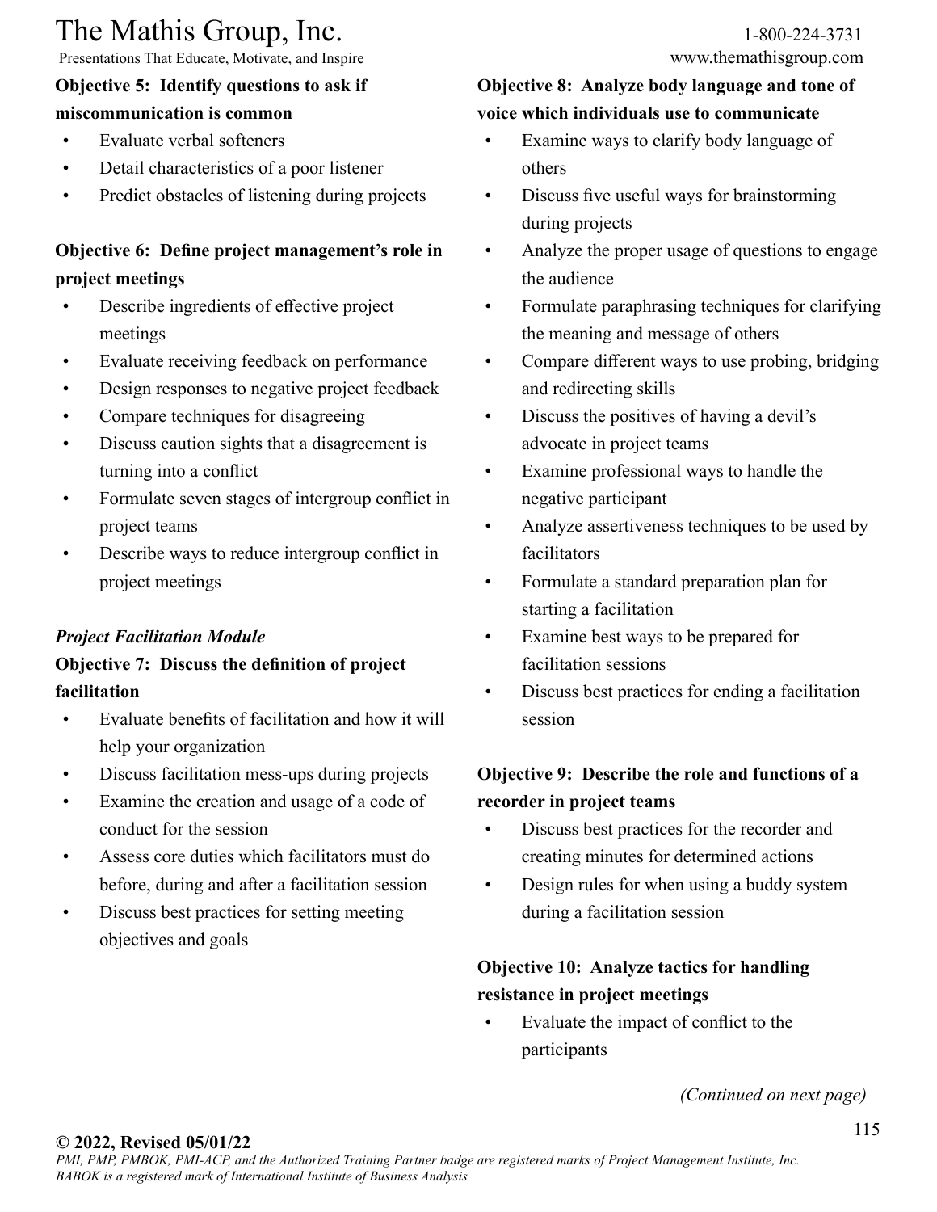**Objective 5: Identify questions to ask if miscommunication is common**

- Evaluate verbal softeners
- Detail characteristics of a poor listener
- Predict obstacles of listening during projects

**Objective 6: Define project management's role in project meetings**

- Describe ingredients of effective project meetings
- Evaluate receiving feedback on performance
- Design responses to negative project feedback
- Compare techniques for disagreeing
- Discuss caution sights that a disagreement is turning into a conflict
- Formulate seven stages of intergroup conflict in project teams
- Describe ways to reduce intergroup conflict in project meetings

***Project Facilitation Module***

**Objective 7: Discuss the definition of project facilitation**

- Evaluate benefits of facilitation and how it will help your organization
- Discuss facilitation mess-ups during projects
- Examine the creation and usage of a code of conduct for the session
- Assess core duties which facilitators must do before, during and after a facilitation session
- Discuss best practices for setting meeting objectives and goals

**Objective 8: Analyze body language and tone of voice which individuals use to communicate**

- Examine ways to clarify body language of others
- Discuss five useful ways for brainstorming during projects
- Analyze the proper usage of questions to engage the audience
- Formulate paraphrasing techniques for clarifying the meaning and message of others
- Compare different ways to use probing, bridging and redirecting skills
- Discuss the positives of having a devil's advocate in project teams
- Examine professional ways to handle the negative participant
- Analyze assertiveness techniques to be used by facilitators
- Formulate a standard preparation plan for starting a facilitation
- Examine best ways to be prepared for facilitation sessions
- Discuss best practices for ending a facilitation session

**Objective 9: Describe the role and functions of a recorder in project teams**

- Discuss best practices for the recorder and creating minutes for determined actions
- Design rules for when using a buddy system during a facilitation session

**Objective 10: Analyze tactics for handling resistance in project meetings**

- Evaluate the impact of conflict to the participants

*(Continued on next page)*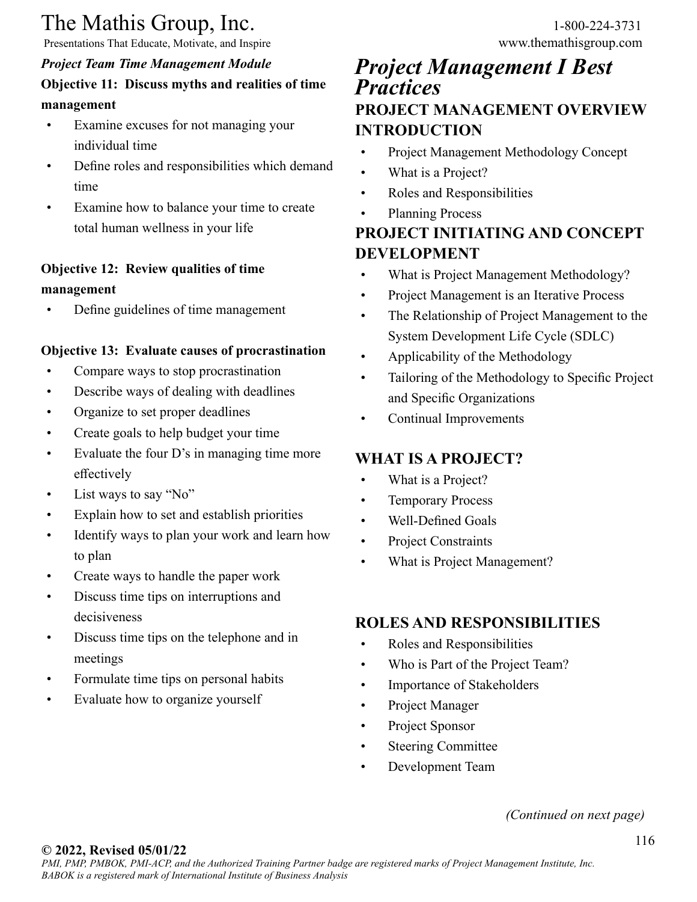***Project Team Time Management Module***

**Objective 11: Discuss myths and realities of time management**

- Examine excuses for not managing your individual time
- Define roles and responsibilities which demand time
- Examine how to balance your time to create total human wellness in your life

**Objective 12: Review qualities of time management**

- Define guidelines of time management

**Objective 13: Evaluate causes of procrastination**

- Compare ways to stop procrastination
- Describe ways of dealing with deadlines
- Organize to set proper deadlines
- Create goals to help budget your time
- Evaluate the four D's in managing time more effectively
- List ways to say "No"
- Explain how to set and establish priorities
- Identify ways to plan your work and learn how to plan
- Create ways to handle the paper work
- Discuss time tips on interruptions and decisiveness
- Discuss time tips on the telephone and in meetings
- Formulate time tips on personal habits
- Evaluate how to organize yourself

# *Project Management I Best Practices*

## PROJECT MANAGEMENT OVERVIEW INTRODUCTION

- Project Management Methodology Concept
- What is a Project?
- Roles and Responsibilities
- Planning Process

## PROJECT INITIATING AND CONCEPT DEVELOPMENT

- What is Project Management Methodology?
- Project Management is an Iterative Process
- The Relationship of Project Management to the System Development Life Cycle (SDLC)
- Applicability of the Methodology
- Tailoring of the Methodology to Specific Project and Specific Organizations
- Continual Improvements

## WHAT IS A PROJECT?

- What is a Project?
- Temporary Process
- Well-Defined Goals
- Project Constraints
- What is Project Management?

## ROLES AND RESPONSIBILITIES

- Roles and Responsibilities
- Who is Part of the Project Team?
- Importance of Stakeholders
- Project Manager
- Project Sponsor
- Steering Committee
- Development Team

*(Continued on next page)*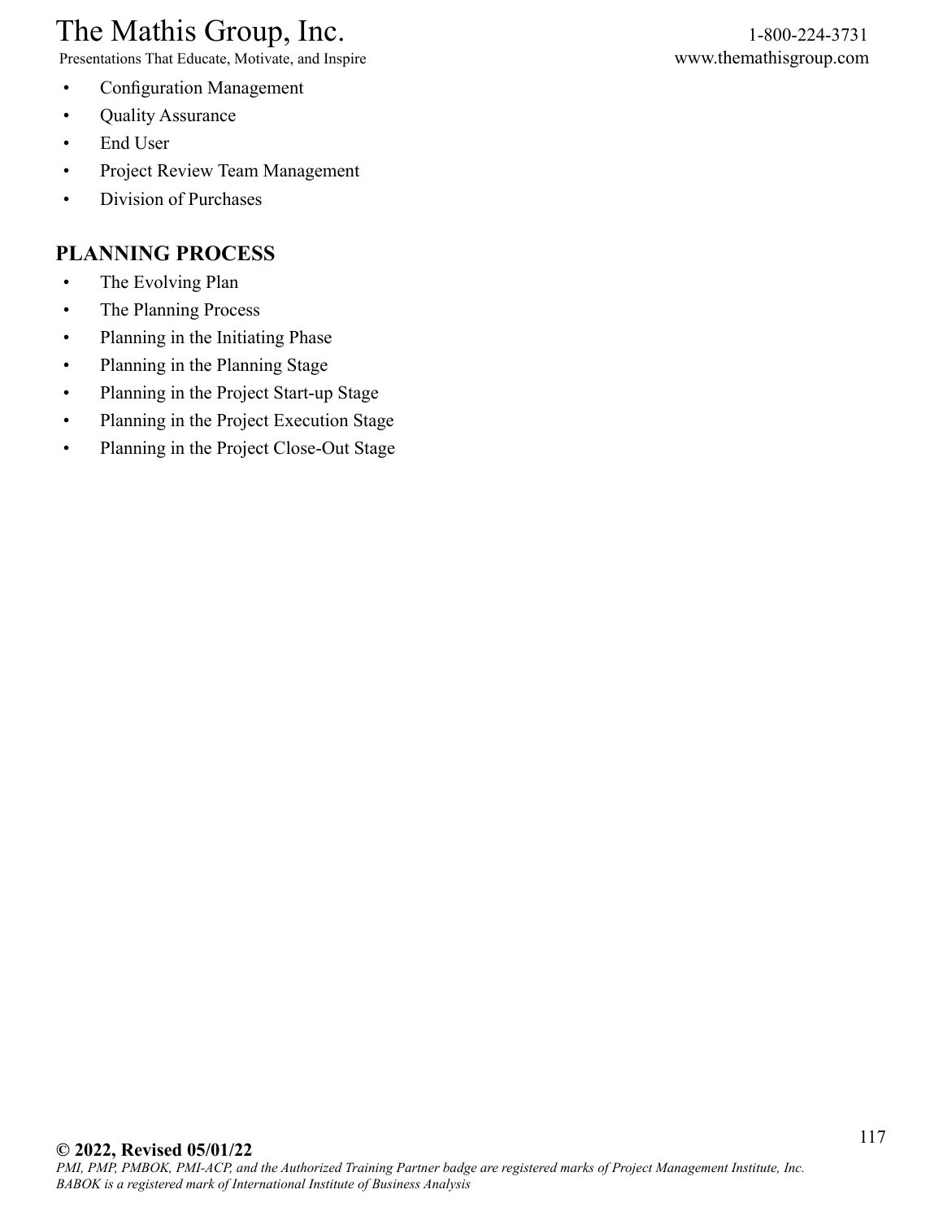- Configuration Management
- Quality Assurance
- End User
- Project Review Team Management
- Division of Purchases

## PLANNING PROCESS

- The Evolving Plan
- The Planning Process
- Planning in the Initiating Phase
- Planning in the Planning Stage
- Planning in the Project Start-up Stage
- Planning in the Project Execution Stage
- Planning in the Project Close-Out Stage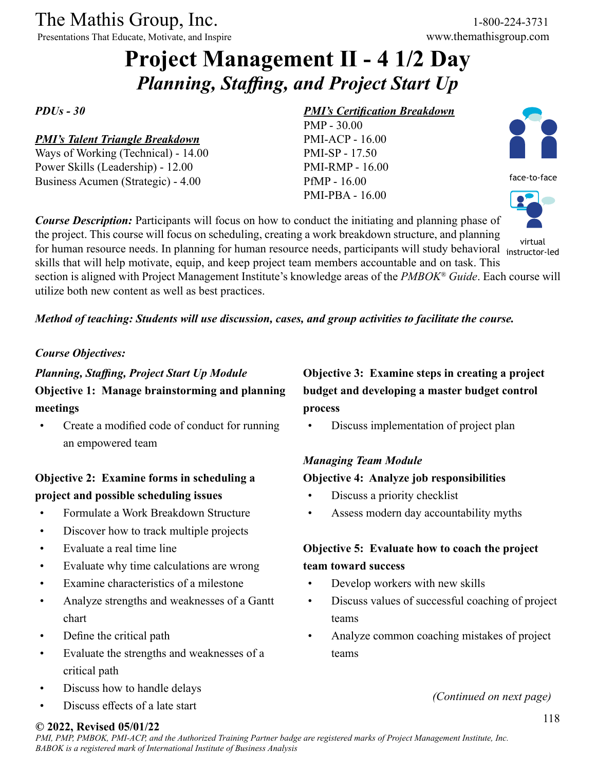The Mathis Group, Inc.

Presentations That Educate, Motivate, and Inspire

1-800-224-3731

www.themathisgroup.com

# Project Management II - 4 1/2 Day

## *Planning, Staffing, and Project Start Up*

***PDUs - 30***

***PMI's Talent Triangle Breakdown***

Ways of Working (Technical) - 14.00
Power Skills (Leadership) - 12.00
Business Acumen (Strategic) - 4.00

***PMI's Certification Breakdown***

PMP - 30.00
PMI-ACP - 16.00
PMI-SP - 17.50
PMI-RMP - 16.00
PfMP - 16.00
PMI-PBA - 16.00

face-to-face

virtual instructor-led

***Course Description:*** Participants will focus on how to conduct the initiating and planning phase of the project. This course will focus on scheduling, creating a work breakdown structure, and planning for human resource needs. In planning for human resource needs, participants will study behavioral skills that will help motivate, equip, and keep project team members accountable and on task. This section is aligned with Project Management Institute's knowledge areas of the *PMBOK® Guide*. Each course will utilize both new content as well as best practices.

***Method of teaching: Students will use discussion, cases, and group activities to facilitate the course.***

***Course Objectives:***

***Planning, Staffing, Project Start Up Module***

**Objective 1: Manage brainstorming and planning meetings**

- Create a modified code of conduct for running an empowered team

**Objective 2: Examine forms in scheduling a project and possible scheduling issues**

- Formulate a Work Breakdown Structure
- Discover how to track multiple projects
- Evaluate a real time line
- Evaluate why time calculations are wrong
- Examine characteristics of a milestone
- Analyze strengths and weaknesses of a Gantt chart
- Define the critical path
- Evaluate the strengths and weaknesses of a critical path
- Discuss how to handle delays
- Discuss effects of a late start

**Objective 3: Examine steps in creating a project budget and developing a master budget control process**

- Discuss implementation of project plan

***Managing Team Module***

**Objective 4: Analyze job responsibilities**

- Discuss a priority checklist
- Assess modern day accountability myths

**Objective 5: Evaluate how to coach the project team toward success**

- Develop workers with new skills
- Discuss values of successful coaching of project teams
- Analyze common coaching mistakes of project teams

*(Continued on next page)*

**© 2022, Revised 05/01/22**

*PMI, PMP, PMBOK, PMI-ACP, and the Authorized Training Partner badge are registered marks of Project Management Institute, Inc. BABOK is a registered mark of International Institute of Business Analysis*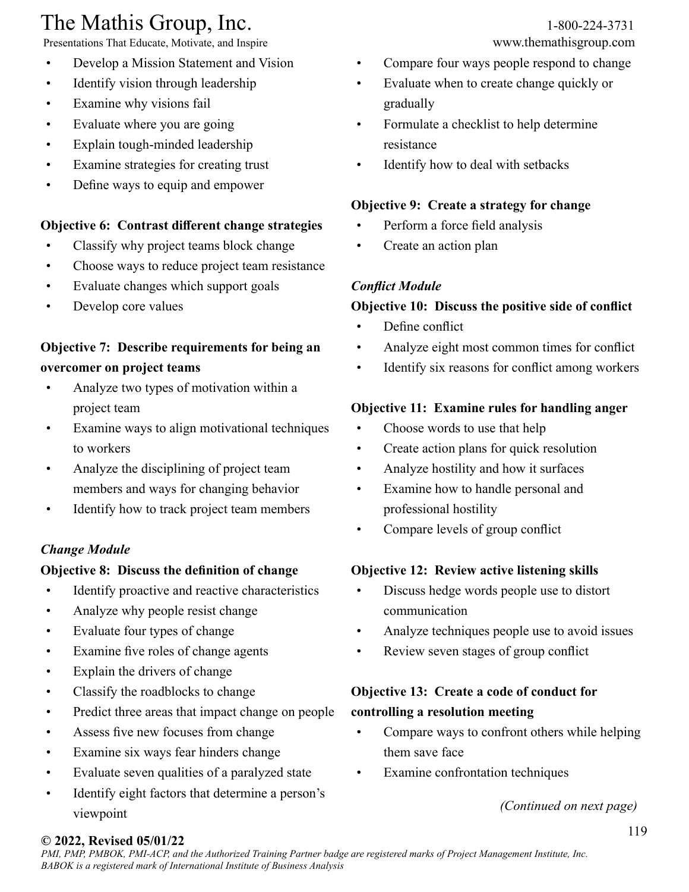- Develop a Mission Statement and Vision
- Identify vision through leadership
- Examine why visions fail
- Evaluate where you are going
- Explain tough-minded leadership
- Examine strategies for creating trust
- Define ways to equip and empower

**Objective 6: Contrast different change strategies**

- Classify why project teams block change
- Choose ways to reduce project team resistance
- Evaluate changes which support goals
- Develop core values

**Objective 7: Describe requirements for being an overcomer on project teams**

- Analyze two types of motivation within a project team
- Examine ways to align motivational techniques to workers
- Analyze the disciplining of project team members and ways for changing behavior
- Identify how to track project team members

***Change Module***

**Objective 8: Discuss the definition of change**

- Identify proactive and reactive characteristics
- Analyze why people resist change
- Evaluate four types of change
- Examine five roles of change agents
- Explain the drivers of change
- Classify the roadblocks to change
- Predict three areas that impact change on people
- Assess five new focuses from change
- Examine six ways fear hinders change
- Evaluate seven qualities of a paralyzed state
- Identify eight factors that determine a person's viewpoint
- Compare four ways people respond to change
- Evaluate when to create change quickly or gradually
- Formulate a checklist to help determine resistance
- Identify how to deal with setbacks

**Objective 9: Create a strategy for change**

- Perform a force field analysis
- Create an action plan

***Conflict Module***

**Objective 10: Discuss the positive side of conflict**

- Define conflict
- Analyze eight most common times for conflict
- Identify six reasons for conflict among workers

**Objective 11: Examine rules for handling anger**

- Choose words to use that help
- Create action plans for quick resolution
- Analyze hostility and how it surfaces
- Examine how to handle personal and professional hostility
- Compare levels of group conflict

**Objective 12: Review active listening skills**

- Discuss hedge words people use to distort communication
- Analyze techniques people use to avoid issues
- Review seven stages of group conflict

**Objective 13: Create a code of conduct for controlling a resolution meeting**

- Compare ways to confront others while helping them save face
- Examine confrontation techniques

*(Continued on next page)*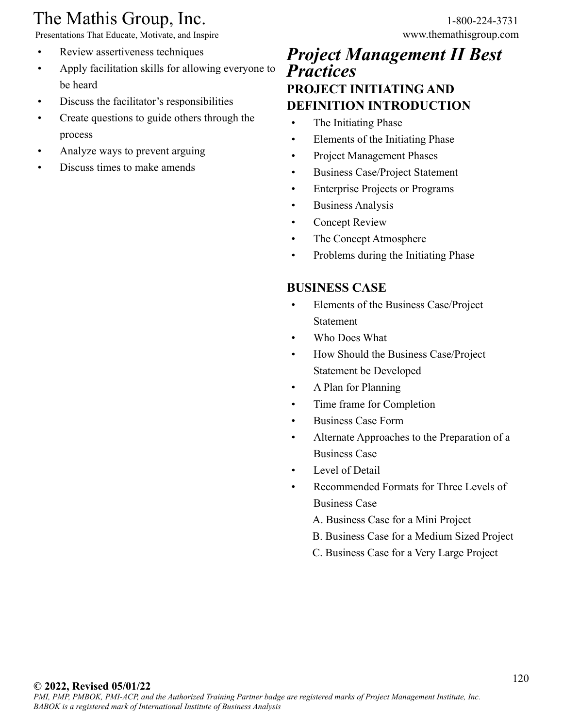- Review assertiveness techniques
- Apply facilitation skills for allowing everyone to be heard
- Discuss the facilitator's responsibilities
- Create questions to guide others through the process
- Analyze ways to prevent arguing
- Discuss times to make amends

## *Project Management II Best Practices*

### PROJECT INITIATING AND DEFINITION INTRODUCTION

- The Initiating Phase
- Elements of the Initiating Phase
- Project Management Phases
- Business Case/Project Statement
- Enterprise Projects or Programs
- Business Analysis
- Concept Review
- The Concept Atmosphere
- Problems during the Initiating Phase

### BUSINESS CASE

- Elements of the Business Case/Project Statement
- Who Does What
- How Should the Business Case/Project Statement be Developed
- A Plan for Planning
- Time frame for Completion
- Business Case Form
- Alternate Approaches to the Preparation of a Business Case
- Level of Detail
- Recommended Formats for Three Levels of Business Case
  - A. Business Case for a Mini Project
  - B. Business Case for a Medium Sized Project
  - C. Business Case for a Very Large Project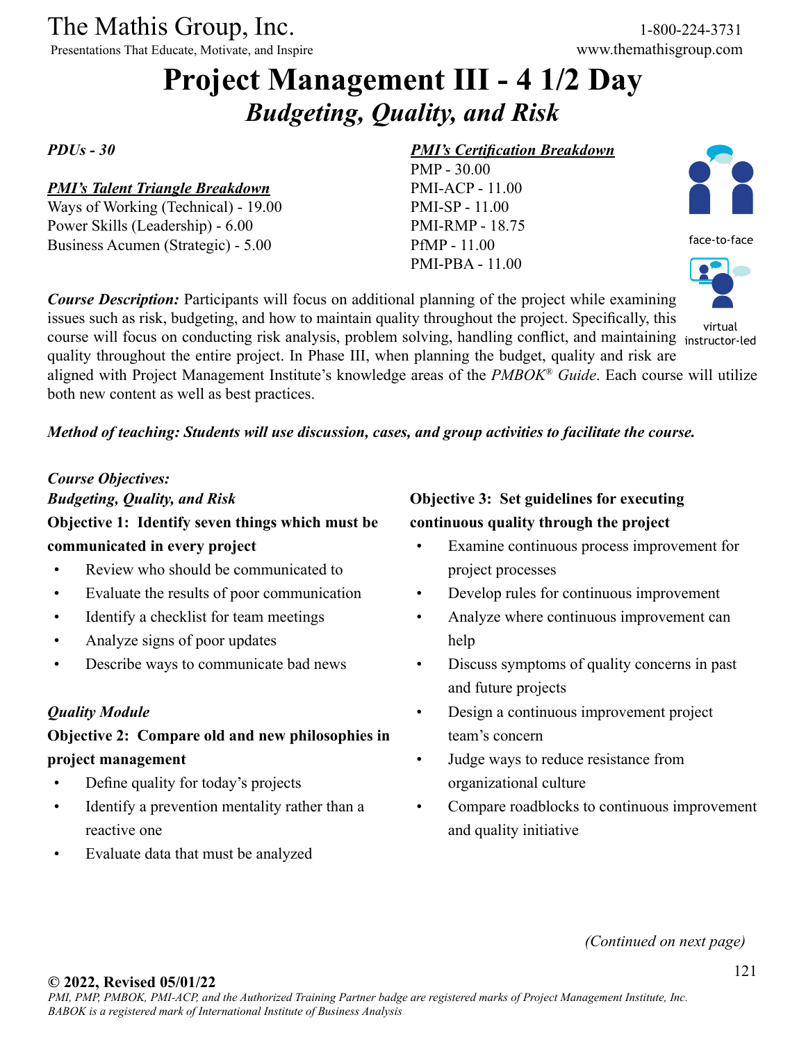The Mathis Group, Inc.
Presentations That Educate, Motivate, and Inspire

1-800-224-3731
www.themathisgroup.com

# Project Management III - 4 1/2 Day
## *Budgeting, Quality, and Risk*

***PDUs - 30***

***PMI's Talent Triangle Breakdown***
Ways of Working (Technical) - 19.00
Power Skills (Leadership) - 6.00
Business Acumen (Strategic) - 5.00

***PMI's Certification Breakdown***
PMP - 30.00
PMI-ACP - 11.00
PMI-SP - 11.00
PMI-RMP - 18.75
PfMP - 11.00
PMI-PBA - 11.00

face-to-face

virtual instructor-led

***Course Description:*** Participants will focus on additional planning of the project while examining issues such as risk, budgeting, and how to maintain quality throughout the project. Specifically, this course will focus on conducting risk analysis, problem solving, handling conflict, and maintaining quality throughout the entire project. In Phase III, when planning the budget, quality and risk are aligned with Project Management Institute's knowledge areas of the *PMBOK® Guide*. Each course will utilize both new content as well as best practices.

***Method of teaching: Students will use discussion, cases, and group activities to facilitate the course.***

***Course Objectives:***
***Budgeting, Quality, and Risk***

**Objective 1: Identify seven things which must be communicated in every project**

- Review who should be communicated to
- Evaluate the results of poor communication
- Identify a checklist for team meetings
- Analyze signs of poor updates
- Describe ways to communicate bad news

***Quality Module***

**Objective 2: Compare old and new philosophies in project management**

- Define quality for today's projects
- Identify a prevention mentality rather than a reactive one
- Evaluate data that must be analyzed

**Objective 3: Set guidelines for executing continuous quality through the project**

- Examine continuous process improvement for project processes
- Develop rules for continuous improvement
- Analyze where continuous improvement can help
- Discuss symptoms of quality concerns in past and future projects
- Design a continuous improvement project team's concern
- Judge ways to reduce resistance from organizational culture
- Compare roadblocks to continuous improvement and quality initiative

*(Continued on next page)*

**© 2022, Revised 05/01/22**
*PMI, PMP, PMBOK, PMI-ACP, and the Authorized Training Partner badge are registered marks of Project Management Institute, Inc.*
*BABOK is a registered mark of International Institute of Business Analysis*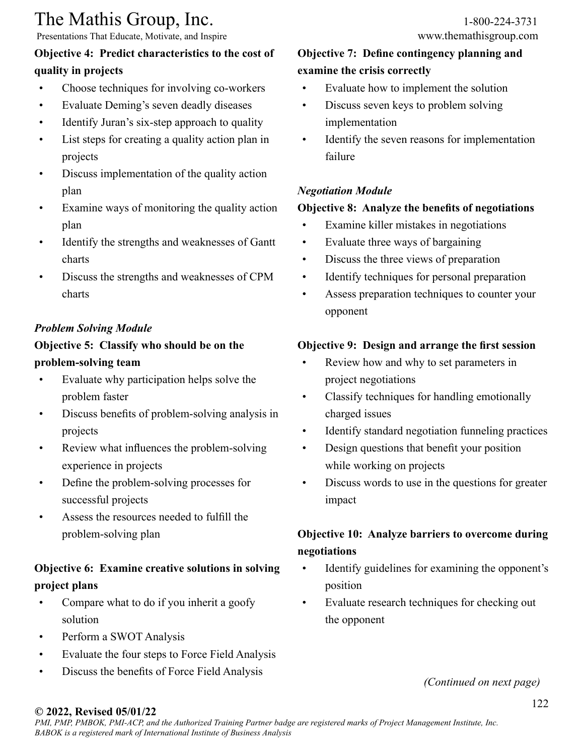**Objective 4: Predict characteristics to the cost of quality in projects**

- Choose techniques for involving co-workers
- Evaluate Deming's seven deadly diseases
- Identify Juran's six-step approach to quality
- List steps for creating a quality action plan in projects
- Discuss implementation of the quality action plan
- Examine ways of monitoring the quality action plan
- Identify the strengths and weaknesses of Gantt charts
- Discuss the strengths and weaknesses of CPM charts

*Problem Solving Module*

**Objective 5: Classify who should be on the problem-solving team**

- Evaluate why participation helps solve the problem faster
- Discuss benefits of problem-solving analysis in projects
- Review what influences the problem-solving experience in projects
- Define the problem-solving processes for successful projects
- Assess the resources needed to fulfill the problem-solving plan

**Objective 6: Examine creative solutions in solving project plans**

- Compare what to do if you inherit a goofy solution
- Perform a SWOT Analysis
- Evaluate the four steps to Force Field Analysis
- Discuss the benefits of Force Field Analysis

**Objective 7: Define contingency planning and examine the crisis correctly**

- Evaluate how to implement the solution
- Discuss seven keys to problem solving implementation
- Identify the seven reasons for implementation failure

*Negotiation Module*

**Objective 8: Analyze the benefits of negotiations**

- Examine killer mistakes in negotiations
- Evaluate three ways of bargaining
- Discuss the three views of preparation
- Identify techniques for personal preparation
- Assess preparation techniques to counter your opponent

**Objective 9: Design and arrange the first session**

- Review how and why to set parameters in project negotiations
- Classify techniques for handling emotionally charged issues
- Identify standard negotiation funneling practices
- Design questions that benefit your position while working on projects
- Discuss words to use in the questions for greater impact

**Objective 10: Analyze barriers to overcome during negotiations**

- Identify guidelines for examining the opponent's position
- Evaluate research techniques for checking out the opponent

*(Continued on next page)*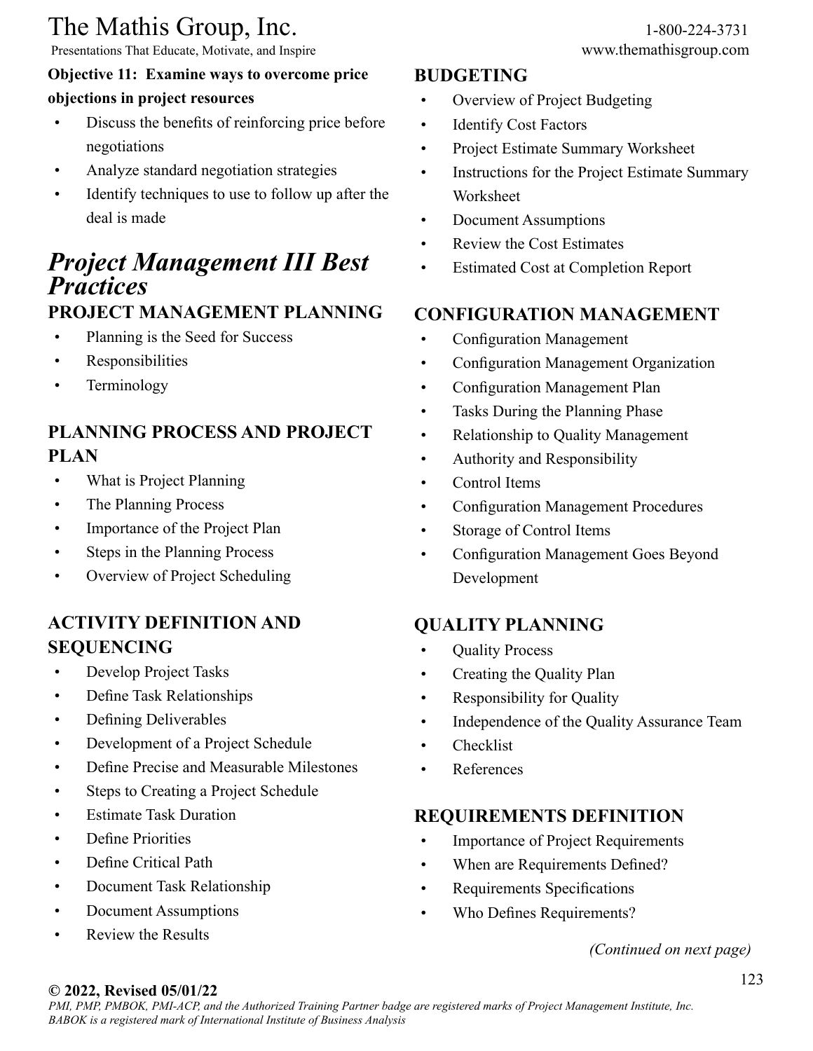**Objective 11: Examine ways to overcome price objections in project resources**

- Discuss the benefits of reinforcing price before negotiations
- Analyze standard negotiation strategies
- Identify techniques to use to follow up after the deal is made

# *Project Management III Best Practices*

## PROJECT MANAGEMENT PLANNING

- Planning is the Seed for Success
- Responsibilities
- Terminology

## PLANNING PROCESS AND PROJECT PLAN

- What is Project Planning
- The Planning Process
- Importance of the Project Plan
- Steps in the Planning Process
- Overview of Project Scheduling

## ACTIVITY DEFINITION AND SEQUENCING

- Develop Project Tasks
- Define Task Relationships
- Defining Deliverables
- Development of a Project Schedule
- Define Precise and Measurable Milestones
- Steps to Creating a Project Schedule
- Estimate Task Duration
- Define Priorities
- Define Critical Path
- Document Task Relationship
- Document Assumptions
- Review the Results

## BUDGETING

- Overview of Project Budgeting
- Identify Cost Factors
- Project Estimate Summary Worksheet
- Instructions for the Project Estimate Summary Worksheet
- Document Assumptions
- Review the Cost Estimates
- Estimated Cost at Completion Report

## CONFIGURATION MANAGEMENT

- Configuration Management
- Configuration Management Organization
- Configuration Management Plan
- Tasks During the Planning Phase
- Relationship to Quality Management
- Authority and Responsibility
- Control Items
- Configuration Management Procedures
- Storage of Control Items
- Configuration Management Goes Beyond Development

## QUALITY PLANNING

- Quality Process
- Creating the Quality Plan
- Responsibility for Quality
- Independence of the Quality Assurance Team
- Checklist
- References

## REQUIREMENTS DEFINITION

- Importance of Project Requirements
- When are Requirements Defined?
- Requirements Specifications
- Who Defines Requirements?

*(Continued on next page)*

**© 2022, Revised 05/01/22**

*PMI, PMP, PMBOK, PMI-ACP, and the Authorized Training Partner badge are registered marks of Project Management Institute, Inc.*
*BABOK is a registered mark of International Institute of Business Analysis*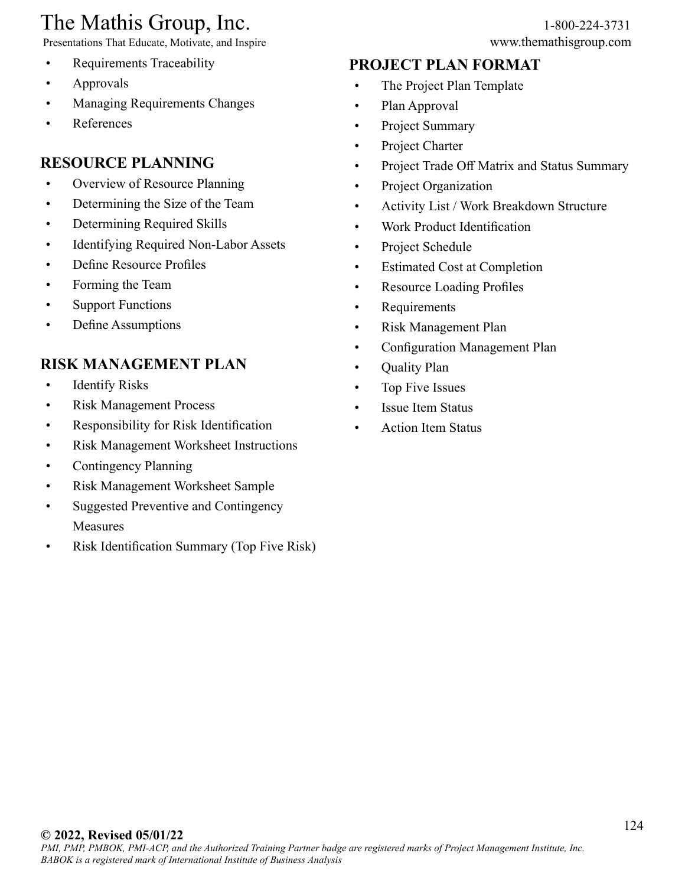- Requirements Traceability
- Approvals
- Managing Requirements Changes
- References

## RESOURCE PLANNING

- Overview of Resource Planning
- Determining the Size of the Team
- Determining Required Skills
- Identifying Required Non-Labor Assets
- Define Resource Profiles
- Forming the Team
- Support Functions
- Define Assumptions

## RISK MANAGEMENT PLAN

- Identify Risks
- Risk Management Process
- Responsibility for Risk Identification
- Risk Management Worksheet Instructions
- Contingency Planning
- Risk Management Worksheet Sample
- Suggested Preventive and Contingency Measures
- Risk Identification Summary (Top Five Risk)

## PROJECT PLAN FORMAT

- The Project Plan Template
- Plan Approval
- Project Summary
- Project Charter
- Project Trade Off Matrix and Status Summary
- Project Organization
- Activity List / Work Breakdown Structure
- Work Product Identification
- Project Schedule
- Estimated Cost at Completion
- Resource Loading Profiles
- Requirements
- Risk Management Plan
- Configuration Management Plan
- Quality Plan
- Top Five Issues
- Issue Item Status
- Action Item Status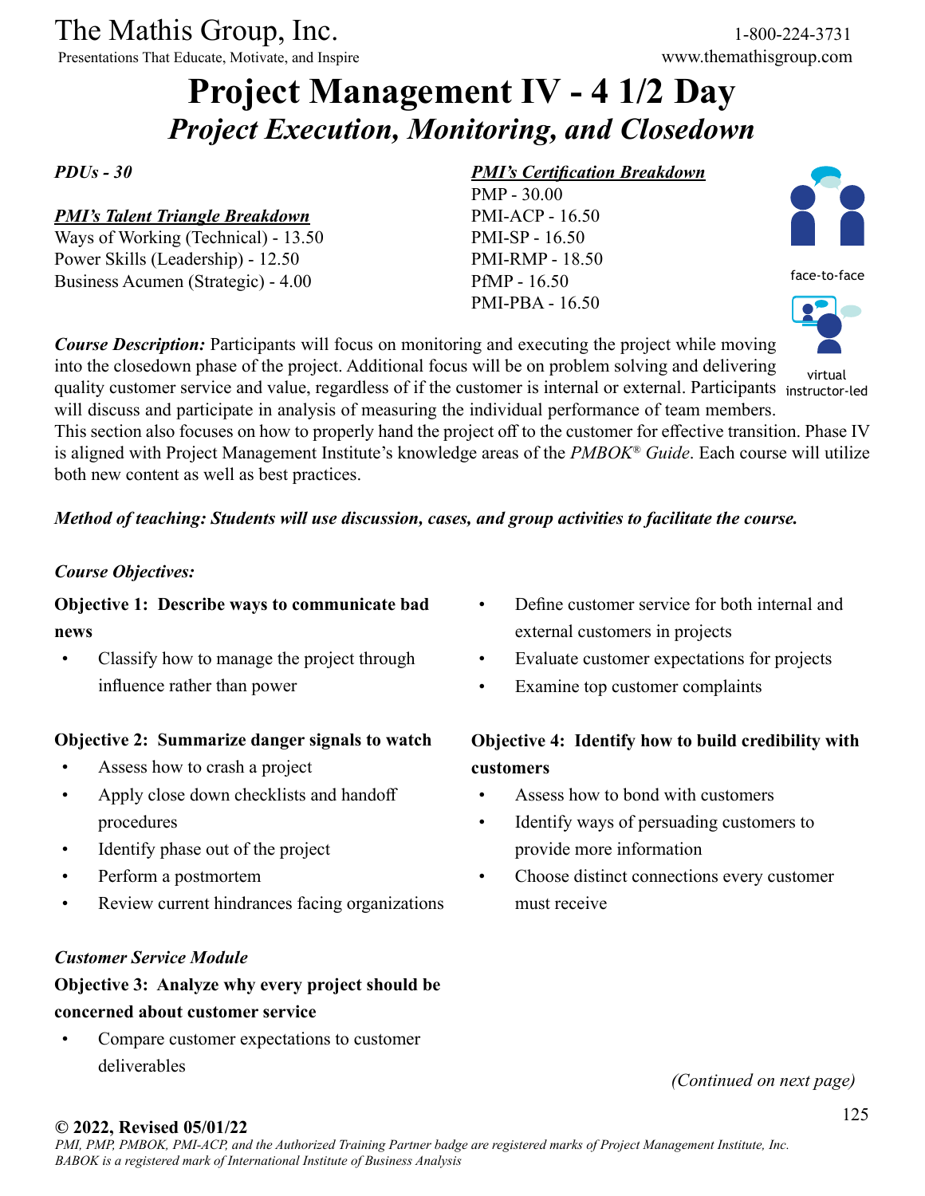# Project Management IV - 4 1/2 Day

## *Project Execution, Monitoring, and Closedown*

***PDUs - 30***

***PMI's Talent Triangle Breakdown***

Ways of Working (Technical) - 13.50
Power Skills (Leadership) - 12.50
Business Acumen (Strategic) - 4.00

***PMI's Certification Breakdown***

PMP - 30.00
PMI-ACP - 16.50
PMI-SP - 16.50
PMI-RMP - 18.50
PfMP - 16.50
PMI-PBA - 16.50

face-to-face

virtual instructor-led

***Course Description:*** Participants will focus on monitoring and executing the project while moving into the closedown phase of the project. Additional focus will be on problem solving and delivering quality customer service and value, regardless of if the customer is internal or external. Participants will discuss and participate in analysis of measuring the individual performance of team members. This section also focuses on how to properly hand the project off to the customer for effective transition. Phase IV is aligned with Project Management Institute's knowledge areas of the *PMBOK® Guide*. Each course will utilize both new content as well as best practices.

***Method of teaching: Students will use discussion, cases, and group activities to facilitate the course.***

***Course Objectives:***

**Objective 1: Describe ways to communicate bad news**

- Classify how to manage the project through influence rather than power

**Objective 2: Summarize danger signals to watch**

- Assess how to crash a project
- Apply close down checklists and handoff procedures
- Identify phase out of the project
- Perform a postmortem
- Review current hindrances facing organizations

***Customer Service Module***

**Objective 3: Analyze why every project should be concerned about customer service**

- Compare customer expectations to customer deliverables
- Define customer service for both internal and external customers in projects
- Evaluate customer expectations for projects
- Examine top customer complaints

**Objective 4: Identify how to build credibility with customers**

- Assess how to bond with customers
- Identify ways of persuading customers to provide more information
- Choose distinct connections every customer must receive

*(Continued on next page)*

**© 2022, Revised 05/01/22**

*PMI, PMP, PMBOK, PMI-ACP, and the Authorized Training Partner badge are registered marks of Project Management Institute, Inc.*
*BABOK is a registered mark of International Institute of Business Analysis*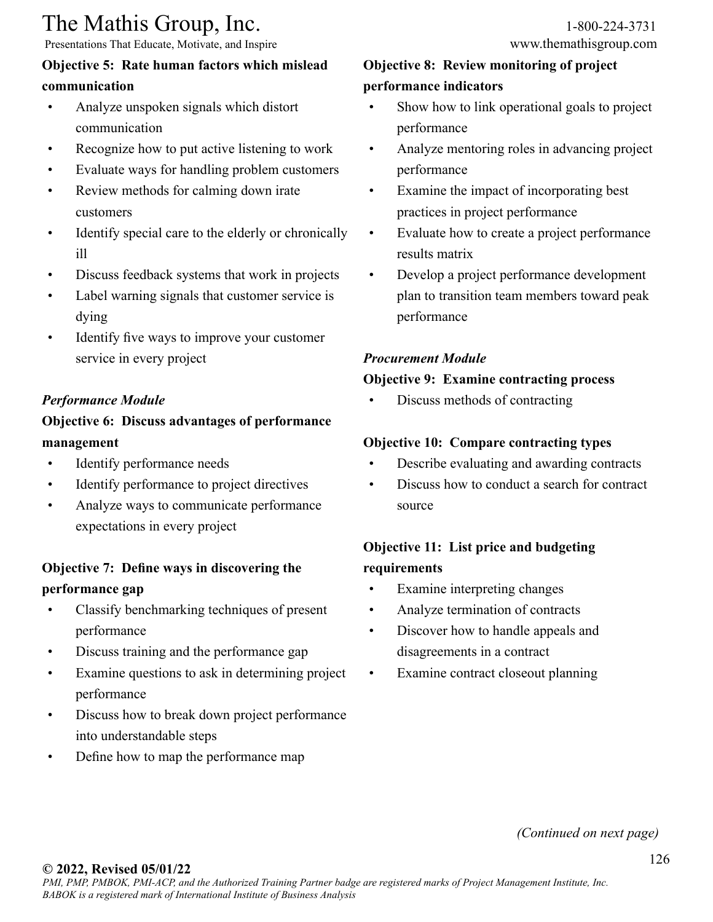**Objective 5: Rate human factors which mislead communication**

- Analyze unspoken signals which distort communication
- Recognize how to put active listening to work
- Evaluate ways for handling problem customers
- Review methods for calming down irate customers
- Identify special care to the elderly or chronically ill
- Discuss feedback systems that work in projects
- Label warning signals that customer service is dying
- Identify five ways to improve your customer service in every project

*Performance Module*

**Objective 6: Discuss advantages of performance management**

- Identify performance needs
- Identify performance to project directives
- Analyze ways to communicate performance expectations in every project

**Objective 7: Define ways in discovering the performance gap**

- Classify benchmarking techniques of present performance
- Discuss training and the performance gap
- Examine questions to ask in determining project performance
- Discuss how to break down project performance into understandable steps
- Define how to map the performance map

**Objective 8: Review monitoring of project performance indicators**

- Show how to link operational goals to project performance
- Analyze mentoring roles in advancing project performance
- Examine the impact of incorporating best practices in project performance
- Evaluate how to create a project performance results matrix
- Develop a project performance development plan to transition team members toward peak performance

*Procurement Module*

**Objective 9: Examine contracting process**

- Discuss methods of contracting

**Objective 10: Compare contracting types**

- Describe evaluating and awarding contracts
- Discuss how to conduct a search for contract source

**Objective 11: List price and budgeting requirements**

- Examine interpreting changes
- Analyze termination of contracts
- Discover how to handle appeals and disagreements in a contract
- Examine contract closeout planning

*(Continued on next page)*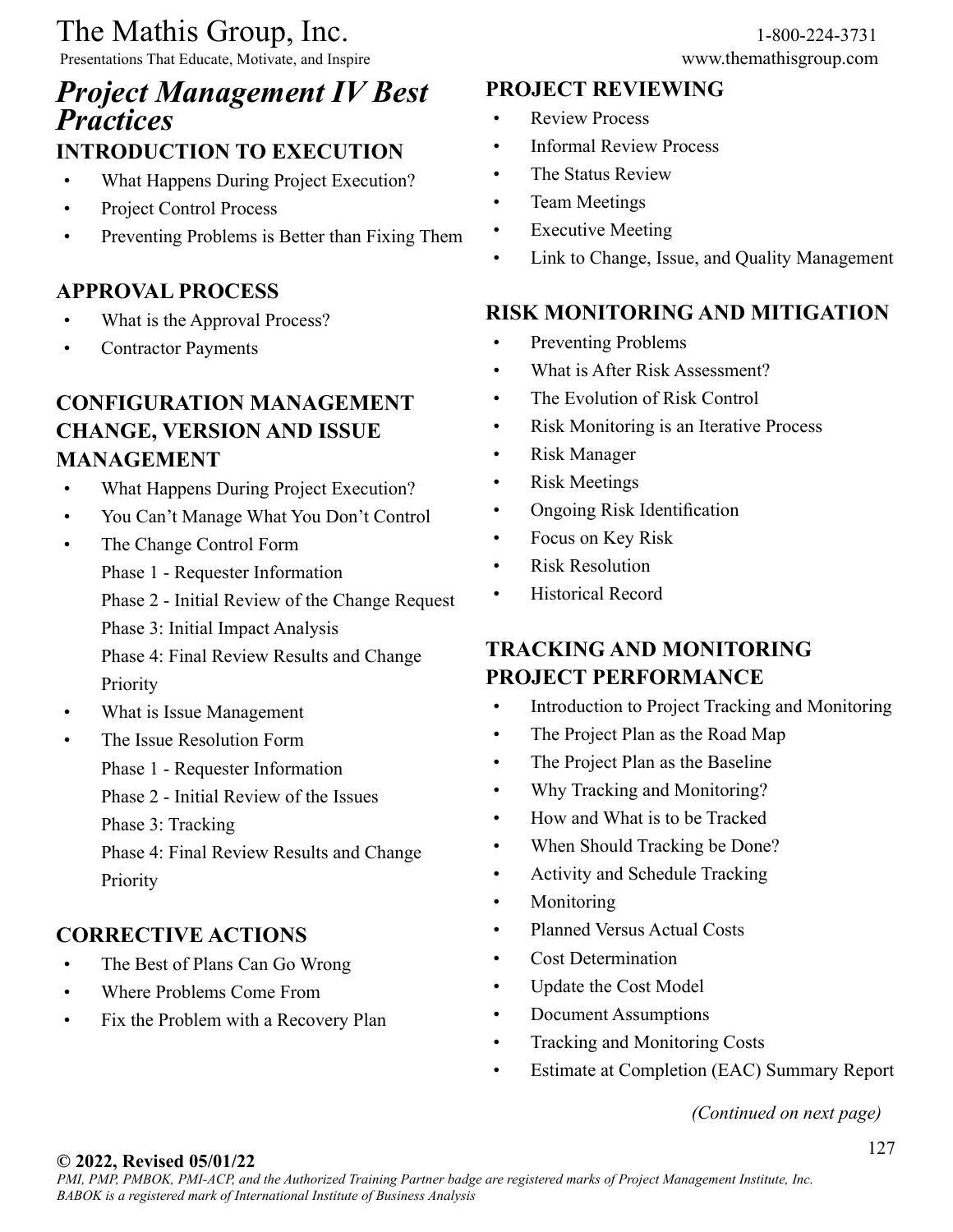# *Project Management IV Best Practices*

## INTRODUCTION TO EXECUTION

- What Happens During Project Execution?
- Project Control Process
- Preventing Problems is Better than Fixing Them

## APPROVAL PROCESS

- What is the Approval Process?
- Contractor Payments

## CONFIGURATION MANAGEMENT CHANGE, VERSION AND ISSUE MANAGEMENT

- What Happens During Project Execution?
- You Can't Manage What You Don't Control
- The Change Control Form
  - Phase 1 - Requester Information
  - Phase 2 - Initial Review of the Change Request
  - Phase 3: Initial Impact Analysis
  - Phase 4: Final Review Results and Change Priority
- What is Issue Management
- The Issue Resolution Form
  - Phase 1 - Requester Information
  - Phase 2 - Initial Review of the Issues
  - Phase 3: Tracking
  - Phase 4: Final Review Results and Change Priority

## CORRECTIVE ACTIONS

- The Best of Plans Can Go Wrong
- Where Problems Come From
- Fix the Problem with a Recovery Plan

## PROJECT REVIEWING

- Review Process
- Informal Review Process
- The Status Review
- Team Meetings
- Executive Meeting
- Link to Change, Issue, and Quality Management

## RISK MONITORING AND MITIGATION

- Preventing Problems
- What is After Risk Assessment?
- The Evolution of Risk Control
- Risk Monitoring is an Iterative Process
- Risk Manager
- Risk Meetings
- Ongoing Risk Identification
- Focus on Key Risk
- Risk Resolution
- Historical Record

## TRACKING AND MONITORING PROJECT PERFORMANCE

- Introduction to Project Tracking and Monitoring
- The Project Plan as the Road Map
- The Project Plan as the Baseline
- Why Tracking and Monitoring?
- How and What is to be Tracked
- When Should Tracking be Done?
- Activity and Schedule Tracking
- Monitoring
- Planned Versus Actual Costs
- Cost Determination
- Update the Cost Model
- Document Assumptions
- Tracking and Monitoring Costs
- Estimate at Completion (EAC) Summary Report

*(Continued on next page)*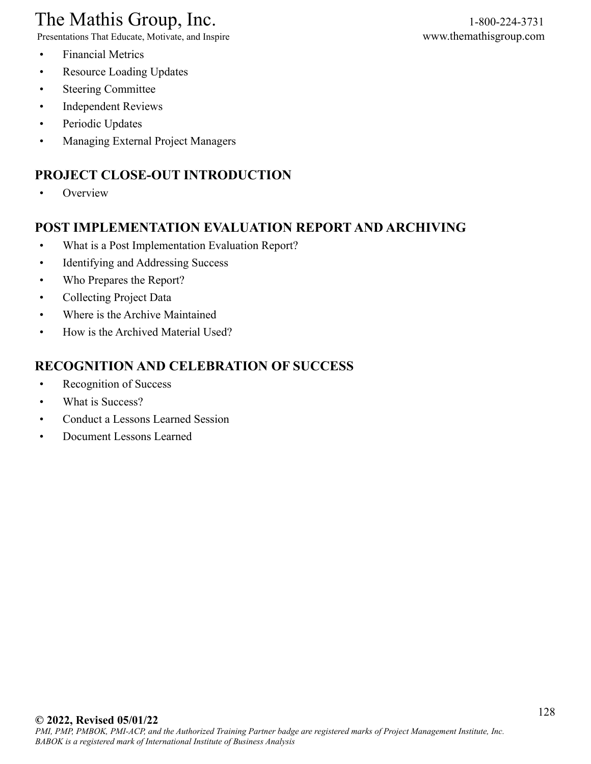- Financial Metrics
- Resource Loading Updates
- Steering Committee
- Independent Reviews
- Periodic Updates
- Managing External Project Managers

## PROJECT CLOSE-OUT INTRODUCTION

- Overview

## POST IMPLEMENTATION EVALUATION REPORT AND ARCHIVING

- What is a Post Implementation Evaluation Report?
- Identifying and Addressing Success
- Who Prepares the Report?
- Collecting Project Data
- Where is the Archive Maintained
- How is the Archived Material Used?

## RECOGNITION AND CELEBRATION OF SUCCESS

- Recognition of Success
- What is Success?
- Conduct a Lessons Learned Session
- Document Lessons Learned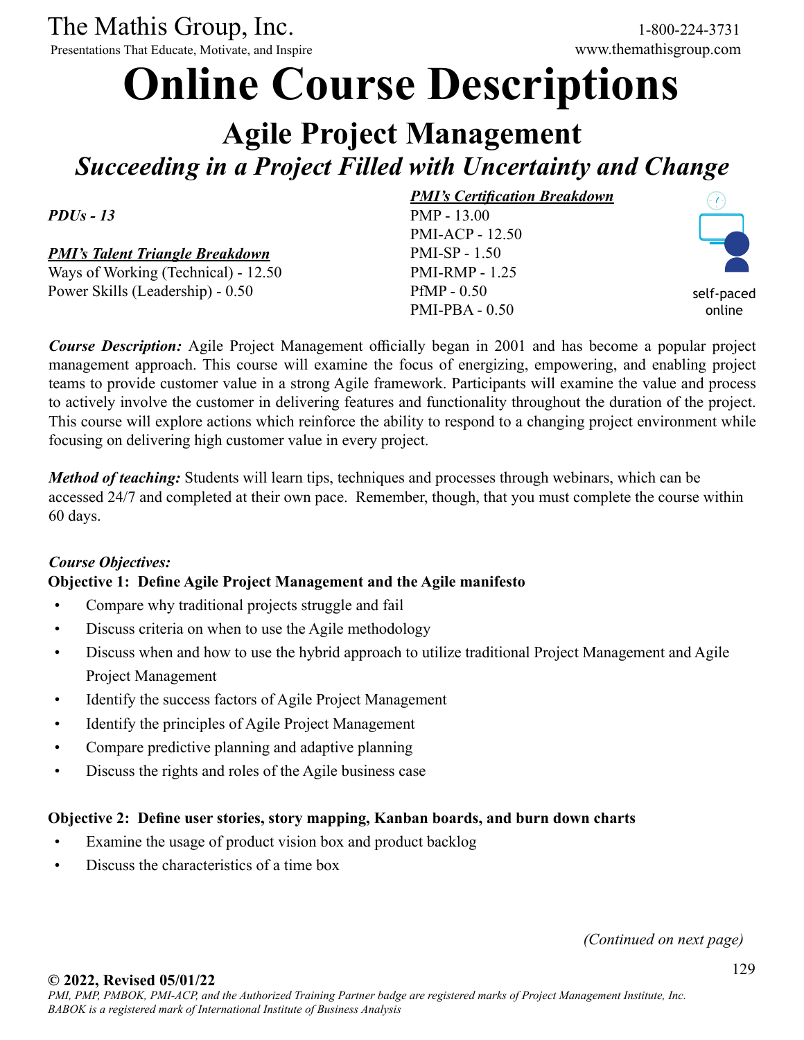The Mathis Group, Inc.
Presentations That Educate, Motivate, and Inspire

1-800-224-3731
www.themathisgroup.com

# Online Course Descriptions

## Agile Project Management

### *Succeeding in a Project Filled with Uncertainty and Change*

***PDUs - 13***

***PMI's Talent Triangle Breakdown***
Ways of Working (Technical) - 12.50
Power Skills (Leadership) - 0.50

***PMI's Certification Breakdown***
PMP - 13.00
PMI-ACP - 12.50
PMI-SP - 1.50
PMI-RMP - 1.25
PfMP - 0.50
PMI-PBA - 0.50

self-paced online

***Course Description:*** Agile Project Management officially began in 2001 and has become a popular project management approach. This course will examine the focus of energizing, empowering, and enabling project teams to provide customer value in a strong Agile framework. Participants will examine the value and process to actively involve the customer in delivering features and functionality throughout the duration of the project. This course will explore actions which reinforce the ability to respond to a changing project environment while focusing on delivering high customer value in every project.

***Method of teaching:*** Students will learn tips, techniques and processes through webinars, which can be accessed 24/7 and completed at their own pace. Remember, though, that you must complete the course within 60 days.

***Course Objectives:***

**Objective 1: Define Agile Project Management and the Agile manifesto**

- Compare why traditional projects struggle and fail
- Discuss criteria on when to use the Agile methodology
- Discuss when and how to use the hybrid approach to utilize traditional Project Management and Agile Project Management
- Identify the success factors of Agile Project Management
- Identify the principles of Agile Project Management
- Compare predictive planning and adaptive planning
- Discuss the rights and roles of the Agile business case

**Objective 2: Define user stories, story mapping, Kanban boards, and burn down charts**

- Examine the usage of product vision box and product backlog
- Discuss the characteristics of a time box

*(Continued on next page)*

**© 2022, Revised 05/01/22**
*PMI, PMP, PMBOK, PMI-ACP, and the Authorized Training Partner badge are registered marks of Project Management Institute, Inc. BABOK is a registered mark of International Institute of Business Analysis*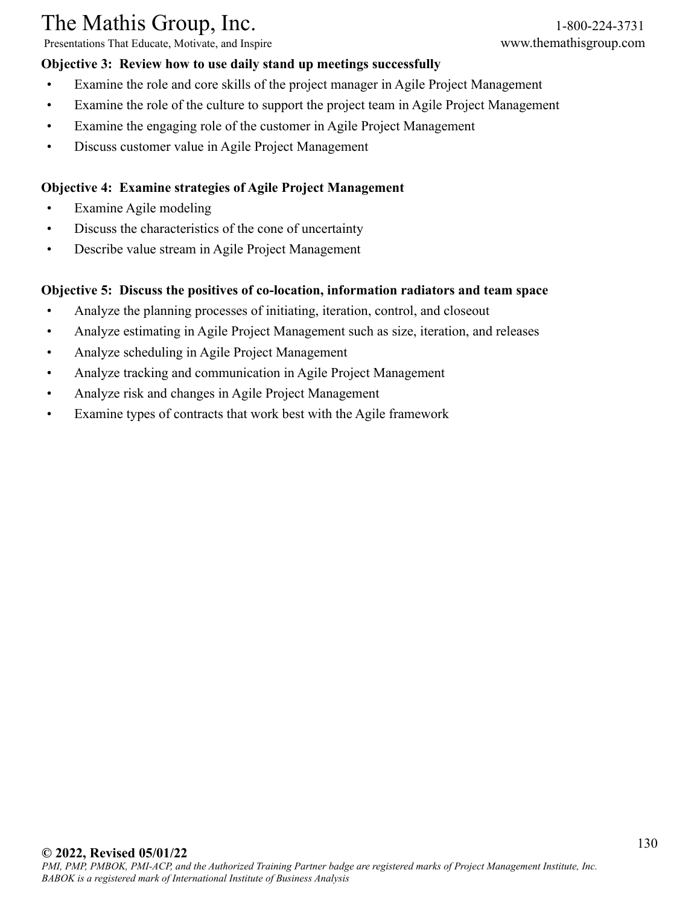**Objective 3: Review how to use daily stand up meetings successfully**

- Examine the role and core skills of the project manager in Agile Project Management
- Examine the role of the culture to support the project team in Agile Project Management
- Examine the engaging role of the customer in Agile Project Management
- Discuss customer value in Agile Project Management

**Objective 4: Examine strategies of Agile Project Management**

- Examine Agile modeling
- Discuss the characteristics of the cone of uncertainty
- Describe value stream in Agile Project Management

**Objective 5: Discuss the positives of co-location, information radiators and team space**

- Analyze the planning processes of initiating, iteration, control, and closeout
- Analyze estimating in Agile Project Management such as size, iteration, and releases
- Analyze scheduling in Agile Project Management
- Analyze tracking and communication in Agile Project Management
- Analyze risk and changes in Agile Project Management
- Examine types of contracts that work best with the Agile framework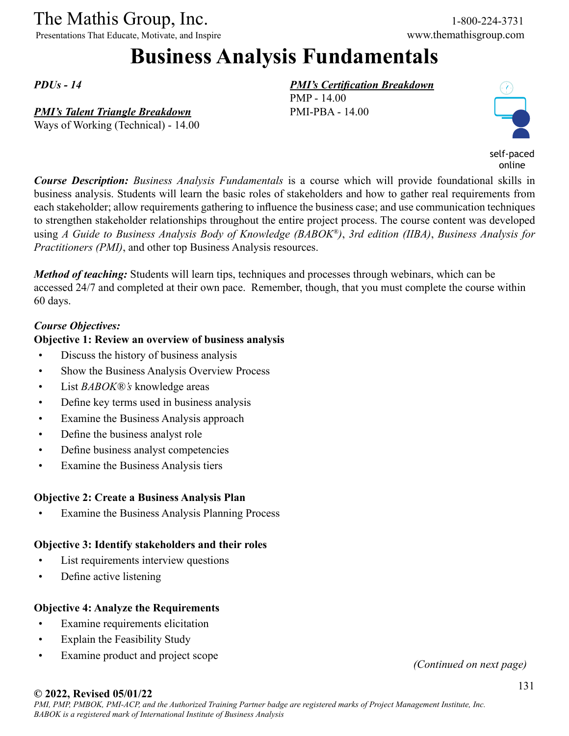The Mathis Group, Inc.
Presentations That Educate, Motivate, and Inspire

1-800-224-3731
www.themathisgroup.com

# Business Analysis Fundamentals

***PDUs - 14***

***PMI's Talent Triangle Breakdown***
Ways of Working (Technical) - 14.00

***PMI's Certification Breakdown***
PMP - 14.00
PMI-PBA - 14.00

self-paced online

***Course Description:*** *Business Analysis Fundamentals* is a course which will provide foundational skills in business analysis. Students will learn the basic roles of stakeholders and how to gather real requirements from each stakeholder; allow requirements gathering to influence the business case; and use communication techniques to strengthen stakeholder relationships throughout the entire project process. The course content was developed using *A Guide to Business Analysis Body of Knowledge (BABOK®), 3rd edition (IIBA)*, *Business Analysis for Practitioners (PMI)*, and other top Business Analysis resources.

***Method of teaching:*** Students will learn tips, techniques and processes through webinars, which can be accessed 24/7 and completed at their own pace. Remember, though, that you must complete the course within 60 days.

***Course Objectives:***

**Objective 1: Review an overview of business analysis**

- Discuss the history of business analysis
- Show the Business Analysis Overview Process
- List *BABOK®'s* knowledge areas
- Define key terms used in business analysis
- Examine the Business Analysis approach
- Define the business analyst role
- Define business analyst competencies
- Examine the Business Analysis tiers

**Objective 2: Create a Business Analysis Plan**

- Examine the Business Analysis Planning Process

**Objective 3: Identify stakeholders and their roles**

- List requirements interview questions
- Define active listening

**Objective 4: Analyze the Requirements**

- Examine requirements elicitation
- Explain the Feasibility Study
- Examine product and project scope

*(Continued on next page)*

**© 2022, Revised 05/01/22**
*PMI, PMP, PMBOK, PMI-ACP, and the Authorized Training Partner badge are registered marks of Project Management Institute, Inc.*
*BABOK is a registered mark of International Institute of Business Analysis*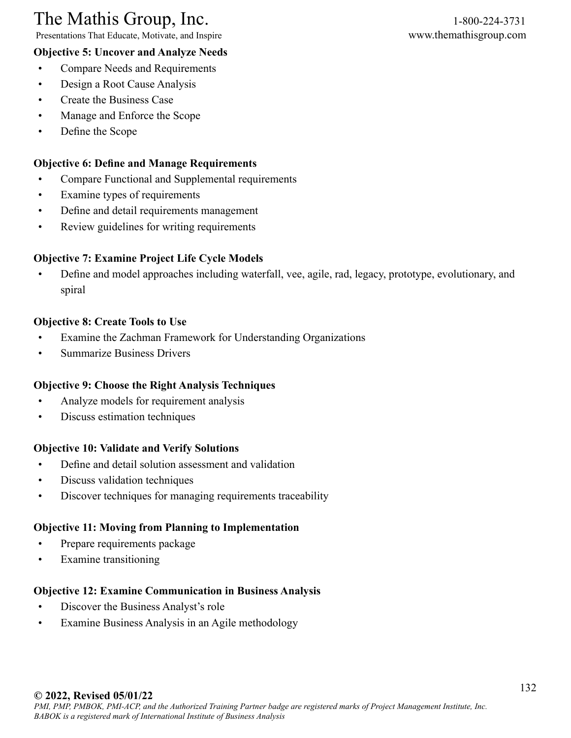**Objective 5: Uncover and Analyze Needs**

- Compare Needs and Requirements
- Design a Root Cause Analysis
- Create the Business Case
- Manage and Enforce the Scope
- Define the Scope

**Objective 6: Define and Manage Requirements**

- Compare Functional and Supplemental requirements
- Examine types of requirements
- Define and detail requirements management
- Review guidelines for writing requirements

**Objective 7: Examine Project Life Cycle Models**

- Define and model approaches including waterfall, vee, agile, rad, legacy, prototype, evolutionary, and spiral

**Objective 8: Create Tools to Use**

- Examine the Zachman Framework for Understanding Organizations
- Summarize Business Drivers

**Objective 9: Choose the Right Analysis Techniques**

- Analyze models for requirement analysis
- Discuss estimation techniques

**Objective 10: Validate and Verify Solutions**

- Define and detail solution assessment and validation
- Discuss validation techniques
- Discover techniques for managing requirements traceability

**Objective 11: Moving from Planning to Implementation**

- Prepare requirements package
- Examine transitioning

**Objective 12: Examine Communication in Business Analysis**

- Discover the Business Analyst's role
- Examine Business Analysis in an Agile methodology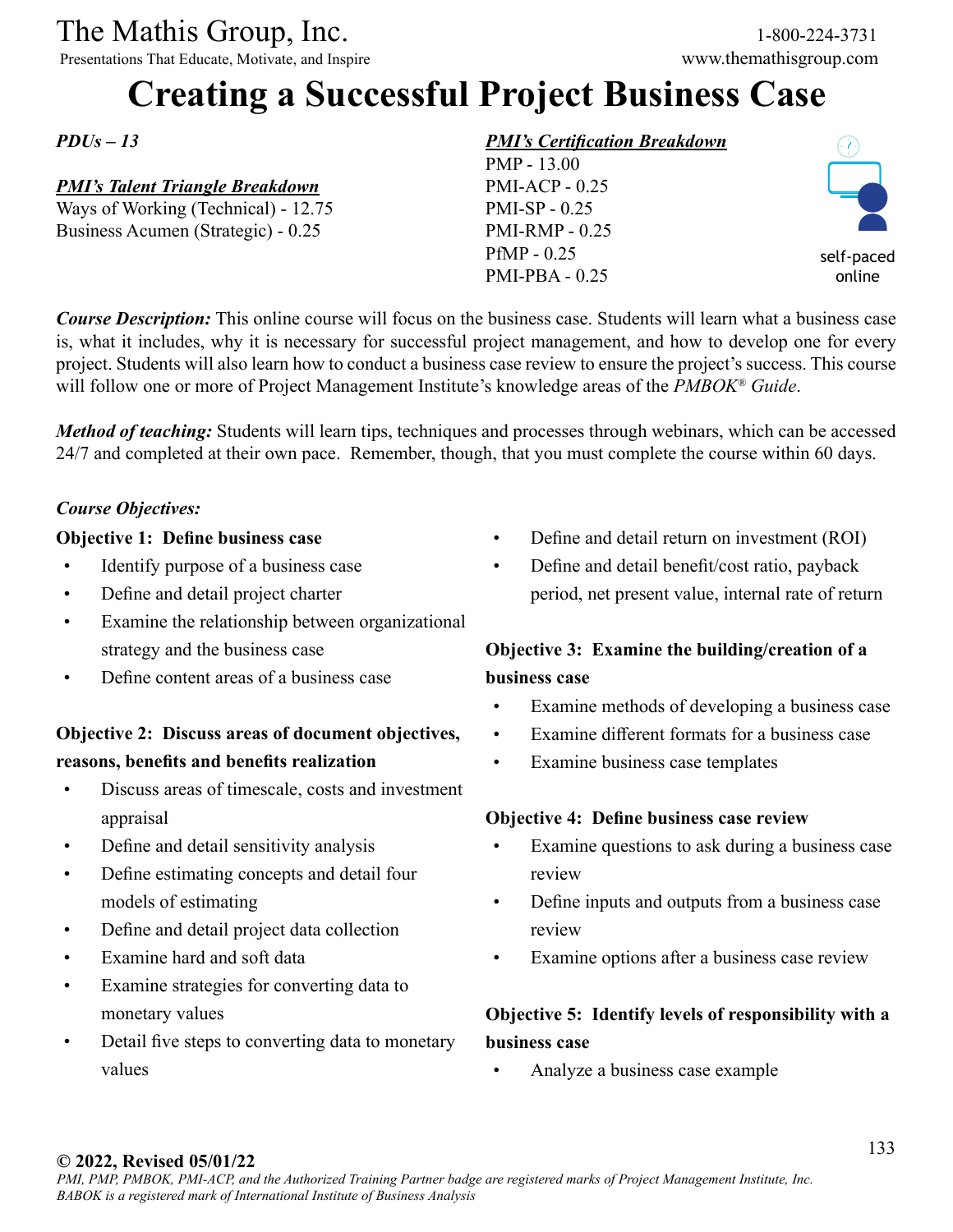The Mathis Group, Inc.
Presentations That Educate, Motivate, and Inspire

1-800-224-3731
www.themathisgroup.com

# Creating a Successful Project Business Case

***PDUs – 13***

***PMI's Talent Triangle Breakdown***
Ways of Working (Technical) - 12.75
Business Acumen (Strategic) - 0.25

***PMI's Certification Breakdown***
PMP - 13.00
PMI-ACP - 0.25
PMI-SP - 0.25
PMI-RMP - 0.25
PfMP - 0.25
PMI-PBA - 0.25

self-paced online

***Course Description:*** This online course will focus on the business case. Students will learn what a business case is, what it includes, why it is necessary for successful project management, and how to develop one for every project. Students will also learn how to conduct a business case review to ensure the project's success. This course will follow one or more of Project Management Institute's knowledge areas of the *PMBOK® Guide*.

***Method of teaching:*** Students will learn tips, techniques and processes through webinars, which can be accessed 24/7 and completed at their own pace. Remember, though, that you must complete the course within 60 days.

***Course Objectives:***

**Objective 1: Define business case**

- Identify purpose of a business case
- Define and detail project charter
- Examine the relationship between organizational strategy and the business case
- Define content areas of a business case

**Objective 2: Discuss areas of document objectives, reasons, benefits and benefits realization**

- Discuss areas of timescale, costs and investment appraisal
- Define and detail sensitivity analysis
- Define estimating concepts and detail four models of estimating
- Define and detail project data collection
- Examine hard and soft data
- Examine strategies for converting data to monetary values
- Detail five steps to converting data to monetary values
- Define and detail return on investment (ROI)
- Define and detail benefit/cost ratio, payback period, net present value, internal rate of return

**Objective 3: Examine the building/creation of a business case**

- Examine methods of developing a business case
- Examine different formats for a business case
- Examine business case templates

**Objective 4: Define business case review**

- Examine questions to ask during a business case review
- Define inputs and outputs from a business case review
- Examine options after a business case review

**Objective 5: Identify levels of responsibility with a business case**

- Analyze a business case example

**© 2022, Revised 05/01/22**

*PMI, PMP, PMBOK, PMI-ACP, and the Authorized Training Partner badge are registered marks of Project Management Institute, Inc. BABOK is a registered mark of International Institute of Business Analysis*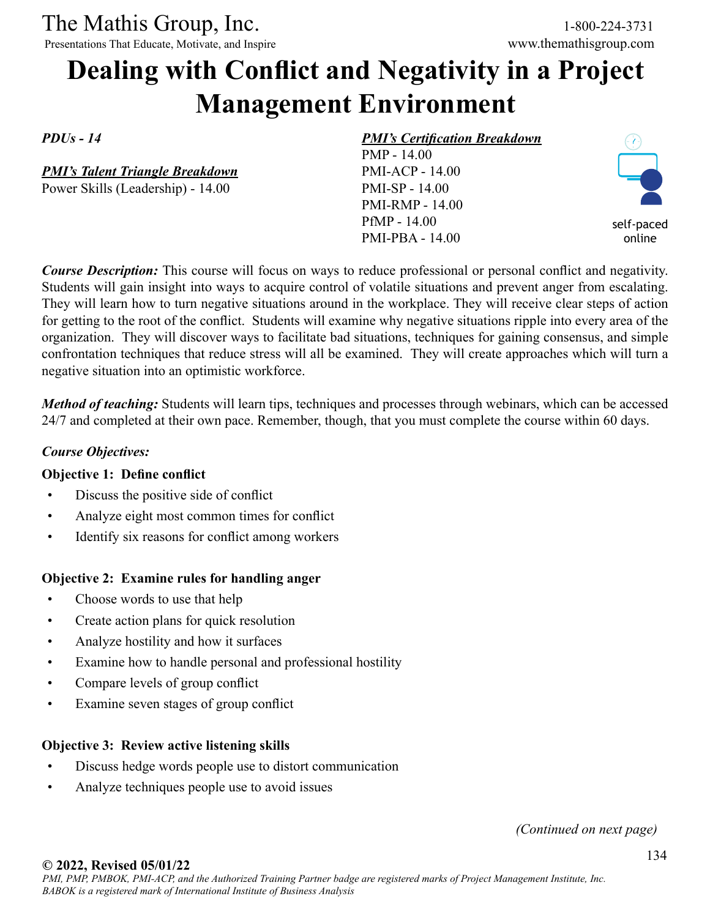# Dealing with Conflict and Negativity in a Project Management Environment

*PDUs - 14*

***PMI's Talent Triangle Breakdown***
Power Skills (Leadership) - 14.00

***PMI's Certification Breakdown***
PMP - 14.00
PMI-ACP - 14.00
PMI-SP - 14.00
PMI-RMP - 14.00
PfMP - 14.00
PMI-PBA - 14.00

self-paced online

***Course Description:*** This course will focus on ways to reduce professional or personal conflict and negativity. Students will gain insight into ways to acquire control of volatile situations and prevent anger from escalating. They will learn how to turn negative situations around in the workplace. They will receive clear steps of action for getting to the root of the conflict. Students will examine why negative situations ripple into every area of the organization. They will discover ways to facilitate bad situations, techniques for gaining consensus, and simple confrontation techniques that reduce stress will all be examined. They will create approaches which will turn a negative situation into an optimistic workforce.

***Method of teaching:*** Students will learn tips, techniques and processes through webinars, which can be accessed 24/7 and completed at their own pace. Remember, though, that you must complete the course within 60 days.

***Course Objectives:***

**Objective 1: Define conflict**

- Discuss the positive side of conflict
- Analyze eight most common times for conflict
- Identify six reasons for conflict among workers

**Objective 2: Examine rules for handling anger**

- Choose words to use that help
- Create action plans for quick resolution
- Analyze hostility and how it surfaces
- Examine how to handle personal and professional hostility
- Compare levels of group conflict
- Examine seven stages of group conflict

**Objective 3: Review active listening skills**

- Discuss hedge words people use to distort communication
- Analyze techniques people use to avoid issues

*(Continued on next page)*

**© 2022, Revised 05/01/22**
*PMI, PMP, PMBOK, PMI-ACP, and the Authorized Training Partner badge are registered marks of Project Management Institute, Inc. BABOK is a registered mark of International Institute of Business Analysis*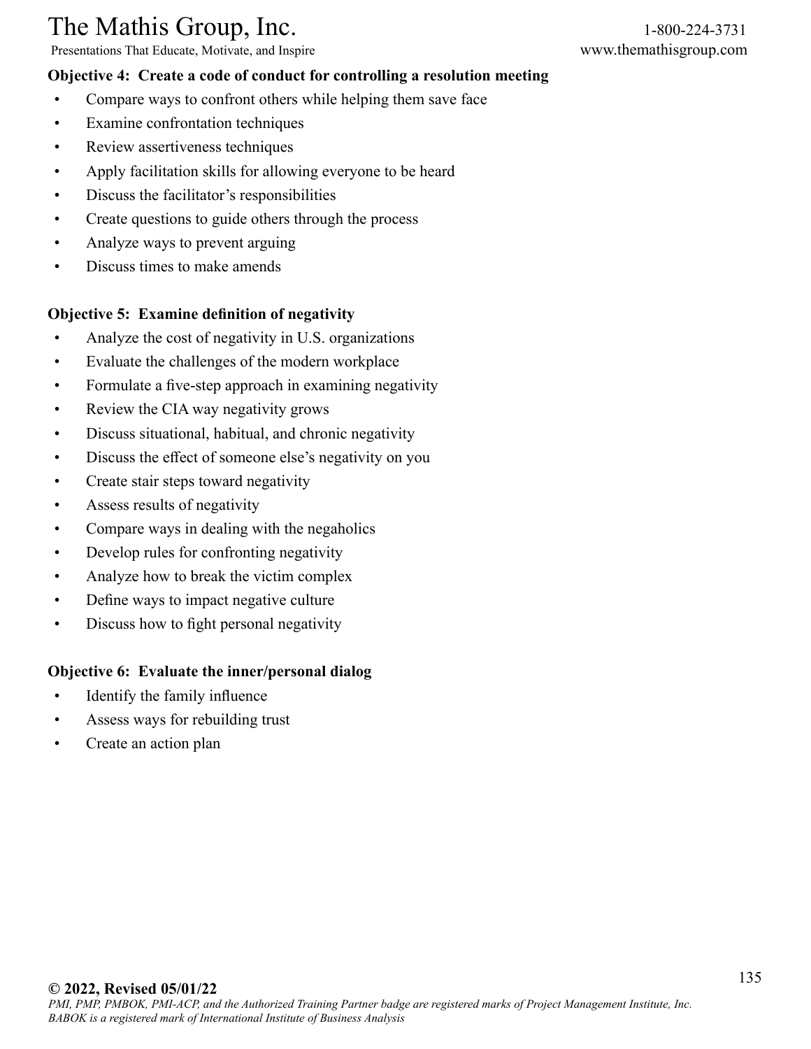**Objective 4: Create a code of conduct for controlling a resolution meeting**

- Compare ways to confront others while helping them save face
- Examine confrontation techniques
- Review assertiveness techniques
- Apply facilitation skills for allowing everyone to be heard
- Discuss the facilitator's responsibilities
- Create questions to guide others through the process
- Analyze ways to prevent arguing
- Discuss times to make amends

**Objective 5: Examine definition of negativity**

- Analyze the cost of negativity in U.S. organizations
- Evaluate the challenges of the modern workplace
- Formulate a five-step approach in examining negativity
- Review the CIA way negativity grows
- Discuss situational, habitual, and chronic negativity
- Discuss the effect of someone else's negativity on you
- Create stair steps toward negativity
- Assess results of negativity
- Compare ways in dealing with the negaholics
- Develop rules for confronting negativity
- Analyze how to break the victim complex
- Define ways to impact negative culture
- Discuss how to fight personal negativity

**Objective 6: Evaluate the inner/personal dialog**

- Identify the family influence
- Assess ways for rebuilding trust
- Create an action plan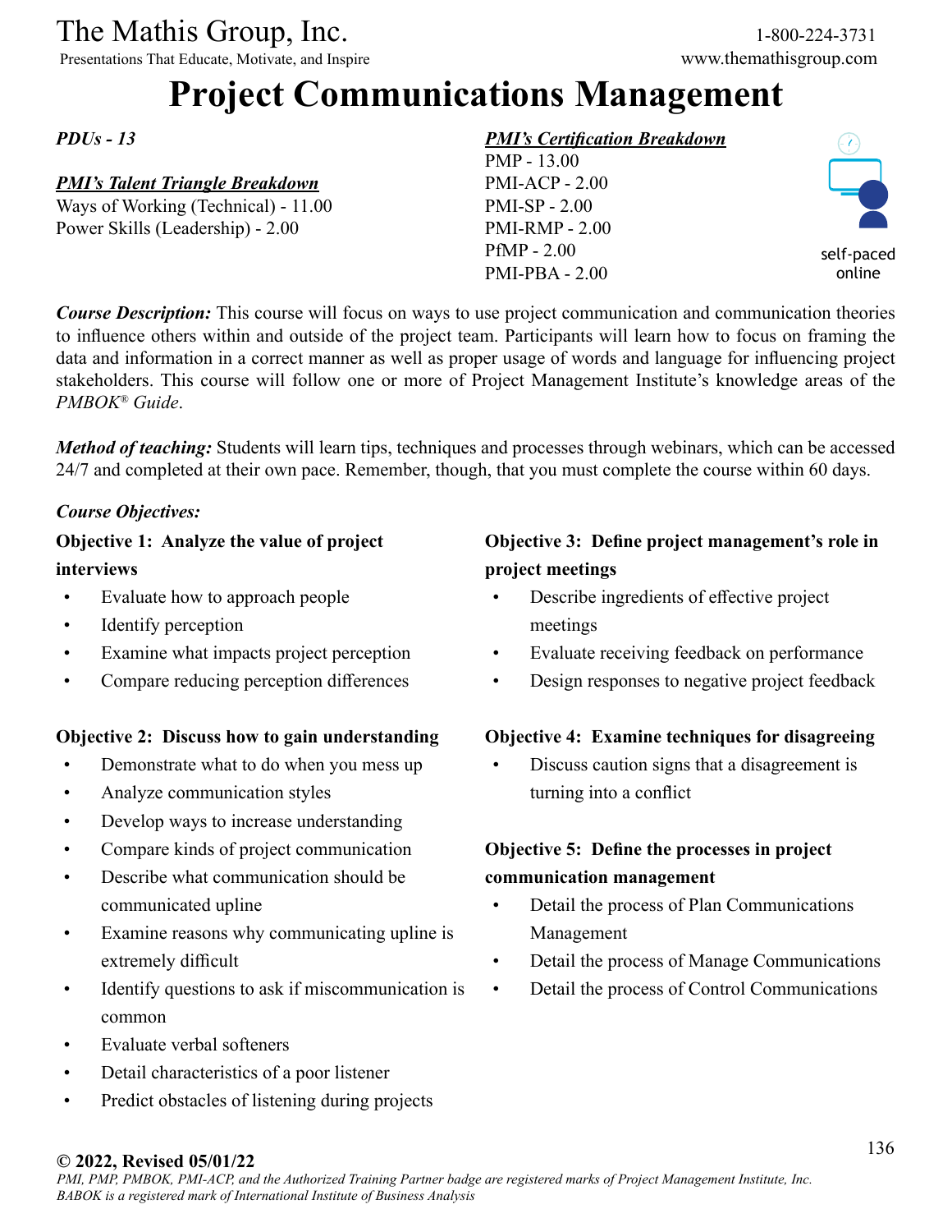The Mathis Group, Inc.
Presentations That Educate, Motivate, and Inspire

1-800-224-3731
www.themathisgroup.com

# Project Communications Management

***PDUs - 13***

***PMI's Talent Triangle Breakdown***
Ways of Working (Technical) - 11.00
Power Skills (Leadership) - 2.00

***PMI's Certification Breakdown***
PMP - 13.00
PMI-ACP - 2.00
PMI-SP - 2.00
PMI-RMP - 2.00
PfMP - 2.00
PMI-PBA - 2.00

self-paced online

***Course Description:*** This course will focus on ways to use project communication and communication theories to influence others within and outside of the project team. Participants will learn how to focus on framing the data and information in a correct manner as well as proper usage of words and language for influencing project stakeholders. This course will follow one or more of Project Management Institute's knowledge areas of the *PMBOK® Guide*.

***Method of teaching:*** Students will learn tips, techniques and processes through webinars, which can be accessed 24/7 and completed at their own pace. Remember, though, that you must complete the course within 60 days.

***Course Objectives:***

**Objective 1: Analyze the value of project interviews**

- Evaluate how to approach people
- Identify perception
- Examine what impacts project perception
- Compare reducing perception differences

**Objective 2: Discuss how to gain understanding**

- Demonstrate what to do when you mess up
- Analyze communication styles
- Develop ways to increase understanding
- Compare kinds of project communication
- Describe what communication should be communicated upline
- Examine reasons why communicating upline is extremely difficult
- Identify questions to ask if miscommunication is common
- Evaluate verbal softeners
- Detail characteristics of a poor listener
- Predict obstacles of listening during projects

**Objective 3: Define project management's role in project meetings**

- Describe ingredients of effective project meetings
- Evaluate receiving feedback on performance
- Design responses to negative project feedback

**Objective 4: Examine techniques for disagreeing**

- Discuss caution signs that a disagreement is turning into a conflict

**Objective 5: Define the processes in project communication management**

- Detail the process of Plan Communications Management
- Detail the process of Manage Communications
- Detail the process of Control Communications

**© 2022, Revised 05/01/22**
*PMI, PMP, PMBOK, PMI-ACP, and the Authorized Training Partner badge are registered marks of Project Management Institute, Inc. BABOK is a registered mark of International Institute of Business Analysis*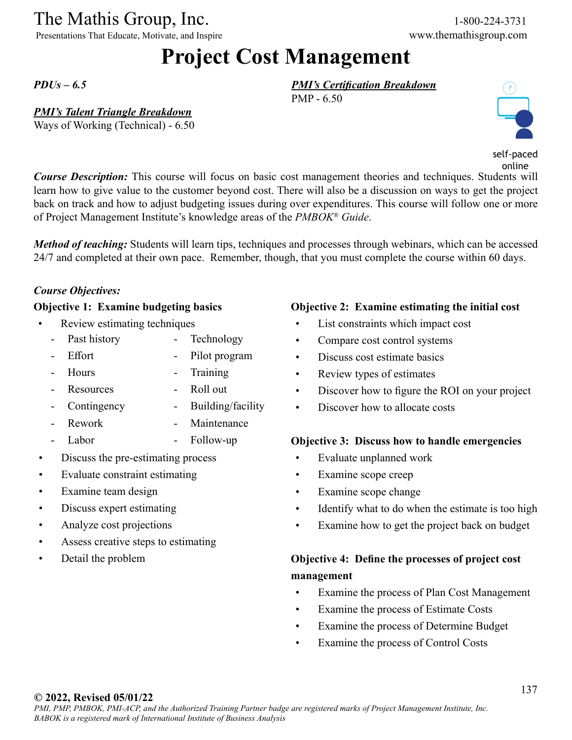The Mathis Group, Inc.
Presentations That Educate, Motivate, and Inspire

1-800-224-3731
www.themathisgroup.com

# Project Cost Management

***PDUs – 6.5***

***PMI's Talent Triangle Breakdown***
Ways of Working (Technical) - 6.50

***PMI's Certification Breakdown***
PMP - 6.50

self-paced online

***Course Description:*** This course will focus on basic cost management theories and techniques. Students will learn how to give value to the customer beyond cost. There will also be a discussion on ways to get the project back on track and how to adjust budgeting issues during over expenditures. This course will follow one or more of Project Management Institute's knowledge areas of the *PMBOK® Guide*.

***Method of teaching:*** Students will learn tips, techniques and processes through webinars, which can be accessed 24/7 and completed at their own pace. Remember, though, that you must complete the course within 60 days.

***Course Objectives:***

**Objective 1: Examine budgeting basics**

- Review estimating techniques
  - Past history
  - Effort
  - Hours
  - Resources
  - Contingency
  - Rework
  - Labor
  - Technology
  - Pilot program
  - Training
  - Roll out
  - Building/facility
  - Maintenance
  - Follow-up
- Discuss the pre-estimating process
- Evaluate constraint estimating
- Examine team design
- Discuss expert estimating
- Analyze cost projections
- Assess creative steps to estimating
- Detail the problem

**Objective 2: Examine estimating the initial cost**

- List constraints which impact cost
- Compare cost control systems
- Discuss cost estimate basics
- Review types of estimates
- Discover how to figure the ROI on your project
- Discover how to allocate costs

**Objective 3: Discuss how to handle emergencies**

- Evaluate unplanned work
- Examine scope creep
- Examine scope change
- Identify what to do when the estimate is too high
- Examine how to get the project back on budget

**Objective 4: Define the processes of project cost management**

- Examine the process of Plan Cost Management
- Examine the process of Estimate Costs
- Examine the process of Determine Budget
- Examine the process of Control Costs

**© 2022, Revised 05/01/22**
*PMI, PMP, PMBOK, PMI-ACP, and the Authorized Training Partner badge are registered marks of Project Management Institute, Inc.*
*BABOK is a registered mark of International Institute of Business Analysis*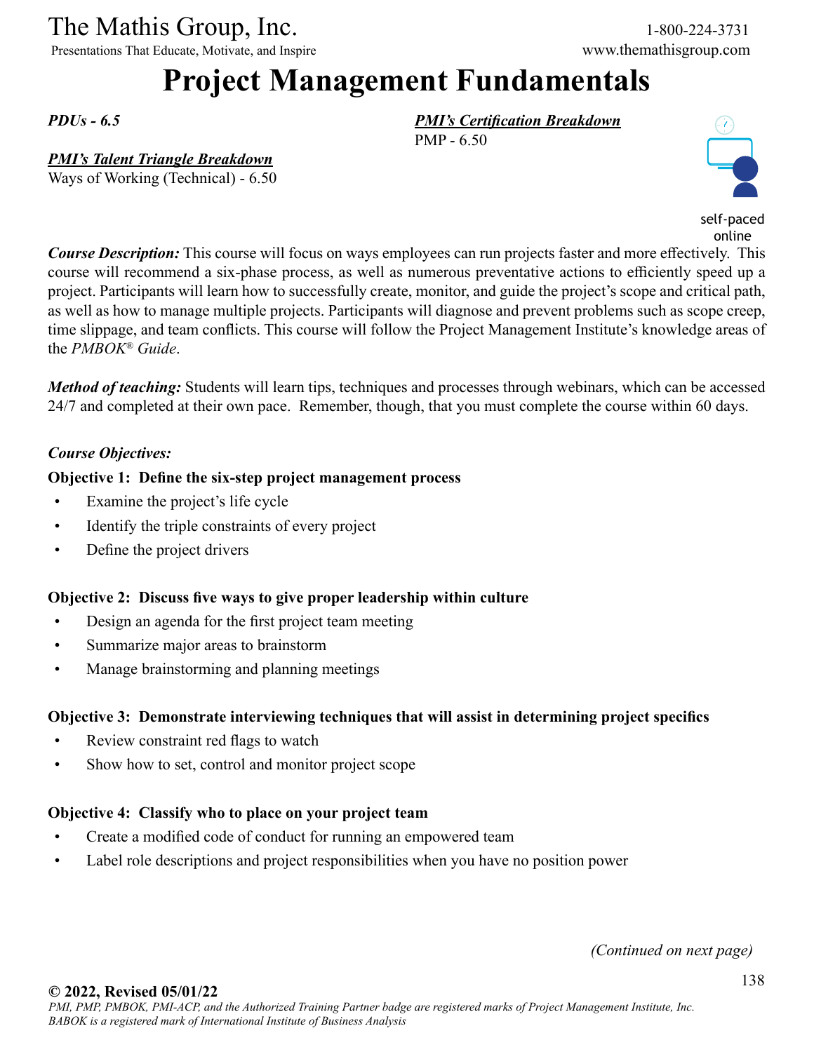The Mathis Group, Inc.
Presentations That Educate, Motivate, and Inspire

1-800-224-3731
www.themathisgroup.com

# Project Management Fundamentals

***PDUs - 6.5***

***PMI's Certification Breakdown***
PMP - 6.50

***PMI's Talent Triangle Breakdown***
Ways of Working (Technical) - 6.50

self-paced online

***Course Description:*** This course will focus on ways employees can run projects faster and more effectively. This course will recommend a six-phase process, as well as numerous preventative actions to efficiently speed up a project. Participants will learn how to successfully create, monitor, and guide the project's scope and critical path, as well as how to manage multiple projects. Participants will diagnose and prevent problems such as scope creep, time slippage, and team conflicts. This course will follow the Project Management Institute's knowledge areas of the *PMBOK® Guide*.

***Method of teaching:*** Students will learn tips, techniques and processes through webinars, which can be accessed 24/7 and completed at their own pace. Remember, though, that you must complete the course within 60 days.

***Course Objectives:***

**Objective 1: Define the six-step project management process**

- Examine the project's life cycle
- Identify the triple constraints of every project
- Define the project drivers

**Objective 2: Discuss five ways to give proper leadership within culture**

- Design an agenda for the first project team meeting
- Summarize major areas to brainstorm
- Manage brainstorming and planning meetings

**Objective 3: Demonstrate interviewing techniques that will assist in determining project specifics**

- Review constraint red flags to watch
- Show how to set, control and monitor project scope

**Objective 4: Classify who to place on your project team**

- Create a modified code of conduct for running an empowered team
- Label role descriptions and project responsibilities when you have no position power

*(Continued on next page)*

**© 2022, Revised 05/01/22**
*PMI, PMP, PMBOK, PMI-ACP, and the Authorized Training Partner badge are registered marks of Project Management Institute, Inc. BABOK is a registered mark of International Institute of Business Analysis*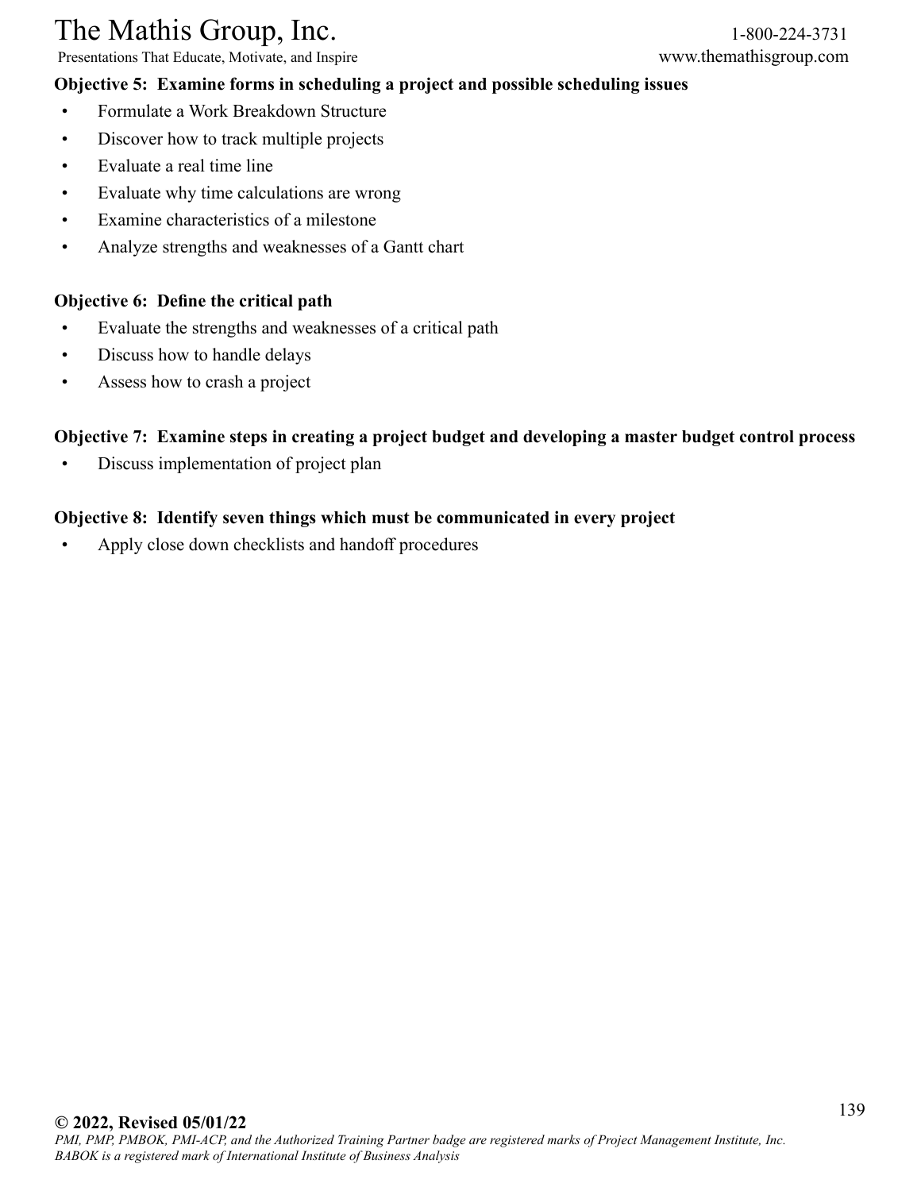**Objective 5: Examine forms in scheduling a project and possible scheduling issues**

- Formulate a Work Breakdown Structure
- Discover how to track multiple projects
- Evaluate a real time line
- Evaluate why time calculations are wrong
- Examine characteristics of a milestone
- Analyze strengths and weaknesses of a Gantt chart

**Objective 6: Define the critical path**

- Evaluate the strengths and weaknesses of a critical path
- Discuss how to handle delays
- Assess how to crash a project

**Objective 7: Examine steps in creating a project budget and developing a master budget control process**

- Discuss implementation of project plan

**Objective 8: Identify seven things which must be communicated in every project**

- Apply close down checklists and handoff procedures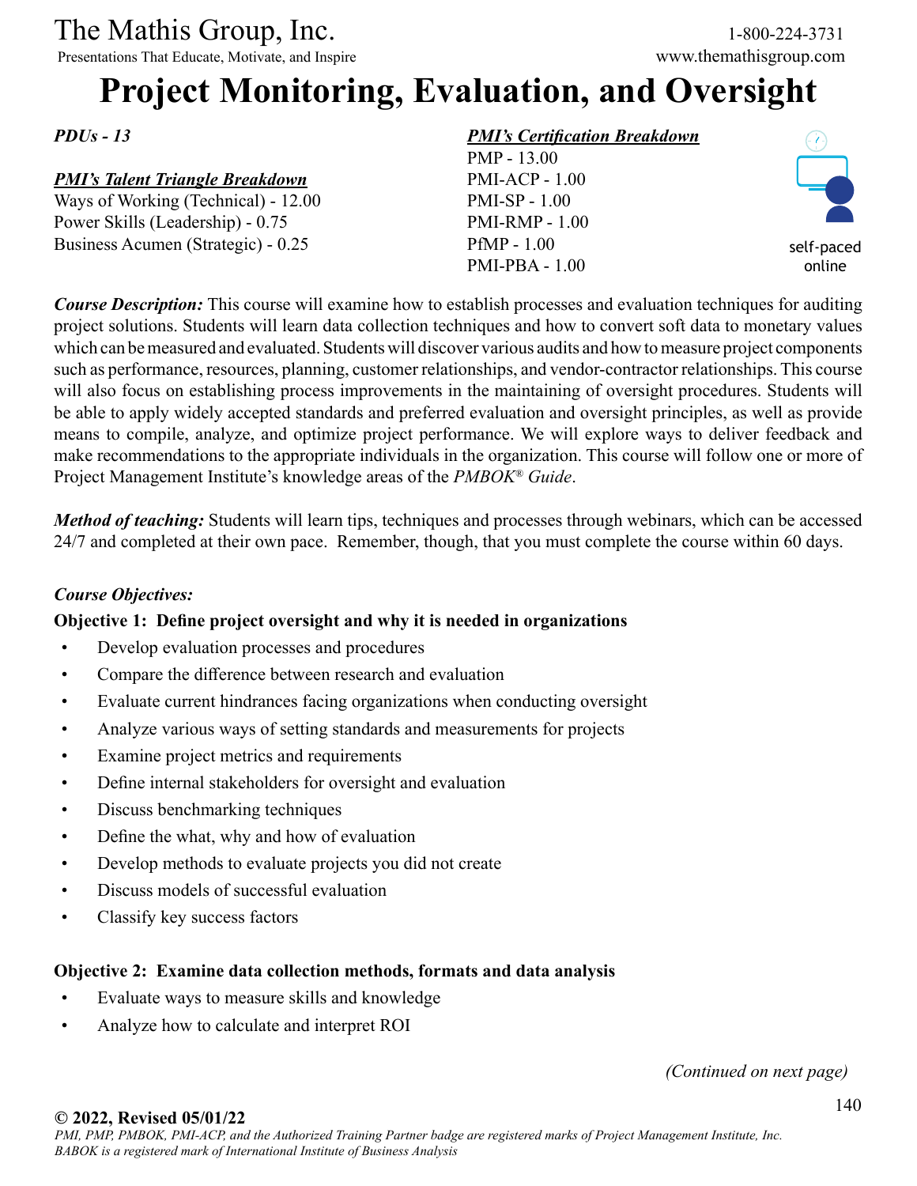The Mathis Group, Inc.
Presentations That Educate, Motivate, and Inspire

1-800-224-3731
www.themathisgroup.com

# Project Monitoring, Evaluation, and Oversight

***PDUs - 13***

***PMI's Talent Triangle Breakdown***
Ways of Working (Technical) - 12.00
Power Skills (Leadership) - 0.75
Business Acumen (Strategic) - 0.25

***PMI's Certification Breakdown***
PMP - 13.00
PMI-ACP - 1.00
PMI-SP - 1.00
PMI-RMP - 1.00
PfMP - 1.00
PMI-PBA - 1.00

self-paced online

***Course Description:*** This course will examine how to establish processes and evaluation techniques for auditing project solutions. Students will learn data collection techniques and how to convert soft data to monetary values which can be measured and evaluated. Students will discover various audits and how to measure project components such as performance, resources, planning, customer relationships, and vendor-contractor relationships. This course will also focus on establishing process improvements in the maintaining of oversight procedures. Students will be able to apply widely accepted standards and preferred evaluation and oversight principles, as well as provide means to compile, analyze, and optimize project performance. We will explore ways to deliver feedback and make recommendations to the appropriate individuals in the organization. This course will follow one or more of Project Management Institute's knowledge areas of the *PMBOK® Guide*.

***Method of teaching:*** Students will learn tips, techniques and processes through webinars, which can be accessed 24/7 and completed at their own pace. Remember, though, that you must complete the course within 60 days.

***Course Objectives:***

**Objective 1: Define project oversight and why it is needed in organizations**

- Develop evaluation processes and procedures
- Compare the difference between research and evaluation
- Evaluate current hindrances facing organizations when conducting oversight
- Analyze various ways of setting standards and measurements for projects
- Examine project metrics and requirements
- Define internal stakeholders for oversight and evaluation
- Discuss benchmarking techniques
- Define the what, why and how of evaluation
- Develop methods to evaluate projects you did not create
- Discuss models of successful evaluation
- Classify key success factors

**Objective 2: Examine data collection methods, formats and data analysis**

- Evaluate ways to measure skills and knowledge
- Analyze how to calculate and interpret ROI

*(Continued on next page)*

**© 2022, Revised 05/01/22**
*PMI, PMP, PMBOK, PMI-ACP, and the Authorized Training Partner badge are registered marks of Project Management Institute, Inc.*
*BABOK is a registered mark of International Institute of Business Analysis*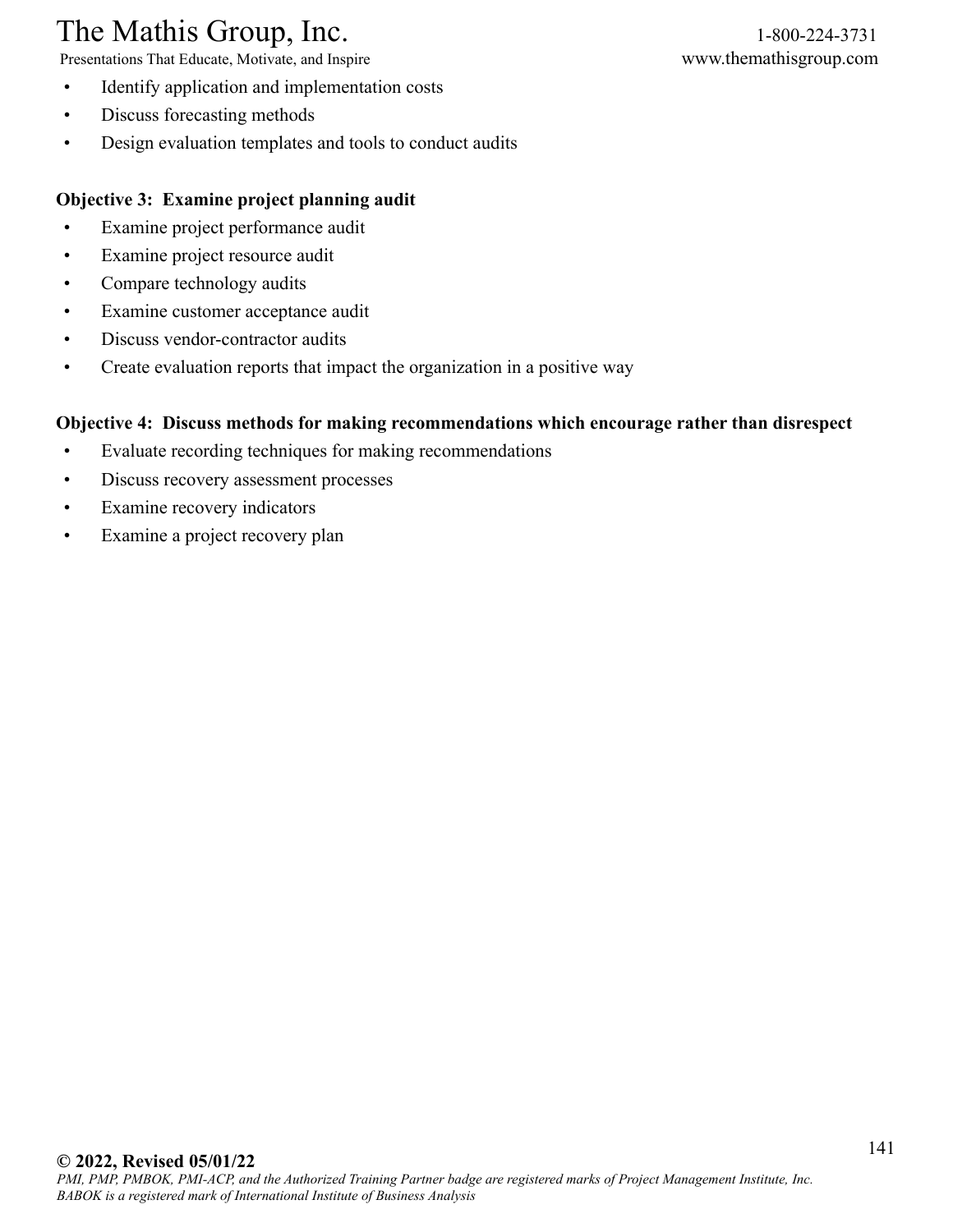- Identify application and implementation costs
- Discuss forecasting methods
- Design evaluation templates and tools to conduct audits

**Objective 3: Examine project planning audit**

- Examine project performance audit
- Examine project resource audit
- Compare technology audits
- Examine customer acceptance audit
- Discuss vendor-contractor audits
- Create evaluation reports that impact the organization in a positive way

**Objective 4: Discuss methods for making recommendations which encourage rather than disrespect**

- Evaluate recording techniques for making recommendations
- Discuss recovery assessment processes
- Examine recovery indicators
- Examine a project recovery plan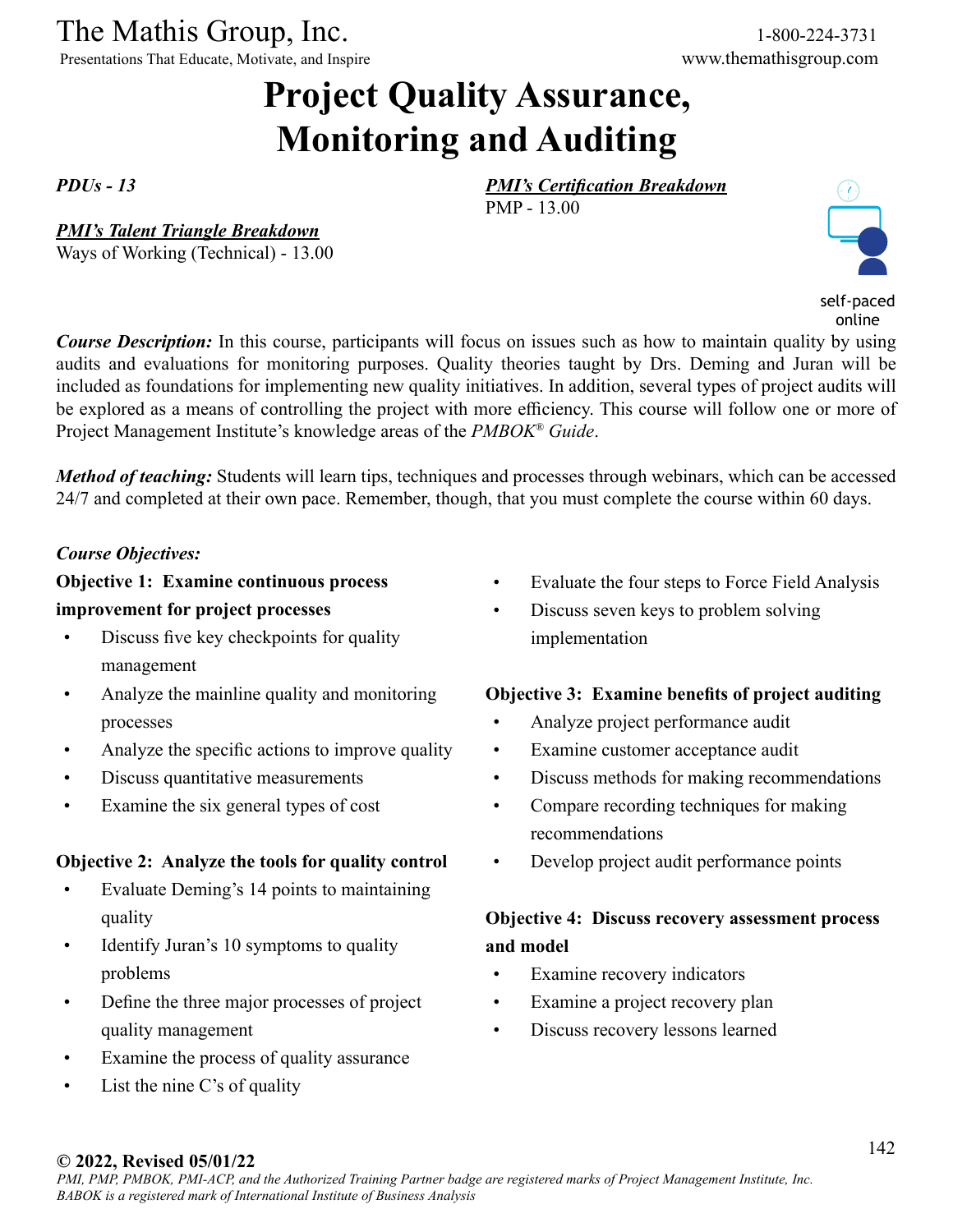# Project Quality Assurance, Monitoring and Auditing

*PDUs - 13*

***PMI's Certification Breakdown***
PMP - 13.00

***PMI's Talent Triangle Breakdown***
Ways of Working (Technical) - 13.00

self-paced online

***Course Description:*** In this course, participants will focus on issues such as how to maintain quality by using audits and evaluations for monitoring purposes. Quality theories taught by Drs. Deming and Juran will be included as foundations for implementing new quality initiatives. In addition, several types of project audits will be explored as a means of controlling the project with more efficiency. This course will follow one or more of Project Management Institute's knowledge areas of the *PMBOK® Guide*.

***Method of teaching:*** Students will learn tips, techniques and processes through webinars, which can be accessed 24/7 and completed at their own pace. Remember, though, that you must complete the course within 60 days.

*Course Objectives:*

**Objective 1: Examine continuous process improvement for project processes**

- Discuss five key checkpoints for quality management
- Analyze the mainline quality and monitoring processes
- Analyze the specific actions to improve quality
- Discuss quantitative measurements
- Examine the six general types of cost

**Objective 2: Analyze the tools for quality control**

- Evaluate Deming's 14 points to maintaining quality
- Identify Juran's 10 symptoms to quality problems
- Define the three major processes of project quality management
- Examine the process of quality assurance
- List the nine C's of quality
- Evaluate the four steps to Force Field Analysis
- Discuss seven keys to problem solving implementation

**Objective 3: Examine benefits of project auditing**

- Analyze project performance audit
- Examine customer acceptance audit
- Discuss methods for making recommendations
- Compare recording techniques for making recommendations
- Develop project audit performance points

**Objective 4: Discuss recovery assessment process and model**

- Examine recovery indicators
- Examine a project recovery plan
- Discuss recovery lessons learned

**© 2022, Revised 05/01/22**
*PMI, PMP, PMBOK, PMI-ACP, and the Authorized Training Partner badge are registered marks of Project Management Institute, Inc. BABOK is a registered mark of International Institute of Business Analysis*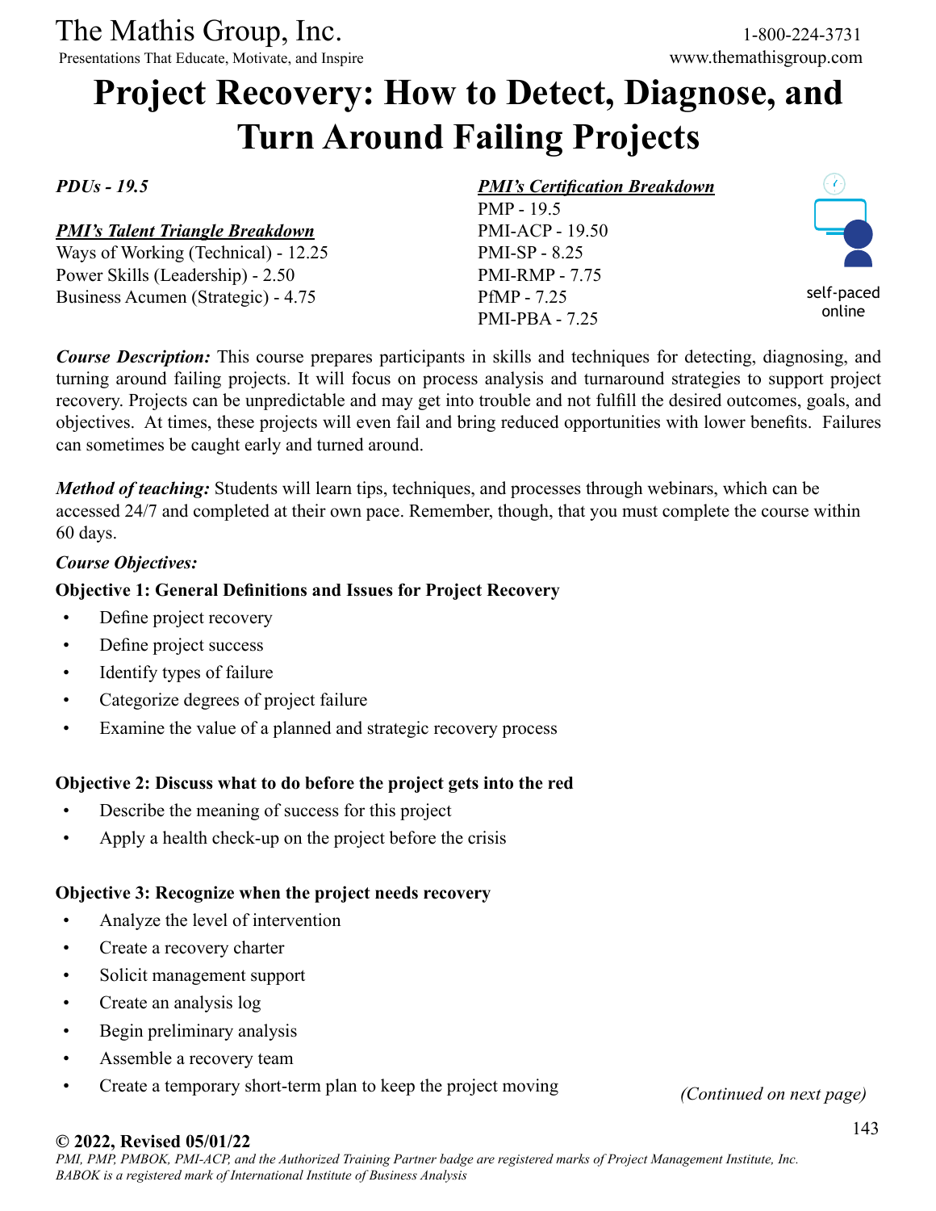# Project Recovery: How to Detect, Diagnose, and Turn Around Failing Projects

***PDUs - 19.5***

***PMI's Talent Triangle Breakdown***

Ways of Working (Technical) - 12.25
Power Skills (Leadership) - 2.50
Business Acumen (Strategic) - 4.75

***PMI's Certification Breakdown***

PMP - 19.5
PMI-ACP - 19.50
PMI-SP - 8.25
PMI-RMP - 7.75
PfMP - 7.25
PMI-PBA - 7.25

self-paced online

***Course Description:*** This course prepares participants in skills and techniques for detecting, diagnosing, and turning around failing projects. It will focus on process analysis and turnaround strategies to support project recovery. Projects can be unpredictable and may get into trouble and not fulfill the desired outcomes, goals, and objectives. At times, these projects will even fail and bring reduced opportunities with lower benefits. Failures can sometimes be caught early and turned around.

***Method of teaching:*** Students will learn tips, techniques, and processes through webinars, which can be accessed 24/7 and completed at their own pace. Remember, though, that you must complete the course within 60 days.

***Course Objectives:***

**Objective 1: General Definitions and Issues for Project Recovery**

- Define project recovery
- Define project success
- Identify types of failure
- Categorize degrees of project failure
- Examine the value of a planned and strategic recovery process

**Objective 2: Discuss what to do before the project gets into the red**

- Describe the meaning of success for this project
- Apply a health check-up on the project before the crisis

**Objective 3: Recognize when the project needs recovery**

- Analyze the level of intervention
- Create a recovery charter
- Solicit management support
- Create an analysis log
- Begin preliminary analysis
- Assemble a recovery team
- Create a temporary short-term plan to keep the project moving

*(Continued on next page)*

**© 2022, Revised 05/01/22**

*PMI, PMP, PMBOK, PMI-ACP, and the Authorized Training Partner badge are registered marks of Project Management Institute, Inc. BABOK is a registered mark of International Institute of Business Analysis*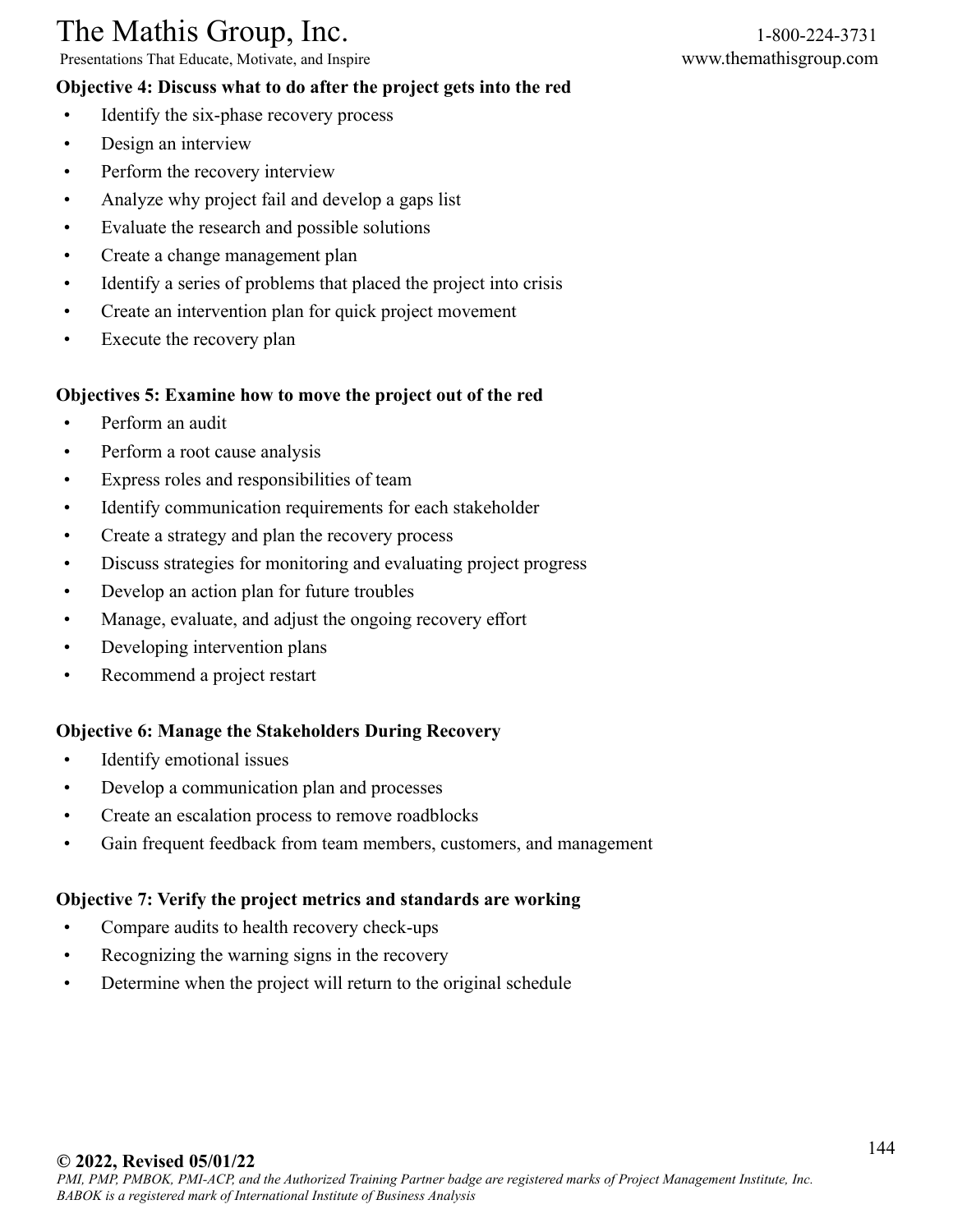**Objective 4: Discuss what to do after the project gets into the red**

- Identify the six-phase recovery process
- Design an interview
- Perform the recovery interview
- Analyze why project fail and develop a gaps list
- Evaluate the research and possible solutions
- Create a change management plan
- Identify a series of problems that placed the project into crisis
- Create an intervention plan for quick project movement
- Execute the recovery plan

**Objectives 5: Examine how to move the project out of the red**

- Perform an audit
- Perform a root cause analysis
- Express roles and responsibilities of team
- Identify communication requirements for each stakeholder
- Create a strategy and plan the recovery process
- Discuss strategies for monitoring and evaluating project progress
- Develop an action plan for future troubles
- Manage, evaluate, and adjust the ongoing recovery effort
- Developing intervention plans
- Recommend a project restart

**Objective 6: Manage the Stakeholders During Recovery**

- Identify emotional issues
- Develop a communication plan and processes
- Create an escalation process to remove roadblocks
- Gain frequent feedback from team members, customers, and management

**Objective 7: Verify the project metrics and standards are working**

- Compare audits to health recovery check-ups
- Recognizing the warning signs in the recovery
- Determine when the project will return to the original schedule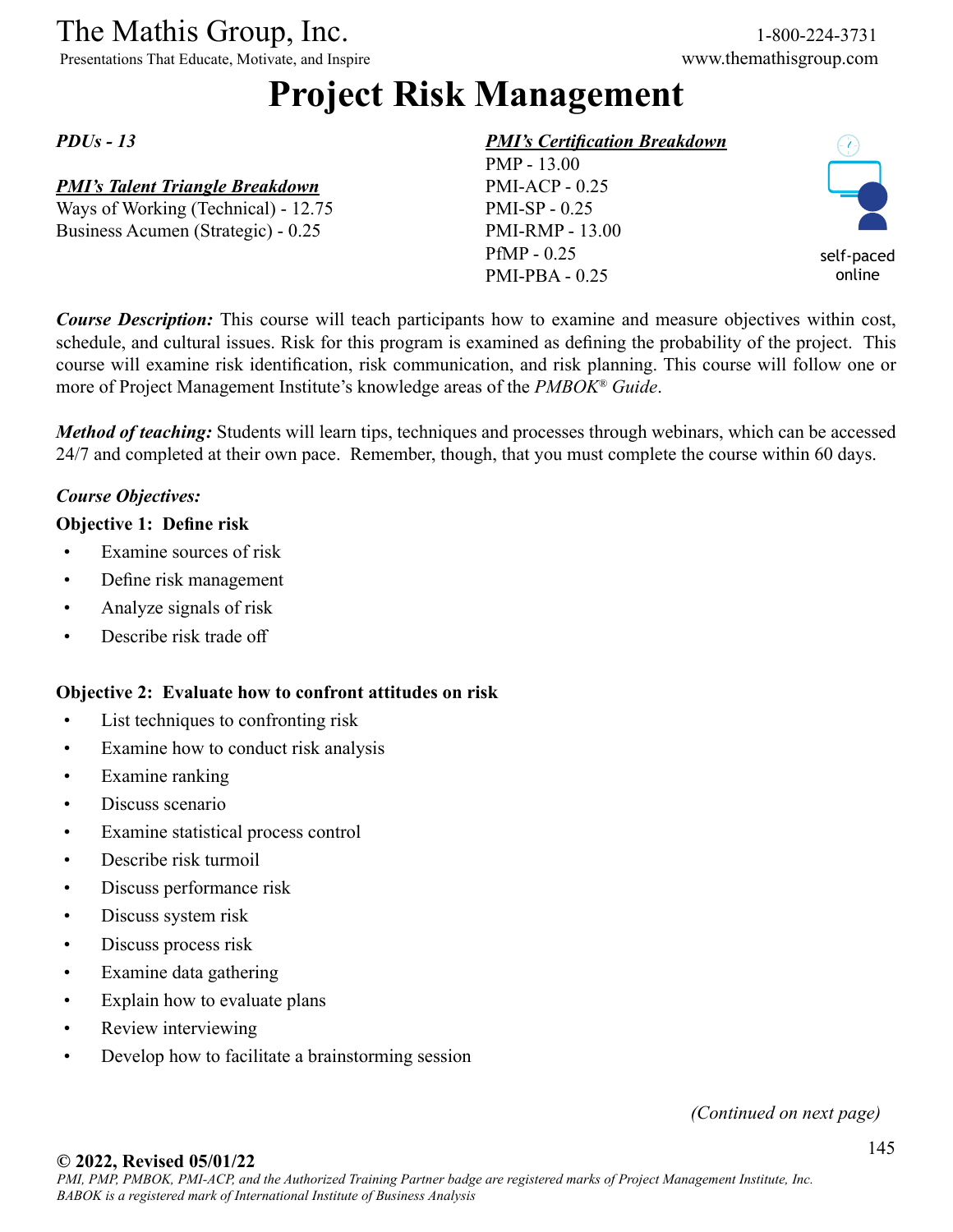The Mathis Group, Inc.
Presentations That Educate, Motivate, and Inspire

1-800-224-3731
www.themathisgroup.com

# Project Risk Management

***PDUs - 13***

***PMI's Talent Triangle Breakdown***
Ways of Working (Technical) - 12.75
Business Acumen (Strategic) - 0.25

***PMI's Certification Breakdown***
PMP - 13.00
PMI-ACP - 0.25
PMI-SP - 0.25
PMI-RMP - 13.00
PfMP - 0.25
PMI-PBA - 0.25

self-paced online

***Course Description:*** This course will teach participants how to examine and measure objectives within cost, schedule, and cultural issues. Risk for this program is examined as defining the probability of the project. This course will examine risk identification, risk communication, and risk planning. This course will follow one or more of Project Management Institute's knowledge areas of the *PMBOK® Guide*.

***Method of teaching:*** Students will learn tips, techniques and processes through webinars, which can be accessed 24/7 and completed at their own pace. Remember, though, that you must complete the course within 60 days.

***Course Objectives:***

**Objective 1: Define risk**

- Examine sources of risk
- Define risk management
- Analyze signals of risk
- Describe risk trade off

**Objective 2: Evaluate how to confront attitudes on risk**

- List techniques to confronting risk
- Examine how to conduct risk analysis
- Examine ranking
- Discuss scenario
- Examine statistical process control
- Describe risk turmoil
- Discuss performance risk
- Discuss system risk
- Discuss process risk
- Examine data gathering
- Explain how to evaluate plans
- Review interviewing
- Develop how to facilitate a brainstorming session

*(Continued on next page)*

**© 2022, Revised 05/01/22**
*PMI, PMP, PMBOK, PMI-ACP, and the Authorized Training Partner badge are registered marks of Project Management Institute, Inc. BABOK is a registered mark of International Institute of Business Analysis*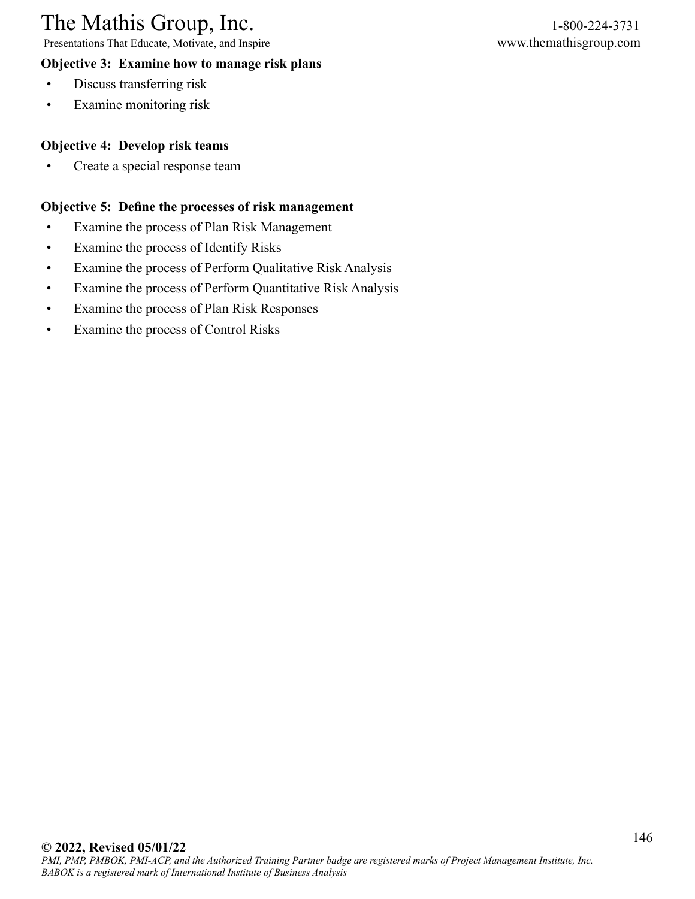**Objective 3: Examine how to manage risk plans**

- Discuss transferring risk
- Examine monitoring risk

**Objective 4: Develop risk teams**

- Create a special response team

**Objective 5: Define the processes of risk management**

- Examine the process of Plan Risk Management
- Examine the process of Identify Risks
- Examine the process of Perform Qualitative Risk Analysis
- Examine the process of Perform Quantitative Risk Analysis
- Examine the process of Plan Risk Responses
- Examine the process of Control Risks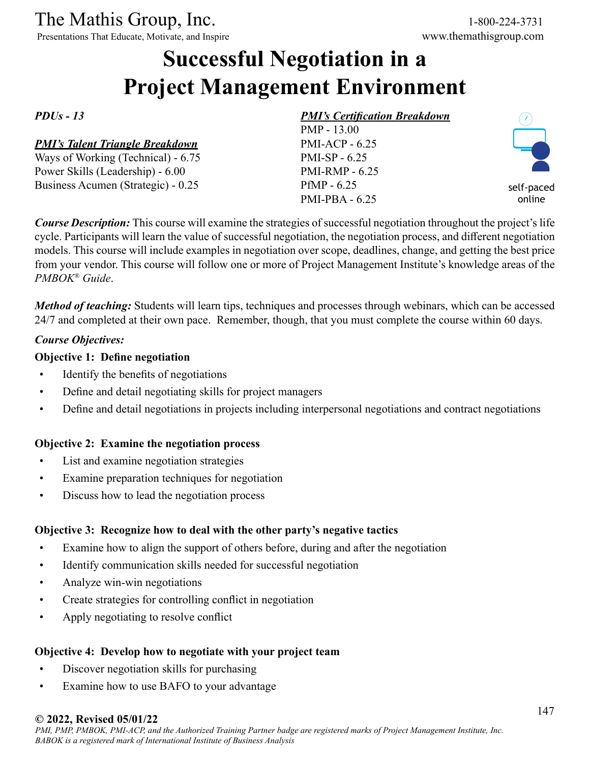The Mathis Group, Inc.
Presentations That Educate, Motivate, and Inspire

1-800-224-3731
www.themathisgroup.com

# Successful Negotiation in a Project Management Environment

***PDUs - 13***

***PMI's Talent Triangle Breakdown***
Ways of Working (Technical) - 6.75
Power Skills (Leadership) - 6.00
Business Acumen (Strategic) - 0.25

***PMI's Certification Breakdown***
PMP - 13.00
PMI-ACP - 6.25
PMI-SP - 6.25
PMI-RMP - 6.25
PfMP - 6.25
PMI-PBA - 6.25

self-paced online

***Course Description:*** This course will examine the strategies of successful negotiation throughout the project's life cycle. Participants will learn the value of successful negotiation, the negotiation process, and different negotiation models. This course will include examples in negotiation over scope, deadlines, change, and getting the best price from your vendor. This course will follow one or more of Project Management Institute's knowledge areas of the *PMBOK® Guide*.

***Method of teaching:*** Students will learn tips, techniques and processes through webinars, which can be accessed 24/7 and completed at their own pace. Remember, though, that you must complete the course within 60 days.

***Course Objectives:***

**Objective 1: Define negotiation**

- Identify the benefits of negotiations
- Define and detail negotiating skills for project managers
- Define and detail negotiations in projects including interpersonal negotiations and contract negotiations

**Objective 2: Examine the negotiation process**

- List and examine negotiation strategies
- Examine preparation techniques for negotiation
- Discuss how to lead the negotiation process

**Objective 3: Recognize how to deal with the other party's negative tactics**

- Examine how to align the support of others before, during and after the negotiation
- Identify communication skills needed for successful negotiation
- Analyze win-win negotiations
- Create strategies for controlling conflict in negotiation
- Apply negotiating to resolve conflict

**Objective 4: Develop how to negotiate with your project team**

- Discover negotiation skills for purchasing
- Examine how to use BAFO to your advantage

**© 2022, Revised 05/01/22**
*PMI, PMP, PMBOK, PMI-ACP, and the Authorized Training Partner badge are registered marks of Project Management Institute, Inc. BABOK is a registered mark of International Institute of Business Analysis*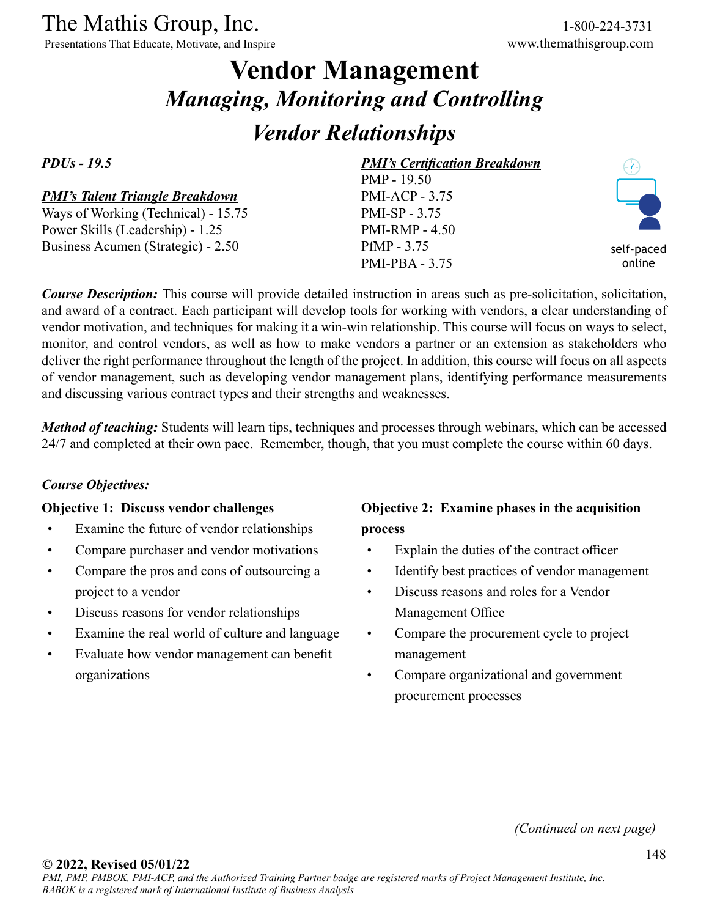The Mathis Group, Inc.
Presentations That Educate, Motivate, and Inspire

1-800-224-3731
www.themathisgroup.com

# Vendor Management

## *Managing, Monitoring and Controlling Vendor Relationships*

*PDUs - 19.5*

***PMI's Talent Triangle Breakdown***
Ways of Working (Technical) - 15.75
Power Skills (Leadership) - 1.25
Business Acumen (Strategic) - 2.50

***PMI's Certification Breakdown***
PMP - 19.50
PMI-ACP - 3.75
PMI-SP - 3.75
PMI-RMP - 4.50
PfMP - 3.75
PMI-PBA - 3.75

self-paced online

***Course Description:*** This course will provide detailed instruction in areas such as pre-solicitation, solicitation, and award of a contract. Each participant will develop tools for working with vendors, a clear understanding of vendor motivation, and techniques for making it a win-win relationship. This course will focus on ways to select, monitor, and control vendors, as well as how to make vendors a partner or an extension as stakeholders who deliver the right performance throughout the length of the project. In addition, this course will focus on all aspects of vendor management, such as developing vendor management plans, identifying performance measurements and discussing various contract types and their strengths and weaknesses.

***Method of teaching:*** Students will learn tips, techniques and processes through webinars, which can be accessed 24/7 and completed at their own pace. Remember, though, that you must complete the course within 60 days.

***Course Objectives:***

**Objective 1: Discuss vendor challenges**

- Examine the future of vendor relationships
- Compare purchaser and vendor motivations
- Compare the pros and cons of outsourcing a project to a vendor
- Discuss reasons for vendor relationships
- Examine the real world of culture and language
- Evaluate how vendor management can benefit organizations

**Objective 2: Examine phases in the acquisition process**

- Explain the duties of the contract officer
- Identify best practices of vendor management
- Discuss reasons and roles for a Vendor Management Office
- Compare the procurement cycle to project management
- Compare organizational and government procurement processes

*(Continued on next page)*

**© 2022, Revised 05/01/22**
*PMI, PMP, PMBOK, PMI-ACP, and the Authorized Training Partner badge are registered marks of Project Management Institute, Inc. BABOK is a registered mark of International Institute of Business Analysis*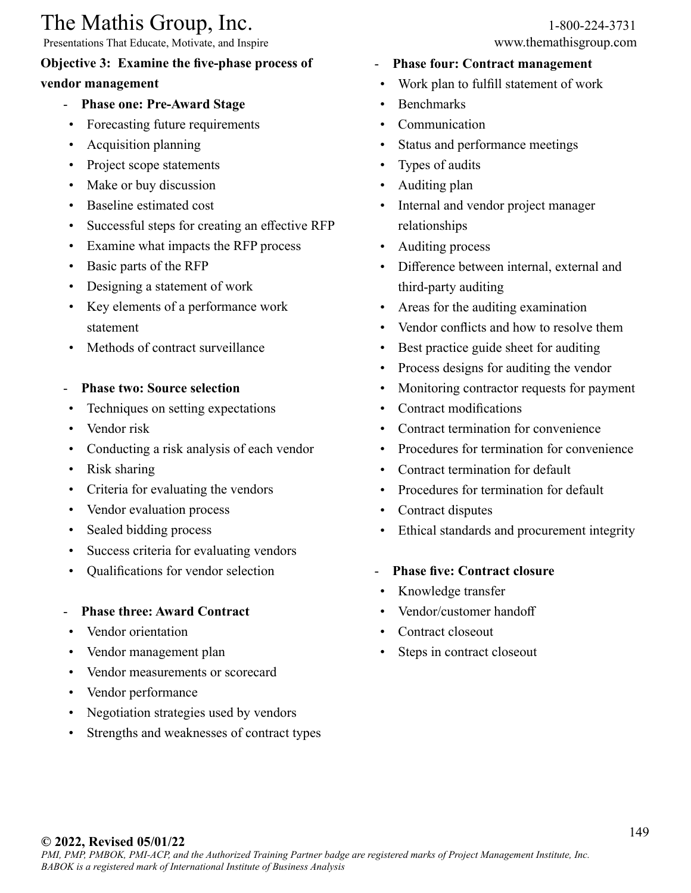**Objective 3: Examine the five-phase process of vendor management**

- **Phase one: Pre-Award Stage**
  - Forecasting future requirements
  - Acquisition planning
  - Project scope statements
  - Make or buy discussion
  - Baseline estimated cost
  - Successful steps for creating an effective RFP
  - Examine what impacts the RFP process
  - Basic parts of the RFP
  - Designing a statement of work
  - Key elements of a performance work statement
  - Methods of contract surveillance

- **Phase two: Source selection**
  - Techniques on setting expectations
  - Vendor risk
  - Conducting a risk analysis of each vendor
  - Risk sharing
  - Criteria for evaluating the vendors
  - Vendor evaluation process
  - Sealed bidding process
  - Success criteria for evaluating vendors
  - Qualifications for vendor selection

- **Phase three: Award Contract**
  - Vendor orientation
  - Vendor management plan
  - Vendor measurements or scorecard
  - Vendor performance
  - Negotiation strategies used by vendors
  - Strengths and weaknesses of contract types

- **Phase four: Contract management**
  - Work plan to fulfill statement of work
  - Benchmarks
  - Communication
  - Status and performance meetings
  - Types of audits
  - Auditing plan
  - Internal and vendor project manager relationships
  - Auditing process
  - Difference between internal, external and third-party auditing
  - Areas for the auditing examination
  - Vendor conflicts and how to resolve them
  - Best practice guide sheet for auditing
  - Process designs for auditing the vendor
  - Monitoring contractor requests for payment
  - Contract modifications
  - Contract termination for convenience
  - Procedures for termination for convenience
  - Contract termination for default
  - Procedures for termination for default
  - Contract disputes
  - Ethical standards and procurement integrity

- **Phase five: Contract closure**
  - Knowledge transfer
  - Vendor/customer handoff
  - Contract closeout
  - Steps in contract closeout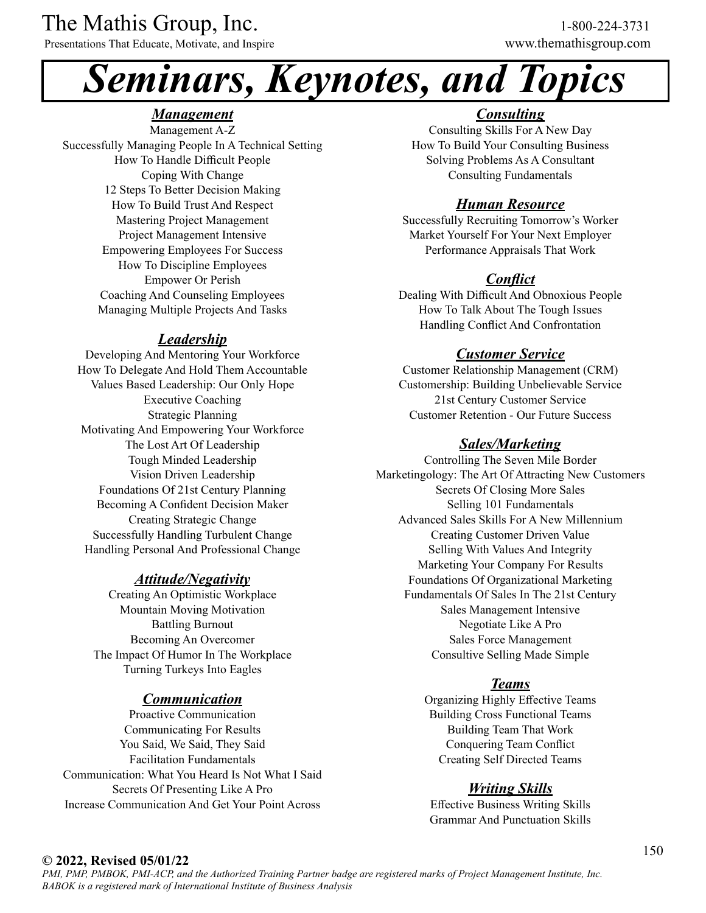The Mathis Group, Inc.

Presentations That Educate, Motivate, and Inspire

1-800-224-3731

www.themathisgroup.com

# *Seminars, Keynotes, and Topics*

### ***Management***

Management A-Z
Successfully Managing People In A Technical Setting
How To Handle Difficult People
Coping With Change
12 Steps To Better Decision Making
How To Build Trust And Respect
Mastering Project Management
Project Management Intensive
Empowering Employees For Success
How To Discipline Employees
Empower Or Perish
Coaching And Counseling Employees
Managing Multiple Projects And Tasks

### ***Leadership***

Developing And Mentoring Your Workforce
How To Delegate And Hold Them Accountable
Values Based Leadership: Our Only Hope
Executive Coaching
Strategic Planning
Motivating And Empowering Your Workforce
The Lost Art Of Leadership
Tough Minded Leadership
Vision Driven Leadership
Foundations Of 21st Century Planning
Becoming A Confident Decision Maker
Creating Strategic Change
Successfully Handling Turbulent Change
Handling Personal And Professional Change

### ***Attitude/Negativity***

Creating An Optimistic Workplace
Mountain Moving Motivation
Battling Burnout
Becoming An Overcomer
The Impact Of Humor In The Workplace
Turning Turkeys Into Eagles

### ***Communication***

Proactive Communication
Communicating For Results
You Said, We Said, They Said
Facilitation Fundamentals
Communication: What You Heard Is Not What I Said
Secrets Of Presenting Like A Pro
Increase Communication And Get Your Point Across

### ***Consulting***

Consulting Skills For A New Day
How To Build Your Consulting Business
Solving Problems As A Consultant
Consulting Fundamentals

### ***Human Resource***

Successfully Recruiting Tomorrow's Worker
Market Yourself For Your Next Employer
Performance Appraisals That Work

### ***Conflict***

Dealing With Difficult And Obnoxious People
How To Talk About The Tough Issues
Handling Conflict And Confrontation

### ***Customer Service***

Customer Relationship Management (CRM)
Customership: Building Unbelievable Service
21st Century Customer Service
Customer Retention - Our Future Success

### ***Sales/Marketing***

Controlling The Seven Mile Border
Marketingology: The Art Of Attracting New Customers
Secrets Of Closing More Sales
Selling 101 Fundamentals
Advanced Sales Skills For A New Millennium
Creating Customer Driven Value
Selling With Values And Integrity
Marketing Your Company For Results
Foundations Of Organizational Marketing
Fundamentals Of Sales In The 21st Century
Sales Management Intensive
Negotiate Like A Pro
Sales Force Management
Consultive Selling Made Simple

### ***Teams***

Organizing Highly Effective Teams
Building Cross Functional Teams
Building Team That Work
Conquering Team Conflict
Creating Self Directed Teams

### ***Writing Skills***

Effective Business Writing Skills
Grammar And Punctuation Skills

**© 2022, Revised 05/01/22**

*PMI, PMP, PMBOK, PMI-ACP, and the Authorized Training Partner badge are registered marks of Project Management Institute, Inc. BABOK is a registered mark of International Institute of Business Analysis*